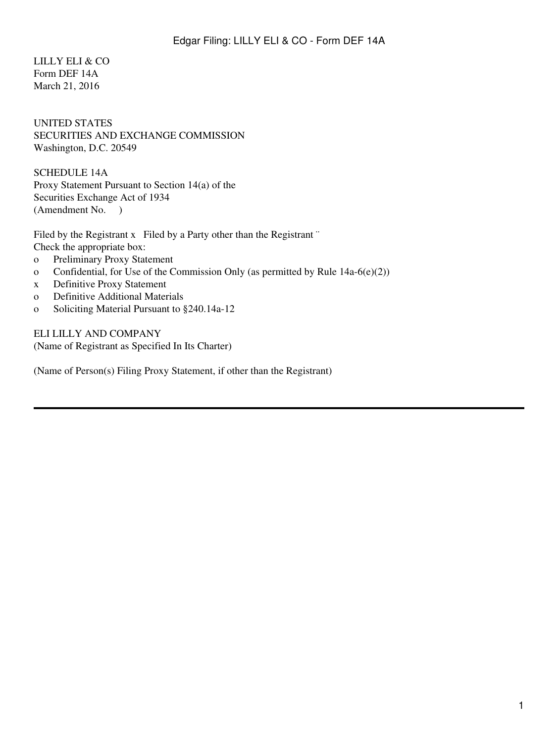LILLY ELI & CO
Form DEF 14A
March 21, 2016

UNITED STATES
SECURITIES AND EXCHANGE COMMISSION
Washington, D.C. 20549

SCHEDULE 14A
Proxy Statement Pursuant to Section 14(a) of the
Securities Exchange Act of 1934
(Amendment No. )

Filed by the Registrant x   Filed by a Party other than the Registrant ¨
Check the appropriate box:

- o Preliminary Proxy Statement
- o Confidential, for Use of the Commission Only (as permitted by Rule 14a-6(e)(2))
- x Definitive Proxy Statement
- o Definitive Additional Materials
- o Soliciting Material Pursuant to §240.14a-12

ELI LILLY AND COMPANY
(Name of Registrant as Specified In Its Charter)

(Name of Person(s) Filing Proxy Statement, if other than the Registrant)

---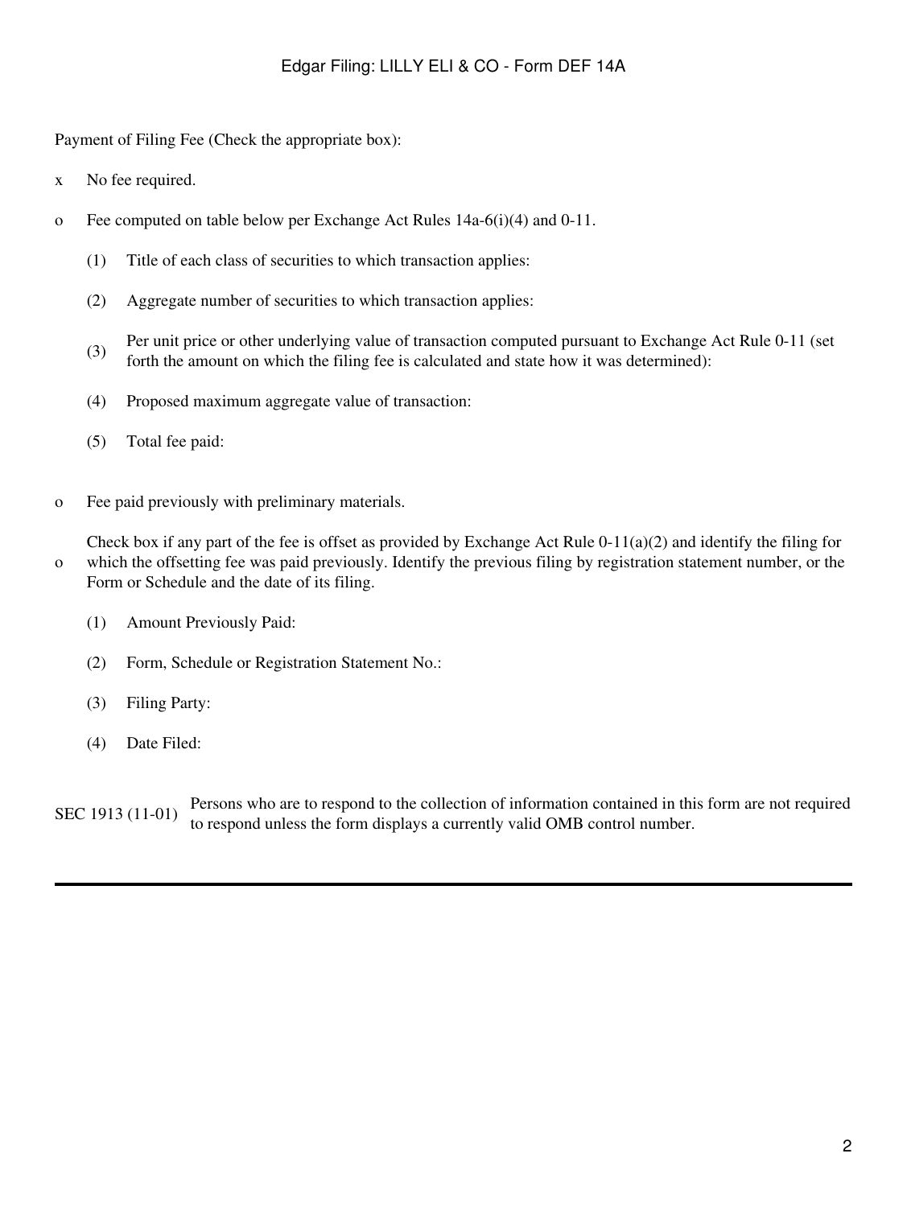Payment of Filing Fee (Check the appropriate box):

x No fee required.

o Fee computed on table below per Exchange Act Rules 14a-6(i)(4) and 0-11.

(1) Title of each class of securities to which transaction applies:

(2) Aggregate number of securities to which transaction applies:

(3) Per unit price or other underlying value of transaction computed pursuant to Exchange Act Rule 0-11 (set forth the amount on which the filing fee is calculated and state how it was determined):

(4) Proposed maximum aggregate value of transaction:

(5) Total fee paid:

o Fee paid previously with preliminary materials.

o Check box if any part of the fee is offset as provided by Exchange Act Rule 0-11(a)(2) and identify the filing for which the offsetting fee was paid previously. Identify the previous filing by registration statement number, or the Form or Schedule and the date of its filing.

(1) Amount Previously Paid:

(2) Form, Schedule or Registration Statement No.:

(3) Filing Party:

(4) Date Filed:

SEC 1913 (11-01) Persons who are to respond to the collection of information contained in this form are not required to respond unless the form displays a currently valid OMB control number.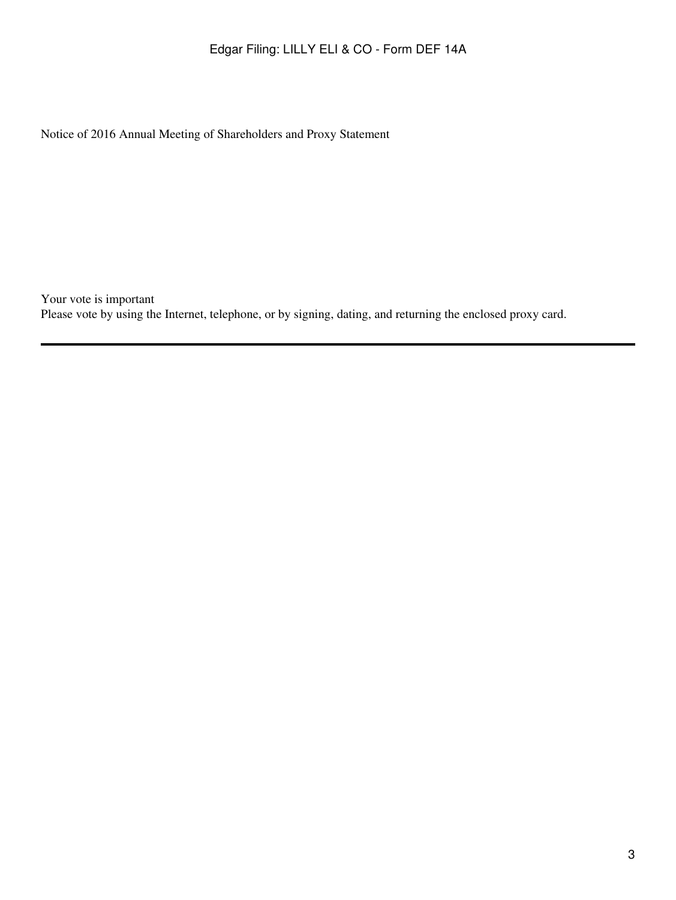Notice of 2016 Annual Meeting of Shareholders and Proxy Statement

Your vote is important
Please vote by using the Internet, telephone, or by signing, dating, and returning the enclosed proxy card.

---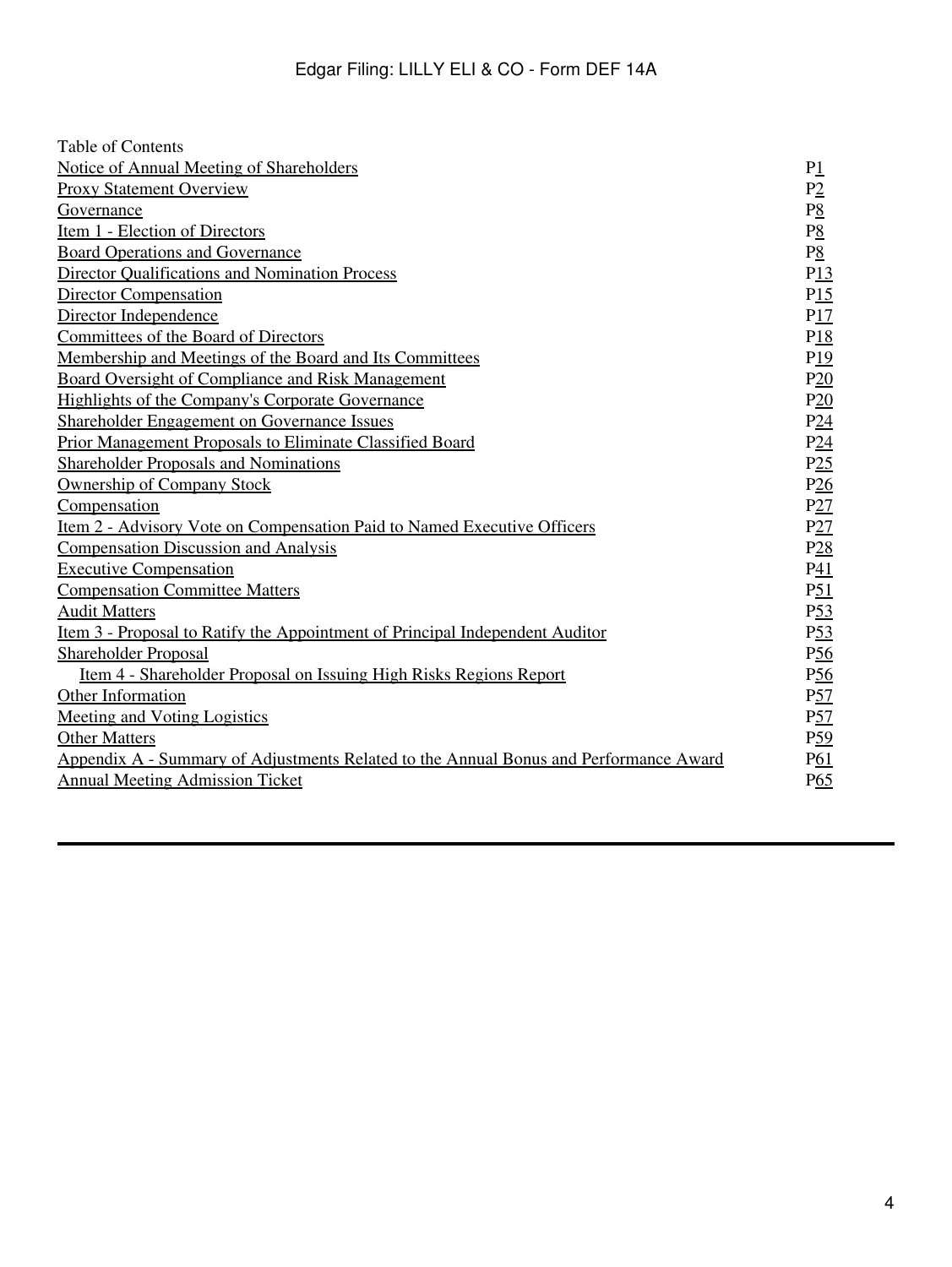Table of Contents

| | |
|---|---|
| Notice of Annual Meeting of Shareholders | P1 |
| Proxy Statement Overview | P2 |
| Governance | P8 |
| Item 1 - Election of Directors | P8 |
| Board Operations and Governance | P8 |
| Director Qualifications and Nomination Process | P13 |
| Director Compensation | P15 |
| Director Independence | P17 |
| Committees of the Board of Directors | P18 |
| Membership and Meetings of the Board and Its Committees | P19 |
| Board Oversight of Compliance and Risk Management | P20 |
| Highlights of the Company's Corporate Governance | P20 |
| Shareholder Engagement on Governance Issues | P24 |
| Prior Management Proposals to Eliminate Classified Board | P24 |
| Shareholder Proposals and Nominations | P25 |
| Ownership of Company Stock | P26 |
| Compensation | P27 |
| Item 2 - Advisory Vote on Compensation Paid to Named Executive Officers | P27 |
| Compensation Discussion and Analysis | P28 |
| Executive Compensation | P41 |
| Compensation Committee Matters | P51 |
| Audit Matters | P53 |
| Item 3 - Proposal to Ratify the Appointment of Principal Independent Auditor | P53 |
| Shareholder Proposal | P56 |
| Item 4 - Shareholder Proposal on Issuing High Risks Regions Report | P56 |
| Other Information | P57 |
| Meeting and Voting Logistics | P57 |
| Other Matters | P59 |
| Appendix A - Summary of Adjustments Related to the Annual Bonus and Performance Award | P61 |
| Annual Meeting Admission Ticket | P65 |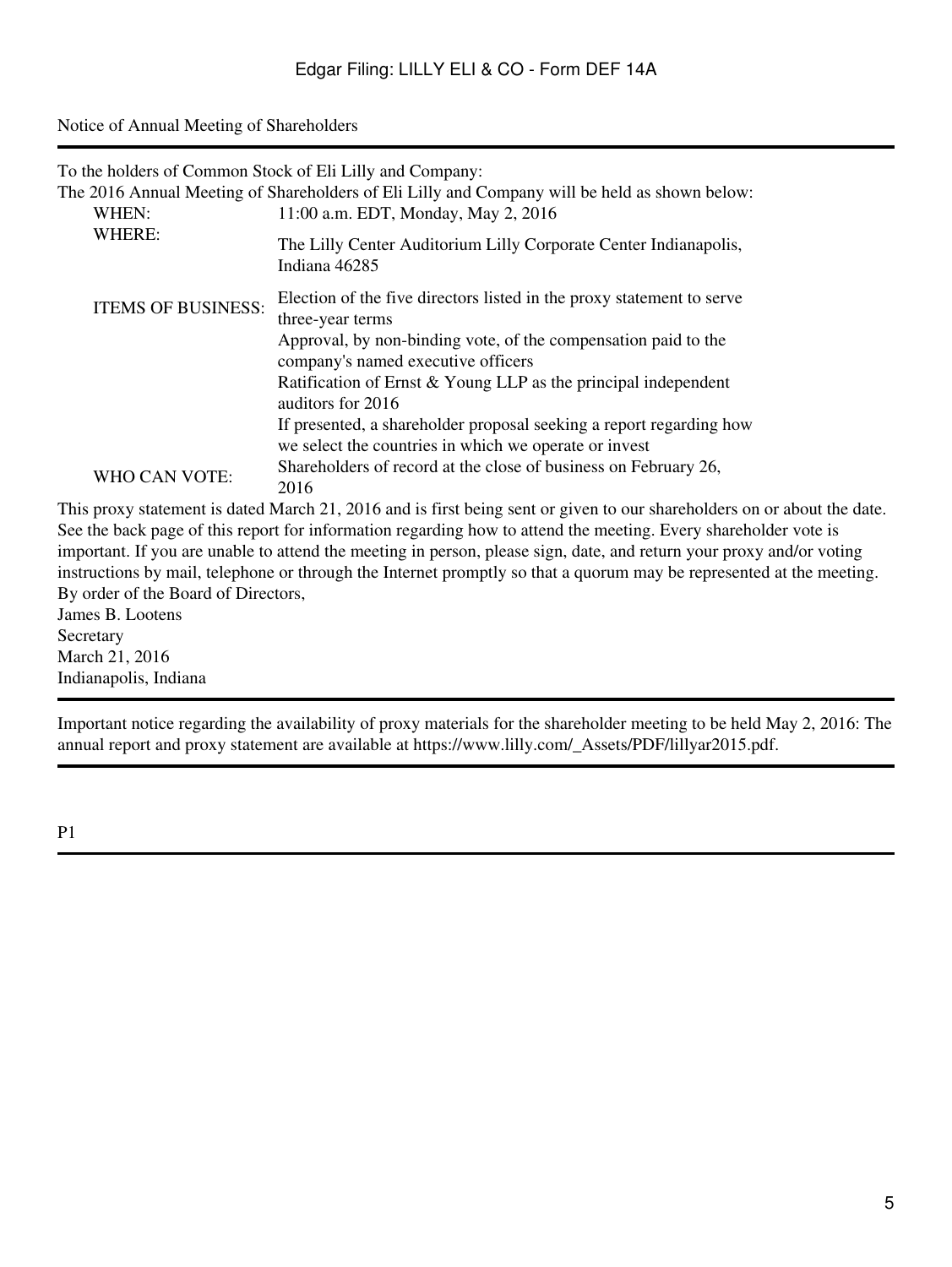Notice of Annual Meeting of Shareholders

To the holders of Common Stock of Eli Lilly and Company:

The 2016 Annual Meeting of Shareholders of Eli Lilly and Company will be held as shown below:

| | |
|---|---|
| WHEN: | 11:00 a.m. EDT, Monday, May 2, 2016 |
| WHERE: | The Lilly Center Auditorium Lilly Corporate Center Indianapolis, Indiana 46285 |
| ITEMS OF BUSINESS: | Election of the five directors listed in the proxy statement to serve three-year terms<br>Approval, by non-binding vote, of the compensation paid to the company's named executive officers<br>Ratification of Ernst & Young LLP as the principal independent auditors for 2016<br>If presented, a shareholder proposal seeking a report regarding how we select the countries in which we operate or invest |
| WHO CAN VOTE: | Shareholders of record at the close of business on February 26, 2016 |

This proxy statement is dated March 21, 2016 and is first being sent or given to our shareholders on or about the date. See the back page of this report for information regarding how to attend the meeting. Every shareholder vote is important. If you are unable to attend the meeting in person, please sign, date, and return your proxy and/or voting instructions by mail, telephone or through the Internet promptly so that a quorum may be represented at the meeting.

By order of the Board of Directors,
James B. Lootens
Secretary
March 21, 2016
Indianapolis, Indiana

Important notice regarding the availability of proxy materials for the shareholder meeting to be held May 2, 2016: The annual report and proxy statement are available at https://www.lilly.com/_Assets/PDF/lillyar2015.pdf.

P1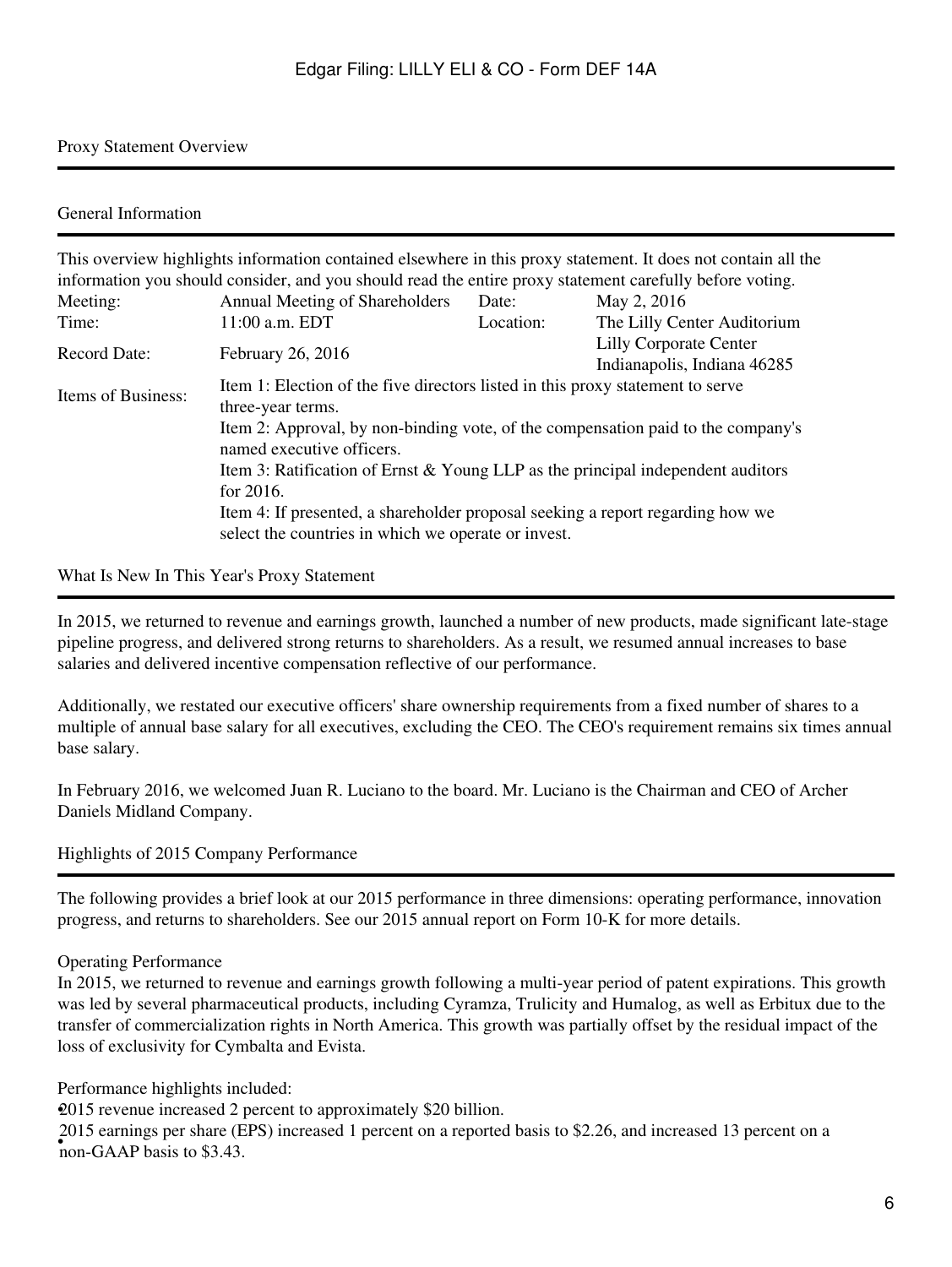## Proxy Statement Overview

### General Information

This overview highlights information contained elsewhere in this proxy statement. It does not contain all the information you should consider, and you should read the entire proxy statement carefully before voting.

| | | | |
|---|---|---|---|
| Meeting: | Annual Meeting of Shareholders | Date: | May 2, 2016 |
| Time: | 11:00 a.m. EDT | Location: | The Lilly Center Auditorium |
| Record Date: | February 26, 2016 | | Lilly Corporate Center<br>Indianapolis, Indiana 46285 |
| Items of Business: | Item 1: Election of the five directors listed in this proxy statement to serve three-year terms.<br>Item 2: Approval, by non-binding vote, of the compensation paid to the company's named executive officers.<br>Item 3: Ratification of Ernst & Young LLP as the principal independent auditors for 2016.<br>Item 4: If presented, a shareholder proposal seeking a report regarding how we select the countries in which we operate or invest. | | |

### What Is New In This Year's Proxy Statement

In 2015, we returned to revenue and earnings growth, launched a number of new products, made significant late-stage pipeline progress, and delivered strong returns to shareholders. As a result, we resumed annual increases to base salaries and delivered incentive compensation reflective of our performance.

Additionally, we restated our executive officers' share ownership requirements from a fixed number of shares to a multiple of annual base salary for all executives, excluding the CEO. The CEO's requirement remains six times annual base salary.

In February 2016, we welcomed Juan R. Luciano to the board. Mr. Luciano is the Chairman and CEO of Archer Daniels Midland Company.

### Highlights of 2015 Company Performance

The following provides a brief look at our 2015 performance in three dimensions: operating performance, innovation progress, and returns to shareholders. See our 2015 annual report on Form 10-K for more details.

#### Operating Performance

In 2015, we returned to revenue and earnings growth following a multi-year period of patent expirations. This growth was led by several pharmaceutical products, including Cyramza, Trulicity and Humalog, as well as Erbitux due to the transfer of commercialization rights in North America. This growth was partially offset by the residual impact of the loss of exclusivity for Cymbalta and Evista.

Performance highlights included:

- 2015 revenue increased 2 percent to approximately $20 billion.
- 2015 earnings per share (EPS) increased 1 percent on a reported basis to $2.26, and increased 13 percent on a non-GAAP basis to $3.43.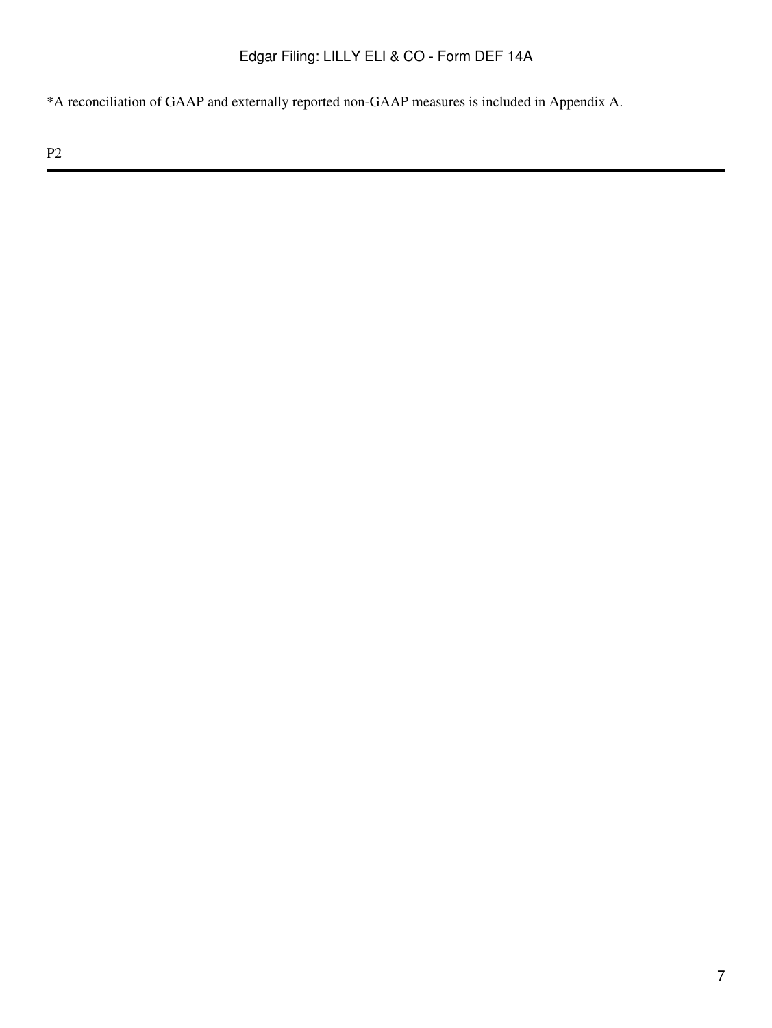*A reconciliation of GAAP and externally reported non-GAAP measures is included in Appendix A.

P2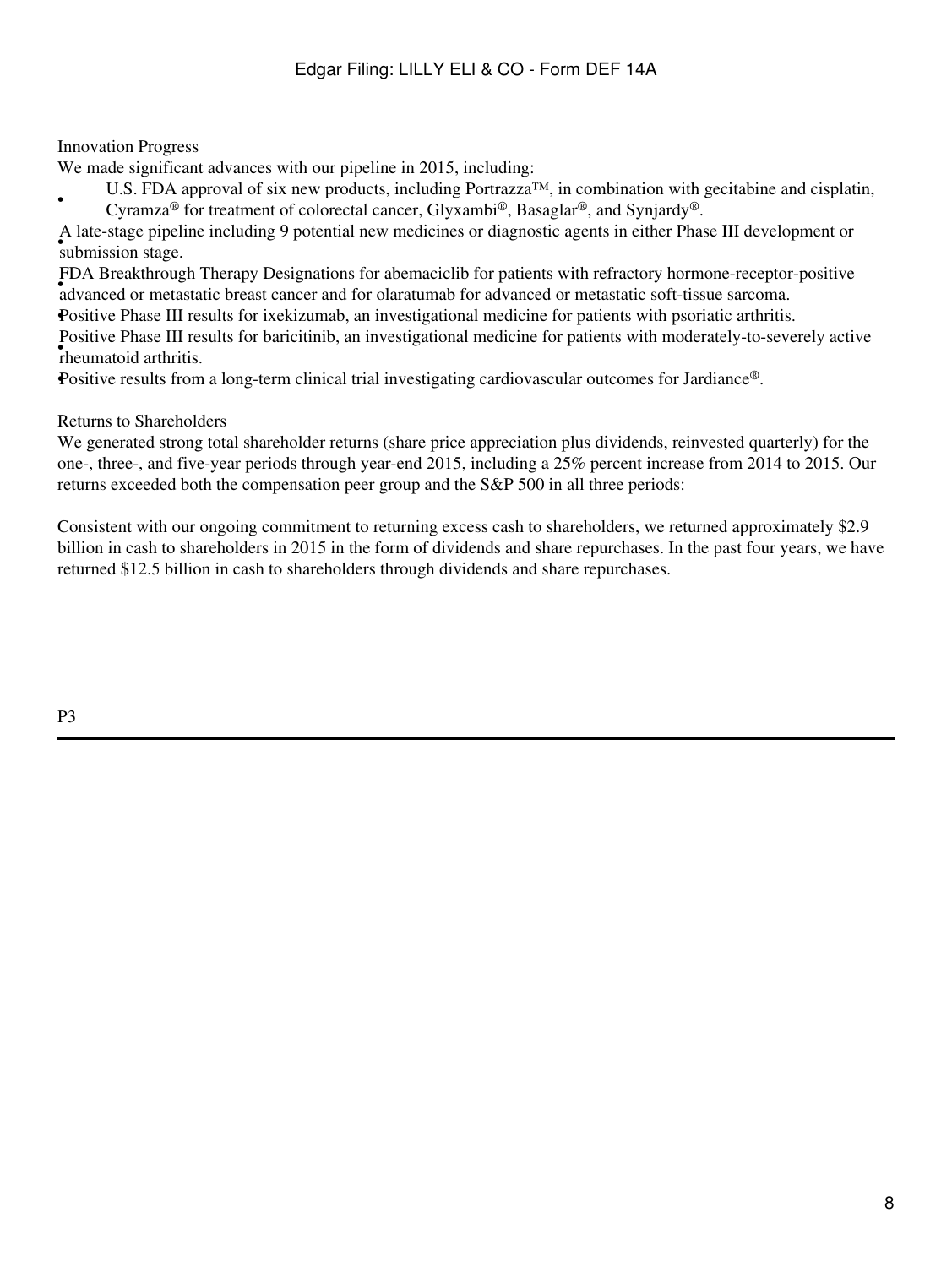Innovation Progress

We made significant advances with our pipeline in 2015, including:

- U.S. FDA approval of six new products, including Portrazza™, in combination with gecitabine and cisplatin, Cyramza® for treatment of colorectal cancer, Glyxambi®, Basaglar®, and Synjardy®.
- A late-stage pipeline including 9 potential new medicines or diagnostic agents in either Phase III development or submission stage.
- FDA Breakthrough Therapy Designations for abemaciclib for patients with refractory hormone-receptor-positive advanced or metastatic breast cancer and for olaratumab for advanced or metastatic soft-tissue sarcoma.
- Positive Phase III results for ixekizumab, an investigational medicine for patients with psoriatic arthritis.
- Positive Phase III results for baricitinib, an investigational medicine for patients with moderately-to-severely active rheumatoid arthritis.
- Positive results from a long-term clinical trial investigating cardiovascular outcomes for Jardiance®.

Returns to Shareholders

We generated strong total shareholder returns (share price appreciation plus dividends, reinvested quarterly) for the one-, three-, and five-year periods through year-end 2015, including a 25% percent increase from 2014 to 2015. Our returns exceeded both the compensation peer group and the S&P 500 in all three periods:

Consistent with our ongoing commitment to returning excess cash to shareholders, we returned approximately $2.9 billion in cash to shareholders in 2015 in the form of dividends and share repurchases. In the past four years, we have returned $12.5 billion in cash to shareholders through dividends and share repurchases.

P3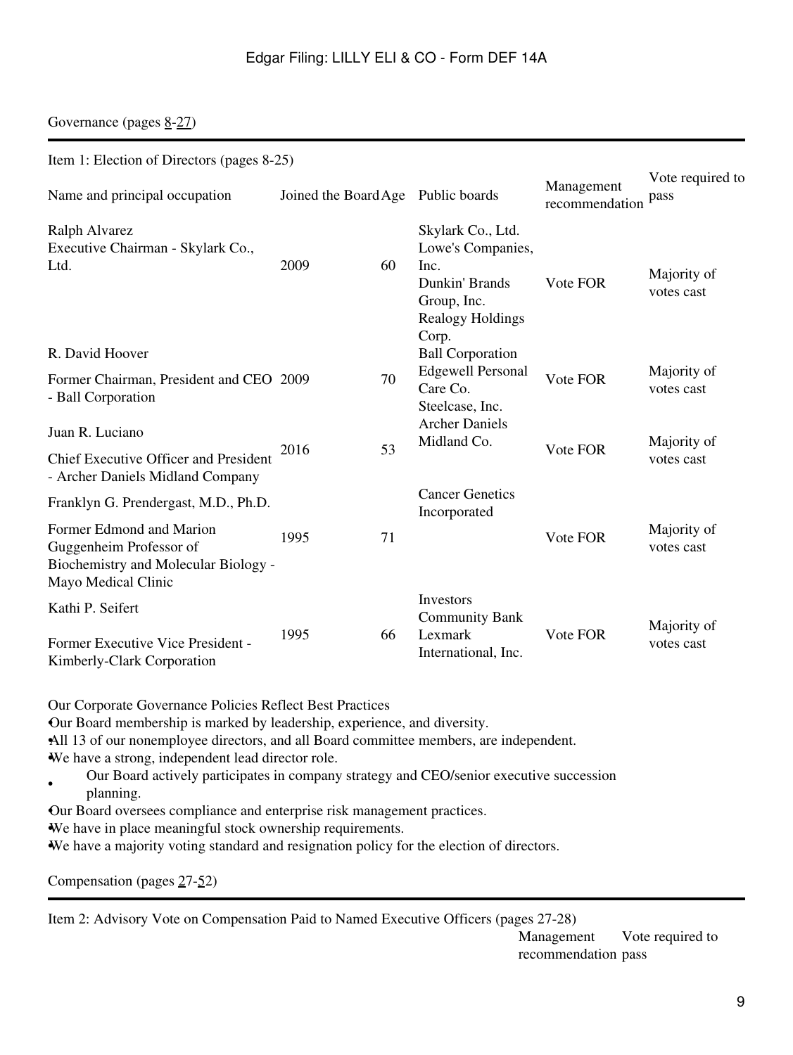Governance (pages 8-27)

Item 1: Election of Directors (pages 8-25)

| Name and principal occupation | Joined the Board | Age | Public boards | Management recommendation | Vote required to pass |
|---|---|---|---|---|---|
| Ralph Alvarez<br>Executive Chairman - Skylark Co., Ltd. | 2009 | 60 | Skylark Co., Ltd.<br>Lowe's Companies, Inc.<br>Dunkin' Brands Group, Inc.<br>Realogy Holdings Corp. | Vote FOR | Majority of votes cast |
| R. David Hoover<br>Former Chairman, President and CEO - Ball Corporation | 2009 | 70 | Ball Corporation<br>Edgewell Personal Care Co.<br>Steelcase, Inc. | Vote FOR | Majority of votes cast |
| Juan R. Luciano<br>Chief Executive Officer and President - Archer Daniels Midland Company | 2016 | 53 | Archer Daniels Midland Co. | Vote FOR | Majority of votes cast |
| Franklyn G. Prendergast, M.D., Ph.D.<br>Former Edmond and Marion Guggenheim Professor of Biochemistry and Molecular Biology - Mayo Medical Clinic | 1995 | 71 | Cancer Genetics Incorporated | Vote FOR | Majority of votes cast |
| Kathi P. Seifert<br>Former Executive Vice President - Kimberly-Clark Corporation | 1995 | 66 | Investors Community Bank<br>Lexmark International, Inc. | Vote FOR | Majority of votes cast |

Our Corporate Governance Policies Reflect Best Practices

- Our Board membership is marked by leadership, experience, and diversity.
- All 13 of our nonemployee directors, and all Board committee members, are independent.
- We have a strong, independent lead director role.
- Our Board actively participates in company strategy and CEO/senior executive succession planning.
- Our Board oversees compliance and enterprise risk management practices.
- We have in place meaningful stock ownership requirements.
- We have a majority voting standard and resignation policy for the election of directors.

Compensation (pages 27-52)

Item 2: Advisory Vote on Compensation Paid to Named Executive Officers (pages 27-28)

| | Management recommendation | Vote required to pass |
|---|---|---|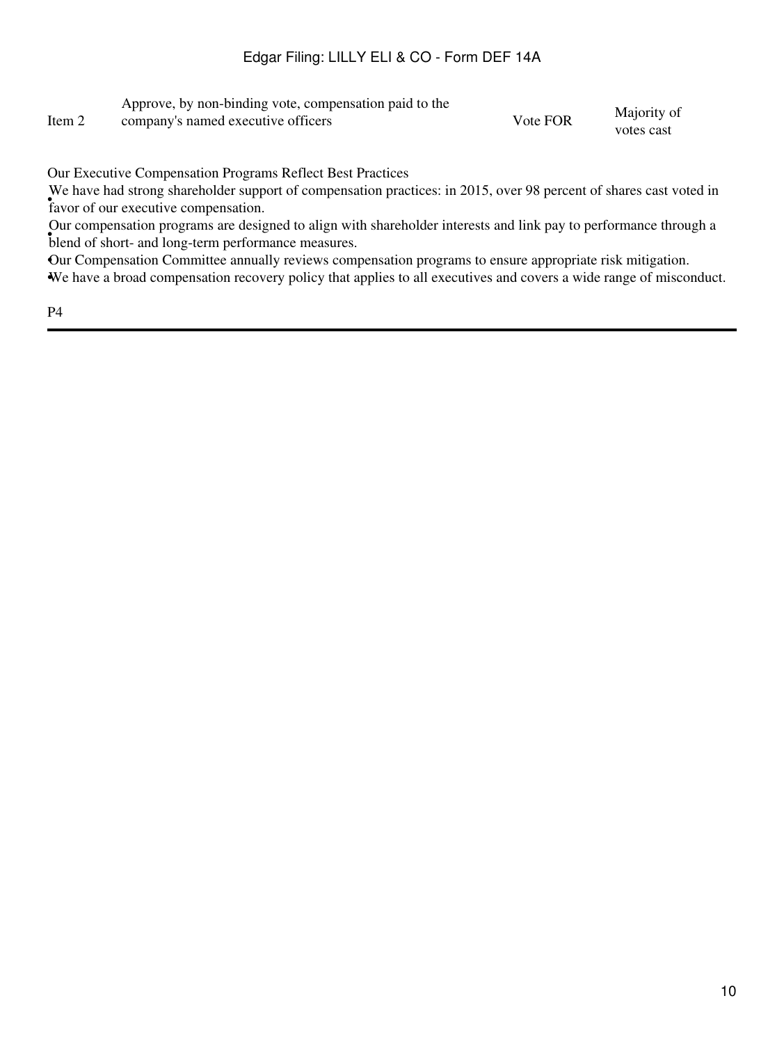| Item 2 | Approve, by non-binding vote, compensation paid to the company's named executive officers | Vote FOR | Majority of votes cast |
|---|---|---|---|

Our Executive Compensation Programs Reflect Best Practices

- We have had strong shareholder support of compensation practices: in 2015, over 98 percent of shares cast voted in favor of our executive compensation.
- Our compensation programs are designed to align with shareholder interests and link pay to performance through a blend of short- and long-term performance measures.
- Our Compensation Committee annually reviews compensation programs to ensure appropriate risk mitigation.
- We have a broad compensation recovery policy that applies to all executives and covers a wide range of misconduct.

P4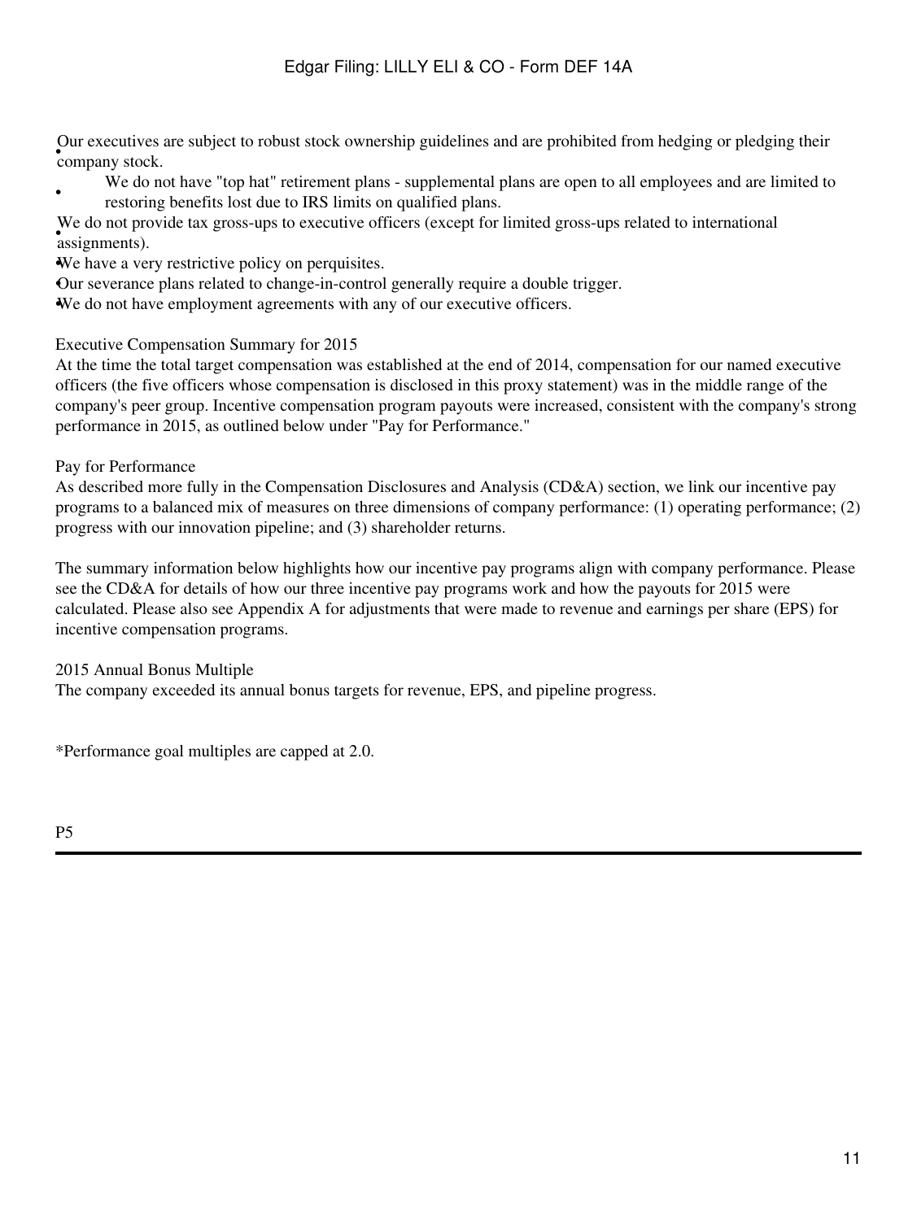- Our executives are subject to robust stock ownership guidelines and are prohibited from hedging or pledging their company stock.
- We do not have "top hat" retirement plans - supplemental plans are open to all employees and are limited to restoring benefits lost due to IRS limits on qualified plans.
- We do not provide tax gross-ups to executive officers (except for limited gross-ups related to international assignments).
- We have a very restrictive policy on perquisites.
- Our severance plans related to change-in-control generally require a double trigger.
- We do not have employment agreements with any of our executive officers.

### Executive Compensation Summary for 2015

At the time the total target compensation was established at the end of 2014, compensation for our named executive officers (the five officers whose compensation is disclosed in this proxy statement) was in the middle range of the company's peer group. Incentive compensation program payouts were increased, consistent with the company's strong performance in 2015, as outlined below under "Pay for Performance."

### Pay for Performance

As described more fully in the Compensation Disclosures and Analysis (CD&A) section, we link our incentive pay programs to a balanced mix of measures on three dimensions of company performance: (1) operating performance; (2) progress with our innovation pipeline; and (3) shareholder returns.

The summary information below highlights how our incentive pay programs align with company performance. Please see the CD&A for details of how our three incentive pay programs work and how the payouts for 2015 were calculated. Please also see Appendix A for adjustments that were made to revenue and earnings per share (EPS) for incentive compensation programs.

### 2015 Annual Bonus Multiple

The company exceeded its annual bonus targets for revenue, EPS, and pipeline progress.

*Performance goal multiples are capped at 2.0.

P5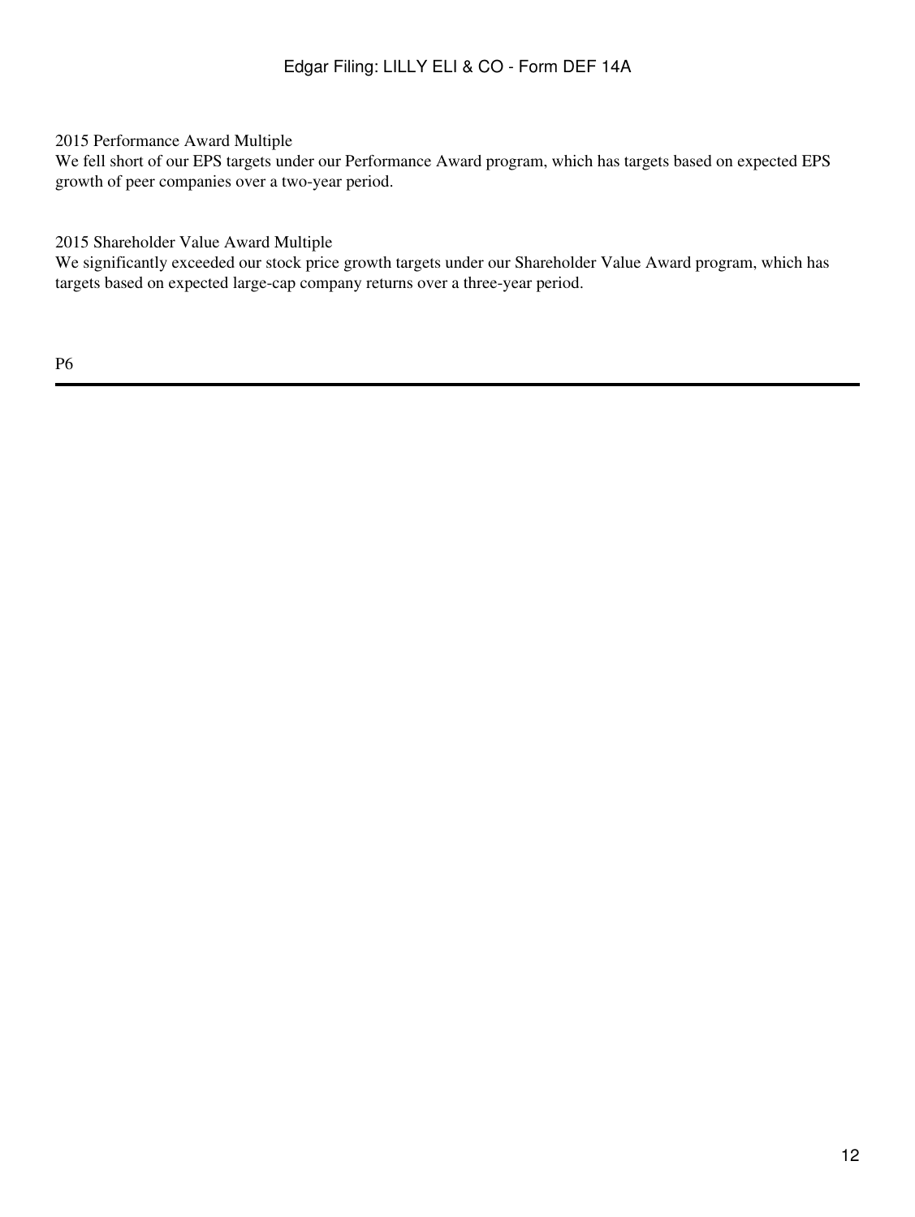2015 Performance Award Multiple

We fell short of our EPS targets under our Performance Award program, which has targets based on expected EPS growth of peer companies over a two-year period.

2015 Shareholder Value Award Multiple

We significantly exceeded our stock price growth targets under our Shareholder Value Award program, which has targets based on expected large-cap company returns over a three-year period.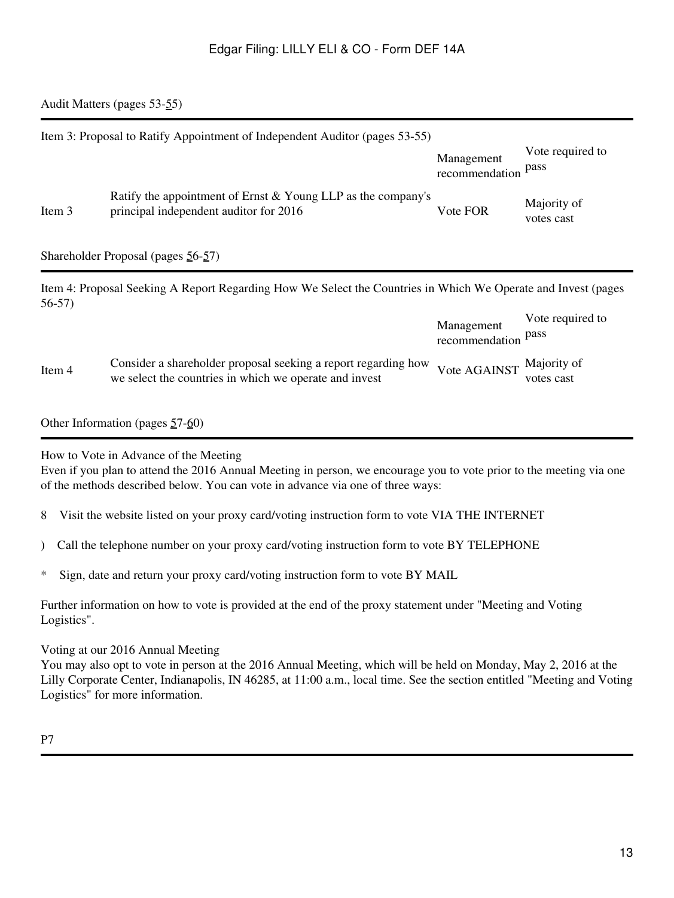## Audit Matters (pages 53-55)

### Item 3: Proposal to Ratify Appointment of Independent Auditor (pages 53-55)

| | | Management recommendation | Vote required to pass |
|---|---|---|---|
| Item 3 | Ratify the appointment of Ernst & Young LLP as the company's principal independent auditor for 2016 | Vote FOR | Majority of votes cast |

## Shareholder Proposal (pages 56-57)

### Item 4: Proposal Seeking A Report Regarding How We Select the Countries in Which We Operate and Invest (pages 56-57)

| | | Management recommendation | Vote required to pass |
|---|---|---|---|
| Item 4 | Consider a shareholder proposal seeking a report regarding how we select the countries in which we operate and invest | Vote AGAINST | Majority of votes cast |

## Other Information (pages 57-60)

**How to Vote in Advance of the Meeting**

Even if you plan to attend the 2016 Annual Meeting in person, we encourage you to vote prior to the meeting via one of the methods described below. You can vote in advance via one of three ways:

8 Visit the website listed on your proxy card/voting instruction form to vote VIA THE INTERNET

) Call the telephone number on your proxy card/voting instruction form to vote BY TELEPHONE

* Sign, date and return your proxy card/voting instruction form to vote BY MAIL

Further information on how to vote is provided at the end of the proxy statement under "Meeting and Voting Logistics".

**Voting at our 2016 Annual Meeting**

You may also opt to vote in person at the 2016 Annual Meeting, which will be held on Monday, May 2, 2016 at the Lilly Corporate Center, Indianapolis, IN 46285, at 11:00 a.m., local time. See the section entitled "Meeting and Voting Logistics" for more information.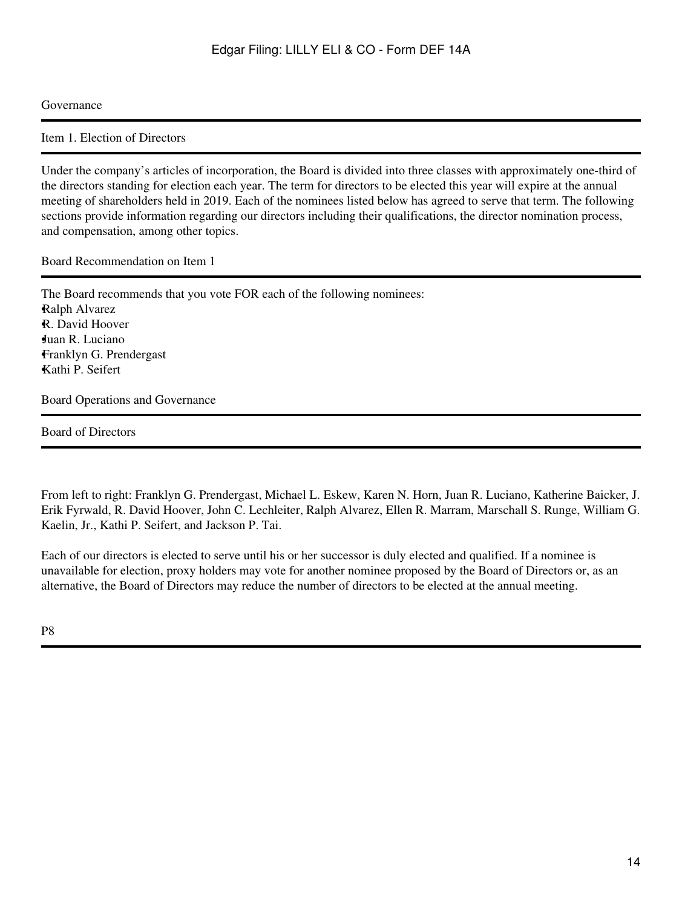Governance

## Item 1. Election of Directors

Under the company's articles of incorporation, the Board is divided into three classes with approximately one-third of the directors standing for election each year. The term for directors to be elected this year will expire at the annual meeting of shareholders held in 2019. Each of the nominees listed below has agreed to serve that term. The following sections provide information regarding our directors including their qualifications, the director nomination process, and compensation, among other topics.

### Board Recommendation on Item 1

The Board recommends that you vote FOR each of the following nominees:

- Ralph Alvarez
- R. David Hoover
- Juan R. Luciano
- Franklyn G. Prendergast
- Kathi P. Seifert

## Board Operations and Governance

### Board of Directors

From left to right: Franklyn G. Prendergast, Michael L. Eskew, Karen N. Horn, Juan R. Luciano, Katherine Baicker, J. Erik Fyrwald, R. David Hoover, John C. Lechleiter, Ralph Alvarez, Ellen R. Marram, Marschall S. Runge, William G. Kaelin, Jr., Kathi P. Seifert, and Jackson P. Tai.

Each of our directors is elected to serve until his or her successor is duly elected and qualified. If a nominee is unavailable for election, proxy holders may vote for another nominee proposed by the Board of Directors or, as an alternative, the Board of Directors may reduce the number of directors to be elected at the annual meeting.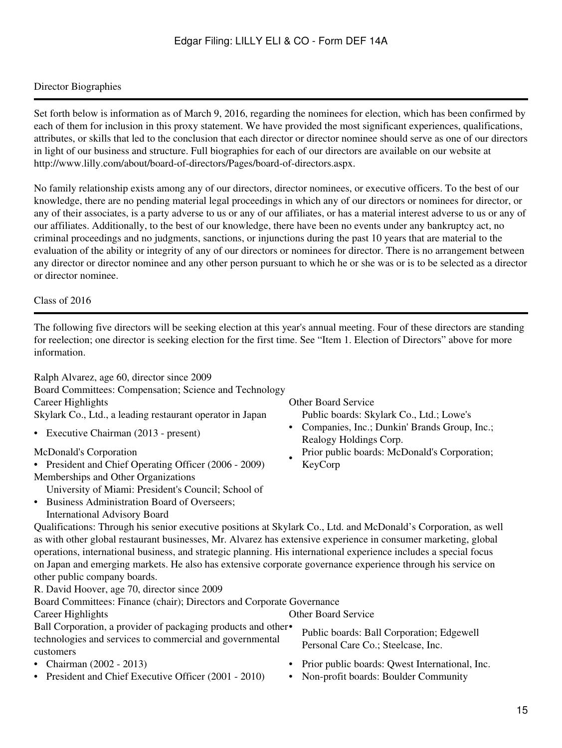## Director Biographies

Set forth below is information as of March 9, 2016, regarding the nominees for election, which has been confirmed by each of them for inclusion in this proxy statement. We have provided the most significant experiences, qualifications, attributes, or skills that led to the conclusion that each director or director nominee should serve as one of our directors in light of our business and structure. Full biographies for each of our directors are available on our website at http://www.lilly.com/about/board-of-directors/Pages/board-of-directors.aspx.

No family relationship exists among any of our directors, director nominees, or executive officers. To the best of our knowledge, there are no pending material legal proceedings in which any of our directors or nominees for director, or any of their associates, is a party adverse to us or any of our affiliates, or has a material interest adverse to us or any of our affiliates. Additionally, to the best of our knowledge, there have been no events under any bankruptcy act, no criminal proceedings and no judgments, sanctions, or injunctions during the past 10 years that are material to the evaluation of the ability or integrity of any of our directors or nominees for director. There is no arrangement between any director or director nominee and any other person pursuant to which he or she was or is to be selected as a director or director nominee.

## Class of 2016

The following five directors will be seeking election at this year's annual meeting. Four of these directors are standing for reelection; one director is seeking election for the first time. See "Item 1. Election of Directors" above for more information.

### Ralph Alvarez, age 60, director since 2009

Board Committees: Compensation; Science and Technology

**Career Highlights**

Skylark Co., Ltd., a leading restaurant operator in Japan

- Executive Chairman (2013 - present)

McDonald's Corporation

- President and Chief Operating Officer (2006 - 2009)

**Memberships and Other Organizations**

- University of Miami: President's Council; School of Business Administration Board of Overseers; International Advisory Board

**Other Board Service**

- Public boards: Skylark Co., Ltd.; Lowe's Companies, Inc.; Dunkin' Brands Group, Inc.; Realogy Holdings Corp.
- Prior public boards: McDonald's Corporation; KeyCorp

Qualifications: Through his senior executive positions at Skylark Co., Ltd. and McDonald's Corporation, as well as with other global restaurant businesses, Mr. Alvarez has extensive experience in consumer marketing, global operations, international business, and strategic planning. His international experience includes a special focus on Japan and emerging markets. He also has extensive corporate governance experience through his service on other public company boards.

### R. David Hoover, age 70, director since 2009

Board Committees: Finance (chair); Directors and Corporate Governance

**Career Highlights**

Ball Corporation, a provider of packaging products and other technologies and services to commercial and governmental customers

- Chairman (2002 - 2013)
- President and Chief Executive Officer (2001 - 2010)

**Other Board Service**

- Public boards: Ball Corporation; Edgewell Personal Care Co.; Steelcase, Inc.
- Prior public boards: Qwest International, Inc.
- Non-profit boards: Boulder Community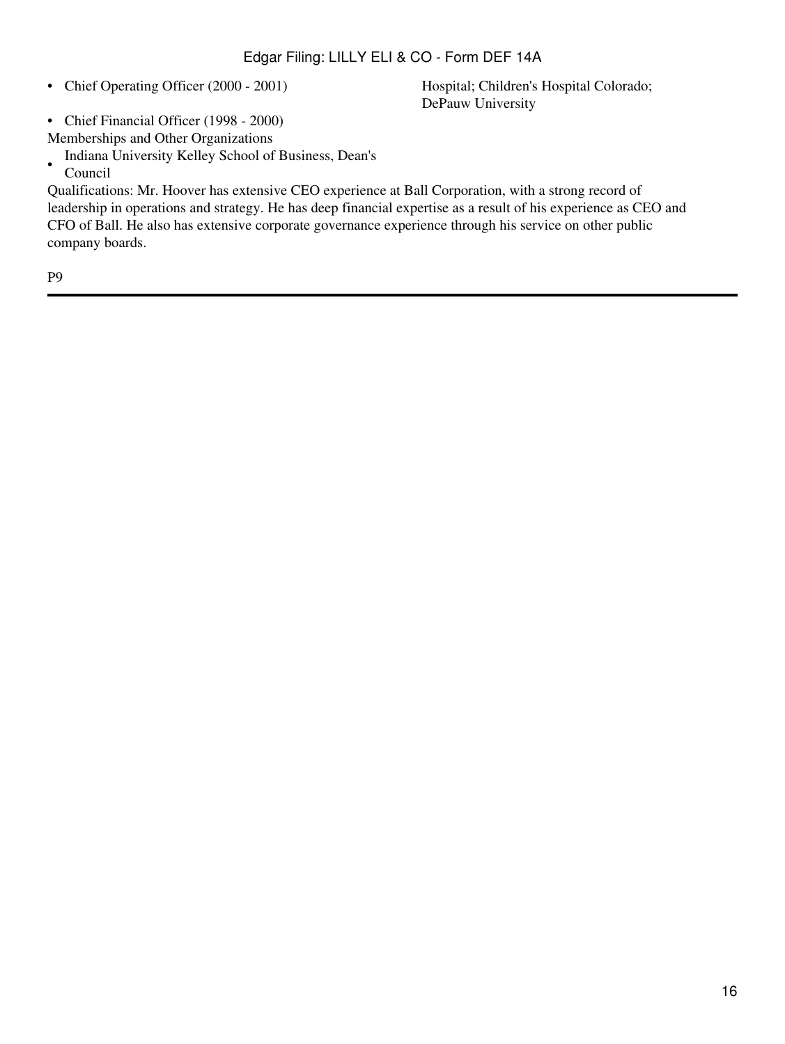- Chief Operating Officer (2000 - 2001)
- Chief Financial Officer (1998 - 2000)

Hospital; Children's Hospital Colorado; DePauw University

Memberships and Other Organizations

- Indiana University Kelley School of Business, Dean's Council

Qualifications: Mr. Hoover has extensive CEO experience at Ball Corporation, with a strong record of leadership in operations and strategy. He has deep financial expertise as a result of his experience as CEO and CFO of Ball. He also has extensive corporate governance experience through his service on other public company boards.

P9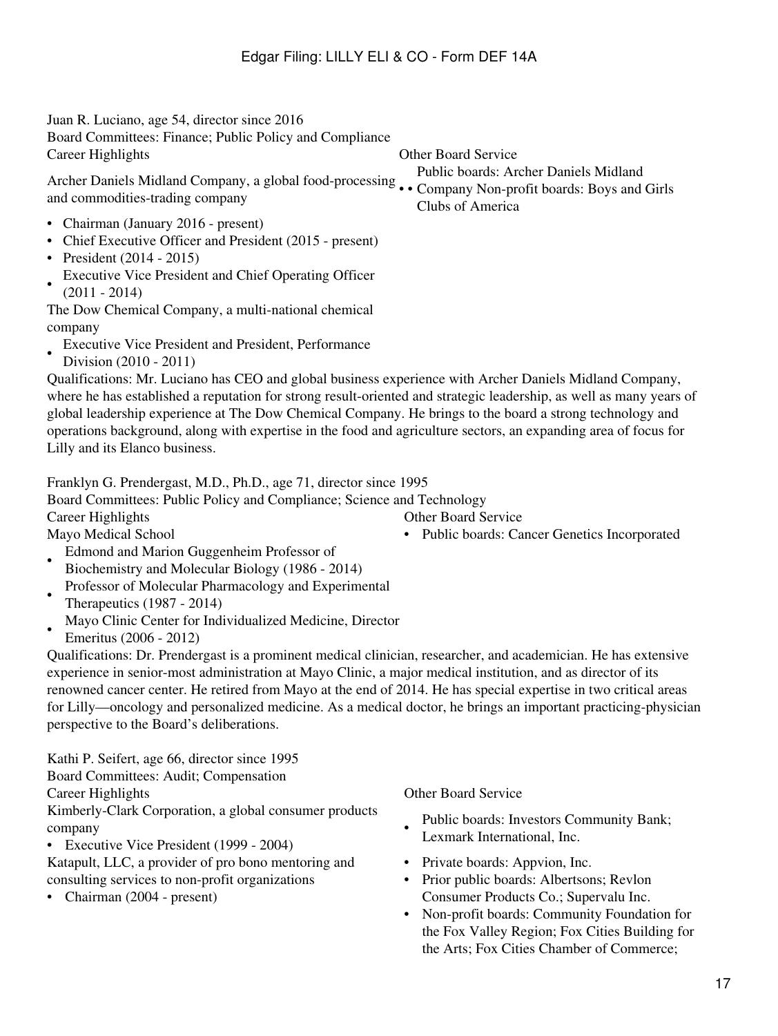Juan R. Luciano, age 54, director since 2016

Board Committees: Finance; Public Policy and Compliance

Career Highlights

Archer Daniels Midland Company, a global food-processing and commodities-trading company

- Chairman (January 2016 - present)
- Chief Executive Officer and President (2015 - present)
- President (2014 - 2015)
- Executive Vice President and Chief Operating Officer (2011 - 2014)

The Dow Chemical Company, a multi-national chemical company

- Executive Vice President and President, Performance Division (2010 - 2011)

Other Board Service

- Public boards: Archer Daniels Midland Company
- Non-profit boards: Boys and Girls Clubs of America

Qualifications: Mr. Luciano has CEO and global business experience with Archer Daniels Midland Company, where he has established a reputation for strong result-oriented and strategic leadership, as well as many years of global leadership experience at The Dow Chemical Company. He brings to the board a strong technology and operations background, along with expertise in the food and agriculture sectors, an expanding area of focus for Lilly and its Elanco business.

Franklyn G. Prendergast, M.D., Ph.D., age 71, director since 1995

Board Committees: Public Policy and Compliance; Science and Technology

Career Highlights

Mayo Medical School

- Edmond and Marion Guggenheim Professor of Biochemistry and Molecular Biology (1986 - 2014)
- Professor of Molecular Pharmacology and Experimental Therapeutics (1987 - 2014)
- Mayo Clinic Center for Individualized Medicine, Director Emeritus (2006 - 2012)

Other Board Service

- Public boards: Cancer Genetics Incorporated

Qualifications: Dr. Prendergast is a prominent medical clinician, researcher, and academician. He has extensive experience in senior-most administration at Mayo Clinic, a major medical institution, and as director of its renowned cancer center. He retired from Mayo at the end of 2014. He has special expertise in two critical areas for Lilly—oncology and personalized medicine. As a medical doctor, he brings an important practicing-physician perspective to the Board's deliberations.

Kathi P. Seifert, age 66, director since 1995

Board Committees: Audit; Compensation

Career Highlights

Kimberly-Clark Corporation, a global consumer products company

- Executive Vice President (1999 - 2004)

Katapult, LLC, a provider of pro bono mentoring and consulting services to non-profit organizations

- Chairman (2004 - present)

Other Board Service

- Public boards: Investors Community Bank; Lexmark International, Inc.
- Private boards: Appvion, Inc.
- Prior public boards: Albertsons; Revlon Consumer Products Co.; Supervalu Inc.
- Non-profit boards: Community Foundation for the Fox Valley Region; Fox Cities Building for the Arts; Fox Cities Chamber of Commerce;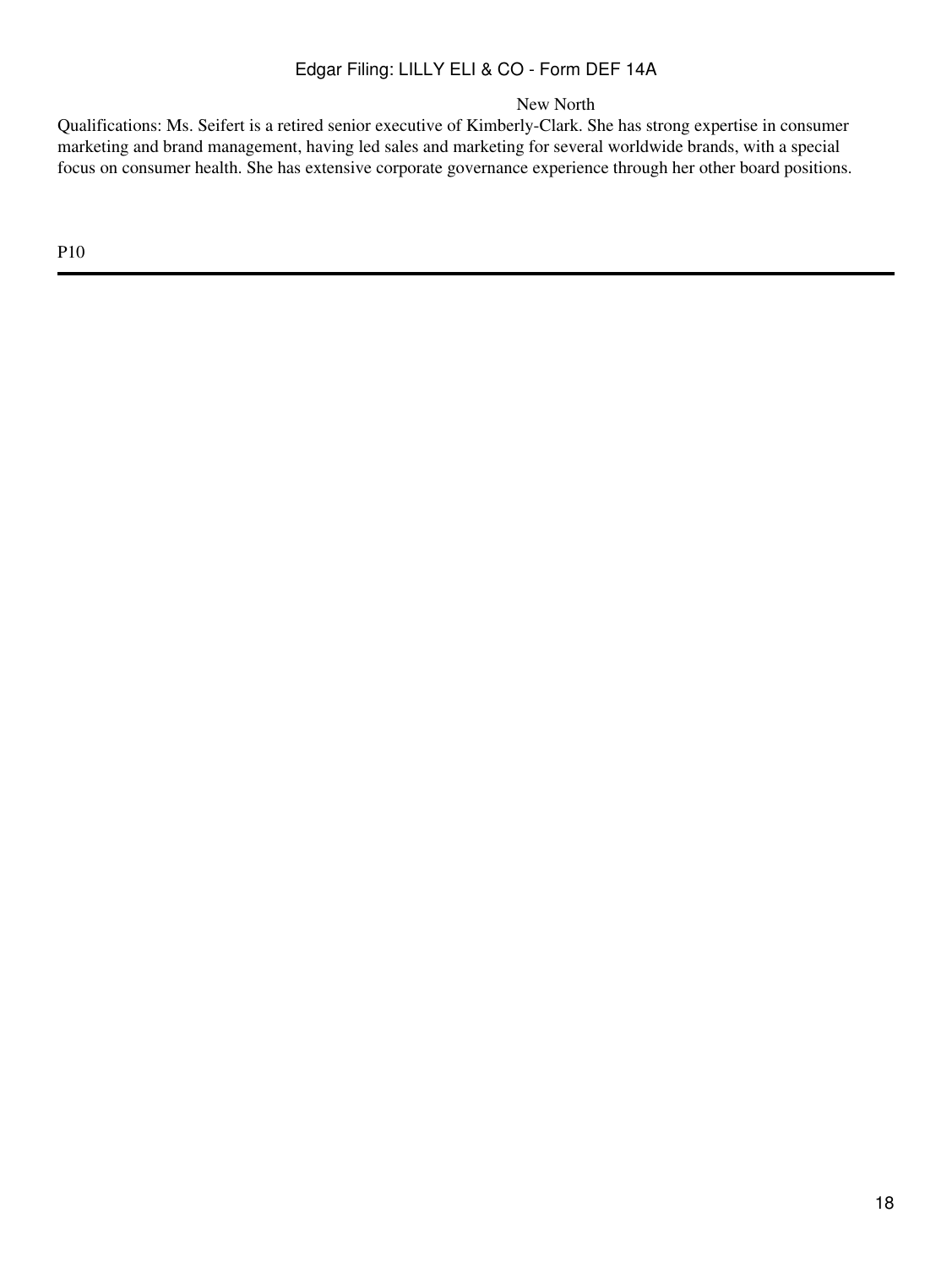New North

Qualifications: Ms. Seifert is a retired senior executive of Kimberly-Clark. She has strong expertise in consumer marketing and brand management, having led sales and marketing for several worldwide brands, with a special focus on consumer health. She has extensive corporate governance experience through her other board positions.

P10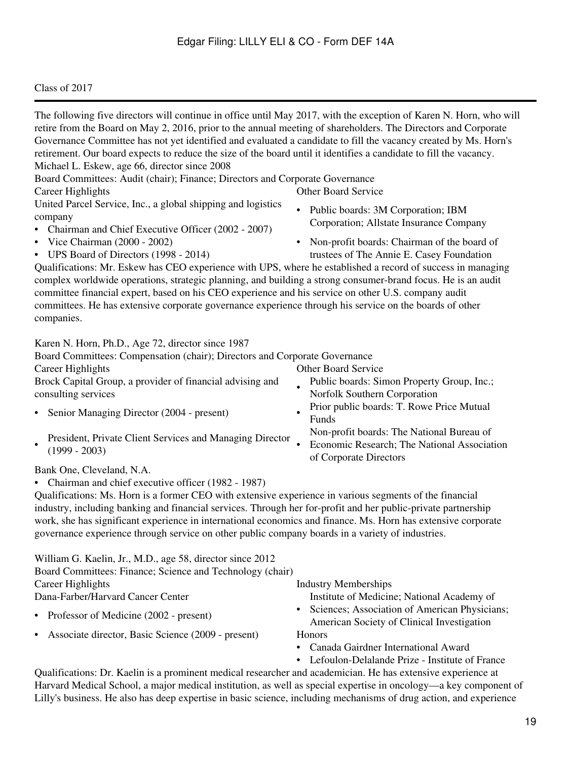## Class of 2017

The following five directors will continue in office until May 2017, with the exception of Karen N. Horn, who will retire from the Board on May 2, 2016, prior to the annual meeting of shareholders. The Directors and Corporate Governance Committee has not yet identified and evaluated a candidate to fill the vacancy created by Ms. Horn's retirement. Our board expects to reduce the size of the board until it identifies a candidate to fill the vacancy.

### Michael L. Eskew, age 66, director since 2008

Board Committees: Audit (chair); Finance; Directors and Corporate Governance

**Career Highlights**

United Parcel Service, Inc., a global shipping and logistics company

- Chairman and Chief Executive Officer (2002 - 2007)
- Vice Chairman (2000 - 2002)
- UPS Board of Directors (1998 - 2014)

**Other Board Service**

- Public boards: 3M Corporation; IBM Corporation; Allstate Insurance Company
- Non-profit boards: Chairman of the board of trustees of The Annie E. Casey Foundation

Qualifications: Mr. Eskew has CEO experience with UPS, where he established a record of success in managing complex worldwide operations, strategic planning, and building a strong consumer-brand focus. He is an audit committee financial expert, based on his CEO experience and his service on other U.S. company audit committees. He has extensive corporate governance experience through his service on the boards of other companies.

### Karen N. Horn, Ph.D., Age 72, director since 1987

Board Committees: Compensation (chair); Directors and Corporate Governance

**Career Highlights**

Brock Capital Group, a provider of financial advising and consulting services

- Senior Managing Director (2004 - present)
- President, Private Client Services and Managing Director (1999 - 2003)

Bank One, Cleveland, N.A.

- Chairman and chief executive officer (1982 - 1987)

**Other Board Service**

- Public boards: Simon Property Group, Inc.; Norfolk Southern Corporation
- Prior public boards: T. Rowe Price Mutual Funds
- Non-profit boards: The National Bureau of Economic Research; The National Association of Corporate Directors

Qualifications: Ms. Horn is a former CEO with extensive experience in various segments of the financial industry, including banking and financial services. Through her for-profit and her public-private partnership work, she has significant experience in international economics and finance. Ms. Horn has extensive corporate governance experience through service on other public company boards in a variety of industries.

### William G. Kaelin, Jr., M.D., age 58, director since 2012

Board Committees: Finance; Science and Technology (chair)

**Career Highlights**

Dana-Farber/Harvard Cancer Center

- Professor of Medicine (2002 - present)
- Associate director, Basic Science (2009 - present)

**Industry Memberships**

- Institute of Medicine; National Academy of Sciences; Association of American Physicians; American Society of Clinical Investigation

**Honors**

- Canada Gairdner International Award
- Lefoulon-Delalande Prize - Institute of France

Qualifications: Dr. Kaelin is a prominent medical researcher and academician. He has extensive experience at Harvard Medical School, a major medical institution, as well as special expertise in oncology—a key component of Lilly's business. He also has deep expertise in basic science, including mechanisms of drug action, and experience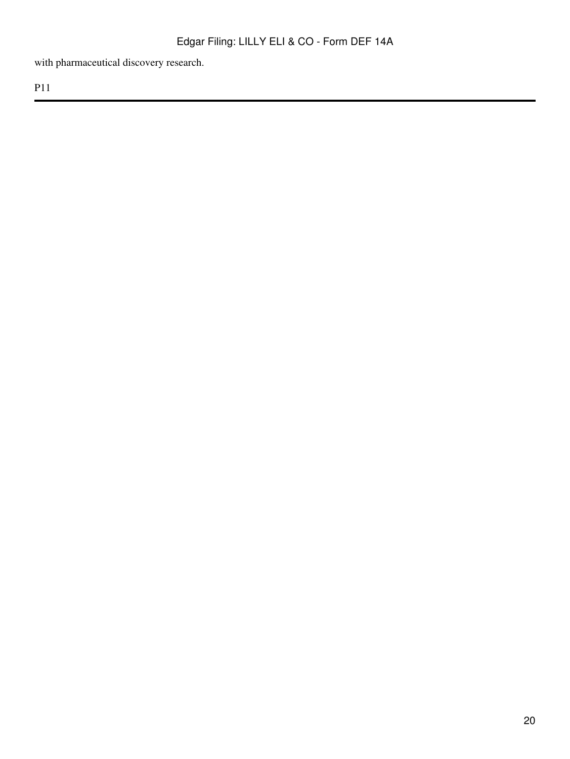with pharmaceutical discovery research.

P11

---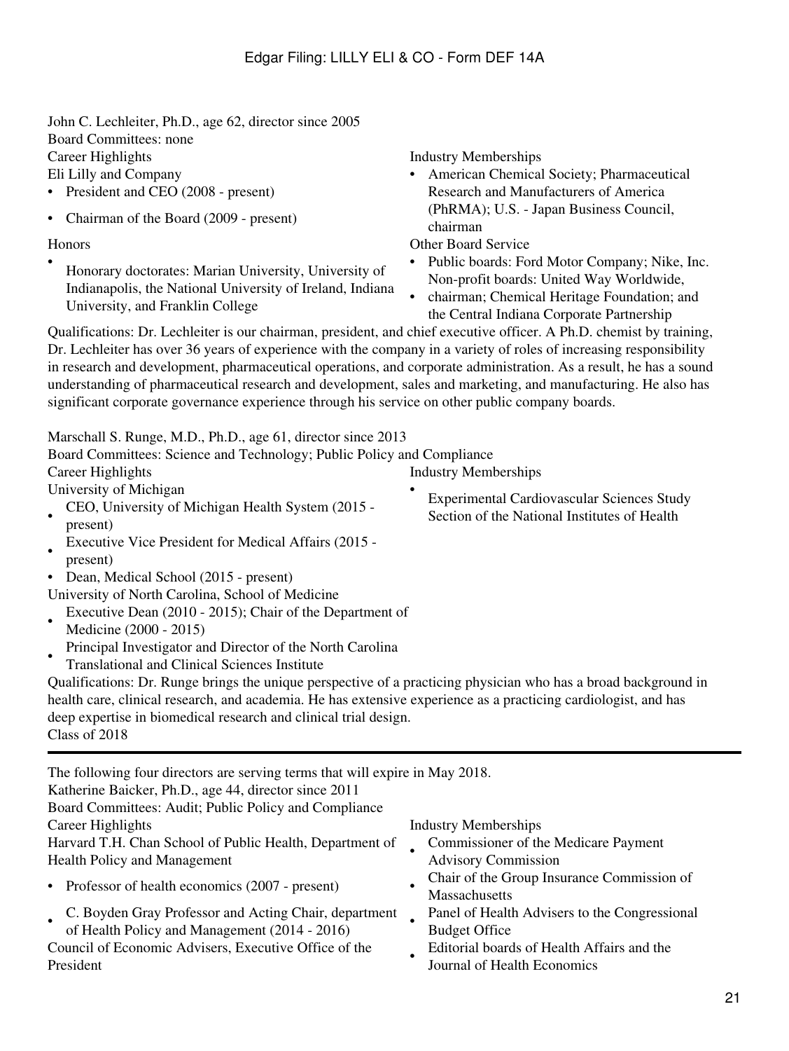John C. Lechleiter, Ph.D., age 62, director since 2005

Board Committees: none

Career Highlights

Eli Lilly and Company

- President and CEO (2008 - present)
- Chairman of the Board (2009 - present)

Honors

- Honorary doctorates: Marian University, University of Indianapolis, the National University of Ireland, Indiana University, and Franklin College

Industry Memberships

- American Chemical Society; Pharmaceutical Research and Manufacturers of America (PhRMA); U.S. - Japan Business Council, chairman

Other Board Service

- Public boards: Ford Motor Company; Nike, Inc. Non-profit boards: United Way Worldwide,
- chairman; Chemical Heritage Foundation; and the Central Indiana Corporate Partnership

Qualifications: Dr. Lechleiter is our chairman, president, and chief executive officer. A Ph.D. chemist by training, Dr. Lechleiter has over 36 years of experience with the company in a variety of roles of increasing responsibility in research and development, pharmaceutical operations, and corporate administration. As a result, he has a sound understanding of pharmaceutical research and development, sales and marketing, and manufacturing. He also has significant corporate governance experience through his service on other public company boards.

Marschall S. Runge, M.D., Ph.D., age 61, director since 2013

Board Committees: Science and Technology; Public Policy and Compliance

Career Highlights

University of Michigan

- CEO, University of Michigan Health System (2015 - present)
- Executive Vice President for Medical Affairs (2015 - present)
- Dean, Medical School (2015 - present)

University of North Carolina, School of Medicine

- Executive Dean (2010 - 2015); Chair of the Department of Medicine (2000 - 2015)
- Principal Investigator and Director of the North Carolina Translational and Clinical Sciences Institute

Industry Memberships

- Experimental Cardiovascular Sciences Study Section of the National Institutes of Health

Qualifications: Dr. Runge brings the unique perspective of a practicing physician who has a broad background in health care, clinical research, and academia. He has extensive experience as a practicing cardiologist, and has deep expertise in biomedical research and clinical trial design.

Class of 2018

---

The following four directors are serving terms that will expire in May 2018.

Katherine Baicker, Ph.D., age 44, director since 2011

Board Committees: Audit; Public Policy and Compliance

Career Highlights

Harvard T.H. Chan School of Public Health, Department of Health Policy and Management

- Professor of health economics (2007 - present)
- C. Boyden Gray Professor and Acting Chair, department of Health Policy and Management (2014 - 2016)

Council of Economic Advisers, Executive Office of the President

Industry Memberships

- Commissioner of the Medicare Payment Advisory Commission
- Chair of the Group Insurance Commission of Massachusetts
- Panel of Health Advisers to the Congressional Budget Office
- Editorial boards of Health Affairs and the Journal of Health Economics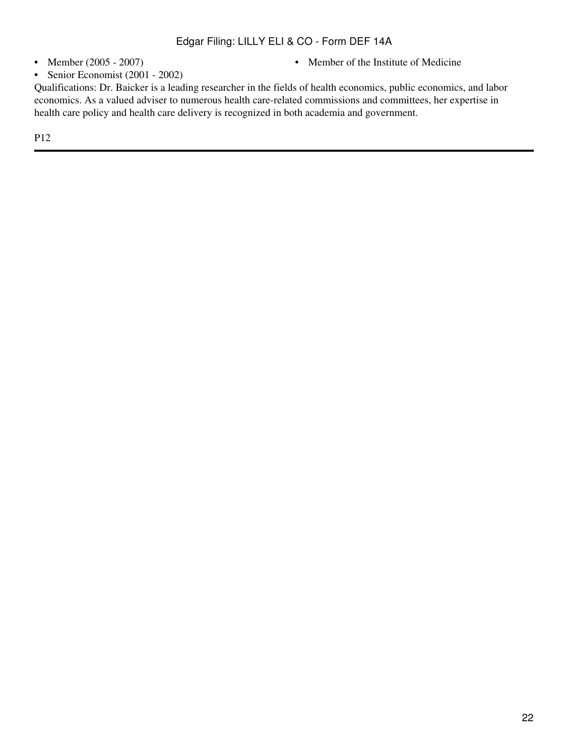- Member (2005 - 2007)
- Senior Economist (2001 - 2002)
- Member of the Institute of Medicine

Qualifications: Dr. Baicker is a leading researcher in the fields of health economics, public economics, and labor economics. As a valued adviser to numerous health care-related commissions and committees, her expertise in health care policy and health care delivery is recognized in both academia and government.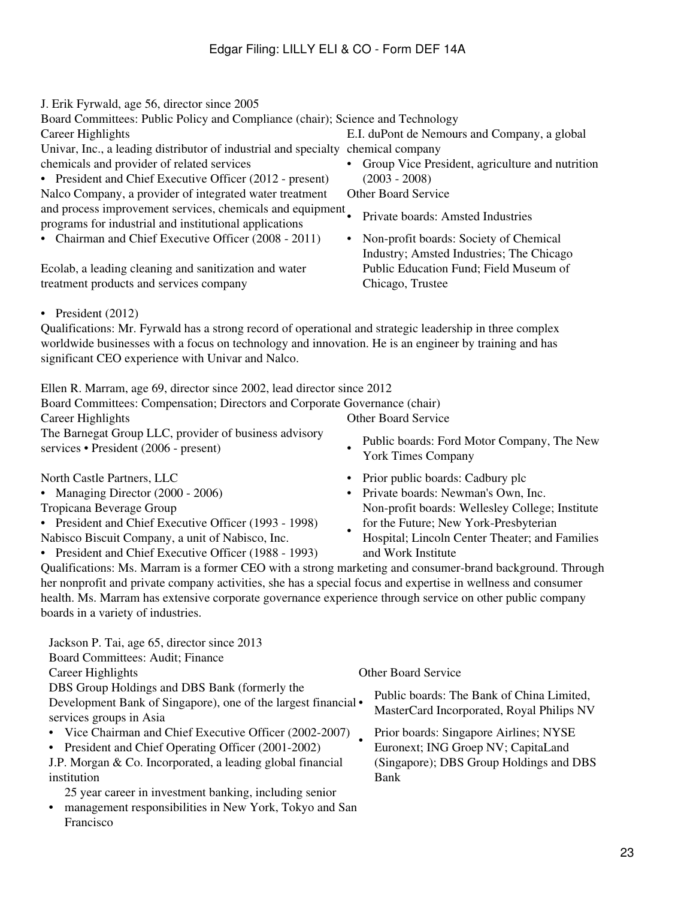J. Erik Fyrwald, age 56, director since 2005

Board Committees: Public Policy and Compliance (chair); Science and Technology

Career Highlights

Univar, Inc., a leading distributor of industrial and specialty chemicals and provider of related services

- President and Chief Executive Officer (2012 - present)

Nalco Company, a provider of integrated water treatment and process improvement services, chemicals and equipment programs for industrial and institutional applications

- Chairman and Chief Executive Officer (2008 - 2011)

Ecolab, a leading cleaning and sanitization and water treatment products and services company

- President (2012)

E.I. duPont de Nemours and Company, a global chemical company

- Group Vice President, agriculture and nutrition (2003 - 2008)

Other Board Service

- Private boards: Amsted Industries
- Non-profit boards: Society of Chemical Industry; Amsted Industries; The Chicago Public Education Fund; Field Museum of Chicago, Trustee

Qualifications: Mr. Fyrwald has a strong record of operational and strategic leadership in three complex worldwide businesses with a focus on technology and innovation. He is an engineer by training and has significant CEO experience with Univar and Nalco.

Ellen R. Marram, age 69, director since 2002, lead director since 2012

Board Committees: Compensation; Directors and Corporate Governance (chair)

Career Highlights

The Barnegat Group LLC, provider of business advisory services

- President (2006 - present)

North Castle Partners, LLC

- Managing Director (2000 - 2006)

Tropicana Beverage Group

- President and Chief Executive Officer (1993 - 1998)

Nabisco Biscuit Company, a unit of Nabisco, Inc.

- President and Chief Executive Officer (1988 - 1993)

Other Board Service

- Public boards: Ford Motor Company, The New York Times Company
- Prior public boards: Cadbury plc
- Private boards: Newman's Own, Inc.
- Non-profit boards: Wellesley College; Institute for the Future; New York-Presbyterian Hospital; Lincoln Center Theater; and Families and Work Institute

Qualifications: Ms. Marram is a former CEO with a strong marketing and consumer-brand background. Through her nonprofit and private company activities, she has a special focus and expertise in wellness and consumer health. Ms. Marram has extensive corporate governance experience through service on other public company boards in a variety of industries.

Jackson P. Tai, age 65, director since 2013

Board Committees: Audit; Finance

Career Highlights

DBS Group Holdings and DBS Bank (formerly the Development Bank of Singapore), one of the largest financial services groups in Asia

- Vice Chairman and Chief Executive Officer (2002-2007)
- President and Chief Operating Officer (2001-2002)

J.P. Morgan & Co. Incorporated, a leading global financial institution

- 25 year career in investment banking, including senior management responsibilities in New York, Tokyo and San Francisco

Other Board Service

- Public boards: The Bank of China Limited, MasterCard Incorporated, Royal Philips NV
- Prior boards: Singapore Airlines; NYSE Euronext; ING Groep NV; CapitaLand (Singapore); DBS Group Holdings and DBS Bank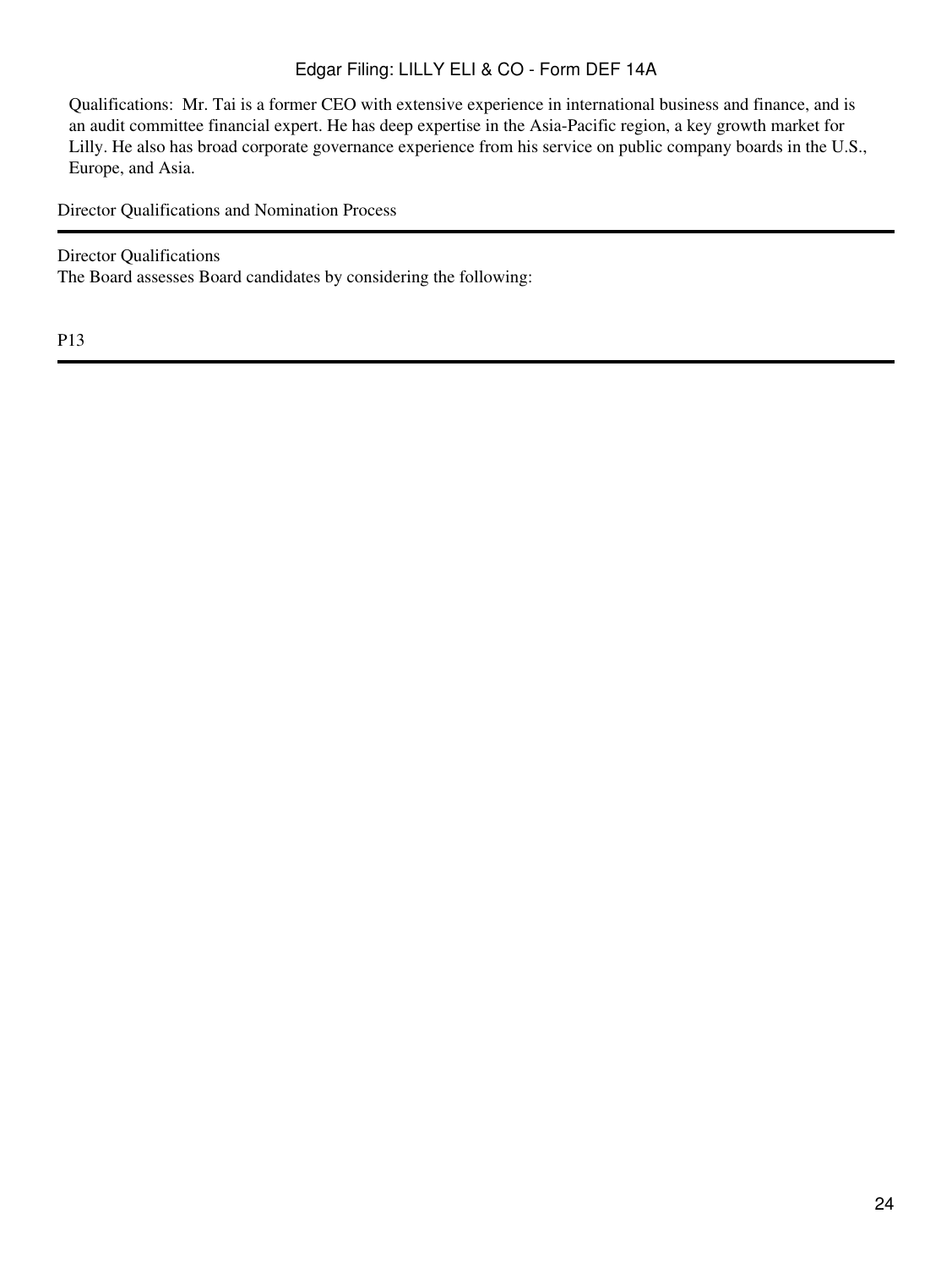Qualifications: Mr. Tai is a former CEO with extensive experience in international business and finance, and is an audit committee financial expert. He has deep expertise in the Asia-Pacific region, a key growth market for Lilly. He also has broad corporate governance experience from his service on public company boards in the U.S., Europe, and Asia.

## Director Qualifications and Nomination Process

### Director Qualifications

The Board assesses Board candidates by considering the following:

P13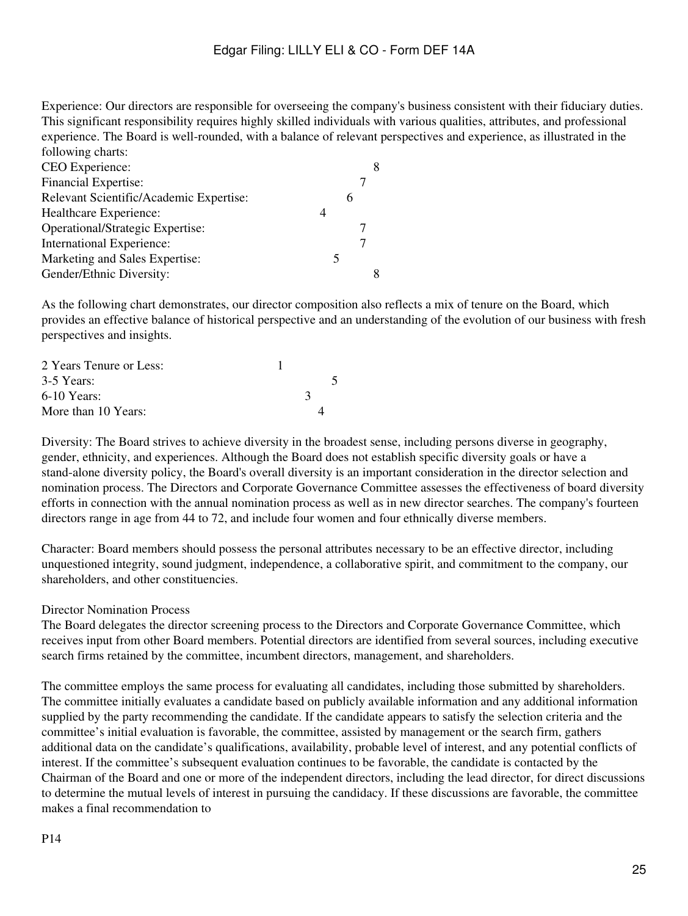Experience: Our directors are responsible for overseeing the company's business consistent with their fiduciary duties. This significant responsibility requires highly skilled individuals with various qualities, attributes, and professional experience. The Board is well-rounded, with a balance of relevant perspectives and experience, as illustrated in the following charts:

| | |
|---|---|
| CEO Experience: | 8 |
| Financial Expertise: | 7 |
| Relevant Scientific/Academic Expertise: | 6 |
| Healthcare Experience: | 4 |
| Operational/Strategic Expertise: | 7 |
| International Experience: | 7 |
| Marketing and Sales Expertise: | 5 |
| Gender/Ethnic Diversity: | 8 |

As the following chart demonstrates, our director composition also reflects a mix of tenure on the Board, which provides an effective balance of historical perspective and an understanding of the evolution of our business with fresh perspectives and insights.

| | |
|---|---|
| 2 Years Tenure or Less: | 1 |
| 3-5 Years: | 5 |
| 6-10 Years: | 3 |
| More than 10 Years: | 4 |

Diversity: The Board strives to achieve diversity in the broadest sense, including persons diverse in geography, gender, ethnicity, and experiences. Although the Board does not establish specific diversity goals or have a stand-alone diversity policy, the Board's overall diversity is an important consideration in the director selection and nomination process. The Directors and Corporate Governance Committee assesses the effectiveness of board diversity efforts in connection with the annual nomination process as well as in new director searches. The company's fourteen directors range in age from 44 to 72, and include four women and four ethnically diverse members.

Character: Board members should possess the personal attributes necessary to be an effective director, including unquestioned integrity, sound judgment, independence, a collaborative spirit, and commitment to the company, our shareholders, and other constituencies.

Director Nomination Process

The Board delegates the director screening process to the Directors and Corporate Governance Committee, which receives input from other Board members. Potential directors are identified from several sources, including executive search firms retained by the committee, incumbent directors, management, and shareholders.

The committee employs the same process for evaluating all candidates, including those submitted by shareholders. The committee initially evaluates a candidate based on publicly available information and any additional information supplied by the party recommending the candidate. If the candidate appears to satisfy the selection criteria and the committee's initial evaluation is favorable, the committee, assisted by management or the search firm, gathers additional data on the candidate's qualifications, availability, probable level of interest, and any potential conflicts of interest. If the committee's subsequent evaluation continues to be favorable, the candidate is contacted by the Chairman of the Board and one or more of the independent directors, including the lead director, for direct discussions to determine the mutual levels of interest in pursuing the candidacy. If these discussions are favorable, the committee makes a final recommendation to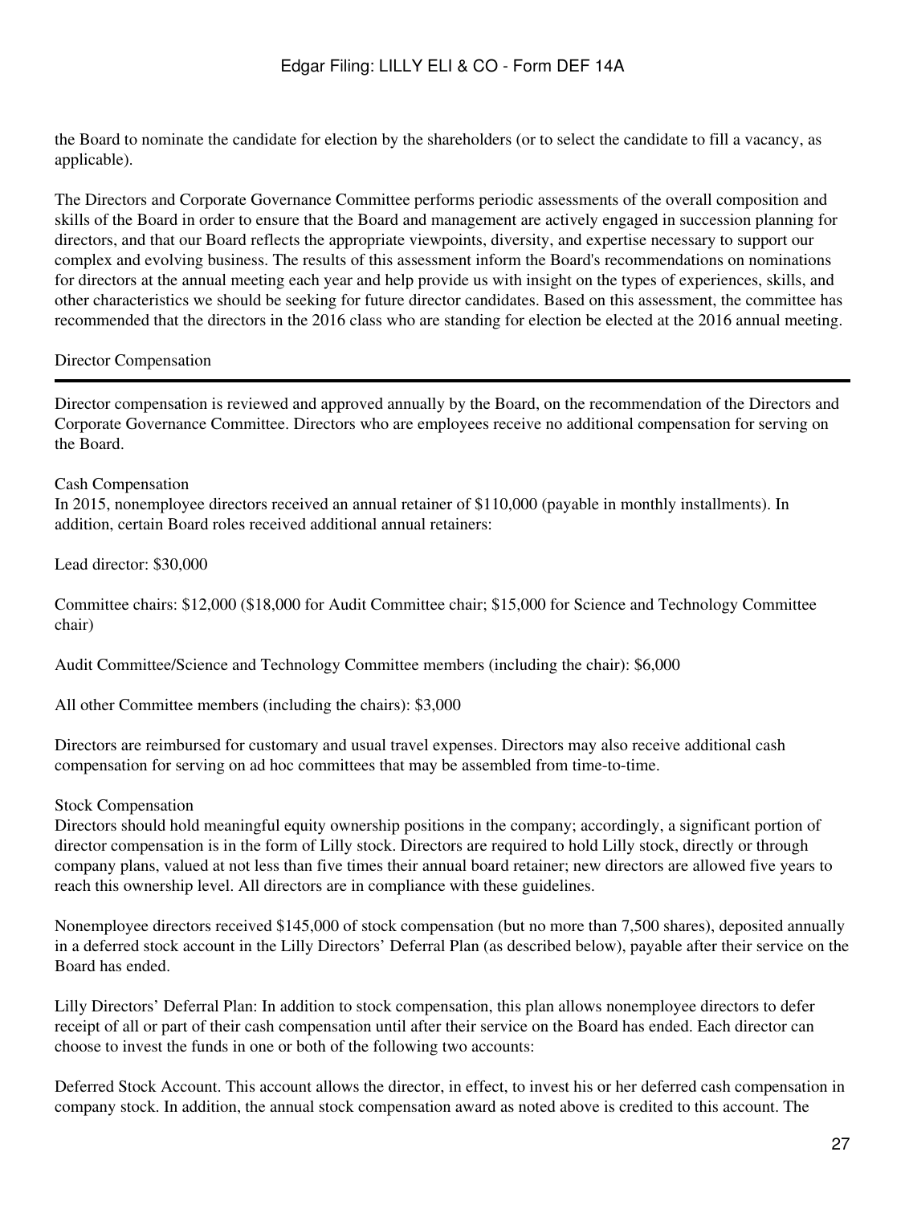the Board to nominate the candidate for election by the shareholders (or to select the candidate to fill a vacancy, as applicable).

The Directors and Corporate Governance Committee performs periodic assessments of the overall composition and skills of the Board in order to ensure that the Board and management are actively engaged in succession planning for directors, and that our Board reflects the appropriate viewpoints, diversity, and expertise necessary to support our complex and evolving business. The results of this assessment inform the Board's recommendations on nominations for directors at the annual meeting each year and help provide us with insight on the types of experiences, skills, and other characteristics we should be seeking for future director candidates. Based on this assessment, the committee has recommended that the directors in the 2016 class who are standing for election be elected at the 2016 annual meeting.

## Director Compensation

Director compensation is reviewed and approved annually by the Board, on the recommendation of the Directors and Corporate Governance Committee. Directors who are employees receive no additional compensation for serving on the Board.

### Cash Compensation

In 2015, nonemployee directors received an annual retainer of $110,000 (payable in monthly installments). In addition, certain Board roles received additional annual retainers:

Lead director: $30,000

Committee chairs: $12,000 ($18,000 for Audit Committee chair; $15,000 for Science and Technology Committee chair)

Audit Committee/Science and Technology Committee members (including the chair): $6,000

All other Committee members (including the chairs): $3,000

Directors are reimbursed for customary and usual travel expenses. Directors may also receive additional cash compensation for serving on ad hoc committees that may be assembled from time-to-time.

### Stock Compensation

Directors should hold meaningful equity ownership positions in the company; accordingly, a significant portion of director compensation is in the form of Lilly stock. Directors are required to hold Lilly stock, directly or through company plans, valued at not less than five times their annual board retainer; new directors are allowed five years to reach this ownership level. All directors are in compliance with these guidelines.

Nonemployee directors received $145,000 of stock compensation (but no more than 7,500 shares), deposited annually in a deferred stock account in the Lilly Directors' Deferral Plan (as described below), payable after their service on the Board has ended.

Lilly Directors' Deferral Plan: In addition to stock compensation, this plan allows nonemployee directors to defer receipt of all or part of their cash compensation until after their service on the Board has ended. Each director can choose to invest the funds in one or both of the following two accounts:

Deferred Stock Account. This account allows the director, in effect, to invest his or her deferred cash compensation in company stock. In addition, the annual stock compensation award as noted above is credited to this account. The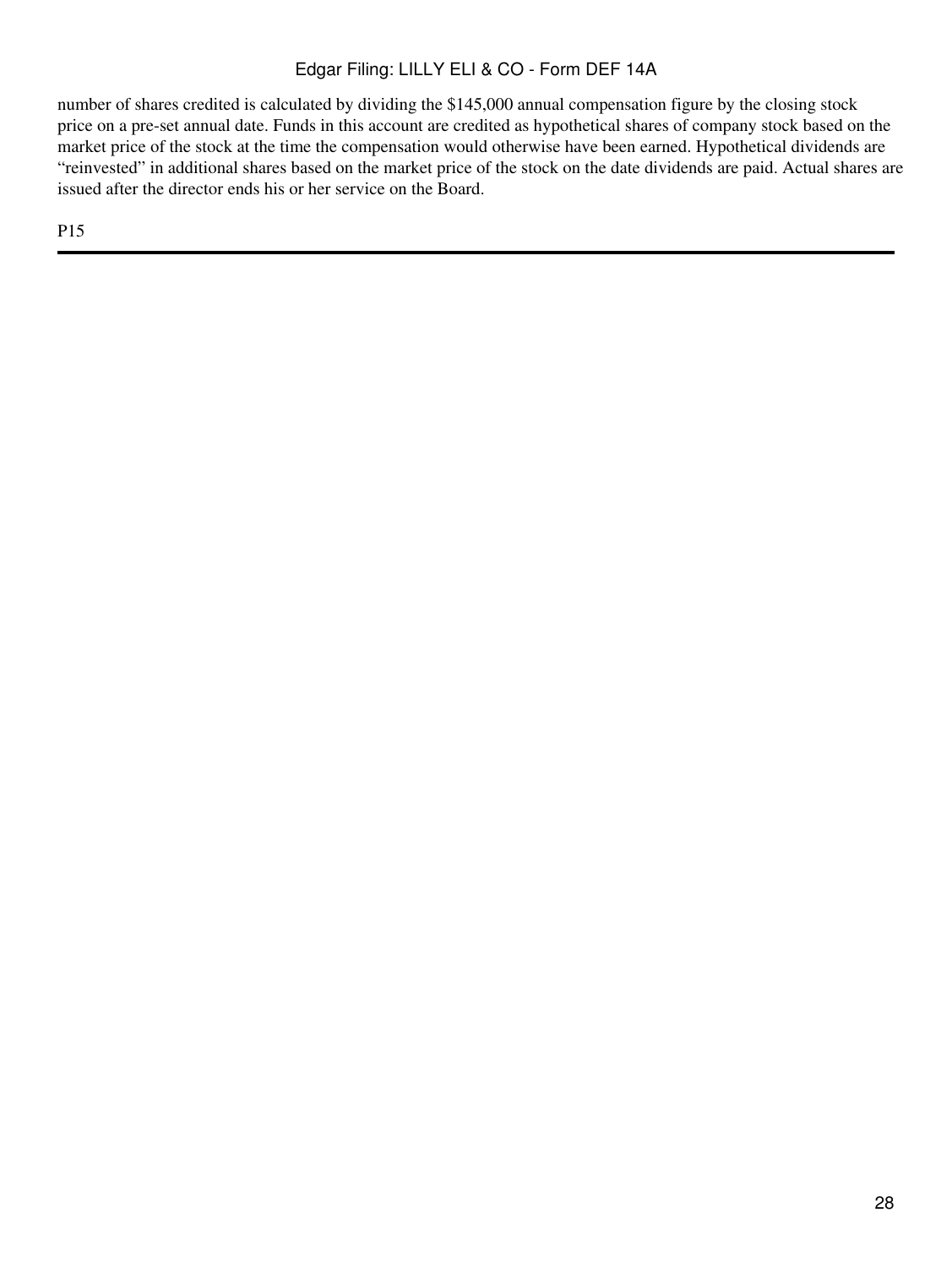number of shares credited is calculated by dividing the $145,000 annual compensation figure by the closing stock price on a pre-set annual date. Funds in this account are credited as hypothetical shares of company stock based on the market price of the stock at the time the compensation would otherwise have been earned. Hypothetical dividends are "reinvested" in additional shares based on the market price of the stock on the date dividends are paid. Actual shares are issued after the director ends his or her service on the Board.

P15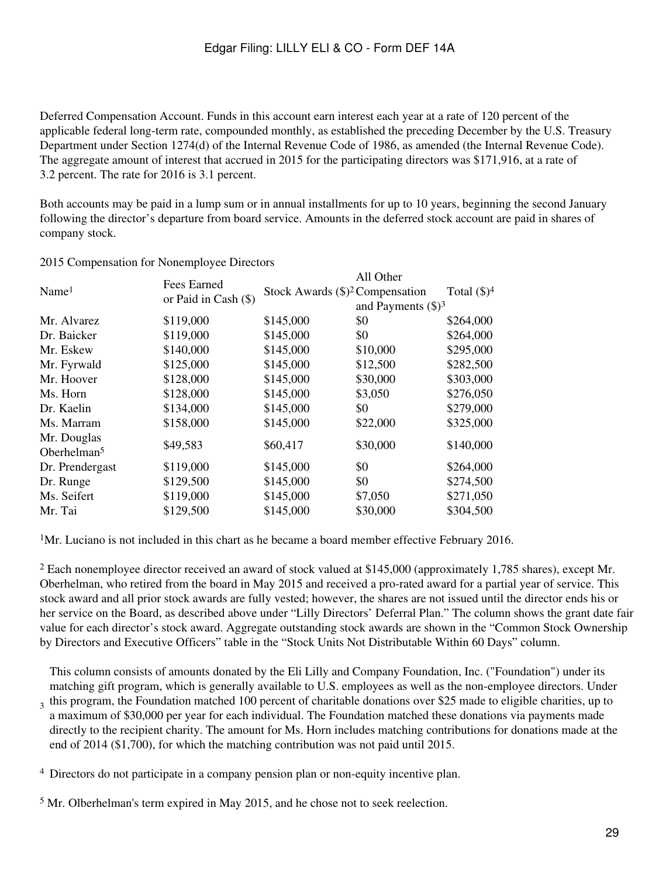Deferred Compensation Account. Funds in this account earn interest each year at a rate of 120 percent of the applicable federal long-term rate, compounded monthly, as established the preceding December by the U.S. Treasury Department under Section 1274(d) of the Internal Revenue Code of 1986, as amended (the Internal Revenue Code). The aggregate amount of interest that accrued in 2015 for the participating directors was $171,916, at a rate of 3.2 percent. The rate for 2016 is 3.1 percent.

Both accounts may be paid in a lump sum or in annual installments for up to 10 years, beginning the second January following the director's departure from board service. Amounts in the deferred stock account are paid in shares of company stock.

2015 Compensation for Nonemployee Directors

| Name[1] | Fees Earned or Paid in Cash ($) | Stock Awards ($)[2] | All Other Compensation and Payments ($)[3] | Total ($)[4] |
|---|---|---|---|---|
| Mr. Alvarez | $119,000 | $145,000 | $0 | $264,000 |
| Dr. Baicker | $119,000 | $145,000 | $0 | $264,000 |
| Mr. Eskew | $140,000 | $145,000 | $10,000 | $295,000 |
| Mr. Fyrwald | $125,000 | $145,000 | $12,500 | $282,500 |
| Mr. Hoover | $128,000 | $145,000 | $30,000 | $303,000 |
| Ms. Horn | $128,000 | $145,000 | $3,050 | $276,050 |
| Dr. Kaelin | $134,000 | $145,000 | $0 | $279,000 |
| Ms. Marram | $158,000 | $145,000 | $22,000 | $325,000 |
| Mr. Douglas Oberhelman[5] | $49,583 | $60,417 | $30,000 | $140,000 |
| Dr. Prendergast | $119,000 | $145,000 | $0 | $264,000 |
| Dr. Runge | $129,500 | $145,000 | $0 | $274,500 |
| Ms. Seifert | $119,000 | $145,000 | $7,050 | $271,050 |
| Mr. Tai | $129,500 | $145,000 | $30,000 | $304,500 |

[1] Mr. Luciano is not included in this chart as he became a board member effective February 2016.

[2] Each nonemployee director received an award of stock valued at $145,000 (approximately 1,785 shares), except Mr. Oberhelman, who retired from the board in May 2015 and received a pro-rated award for a partial year of service. This stock award and all prior stock awards are fully vested; however, the shares are not issued until the director ends his or her service on the Board, as described above under "Lilly Directors' Deferral Plan." The column shows the grant date fair value for each director's stock award. Aggregate outstanding stock awards are shown in the "Common Stock Ownership by Directors and Executive Officers" table in the "Stock Units Not Distributable Within 60 Days" column.

[3] This column consists of amounts donated by the Eli Lilly and Company Foundation, Inc. ("Foundation") under its matching gift program, which is generally available to U.S. employees as well as the non-employee directors. Under this program, the Foundation matched 100 percent of charitable donations over $25 made to eligible charities, up to a maximum of $30,000 per year for each individual. The Foundation matched these donations via payments made directly to the recipient charity. The amount for Ms. Horn includes matching contributions for donations made at the end of 2014 ($1,700), for which the matching contribution was not paid until 2015.

[4] Directors do not participate in a company pension plan or non-equity incentive plan.

[5] Mr. Olberhelman's term expired in May 2015, and he chose not to seek reelection.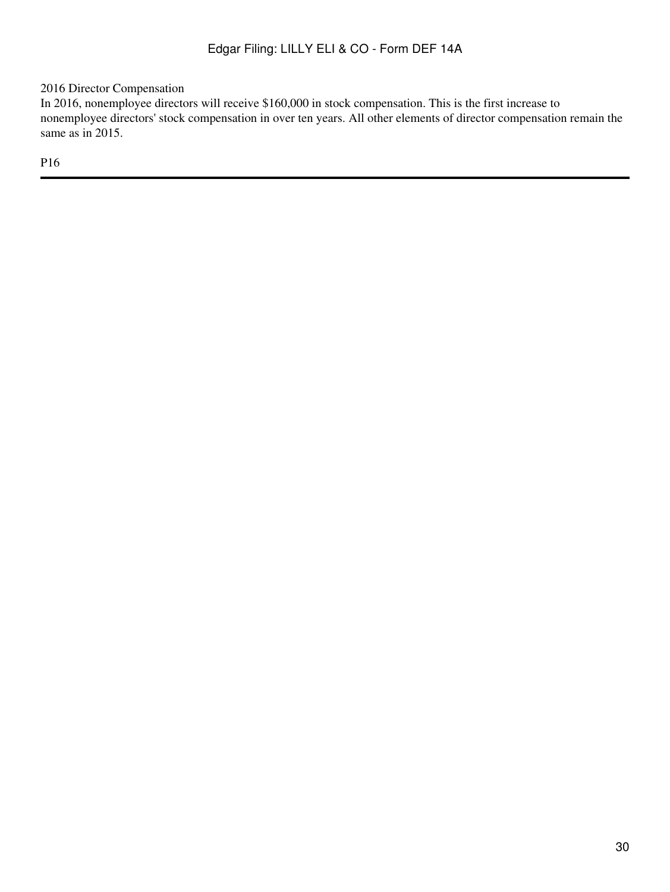## 2016 Director Compensation

In 2016, nonemployee directors will receive $160,000 in stock compensation. This is the first increase to nonemployee directors' stock compensation in over ten years. All other elements of director compensation remain the same as in 2015.

P16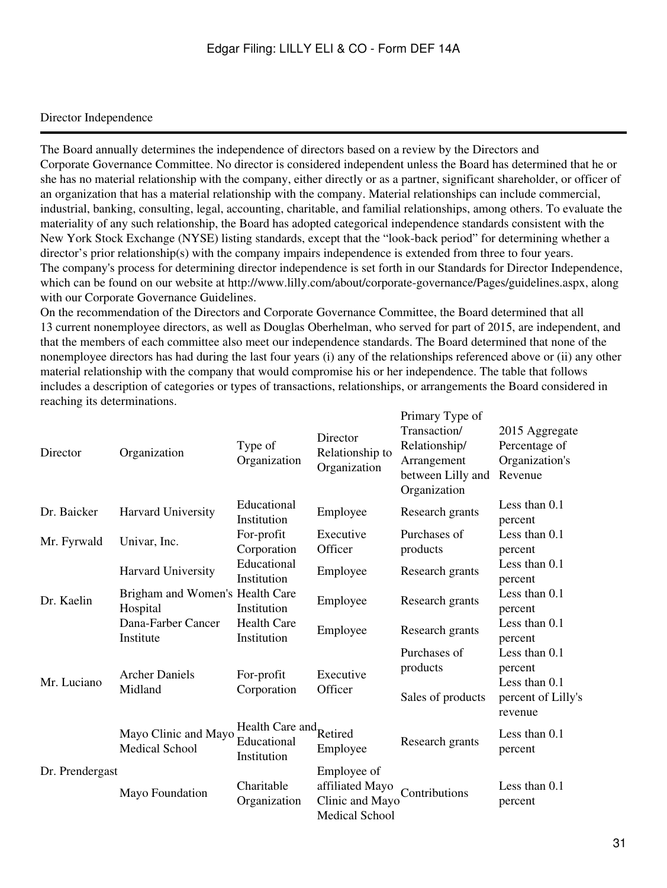## Director Independence

The Board annually determines the independence of directors based on a review by the Directors and Corporate Governance Committee. No director is considered independent unless the Board has determined that he or she has no material relationship with the company, either directly or as a partner, significant shareholder, or officer of an organization that has a material relationship with the company. Material relationships can include commercial, industrial, banking, consulting, legal, accounting, charitable, and familial relationships, among others. To evaluate the materiality of any such relationship, the Board has adopted categorical independence standards consistent with the New York Stock Exchange (NYSE) listing standards, except that the "look-back period" for determining whether a director's prior relationship(s) with the company impairs independence is extended from three to four years.

The company's process for determining director independence is set forth in our Standards for Director Independence, which can be found on our website at http://www.lilly.com/about/corporate-governance/Pages/guidelines.aspx, along with our Corporate Governance Guidelines.

On the recommendation of the Directors and Corporate Governance Committee, the Board determined that all 13 current nonemployee directors, as well as Douglas Oberhelman, who served for part of 2015, are independent, and that the members of each committee also meet our independence standards. The Board determined that none of the nonemployee directors has had during the last four years (i) any of the relationships referenced above or (ii) any other material relationship with the company that would compromise his or her independence. The table that follows includes a description of categories or types of transactions, relationships, or arrangements the Board considered in reaching its determinations.

| Director | Organization | Type of Organization | Director Relationship to Organization | Primary Type of Transaction/ Relationship/ Arrangement between Lilly and Organization | 2015 Aggregate Percentage of Organization's Revenue |
|---|---|---|---|---|---|
| Dr. Baicker | Harvard University | Educational Institution | Employee | Research grants | Less than 0.1 percent |
| Mr. Fyrwald | Univar, Inc. | For-profit Corporation | Executive Officer | Purchases of products | Less than 0.1 percent |
| Dr. Kaelin | Harvard University | Educational Institution | Employee | Research grants | Less than 0.1 percent |
| | Brigham and Women's Hospital | Health Care Institution | Employee | Research grants | Less than 0.1 percent |
| | Dana-Farber Cancer Institute | Health Care Institution | Employee | Research grants | Less than 0.1 percent |
| Mr. Luciano | Archer Daniels Midland | For-profit Corporation | Executive Officer | Purchases of products | Less than 0.1 percent |
| | | | | Sales of products | Less than 0.1 percent of Lilly's revenue |
| Dr. Prendergast | Mayo Clinic and Mayo Medical School | Health Care and Educational Institution | Retired Employee | Research grants | Less than 0.1 percent |
| | Mayo Foundation | Charitable Organization | Employee of affiliated Mayo Clinic and Mayo Medical School | Contributions | Less than 0.1 percent |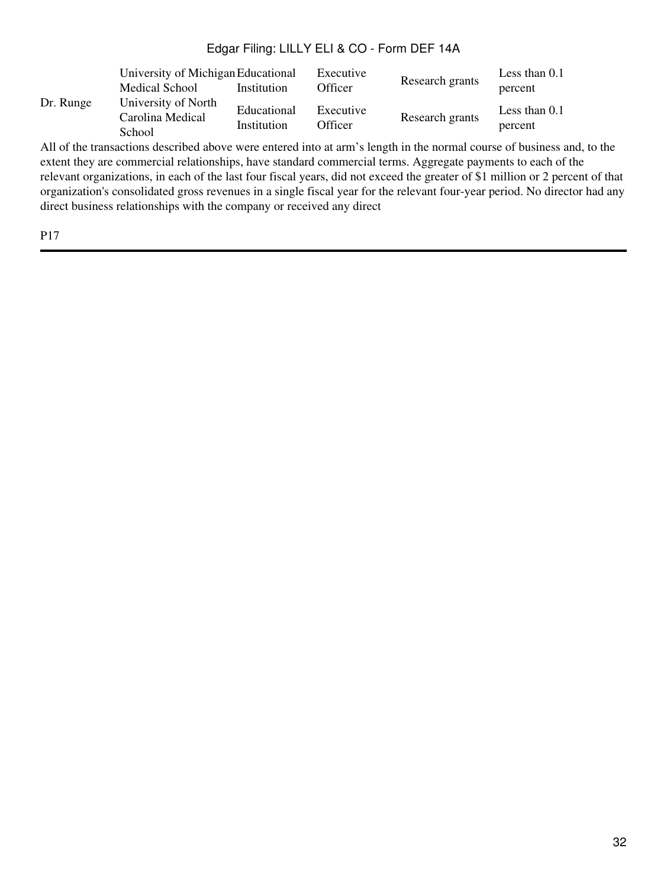| | | | | | |
|---|---|---|---|---|---|
| Dr. Runge | University of Michigan Medical School | Educational Institution | Executive Officer | Research grants | Less than 0.1 percent |
| | University of North Carolina Medical School | Educational Institution | Executive Officer | Research grants | Less than 0.1 percent |

All of the transactions described above were entered into at arm's length in the normal course of business and, to the extent they are commercial relationships, have standard commercial terms. Aggregate payments to each of the relevant organizations, in each of the last four fiscal years, did not exceed the greater of $1 million or 2 percent of that organization's consolidated gross revenues in a single fiscal year for the relevant four-year period. No director had any direct business relationships with the company or received any direct

P17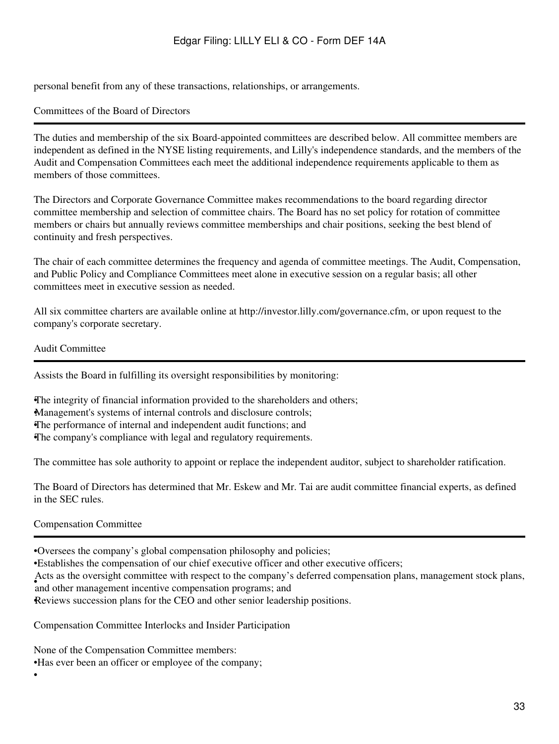personal benefit from any of these transactions, relationships, or arrangements.

## Committees of the Board of Directors

The duties and membership of the six Board-appointed committees are described below. All committee members are independent as defined in the NYSE listing requirements, and Lilly's independence standards, and the members of the Audit and Compensation Committees each meet the additional independence requirements applicable to them as members of those committees.

The Directors and Corporate Governance Committee makes recommendations to the board regarding director committee membership and selection of committee chairs. The Board has no set policy for rotation of committee members or chairs but annually reviews committee memberships and chair positions, seeking the best blend of continuity and fresh perspectives.

The chair of each committee determines the frequency and agenda of committee meetings. The Audit, Compensation, and Public Policy and Compliance Committees meet alone in executive session on a regular basis; all other committees meet in executive session as needed.

All six committee charters are available online at http://investor.lilly.com/governance.cfm, or upon request to the company's corporate secretary.

## Audit Committee

Assists the Board in fulfilling its oversight responsibilities by monitoring:

- The integrity of financial information provided to the shareholders and others;
- Management's systems of internal controls and disclosure controls;
- The performance of internal and independent audit functions; and
- The company's compliance with legal and regulatory requirements.

The committee has sole authority to appoint or replace the independent auditor, subject to shareholder ratification.

The Board of Directors has determined that Mr. Eskew and Mr. Tai are audit committee financial experts, as defined in the SEC rules.

## Compensation Committee

- Oversees the company's global compensation philosophy and policies;
- Establishes the compensation of our chief executive officer and other executive officers;
- Acts as the oversight committee with respect to the company's deferred compensation plans, management stock plans, and other management incentive compensation programs; and
- Reviews succession plans for the CEO and other senior leadership positions.

## Compensation Committee Interlocks and Insider Participation

None of the Compensation Committee members:

- Has ever been an officer or employee of the company;
-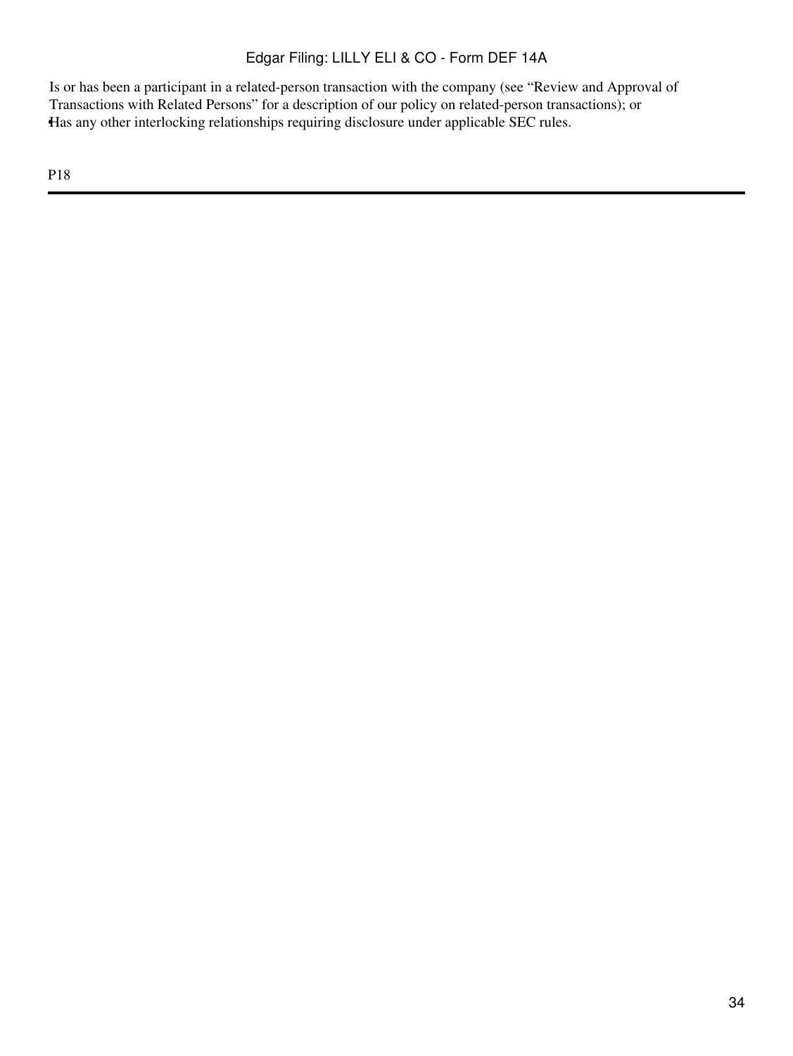- Is or has been a participant in a related-person transaction with the company (see "Review and Approval of Transactions with Related Persons" for a description of our policy on related-person transactions); or
- Has any other interlocking relationships requiring disclosure under applicable SEC rules.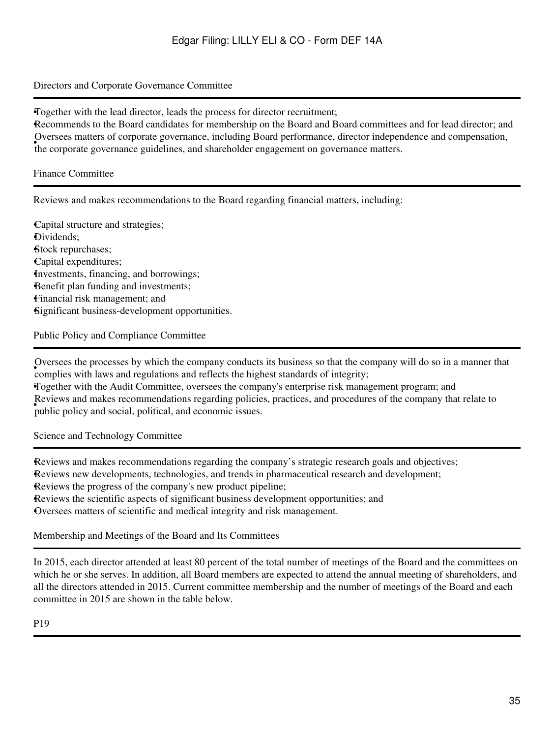### Directors and Corporate Governance Committee

- Together with the lead director, leads the process for director recruitment;
- Recommends to the Board candidates for membership on the Board and Board committees and for lead director; and
- Oversees matters of corporate governance, including Board performance, director independence and compensation, the corporate governance guidelines, and shareholder engagement on governance matters.

### Finance Committee

Reviews and makes recommendations to the Board regarding financial matters, including:

- Capital structure and strategies;
- Dividends;
- Stock repurchases;
- Capital expenditures;
- Investments, financing, and borrowings;
- Benefit plan funding and investments;
- Financial risk management; and
- Significant business-development opportunities.

### Public Policy and Compliance Committee

- Oversees the processes by which the company conducts its business so that the company will do so in a manner that complies with laws and regulations and reflects the highest standards of integrity;
- Together with the Audit Committee, oversees the company's enterprise risk management program; and
- Reviews and makes recommendations regarding policies, practices, and procedures of the company that relate to public policy and social, political, and economic issues.

### Science and Technology Committee

- Reviews and makes recommendations regarding the company's strategic research goals and objectives;
- Reviews new developments, technologies, and trends in pharmaceutical research and development;
- Reviews the progress of the company's new product pipeline;
- Reviews the scientific aspects of significant business development opportunities; and
- Oversees matters of scientific and medical integrity and risk management.

### Membership and Meetings of the Board and Its Committees

In 2015, each director attended at least 80 percent of the total number of meetings of the Board and the committees on which he or she serves. In addition, all Board members are expected to attend the annual meeting of shareholders, and all the directors attended in 2015. Current committee membership and the number of meetings of the Board and each committee in 2015 are shown in the table below.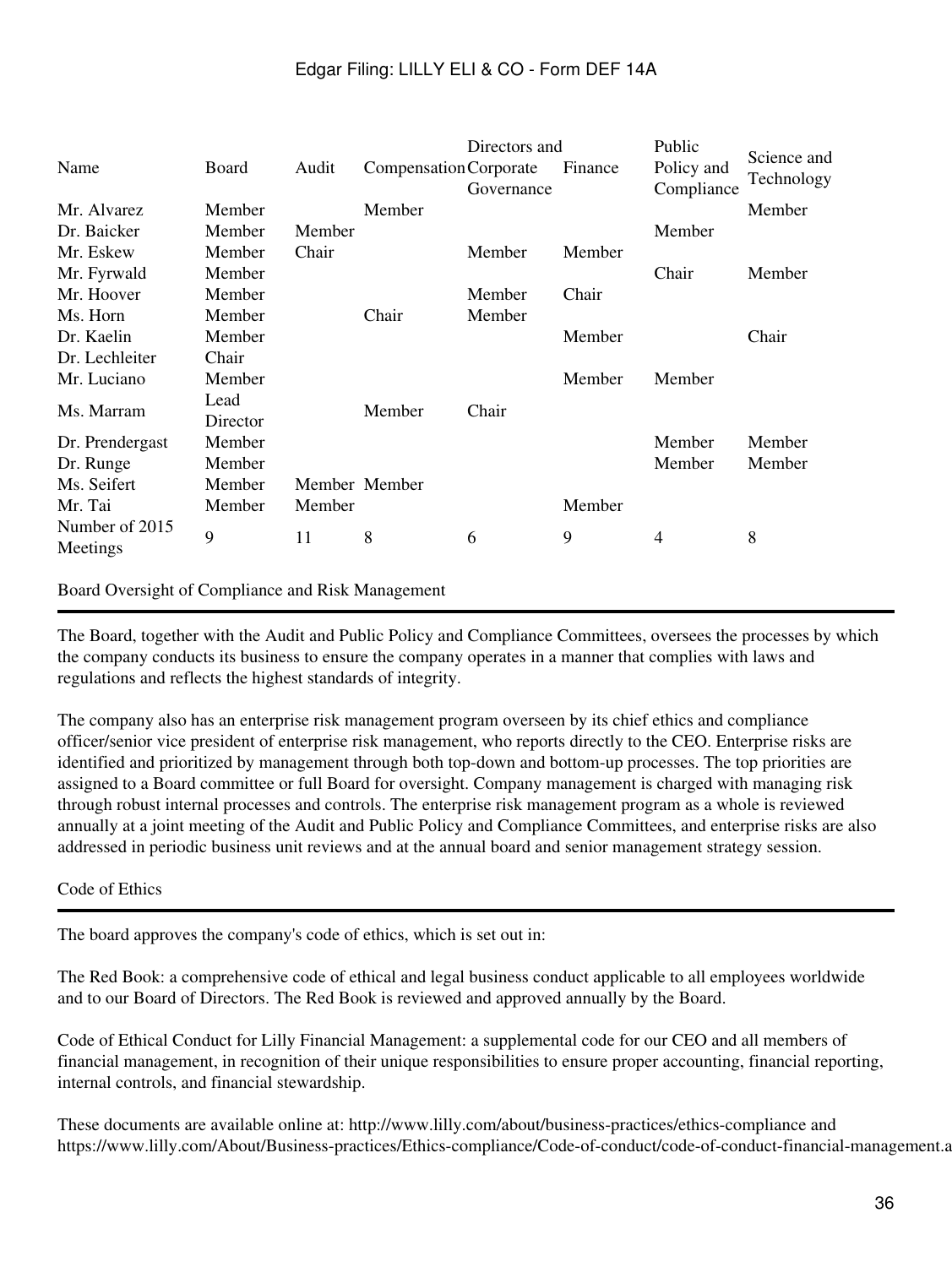| Name | Board | Audit | Compensation | Directors and Corporate Governance | Finance | Public Policy and Compliance | Science and Technology |
|---|---|---|---|---|---|---|---|
| Mr. Alvarez | Member | | Member | | | | Member |
| Dr. Baicker | Member | Member | | | | Member | |
| Mr. Eskew | Member | Chair | | Member | Member | | |
| Mr. Fyrwald | Member | | | | | Chair | Member |
| Mr. Hoover | Member | | | Member | Chair | | |
| Ms. Horn | Member | | Chair | Member | | | |
| Dr. Kaelin | Member | | | | Member | | Chair |
| Dr. Lechleiter | Chair | | | | | | |
| Mr. Luciano | Member | | | | Member | Member | |
| Ms. Marram | Lead Director | | Member | Chair | | | |
| Dr. Prendergast | Member | | | | | Member | Member |
| Dr. Runge | Member | | | | | Member | Member |
| Ms. Seifert | Member | Member | Member | | | | |
| Mr. Tai | Member | Member | | | Member | | |
| Number of 2015 Meetings | 9 | 11 | 8 | 6 | 9 | 4 | 8 |

## Board Oversight of Compliance and Risk Management

The Board, together with the Audit and Public Policy and Compliance Committees, oversees the processes by which the company conducts its business to ensure the company operates in a manner that complies with laws and regulations and reflects the highest standards of integrity.

The company also has an enterprise risk management program overseen by its chief ethics and compliance officer/senior vice president of enterprise risk management, who reports directly to the CEO. Enterprise risks are identified and prioritized by management through both top-down and bottom-up processes. The top priorities are assigned to a Board committee or full Board for oversight. Company management is charged with managing risk through robust internal processes and controls. The enterprise risk management program as a whole is reviewed annually at a joint meeting of the Audit and Public Policy and Compliance Committees, and enterprise risks are also addressed in periodic business unit reviews and at the annual board and senior management strategy session.

## Code of Ethics

The board approves the company's code of ethics, which is set out in:

The Red Book: a comprehensive code of ethical and legal business conduct applicable to all employees worldwide and to our Board of Directors. The Red Book is reviewed and approved annually by the Board.

Code of Ethical Conduct for Lilly Financial Management: a supplemental code for our CEO and all members of financial management, in recognition of their unique responsibilities to ensure proper accounting, financial reporting, internal controls, and financial stewardship.

These documents are available online at: http://www.lilly.com/about/business-practices/ethics-compliance and https://www.lilly.com/About/Business-practices/Ethics-compliance/Code-of-conduct/code-of-conduct-financial-management.a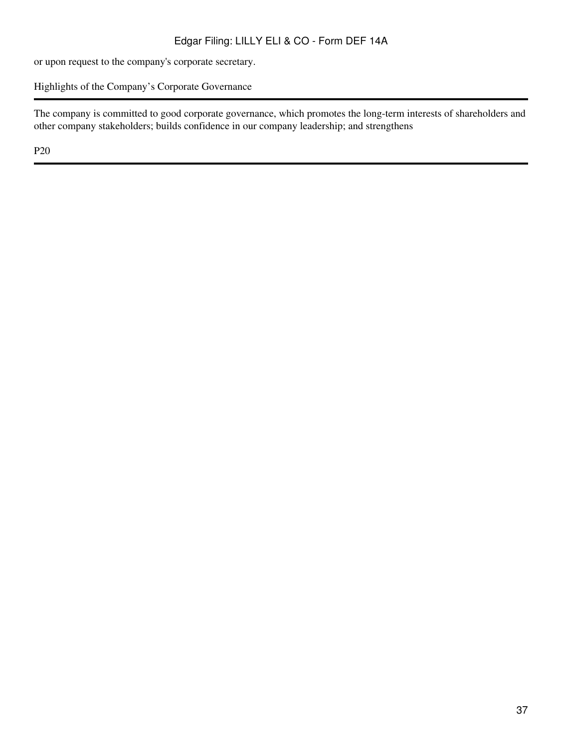or upon request to the company's corporate secretary.

## Highlights of the Company’s Corporate Governance

The company is committed to good corporate governance, which promotes the long-term interests of shareholders and other company stakeholders; builds confidence in our company leadership; and strengthens

P20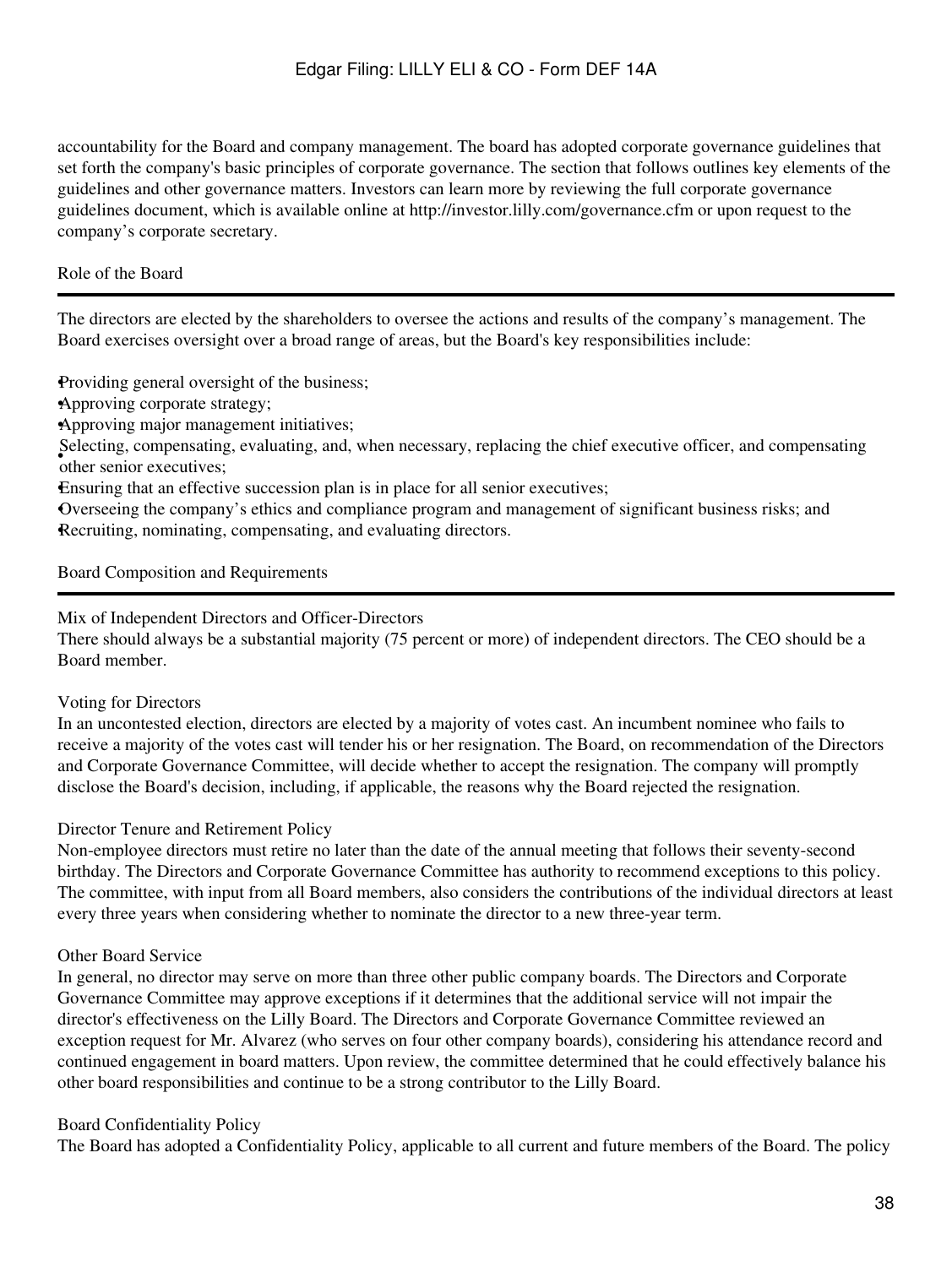accountability for the Board and company management. The board has adopted corporate governance guidelines that set forth the company's basic principles of corporate governance. The section that follows outlines key elements of the guidelines and other governance matters. Investors can learn more by reviewing the full corporate governance guidelines document, which is available online at http://investor.lilly.com/governance.cfm or upon request to the company's corporate secretary.

## Role of the Board

The directors are elected by the shareholders to oversee the actions and results of the company's management. The Board exercises oversight over a broad range of areas, but the Board's key responsibilities include:

- Providing general oversight of the business;
- Approving corporate strategy;
- Approving major management initiatives;
- Selecting, compensating, evaluating, and, when necessary, replacing the chief executive officer, and compensating other senior executives;
- Ensuring that an effective succession plan is in place for all senior executives;
- Overseeing the company's ethics and compliance program and management of significant business risks; and
- Recruiting, nominating, compensating, and evaluating directors.

## Board Composition and Requirements

### Mix of Independent Directors and Officer-Directors

There should always be a substantial majority (75 percent or more) of independent directors. The CEO should be a Board member.

### Voting for Directors

In an uncontested election, directors are elected by a majority of votes cast. An incumbent nominee who fails to receive a majority of the votes cast will tender his or her resignation. The Board, on recommendation of the Directors and Corporate Governance Committee, will decide whether to accept the resignation. The company will promptly disclose the Board's decision, including, if applicable, the reasons why the Board rejected the resignation.

### Director Tenure and Retirement Policy

Non-employee directors must retire no later than the date of the annual meeting that follows their seventy-second birthday. The Directors and Corporate Governance Committee has authority to recommend exceptions to this policy. The committee, with input from all Board members, also considers the contributions of the individual directors at least every three years when considering whether to nominate the director to a new three-year term.

### Other Board Service

In general, no director may serve on more than three other public company boards. The Directors and Corporate Governance Committee may approve exceptions if it determines that the additional service will not impair the director's effectiveness on the Lilly Board. The Directors and Corporate Governance Committee reviewed an exception request for Mr. Alvarez (who serves on four other company boards), considering his attendance record and continued engagement in board matters. Upon review, the committee determined that he could effectively balance his other board responsibilities and continue to be a strong contributor to the Lilly Board.

### Board Confidentiality Policy

The Board has adopted a Confidentiality Policy, applicable to all current and future members of the Board. The policy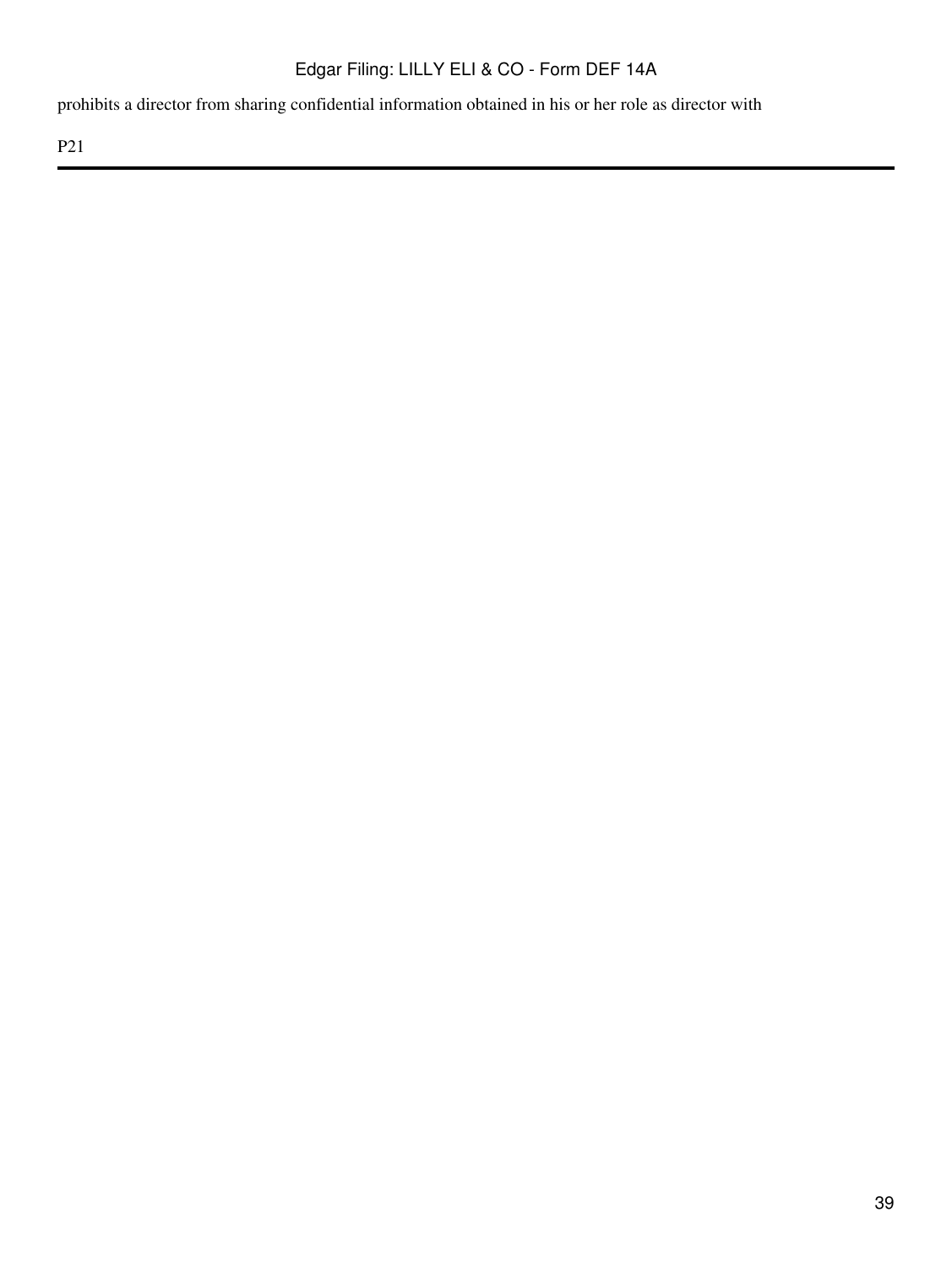prohibits a director from sharing confidential information obtained in his or her role as director with

P21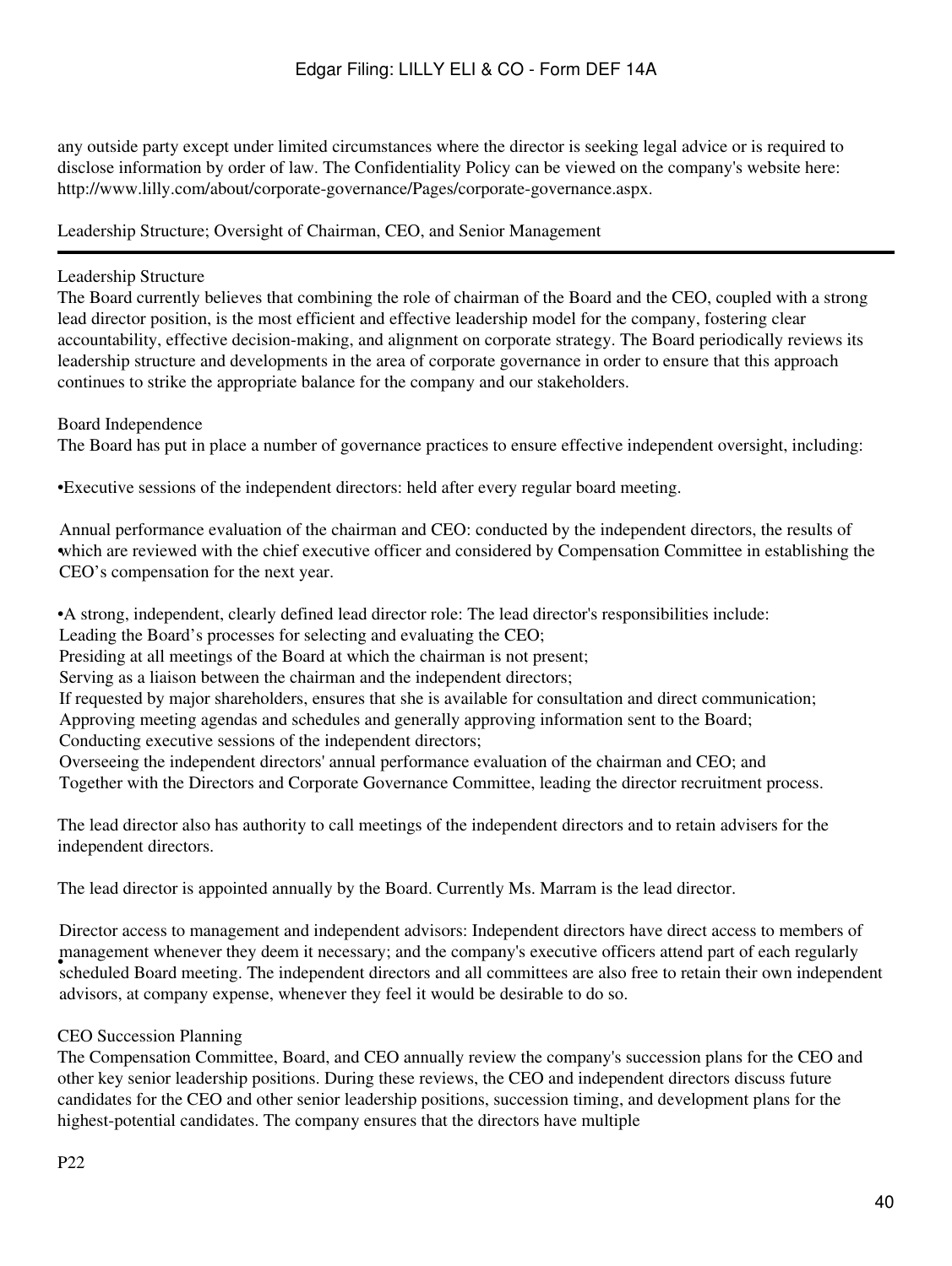any outside party except under limited circumstances where the director is seeking legal advice or is required to disclose information by order of law. The Confidentiality Policy can be viewed on the company's website here: http://www.lilly.com/about/corporate-governance/Pages/corporate-governance.aspx.

## Leadership Structure; Oversight of Chairman, CEO, and Senior Management

### Leadership Structure

The Board currently believes that combining the role of chairman of the Board and the CEO, coupled with a strong lead director position, is the most efficient and effective leadership model for the company, fostering clear accountability, effective decision-making, and alignment on corporate strategy. The Board periodically reviews its leadership structure and developments in the area of corporate governance in order to ensure that this approach continues to strike the appropriate balance for the company and our stakeholders.

### Board Independence

The Board has put in place a number of governance practices to ensure effective independent oversight, including:

- Executive sessions of the independent directors: held after every regular board meeting.
- Annual performance evaluation of the chairman and CEO: conducted by the independent directors, the results of which are reviewed with the chief executive officer and considered by Compensation Committee in establishing the CEO's compensation for the next year.
- A strong, independent, clearly defined lead director role: The lead director's responsibilities include:
  - Leading the Board's processes for selecting and evaluating the CEO;
  - Presiding at all meetings of the Board at which the chairman is not present;
  - Serving as a liaison between the chairman and the independent directors;
  - If requested by major shareholders, ensures that she is available for consultation and direct communication;
  - Approving meeting agendas and schedules and generally approving information sent to the Board;
  - Conducting executive sessions of the independent directors;
  - Overseeing the independent directors' annual performance evaluation of the chairman and CEO; and
  - Together with the Directors and Corporate Governance Committee, leading the director recruitment process.

  The lead director also has authority to call meetings of the independent directors and to retain advisers for the independent directors.

  The lead director is appointed annually by the Board. Currently Ms. Marram is the lead director.

- Director access to management and independent advisors: Independent directors have direct access to members of management whenever they deem it necessary; and the company's executive officers attend part of each regularly scheduled Board meeting. The independent directors and all committees are also free to retain their own independent advisors, at company expense, whenever they feel it would be desirable to do so.

### CEO Succession Planning

The Compensation Committee, Board, and CEO annually review the company's succession plans for the CEO and other key senior leadership positions. During these reviews, the CEO and independent directors discuss future candidates for the CEO and other senior leadership positions, succession timing, and development plans for the highest-potential candidates. The company ensures that the directors have multiple

P22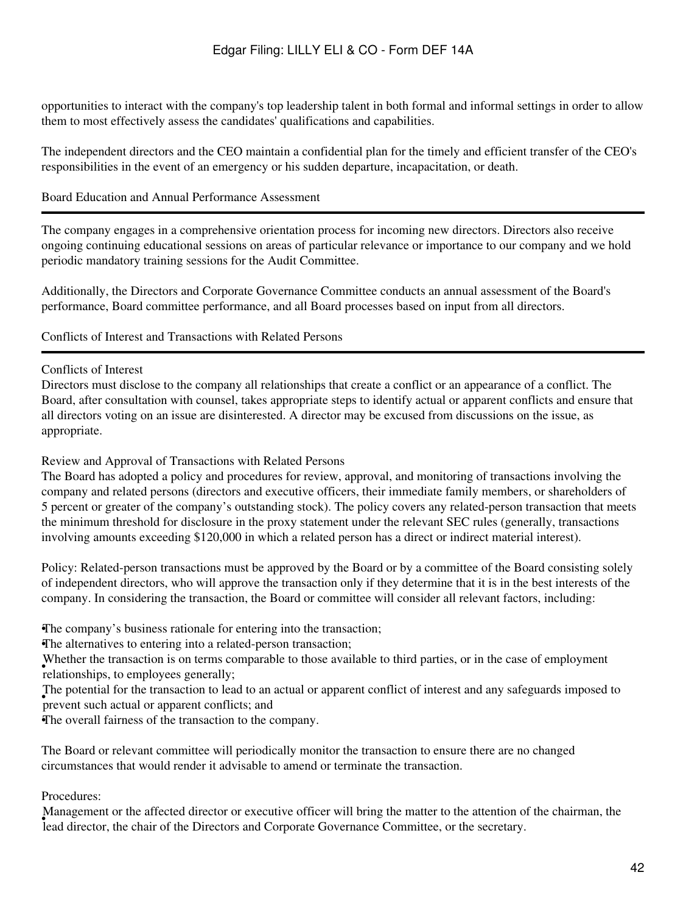opportunities to interact with the company's top leadership talent in both formal and informal settings in order to allow them to most effectively assess the candidates' qualifications and capabilities.

The independent directors and the CEO maintain a confidential plan for the timely and efficient transfer of the CEO's responsibilities in the event of an emergency or his sudden departure, incapacitation, or death.

## Board Education and Annual Performance Assessment

The company engages in a comprehensive orientation process for incoming new directors. Directors also receive ongoing continuing educational sessions on areas of particular relevance or importance to our company and we hold periodic mandatory training sessions for the Audit Committee.

Additionally, the Directors and Corporate Governance Committee conducts an annual assessment of the Board's performance, Board committee performance, and all Board processes based on input from all directors.

## Conflicts of Interest and Transactions with Related Persons

Conflicts of Interest
Directors must disclose to the company all relationships that create a conflict or an appearance of a conflict. The Board, after consultation with counsel, takes appropriate steps to identify actual or apparent conflicts and ensure that all directors voting on an issue are disinterested. A director may be excused from discussions on the issue, as appropriate.

Review and Approval of Transactions with Related Persons
The Board has adopted a policy and procedures for review, approval, and monitoring of transactions involving the company and related persons (directors and executive officers, their immediate family members, or shareholders of 5 percent or greater of the company's outstanding stock). The policy covers any related-person transaction that meets the minimum threshold for disclosure in the proxy statement under the relevant SEC rules (generally, transactions involving amounts exceeding $120,000 in which a related person has a direct or indirect material interest).

Policy: Related-person transactions must be approved by the Board or by a committee of the Board consisting solely of independent directors, who will approve the transaction only if they determine that it is in the best interests of the company. In considering the transaction, the Board or committee will consider all relevant factors, including:

- The company's business rationale for entering into the transaction;
- The alternatives to entering into a related-person transaction;
- Whether the transaction is on terms comparable to those available to third parties, or in the case of employment relationships, to employees generally;
- The potential for the transaction to lead to an actual or apparent conflict of interest and any safeguards imposed to prevent such actual or apparent conflicts; and
- The overall fairness of the transaction to the company.

The Board or relevant committee will periodically monitor the transaction to ensure there are no changed circumstances that would render it advisable to amend or terminate the transaction.

Procedures:

- Management or the affected director or executive officer will bring the matter to the attention of the chairman, the lead director, the chair of the Directors and Corporate Governance Committee, or the secretary.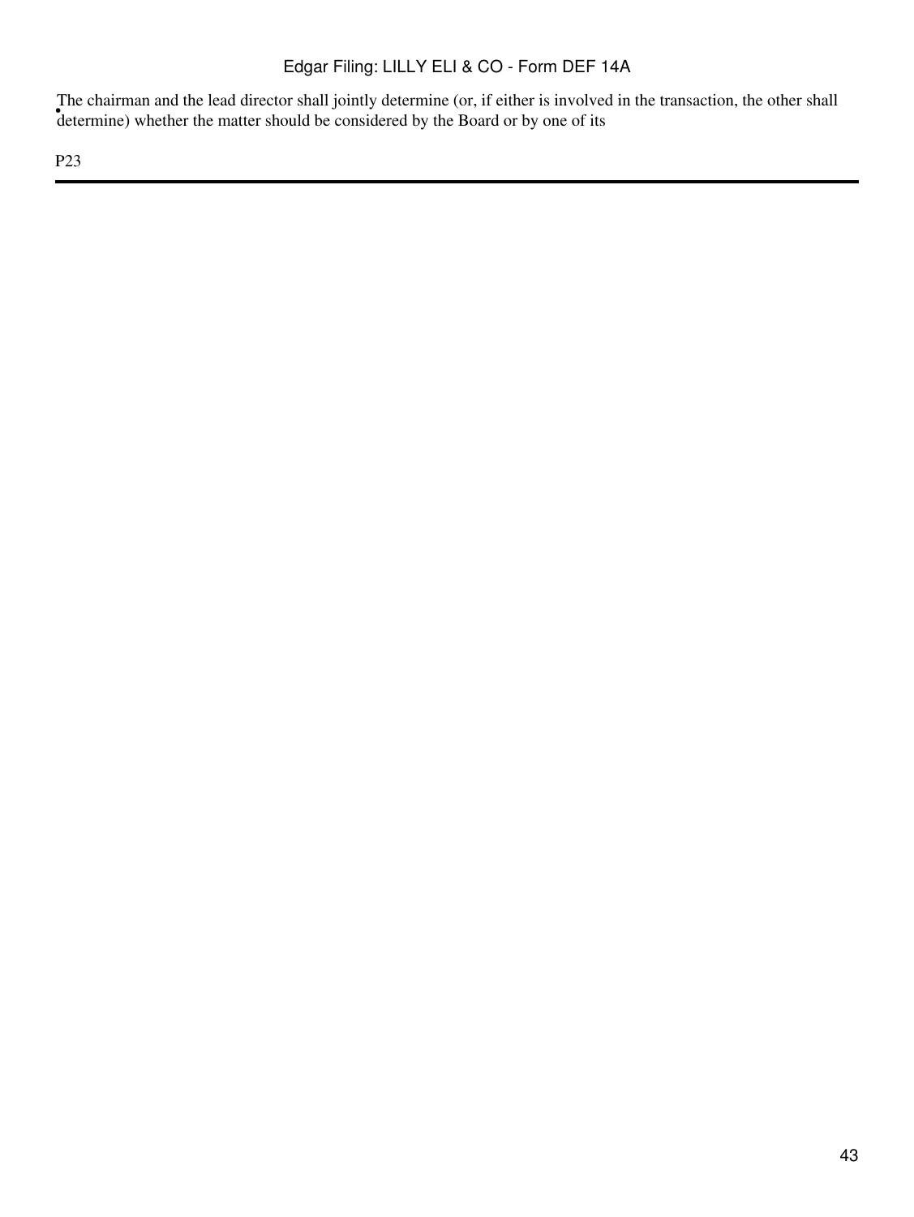- The chairman and the lead director shall jointly determine (or, if either is involved in the transaction, the other shall determine) whether the matter should be considered by the Board or by one of its

P23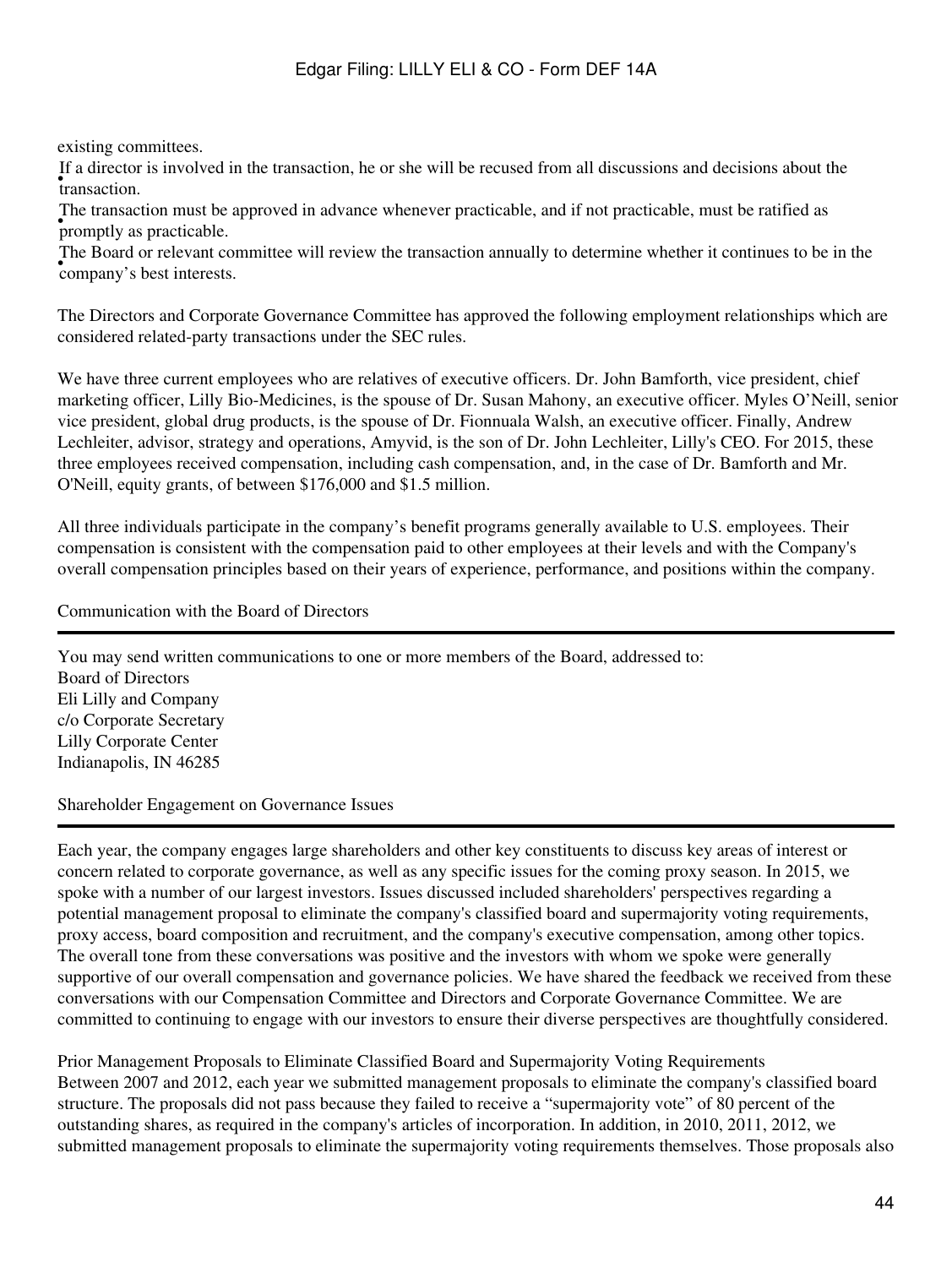existing committees.

- If a director is involved in the transaction, he or she will be recused from all discussions and decisions about the transaction.
- The transaction must be approved in advance whenever practicable, and if not practicable, must be ratified as promptly as practicable.
- The Board or relevant committee will review the transaction annually to determine whether it continues to be in the company's best interests.

The Directors and Corporate Governance Committee has approved the following employment relationships which are considered related-party transactions under the SEC rules.

We have three current employees who are relatives of executive officers. Dr. John Bamforth, vice president, chief marketing officer, Lilly Bio-Medicines, is the spouse of Dr. Susan Mahony, an executive officer. Myles O'Neill, senior vice president, global drug products, is the spouse of Dr. Fionnuala Walsh, an executive officer. Finally, Andrew Lechleiter, advisor, strategy and operations, Amyvid, is the son of Dr. John Lechleiter, Lilly's CEO. For 2015, these three employees received compensation, including cash compensation, and, in the case of Dr. Bamforth and Mr. O'Neill, equity grants, of between $176,000 and $1.5 million.

All three individuals participate in the company's benefit programs generally available to U.S. employees. Their compensation is consistent with the compensation paid to other employees at their levels and with the Company's overall compensation principles based on their years of experience, performance, and positions within the company.

## Communication with the Board of Directors

You may send written communications to one or more members of the Board, addressed to:
Board of Directors
Eli Lilly and Company
c/o Corporate Secretary
Lilly Corporate Center
Indianapolis, IN 46285

## Shareholder Engagement on Governance Issues

Each year, the company engages large shareholders and other key constituents to discuss key areas of interest or concern related to corporate governance, as well as any specific issues for the coming proxy season. In 2015, we spoke with a number of our largest investors. Issues discussed included shareholders' perspectives regarding a potential management proposal to eliminate the company's classified board and supermajority voting requirements, proxy access, board composition and recruitment, and the company's executive compensation, among other topics. The overall tone from these conversations was positive and the investors with whom we spoke were generally supportive of our overall compensation and governance policies. We have shared the feedback we received from these conversations with our Compensation Committee and Directors and Corporate Governance Committee. We are committed to continuing to engage with our investors to ensure their diverse perspectives are thoughtfully considered.

### Prior Management Proposals to Eliminate Classified Board and Supermajority Voting Requirements

Between 2007 and 2012, each year we submitted management proposals to eliminate the company's classified board structure. The proposals did not pass because they failed to receive a "supermajority vote" of 80 percent of the outstanding shares, as required in the company's articles of incorporation. In addition, in 2010, 2011, 2012, we submitted management proposals to eliminate the supermajority voting requirements themselves. Those proposals also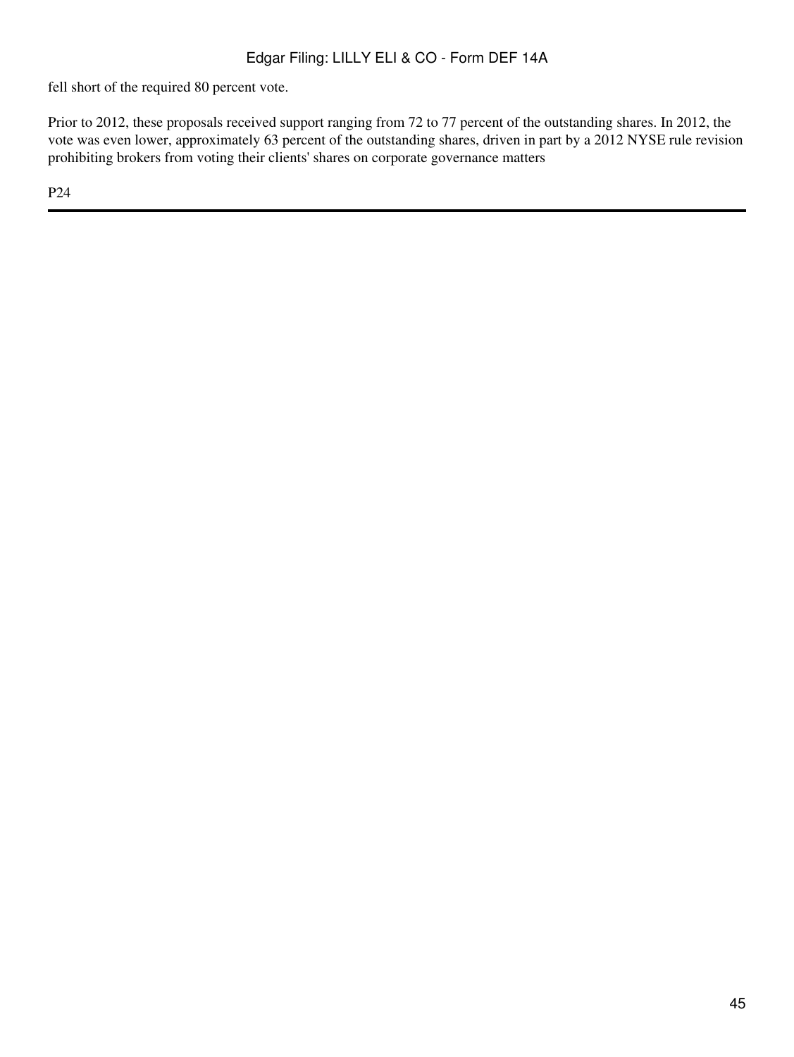fell short of the required 80 percent vote.

Prior to 2012, these proposals received support ranging from 72 to 77 percent of the outstanding shares. In 2012, the vote was even lower, approximately 63 percent of the outstanding shares, driven in part by a 2012 NYSE rule revision prohibiting brokers from voting their clients' shares on corporate governance matters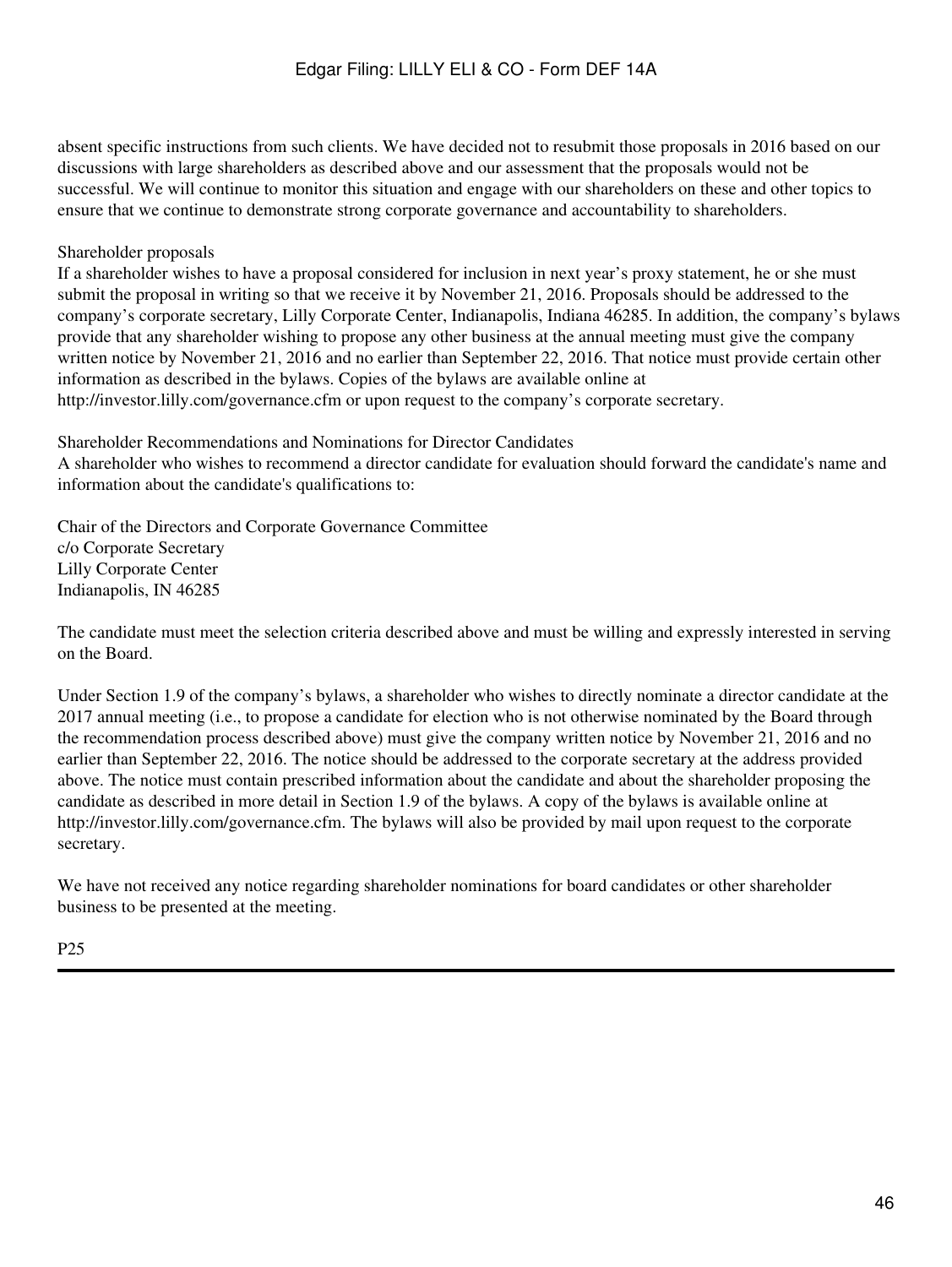absent specific instructions from such clients. We have decided not to resubmit those proposals in 2016 based on our discussions with large shareholders as described above and our assessment that the proposals would not be successful. We will continue to monitor this situation and engage with our shareholders on these and other topics to ensure that we continue to demonstrate strong corporate governance and accountability to shareholders.

### Shareholder proposals

If a shareholder wishes to have a proposal considered for inclusion in next year's proxy statement, he or she must submit the proposal in writing so that we receive it by November 21, 2016. Proposals should be addressed to the company's corporate secretary, Lilly Corporate Center, Indianapolis, Indiana 46285. In addition, the company's bylaws provide that any shareholder wishing to propose any other business at the annual meeting must give the company written notice by November 21, 2016 and no earlier than September 22, 2016. That notice must provide certain other information as described in the bylaws. Copies of the bylaws are available online at http://investor.lilly.com/governance.cfm or upon request to the company's corporate secretary.

### Shareholder Recommendations and Nominations for Director Candidates

A shareholder who wishes to recommend a director candidate for evaluation should forward the candidate's name and information about the candidate's qualifications to:

Chair of the Directors and Corporate Governance Committee
c/o Corporate Secretary
Lilly Corporate Center
Indianapolis, IN 46285

The candidate must meet the selection criteria described above and must be willing and expressly interested in serving on the Board.

Under Section 1.9 of the company's bylaws, a shareholder who wishes to directly nominate a director candidate at the 2017 annual meeting (i.e., to propose a candidate for election who is not otherwise nominated by the Board through the recommendation process described above) must give the company written notice by November 21, 2016 and no earlier than September 22, 2016. The notice should be addressed to the corporate secretary at the address provided above. The notice must contain prescribed information about the candidate and about the shareholder proposing the candidate as described in more detail in Section 1.9 of the bylaws. A copy of the bylaws is available online at http://investor.lilly.com/governance.cfm. The bylaws will also be provided by mail upon request to the corporate secretary.

We have not received any notice regarding shareholder nominations for board candidates or other shareholder business to be presented at the meeting.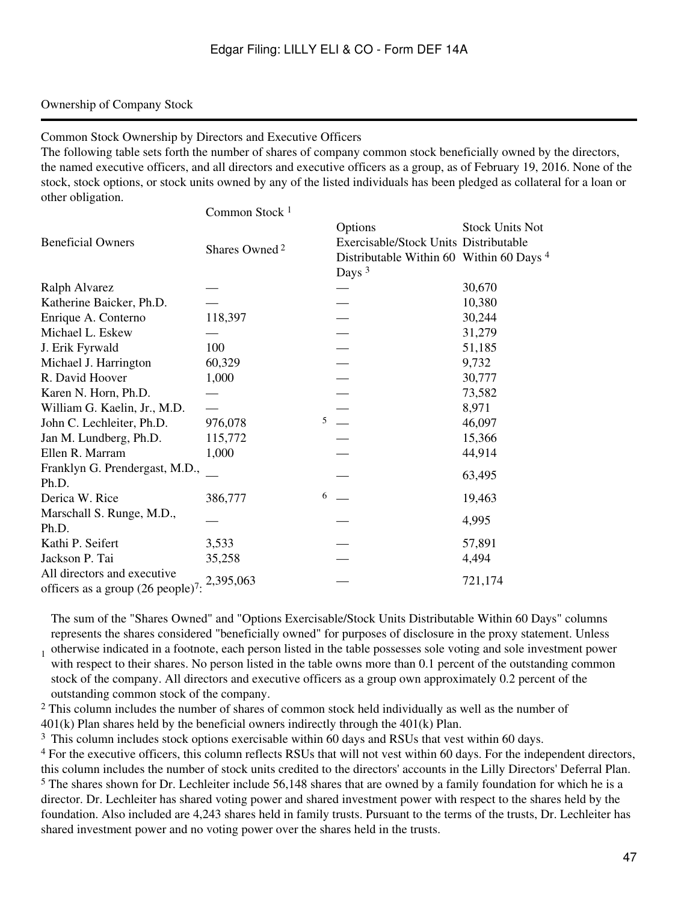## Ownership of Company Stock

### Common Stock Ownership by Directors and Executive Officers

The following table sets forth the number of shares of company common stock beneficially owned by the directors, the named executive officers, and all directors and executive officers as a group, as of February 19, 2016. None of the stock, stock options, or stock units owned by any of the listed individuals has been pledged as collateral for a loan or other obligation.

| Beneficial Owners | Common Stock [1] | | |
|---|---|---|---|
| | Shares Owned [2] | Options Exercisable/Stock Units Distributable Within 60 Days [3] | Stock Units Not Distributable Within 60 Days [4] |
| Ralph Alvarez | — | — | 30,670 |
| Katherine Baicker, Ph.D. | — | — | 10,380 |
| Enrique A. Conterno | 118,397 | — | 30,244 |
| Michael L. Eskew | — | — | 31,279 |
| J. Erik Fyrwald | 100 | — | 51,185 |
| Michael J. Harrington | 60,329 | — | 9,732 |
| R. David Hoover | 1,000 | — | 30,777 |
| Karen N. Horn, Ph.D. | — | — | 73,582 |
| William G. Kaelin, Jr., M.D. | — | — | 8,971 |
| John C. Lechleiter, Ph.D. | 976,078 [5] | — | 46,097 |
| Jan M. Lundberg, Ph.D. | 115,772 | — | 15,366 |
| Ellen R. Marram | 1,000 | — | 44,914 |
| Franklyn G. Prendergast, M.D., Ph.D. | — | — | 63,495 |
| Derica W. Rice | 386,777 [6] | — | 19,463 |
| Marschall S. Runge, M.D., Ph.D. | — | — | 4,995 |
| Kathi P. Seifert | 3,533 | — | 57,891 |
| Jackson P. Tai | 35,258 | — | 4,494 |
| All directors and executive officers as a group (26 people)[7]: | 2,395,063 | — | 721,174 |

[1] The sum of the "Shares Owned" and "Options Exercisable/Stock Units Distributable Within 60 Days" columns represents the shares considered "beneficially owned" for purposes of disclosure in the proxy statement. Unless otherwise indicated in a footnote, each person listed in the table possesses sole voting and sole investment power with respect to their shares. No person listed in the table owns more than 0.1 percent of the outstanding common stock of the company. All directors and executive officers as a group own approximately 0.2 percent of the outstanding common stock of the company.

[2] This column includes the number of shares of common stock held individually as well as the number of 401(k) Plan shares held by the beneficial owners indirectly through the 401(k) Plan.

[3] This column includes stock options exercisable within 60 days and RSUs that vest within 60 days.

[4] For the executive officers, this column reflects RSUs that will not vest within 60 days. For the independent directors, this column includes the number of stock units credited to the directors' accounts in the Lilly Directors' Deferral Plan.

[5] The shares shown for Dr. Lechleiter include 56,148 shares that are owned by a family foundation for which he is a director. Dr. Lechleiter has shared voting power and shared investment power with respect to the shares held by the foundation. Also included are 4,243 shares held in family trusts. Pursuant to the terms of the trusts, Dr. Lechleiter has shared investment power and no voting power over the shares held in the trusts.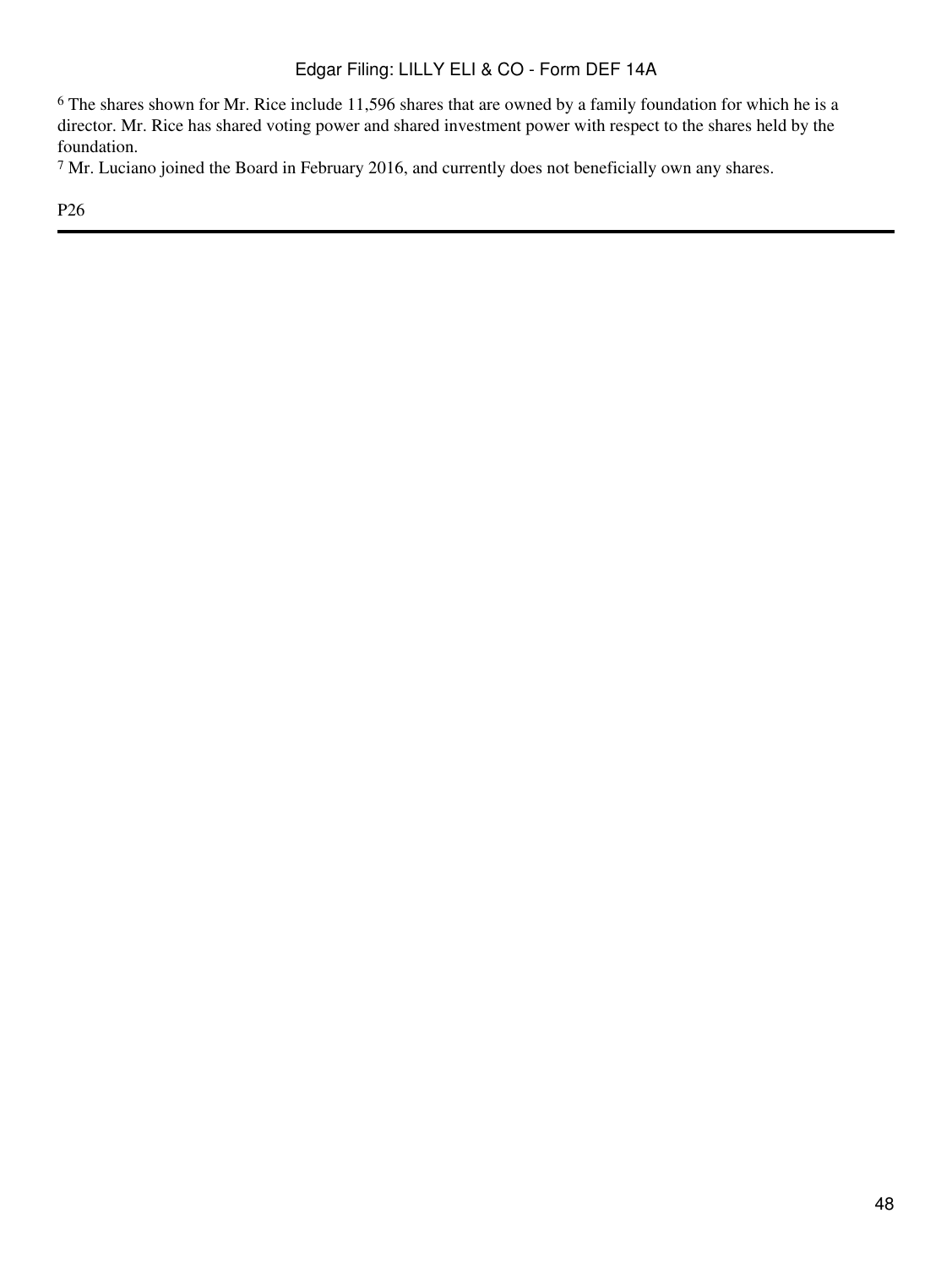[6] The shares shown for Mr. Rice include 11,596 shares that are owned by a family foundation for which he is a director. Mr. Rice has shared voting power and shared investment power with respect to the shares held by the foundation.

[7] Mr. Luciano joined the Board in February 2016, and currently does not beneficially own any shares.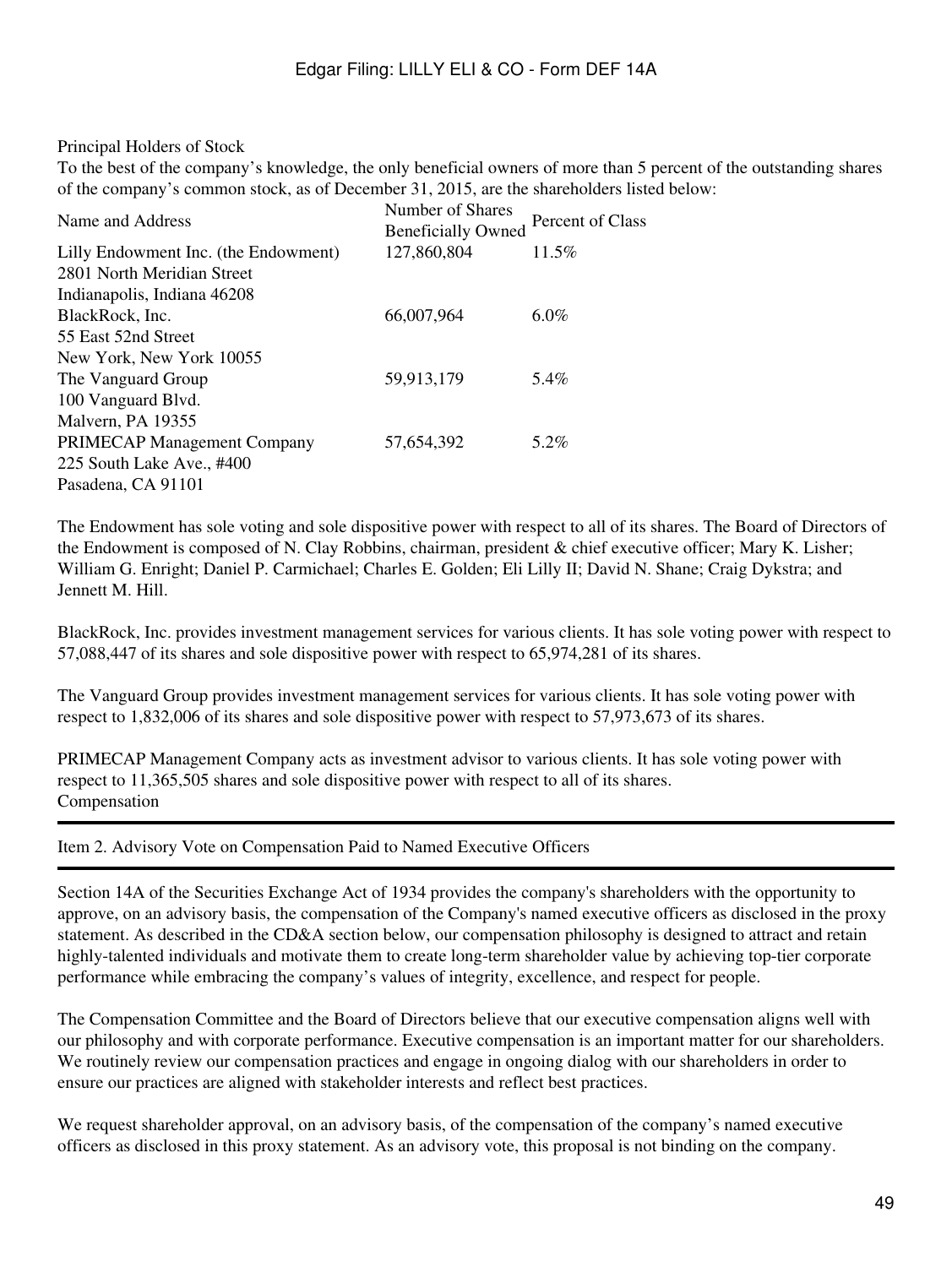Principal Holders of Stock

To the best of the company's knowledge, the only beneficial owners of more than 5 percent of the outstanding shares of the company's common stock, as of December 31, 2015, are the shareholders listed below:

| Name and Address | Number of Shares Beneficially Owned | Percent of Class |
|---|---|---|
| Lilly Endowment Inc. (the Endowment)<br>2801 North Meridian Street<br>Indianapolis, Indiana 46208 | 127,860,804 | 11.5% |
| BlackRock, Inc.<br>55 East 52nd Street<br>New York, New York 10055 | 66,007,964 | 6.0% |
| The Vanguard Group<br>100 Vanguard Blvd.<br>Malvern, PA 19355 | 59,913,179 | 5.4% |
| PRIMECAP Management Company<br>225 South Lake Ave., #400<br>Pasadena, CA 91101 | 57,654,392 | 5.2% |

The Endowment has sole voting and sole dispositive power with respect to all of its shares. The Board of Directors of the Endowment is composed of N. Clay Robbins, chairman, president & chief executive officer; Mary K. Lisher; William G. Enright; Daniel P. Carmichael; Charles E. Golden; Eli Lilly II; David N. Shane; Craig Dykstra; and Jennett M. Hill.

BlackRock, Inc. provides investment management services for various clients. It has sole voting power with respect to 57,088,447 of its shares and sole dispositive power with respect to 65,974,281 of its shares.

The Vanguard Group provides investment management services for various clients. It has sole voting power with respect to 1,832,006 of its shares and sole dispositive power with respect to 57,973,673 of its shares.

PRIMECAP Management Company acts as investment advisor to various clients. It has sole voting power with respect to 11,365,505 shares and sole dispositive power with respect to all of its shares.

Compensation

## Item 2. Advisory Vote on Compensation Paid to Named Executive Officers

Section 14A of the Securities Exchange Act of 1934 provides the company's shareholders with the opportunity to approve, on an advisory basis, the compensation of the Company's named executive officers as disclosed in the proxy statement. As described in the CD&A section below, our compensation philosophy is designed to attract and retain highly-talented individuals and motivate them to create long-term shareholder value by achieving top-tier corporate performance while embracing the company's values of integrity, excellence, and respect for people.

The Compensation Committee and the Board of Directors believe that our executive compensation aligns well with our philosophy and with corporate performance. Executive compensation is an important matter for our shareholders. We routinely review our compensation practices and engage in ongoing dialog with our shareholders in order to ensure our practices are aligned with stakeholder interests and reflect best practices.

We request shareholder approval, on an advisory basis, of the compensation of the company's named executive officers as disclosed in this proxy statement. As an advisory vote, this proposal is not binding on the company.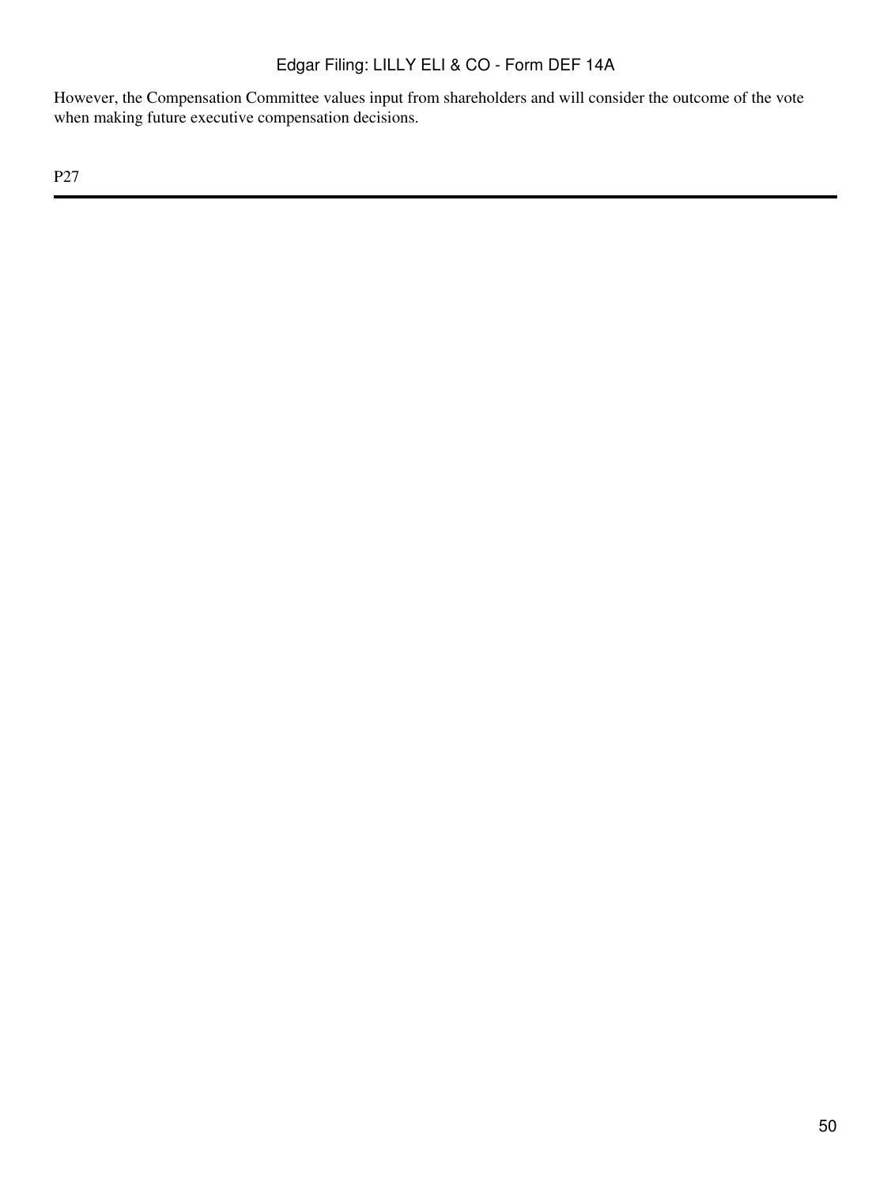However, the Compensation Committee values input from shareholders and will consider the outcome of the vote when making future executive compensation decisions.

P27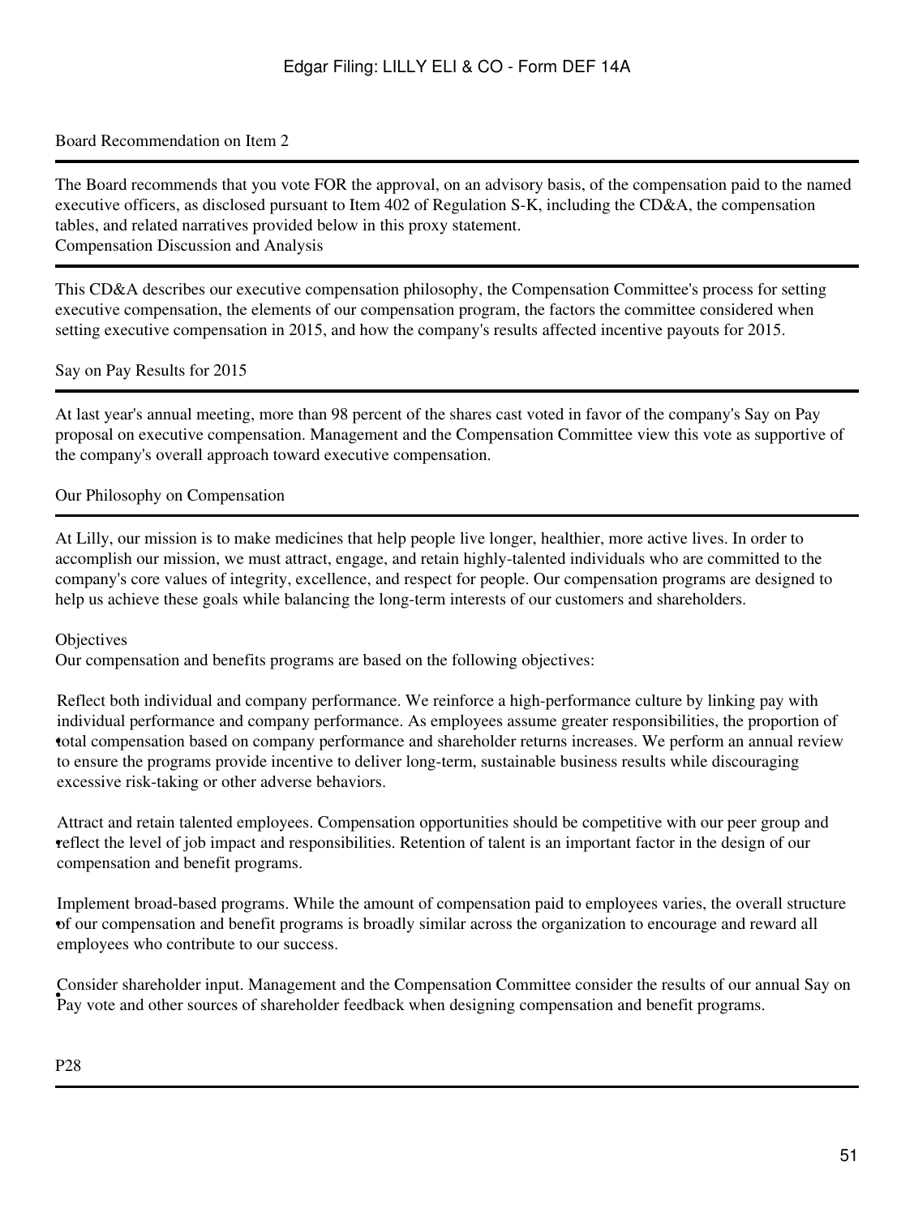### Board Recommendation on Item 2

The Board recommends that you vote FOR the approval, on an advisory basis, of the compensation paid to the named executive officers, as disclosed pursuant to Item 402 of Regulation S-K, including the CD&A, the compensation tables, and related narratives provided below in this proxy statement.

## Compensation Discussion and Analysis

This CD&A describes our executive compensation philosophy, the Compensation Committee's process for setting executive compensation, the elements of our compensation program, the factors the committee considered when setting executive compensation in 2015, and how the company's results affected incentive payouts for 2015.

### Say on Pay Results for 2015

At last year's annual meeting, more than 98 percent of the shares cast voted in favor of the company's Say on Pay proposal on executive compensation. Management and the Compensation Committee view this vote as supportive of the company's overall approach toward executive compensation.

### Our Philosophy on Compensation

At Lilly, our mission is to make medicines that help people live longer, healthier, more active lives. In order to accomplish our mission, we must attract, engage, and retain highly-talented individuals who are committed to the company's core values of integrity, excellence, and respect for people. Our compensation programs are designed to help us achieve these goals while balancing the long-term interests of our customers and shareholders.

#### Objectives

Our compensation and benefits programs are based on the following objectives:

- Reflect both individual and company performance. We reinforce a high-performance culture by linking pay with individual performance and company performance. As employees assume greater responsibilities, the proportion of total compensation based on company performance and shareholder returns increases. We perform an annual review to ensure the programs provide incentive to deliver long-term, sustainable business results while discouraging excessive risk-taking or other adverse behaviors.
- Attract and retain talented employees. Compensation opportunities should be competitive with our peer group and reflect the level of job impact and responsibilities. Retention of talent is an important factor in the design of our compensation and benefit programs.
- Implement broad-based programs. While the amount of compensation paid to employees varies, the overall structure of our compensation and benefit programs is broadly similar across the organization to encourage and reward all employees who contribute to our success.
- Consider shareholder input. Management and the Compensation Committee consider the results of our annual Say on Pay vote and other sources of shareholder feedback when designing compensation and benefit programs.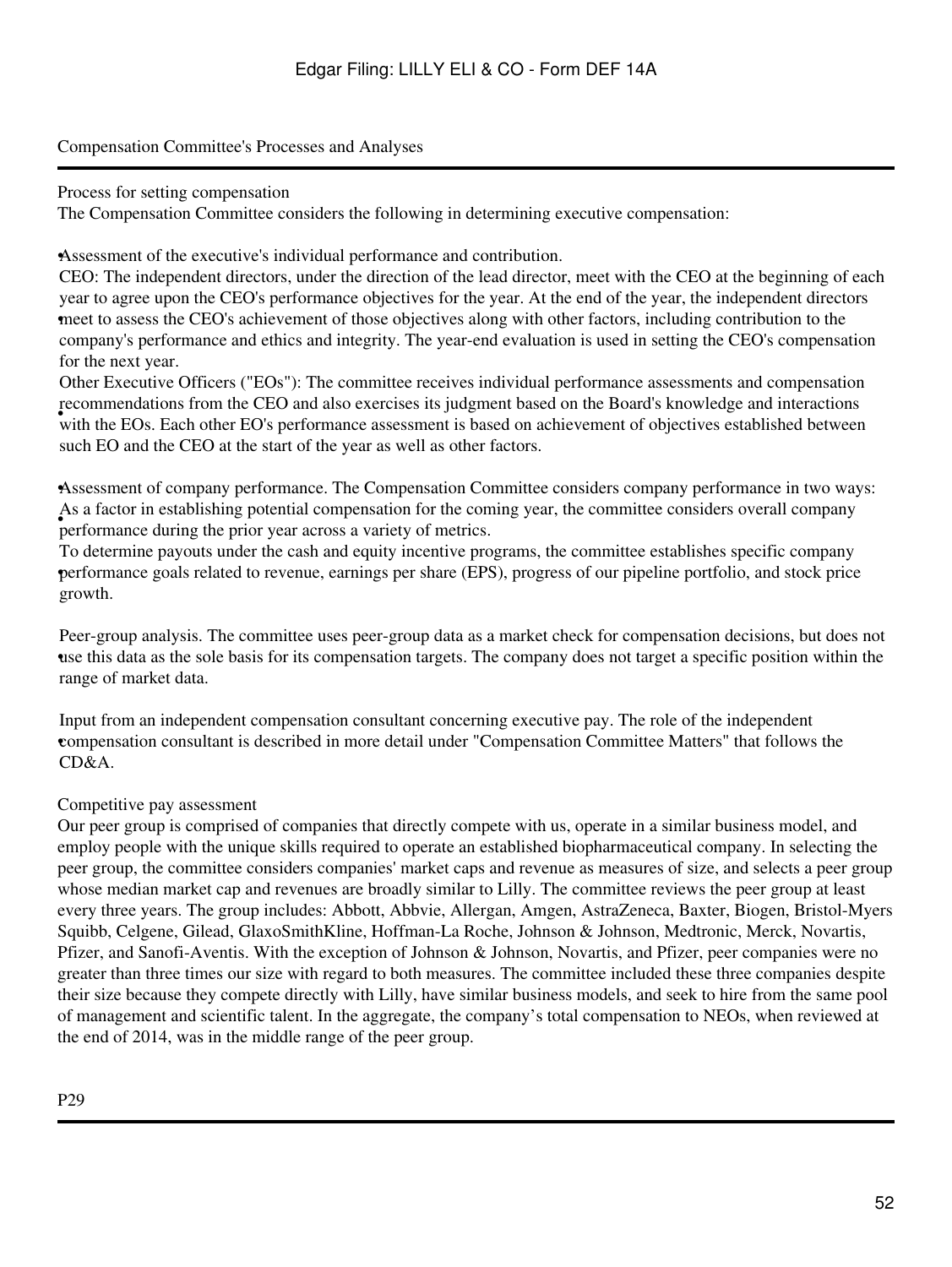## Compensation Committee's Processes and Analyses

### Process for setting compensation

The Compensation Committee considers the following in determining executive compensation:

- Assessment of the executive's individual performance and contribution.
  - CEO: The independent directors, under the direction of the lead director, meet with the CEO at the beginning of each year to agree upon the CEO's performance objectives for the year. At the end of the year, the independent directors meet to assess the CEO's achievement of those objectives along with other factors, including contribution to the company's performance and ethics and integrity. The year-end evaluation is used in setting the CEO's compensation for the next year.
  - Other Executive Officers ("EOs"): The committee receives individual performance assessments and compensation recommendations from the CEO and also exercises its judgment based on the Board's knowledge and interactions with the EOs. Each other EO's performance assessment is based on achievement of objectives established between such EO and the CEO at the start of the year as well as other factors.
- Assessment of company performance. The Compensation Committee considers company performance in two ways:
  - As a factor in establishing potential compensation for the coming year, the committee considers overall company performance during the prior year across a variety of metrics.
  - To determine payouts under the cash and equity incentive programs, the committee establishes specific company performance goals related to revenue, earnings per share (EPS), progress of our pipeline portfolio, and stock price growth.
- Peer-group analysis. The committee uses peer-group data as a market check for compensation decisions, but does not use this data as the sole basis for its compensation targets. The company does not target a specific position within the range of market data.
- Input from an independent compensation consultant concerning executive pay. The role of the independent compensation consultant is described in more detail under "Compensation Committee Matters" that follows the CD&A.

### Competitive pay assessment

Our peer group is comprised of companies that directly compete with us, operate in a similar business model, and employ people with the unique skills required to operate an established biopharmaceutical company. In selecting the peer group, the committee considers companies' market caps and revenue as measures of size, and selects a peer group whose median market cap and revenues are broadly similar to Lilly. The committee reviews the peer group at least every three years. The group includes: Abbott, Abbvie, Allergan, Amgen, AstraZeneca, Baxter, Biogen, Bristol-Myers Squibb, Celgene, Gilead, GlaxoSmithKline, Hoffman-La Roche, Johnson & Johnson, Medtronic, Merck, Novartis, Pfizer, and Sanofi-Aventis. With the exception of Johnson & Johnson, Novartis, and Pfizer, peer companies were no greater than three times our size with regard to both measures. The committee included these three companies despite their size because they compete directly with Lilly, have similar business models, and seek to hire from the same pool of management and scientific talent. In the aggregate, the company's total compensation to NEOs, when reviewed at the end of 2014, was in the middle range of the peer group.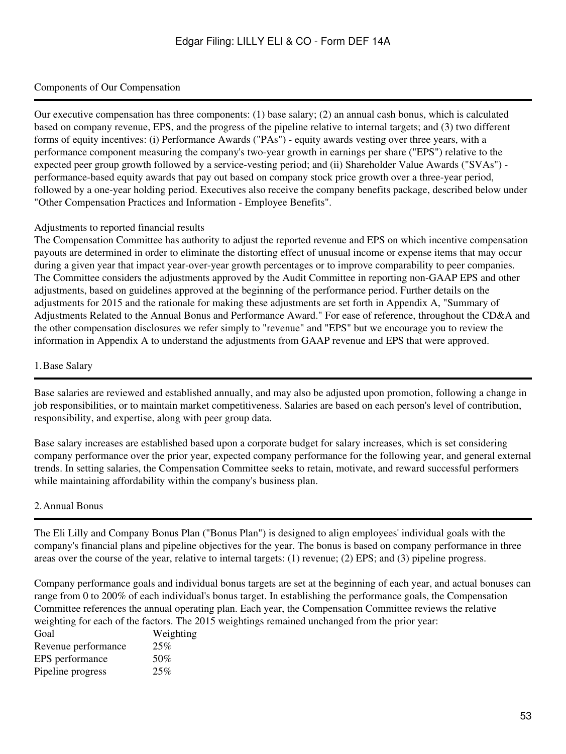## Components of Our Compensation

Our executive compensation has three components: (1) base salary; (2) an annual cash bonus, which is calculated based on company revenue, EPS, and the progress of the pipeline relative to internal targets; and (3) two different forms of equity incentives: (i) Performance Awards ("PAs") - equity awards vesting over three years, with a performance component measuring the company's two-year growth in earnings per share ("EPS") relative to the expected peer group growth followed by a service-vesting period; and (ii) Shareholder Value Awards ("SVAs") - performance-based equity awards that pay out based on company stock price growth over a three-year period, followed by a one-year holding period. Executives also receive the company benefits package, described below under "Other Compensation Practices and Information - Employee Benefits".

### Adjustments to reported financial results

The Compensation Committee has authority to adjust the reported revenue and EPS on which incentive compensation payouts are determined in order to eliminate the distorting effect of unusual income or expense items that may occur during a given year that impact year-over-year growth percentages or to improve comparability to peer companies. The Committee considers the adjustments approved by the Audit Committee in reporting non-GAAP EPS and other adjustments, based on guidelines approved at the beginning of the performance period. Further details on the adjustments for 2015 and the rationale for making these adjustments are set forth in Appendix A, "Summary of Adjustments Related to the Annual Bonus and Performance Award." For ease of reference, throughout the CD&A and the other compensation disclosures we refer simply to "revenue" and "EPS" but we encourage you to review the information in Appendix A to understand the adjustments from GAAP revenue and EPS that were approved.

## 1. Base Salary

Base salaries are reviewed and established annually, and may also be adjusted upon promotion, following a change in job responsibilities, or to maintain market competitiveness. Salaries are based on each person's level of contribution, responsibility, and expertise, along with peer group data.

Base salary increases are established based upon a corporate budget for salary increases, which is set considering company performance over the prior year, expected company performance for the following year, and general external trends. In setting salaries, the Compensation Committee seeks to retain, motivate, and reward successful performers while maintaining affordability within the company's business plan.

## 2. Annual Bonus

The Eli Lilly and Company Bonus Plan ("Bonus Plan") is designed to align employees' individual goals with the company's financial plans and pipeline objectives for the year. The bonus is based on company performance in three areas over the course of the year, relative to internal targets: (1) revenue; (2) EPS; and (3) pipeline progress.

Company performance goals and individual bonus targets are set at the beginning of each year, and actual bonuses can range from 0 to 200% of each individual's bonus target. In establishing the performance goals, the Compensation Committee references the annual operating plan. Each year, the Compensation Committee reviews the relative weighting for each of the factors. The 2015 weightings remained unchanged from the prior year:

| Goal | Weighting |
|---|---|
| Revenue performance | 25% |
| EPS performance | 50% |
| Pipeline progress | 25% |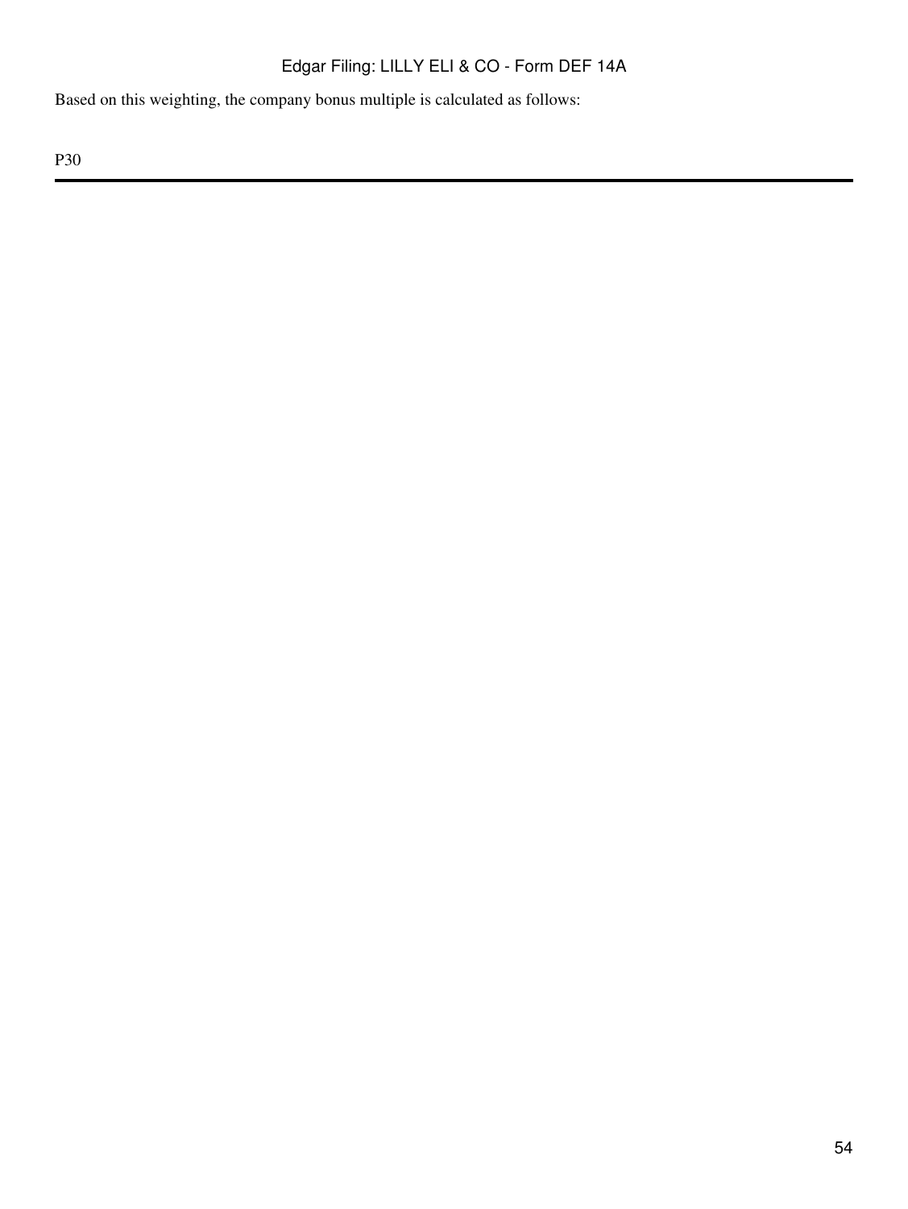Based on this weighting, the company bonus multiple is calculated as follows:

P30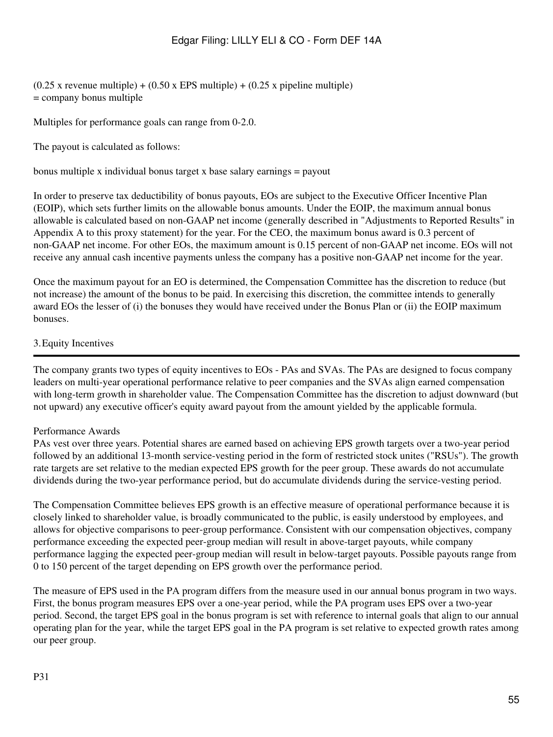(0.25 x revenue multiple) + (0.50 x EPS multiple) + (0.25 x pipeline multiple)
= company bonus multiple

Multiples for performance goals can range from 0-2.0.

The payout is calculated as follows:

bonus multiple x individual bonus target x base salary earnings = payout

In order to preserve tax deductibility of bonus payouts, EOs are subject to the Executive Officer Incentive Plan (EOIP), which sets further limits on the allowable bonus amounts. Under the EOIP, the maximum annual bonus allowable is calculated based on non-GAAP net income (generally described in "Adjustments to Reported Results" in Appendix A to this proxy statement) for the year. For the CEO, the maximum bonus award is 0.3 percent of non-GAAP net income. For other EOs, the maximum amount is 0.15 percent of non-GAAP net income. EOs will not receive any annual cash incentive payments unless the company has a positive non-GAAP net income for the year.

Once the maximum payout for an EO is determined, the Compensation Committee has the discretion to reduce (but not increase) the amount of the bonus to be paid. In exercising this discretion, the committee intends to generally award EOs the lesser of (i) the bonuses they would have received under the Bonus Plan or (ii) the EOIP maximum bonuses.

## 3. Equity Incentives

The company grants two types of equity incentives to EOs - PAs and SVAs. The PAs are designed to focus company leaders on multi-year operational performance relative to peer companies and the SVAs align earned compensation with long-term growth in shareholder value. The Compensation Committee has the discretion to adjust downward (but not upward) any executive officer's equity award payout from the amount yielded by the applicable formula.

### Performance Awards

PAs vest over three years. Potential shares are earned based on achieving EPS growth targets over a two-year period followed by an additional 13-month service-vesting period in the form of restricted stock unites ("RSUs"). The growth rate targets are set relative to the median expected EPS growth for the peer group. These awards do not accumulate dividends during the two-year performance period, but do accumulate dividends during the service-vesting period.

The Compensation Committee believes EPS growth is an effective measure of operational performance because it is closely linked to shareholder value, is broadly communicated to the public, is easily understood by employees, and allows for objective comparisons to peer-group performance. Consistent with our compensation objectives, company performance exceeding the expected peer-group median will result in above-target payouts, while company performance lagging the expected peer-group median will result in below-target payouts. Possible payouts range from 0 to 150 percent of the target depending on EPS growth over the performance period.

The measure of EPS used in the PA program differs from the measure used in our annual bonus program in two ways. First, the bonus program measures EPS over a one-year period, while the PA program uses EPS over a two-year period. Second, the target EPS goal in the bonus program is set with reference to internal goals that align to our annual operating plan for the year, while the target EPS goal in the PA program is set relative to expected growth rates among our peer group.

P31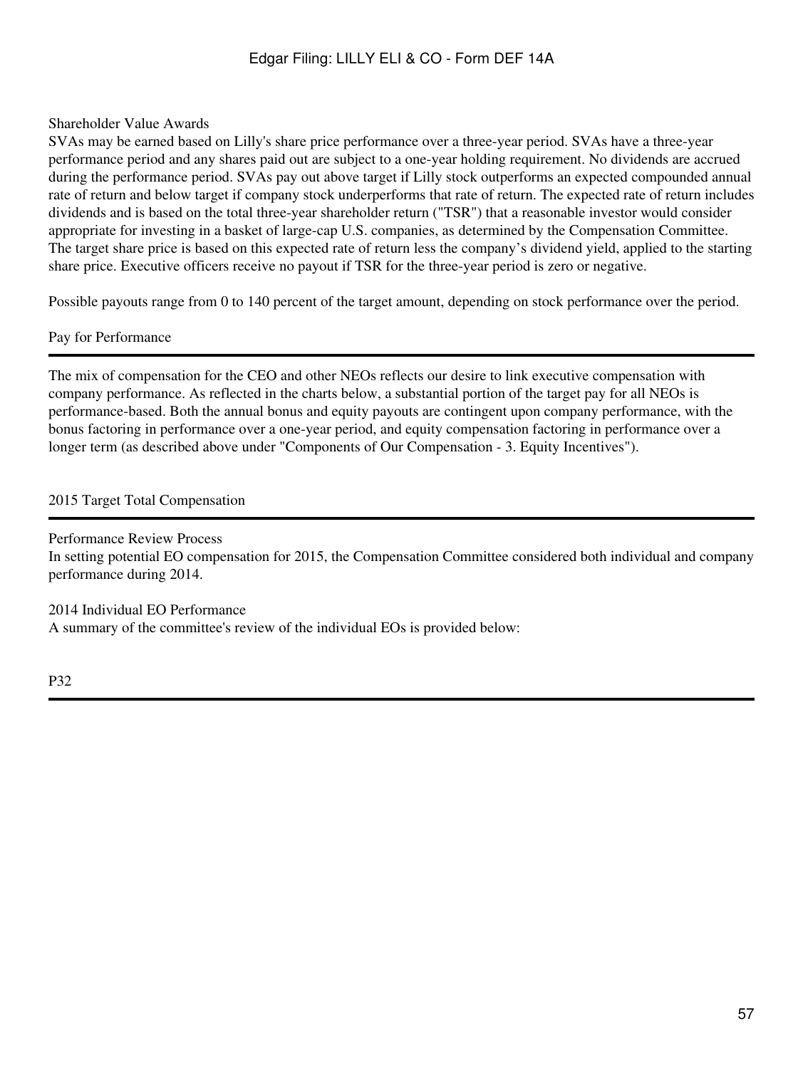### Shareholder Value Awards

SVAs may be earned based on Lilly's share price performance over a three-year period. SVAs have a three-year performance period and any shares paid out are subject to a one-year holding requirement. No dividends are accrued during the performance period. SVAs pay out above target if Lilly stock outperforms an expected compounded annual rate of return and below target if company stock underperforms that rate of return. The expected rate of return includes dividends and is based on the total three-year shareholder return ("TSR") that a reasonable investor would consider appropriate for investing in a basket of large-cap U.S. companies, as determined by the Compensation Committee. The target share price is based on this expected rate of return less the company's dividend yield, applied to the starting share price. Executive officers receive no payout if TSR for the three-year period is zero or negative.

Possible payouts range from 0 to 140 percent of the target amount, depending on stock performance over the period.

## Pay for Performance

The mix of compensation for the CEO and other NEOs reflects our desire to link executive compensation with company performance. As reflected in the charts below, a substantial portion of the target pay for all NEOs is performance-based. Both the annual bonus and equity payouts are contingent upon company performance, with the bonus factoring in performance over a one-year period, and equity compensation factoring in performance over a longer term (as described above under "Components of Our Compensation - 3. Equity Incentives").

## 2015 Target Total Compensation

### Performance Review Process

In setting potential EO compensation for 2015, the Compensation Committee considered both individual and company performance during 2014.

### 2014 Individual EO Performance

A summary of the committee's review of the individual EOs is provided below:

P32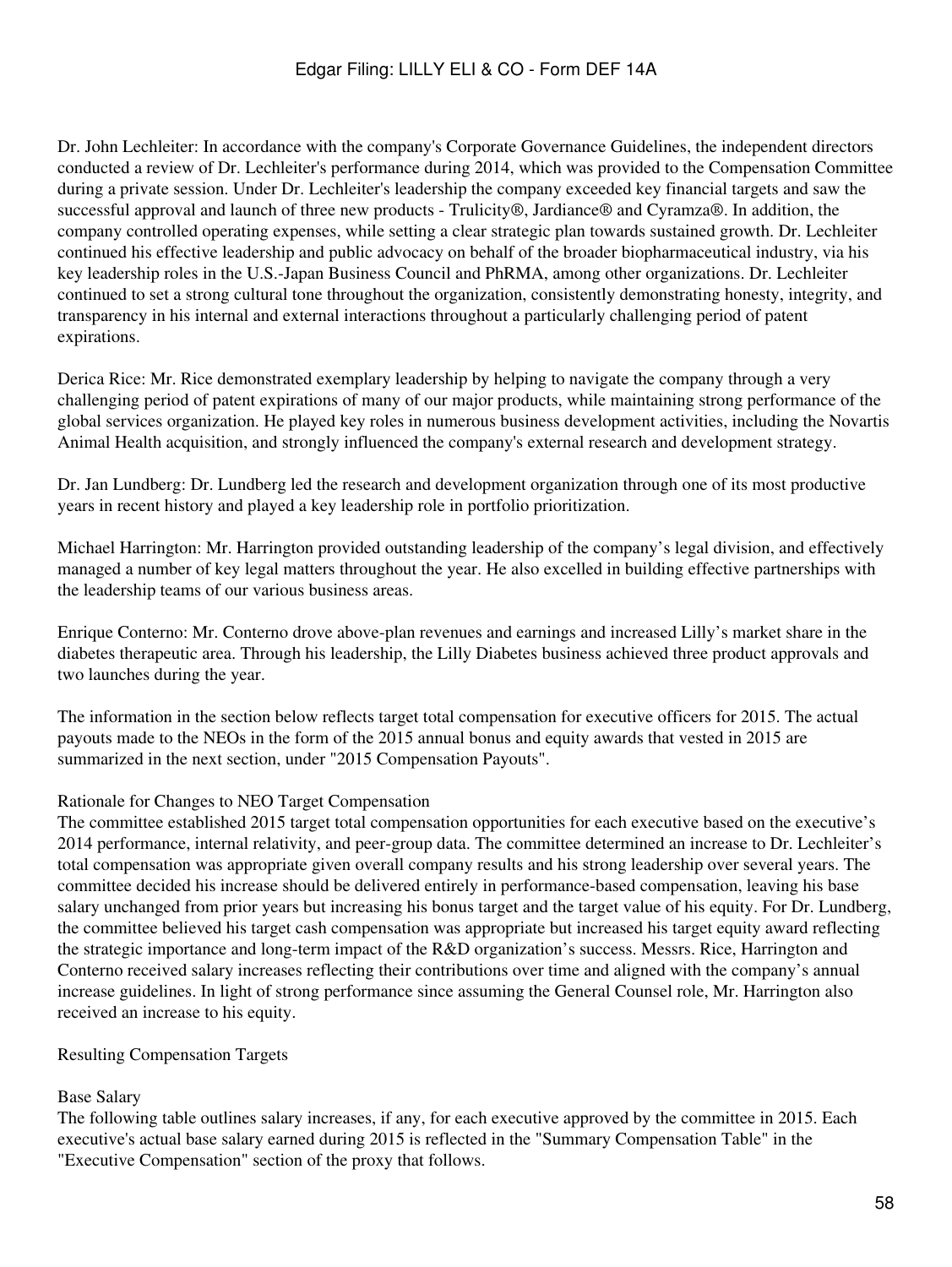Dr. John Lechleiter: In accordance with the company's Corporate Governance Guidelines, the independent directors conducted a review of Dr. Lechleiter's performance during 2014, which was provided to the Compensation Committee during a private session. Under Dr. Lechleiter's leadership the company exceeded key financial targets and saw the successful approval and launch of three new products - Trulicity®, Jardiance® and Cyramza®. In addition, the company controlled operating expenses, while setting a clear strategic plan towards sustained growth. Dr. Lechleiter continued his effective leadership and public advocacy on behalf of the broader biopharmaceutical industry, via his key leadership roles in the U.S.-Japan Business Council and PhRMA, among other organizations. Dr. Lechleiter continued to set a strong cultural tone throughout the organization, consistently demonstrating honesty, integrity, and transparency in his internal and external interactions throughout a particularly challenging period of patent expirations.

Derica Rice: Mr. Rice demonstrated exemplary leadership by helping to navigate the company through a very challenging period of patent expirations of many of our major products, while maintaining strong performance of the global services organization. He played key roles in numerous business development activities, including the Novartis Animal Health acquisition, and strongly influenced the company's external research and development strategy.

Dr. Jan Lundberg: Dr. Lundberg led the research and development organization through one of its most productive years in recent history and played a key leadership role in portfolio prioritization.

Michael Harrington: Mr. Harrington provided outstanding leadership of the company’s legal division, and effectively managed a number of key legal matters throughout the year. He also excelled in building effective partnerships with the leadership teams of our various business areas.

Enrique Conterno: Mr. Conterno drove above-plan revenues and earnings and increased Lilly’s market share in the diabetes therapeutic area. Through his leadership, the Lilly Diabetes business achieved three product approvals and two launches during the year.

The information in the section below reflects target total compensation for executive officers for 2015. The actual payouts made to the NEOs in the form of the 2015 annual bonus and equity awards that vested in 2015 are summarized in the next section, under "2015 Compensation Payouts".

### Rationale for Changes to NEO Target Compensation

The committee established 2015 target total compensation opportunities for each executive based on the executive’s 2014 performance, internal relativity, and peer-group data. The committee determined an increase to Dr. Lechleiter’s total compensation was appropriate given overall company results and his strong leadership over several years. The committee decided his increase should be delivered entirely in performance-based compensation, leaving his base salary unchanged from prior years but increasing his bonus target and the target value of his equity. For Dr. Lundberg, the committee believed his target cash compensation was appropriate but increased his target equity award reflecting the strategic importance and long-term impact of the R&D organization’s success. Messrs. Rice, Harrington and Conterno received salary increases reflecting their contributions over time and aligned with the company’s annual increase guidelines. In light of strong performance since assuming the General Counsel role, Mr. Harrington also received an increase to his equity.

### Resulting Compensation Targets

#### Base Salary

The following table outlines salary increases, if any, for each executive approved by the committee in 2015. Each executive's actual base salary earned during 2015 is reflected in the "Summary Compensation Table" in the "Executive Compensation" section of the proxy that follows.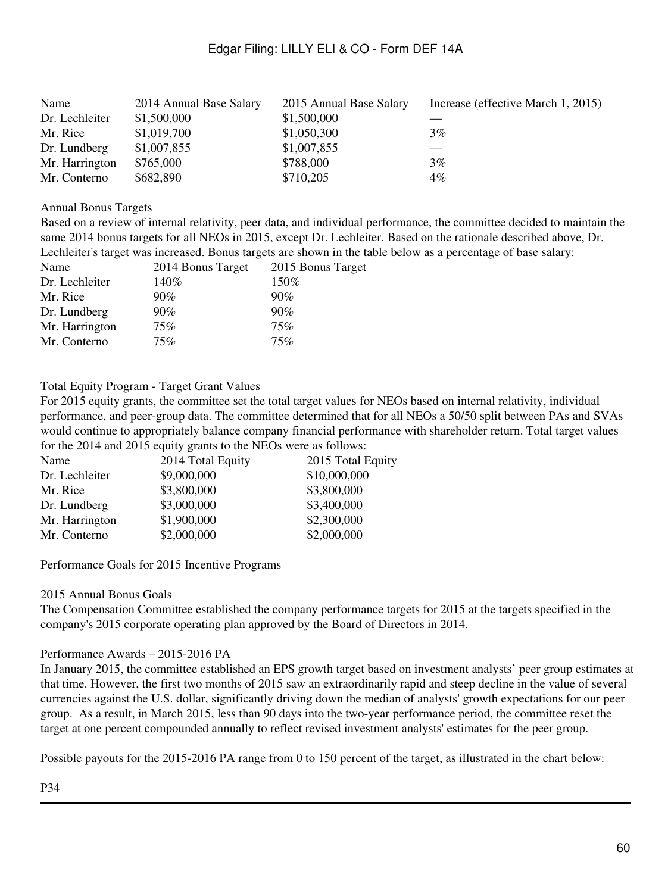| Name | 2014 Annual Base Salary | 2015 Annual Base Salary | Increase (effective March 1, 2015) |
|---|---|---|---|
| Dr. Lechleiter | $1,500,000 | $1,500,000 | — |
| Mr. Rice | $1,019,700 | $1,050,300 | 3% |
| Dr. Lundberg | $1,007,855 | $1,007,855 | — |
| Mr. Harrington | $765,000 | $788,000 | 3% |
| Mr. Conterno | $682,890 | $710,205 | 4% |

Annual Bonus Targets

Based on a review of internal relativity, peer data, and individual performance, the committee decided to maintain the same 2014 bonus targets for all NEOs in 2015, except Dr. Lechleiter. Based on the rationale described above, Dr. Lechleiter's target was increased. Bonus targets are shown in the table below as a percentage of base salary:

| Name | 2014 Bonus Target | 2015 Bonus Target |
|---|---|---|
| Dr. Lechleiter | 140% | 150% |
| Mr. Rice | 90% | 90% |
| Dr. Lundberg | 90% | 90% |
| Mr. Harrington | 75% | 75% |
| Mr. Conterno | 75% | 75% |

Total Equity Program - Target Grant Values

For 2015 equity grants, the committee set the total target values for NEOs based on internal relativity, individual performance, and peer-group data. The committee determined that for all NEOs a 50/50 split between PAs and SVAs would continue to appropriately balance company financial performance with shareholder return. Total target values for the 2014 and 2015 equity grants to the NEOs were as follows:

| Name | 2014 Total Equity | 2015 Total Equity |
|---|---|---|
| Dr. Lechleiter | $9,000,000 | $10,000,000 |
| Mr. Rice | $3,800,000 | $3,800,000 |
| Dr. Lundberg | $3,000,000 | $3,400,000 |
| Mr. Harrington | $1,900,000 | $2,300,000 |
| Mr. Conterno | $2,000,000 | $2,000,000 |

Performance Goals for 2015 Incentive Programs

2015 Annual Bonus Goals

The Compensation Committee established the company performance targets for 2015 at the targets specified in the company's 2015 corporate operating plan approved by the Board of Directors in 2014.

Performance Awards – 2015-2016 PA

In January 2015, the committee established an EPS growth target based on investment analysts' peer group estimates at that time. However, the first two months of 2015 saw an extraordinarily rapid and steep decline in the value of several currencies against the U.S. dollar, significantly driving down the median of analysts' growth expectations for our peer group. As a result, in March 2015, less than 90 days into the two-year performance period, the committee reset the target at one percent compounded annually to reflect revised investment analysts' estimates for the peer group.

Possible payouts for the 2015-2016 PA range from 0 to 150 percent of the target, as illustrated in the chart below: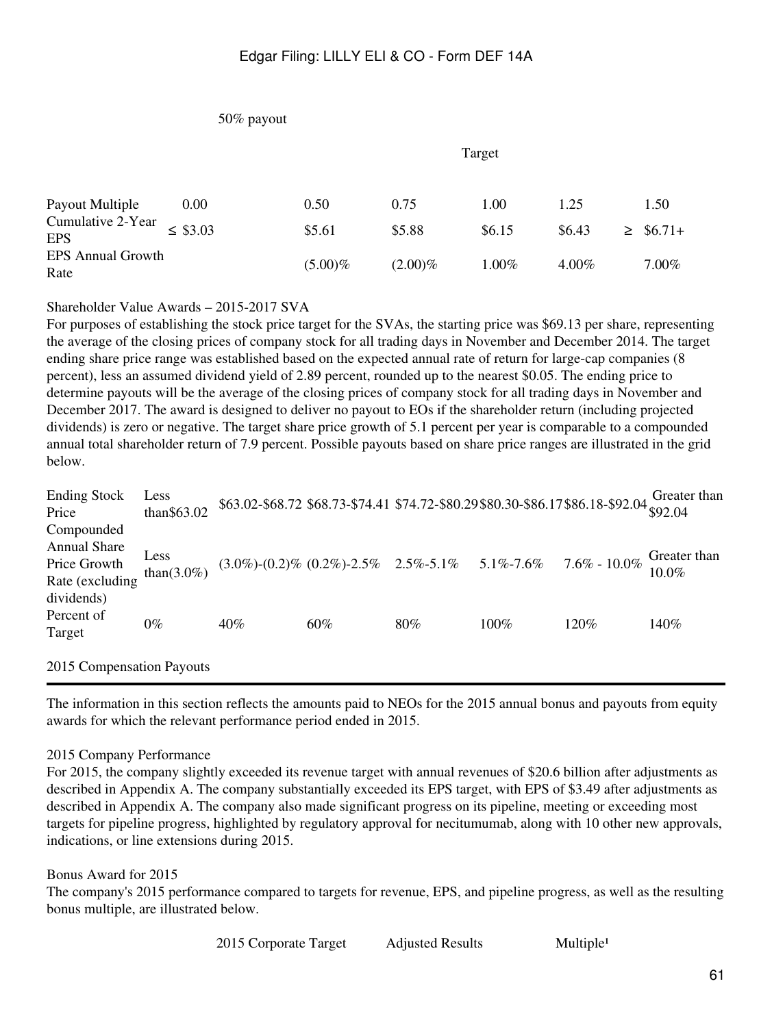| | 50% payout | | | Target | | |
|---|---|---|---|---|---|---|
| Payout Multiple | 0.00 | 0.50 | 0.75 | 1.00 | 1.25 | 1.50 |
| Cumulative 2-Year EPS | ≤ $3.03 | $5.61 | $5.88 | $6.15 | $6.43 | ≥ $6.71+ |
| EPS Annual Growth Rate | | (5.00)% | (2.00)% | 1.00% | 4.00% | 7.00% |

Shareholder Value Awards – 2015-2017 SVA

For purposes of establishing the stock price target for the SVAs, the starting price was $69.13 per share, representing the average of the closing prices of company stock for all trading days in November and December 2014. The target ending share price range was established based on the expected annual rate of return for large-cap companies (8 percent), less an assumed dividend yield of 2.89 percent, rounded up to the nearest $0.05. The ending price to determine payouts will be the average of the closing prices of company stock for all trading days in November and December 2017. The award is designed to deliver no payout to EOs if the shareholder return (including projected dividends) is zero or negative. The target share price growth of 5.1 percent per year is comparable to a compounded annual total shareholder return of 7.9 percent. Possible payouts based on share price ranges are illustrated in the grid below.

| Ending Stock Price | Less than$63.02 | $63.02-$68.72 | $68.73-$74.41 | $74.72-$80.29 | $80.30-$86.17 | $86.18-$92.04 | Greater than $92.04 |
|---|---|---|---|---|---|---|---|
| Compounded Annual Share Price Growth Rate (excluding dividends) | Less than(3.0%) | (3.0%)-(0.2)% | (0.2%)-2.5% | 2.5%-5.1% | 5.1%-7.6% | 7.6% - 10.0% | Greater than 10.0% |
| Percent of Target | 0% | 40% | 60% | 80% | 100% | 120% | 140% |

## 2015 Compensation Payouts

The information in this section reflects the amounts paid to NEOs for the 2015 annual bonus and payouts from equity awards for which the relevant performance period ended in 2015.

2015 Company Performance

For 2015, the company slightly exceeded its revenue target with annual revenues of $20.6 billion after adjustments as described in Appendix A. The company substantially exceeded its EPS target, with EPS of $3.49 after adjustments as described in Appendix A. The company also made significant progress on its pipeline, meeting or exceeding most targets for pipeline progress, highlighted by regulatory approval for necitumumab, along with 10 other new approvals, indications, or line extensions during 2015.

Bonus Award for 2015

The company's 2015 performance compared to targets for revenue, EPS, and pipeline progress, as well as the resulting bonus multiple, are illustrated below.

| | 2015 Corporate Target | Adjusted Results | Multiple[1] |
|---|---|---|---|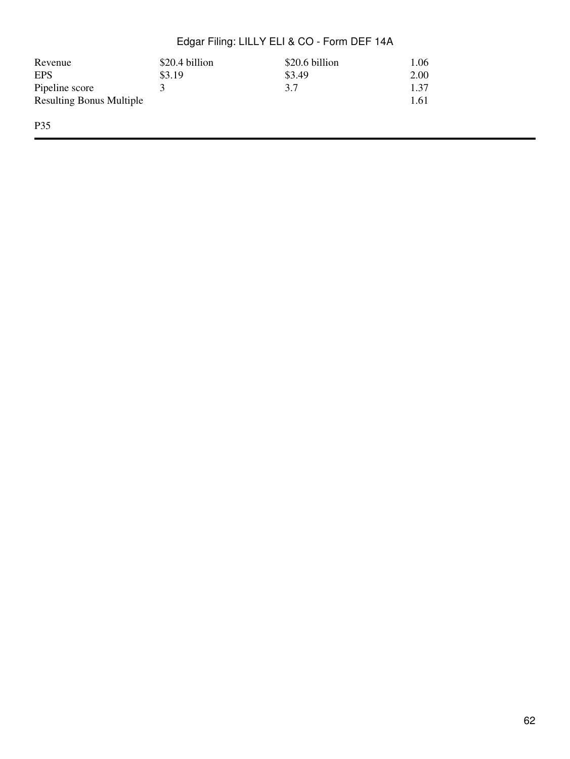| Revenue | $20.4 billion | $20.6 billion | 1.06 |
| --- | --- | --- | --- |
| EPS | $3.19 | $3.49 | 2.00 |
| Pipeline score | 3 | 3.7 | 1.37 |
| Resulting Bonus Multiple | | | 1.61 |

P35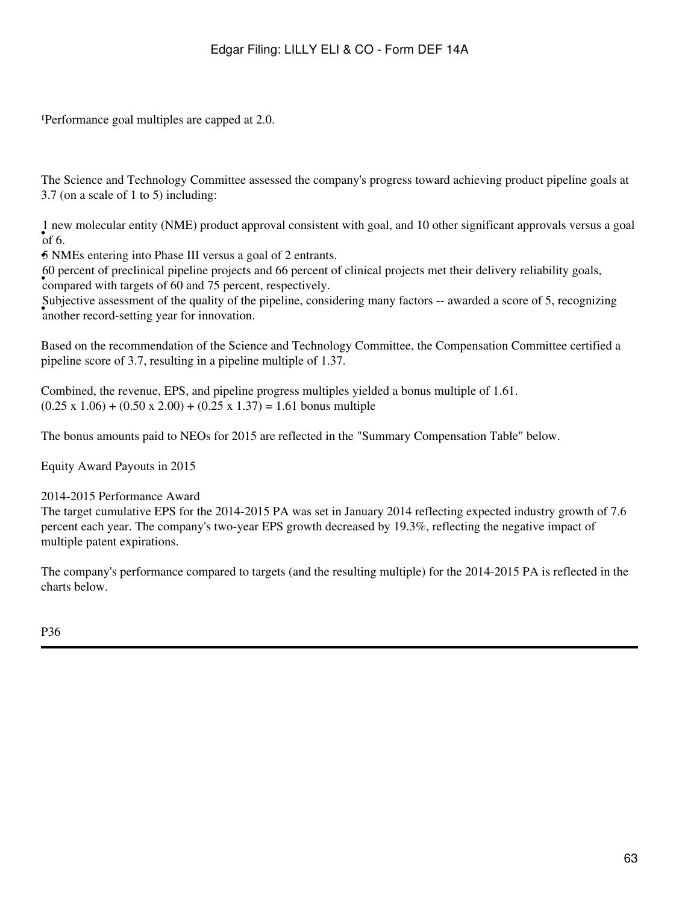[1]Performance goal multiples are capped at 2.0.

The Science and Technology Committee assessed the company's progress toward achieving product pipeline goals at 3.7 (on a scale of 1 to 5) including:

- 1 new molecular entity (NME) product approval consistent with goal, and 10 other significant approvals versus a goal of 6.
- 5 NMEs entering into Phase III versus a goal of 2 entrants.
- 60 percent of preclinical pipeline projects and 66 percent of clinical projects met their delivery reliability goals, compared with targets of 60 and 75 percent, respectively.
- Subjective assessment of the quality of the pipeline, considering many factors -- awarded a score of 5, recognizing another record-setting year for innovation.

Based on the recommendation of the Science and Technology Committee, the Compensation Committee certified a pipeline score of 3.7, resulting in a pipeline multiple of 1.37.

Combined, the revenue, EPS, and pipeline progress multiples yielded a bonus multiple of 1.61.
(0.25 x 1.06) + (0.50 x 2.00) + (0.25 x 1.37) = 1.61 bonus multiple

The bonus amounts paid to NEOs for 2015 are reflected in the "Summary Compensation Table" below.

Equity Award Payouts in 2015

2014-2015 Performance Award
The target cumulative EPS for the 2014-2015 PA was set in January 2014 reflecting expected industry growth of 7.6 percent each year. The company's two-year EPS growth decreased by 19.3%, reflecting the negative impact of multiple patent expirations.

The company's performance compared to targets (and the resulting multiple) for the 2014-2015 PA is reflected in the charts below.

P36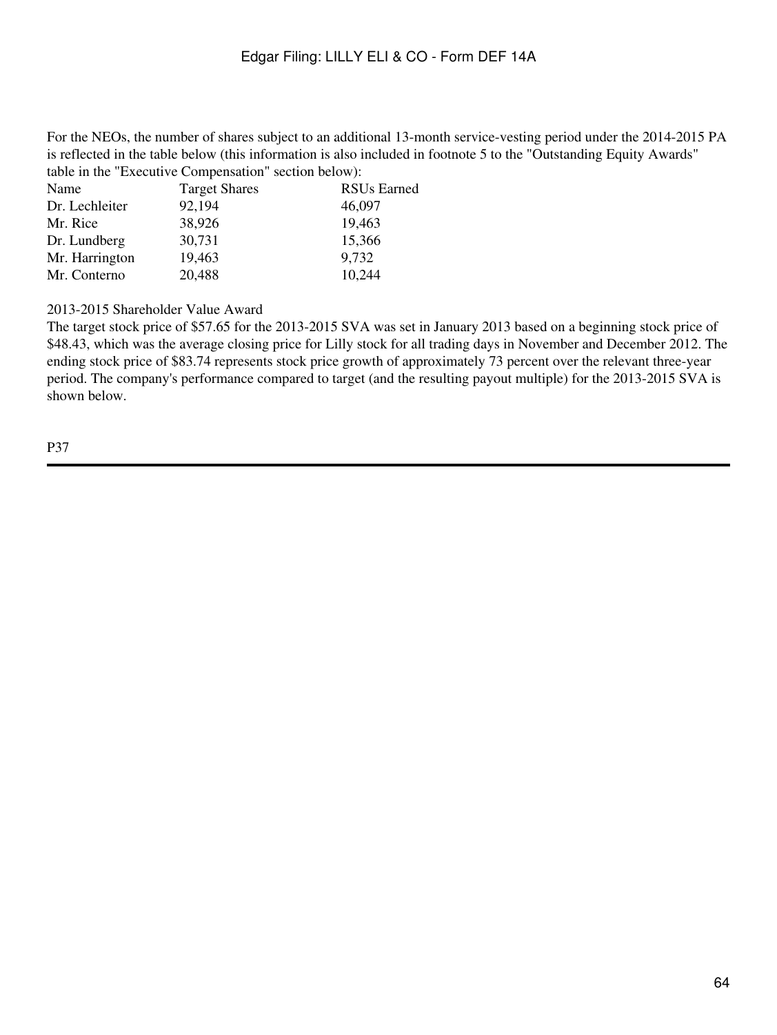For the NEOs, the number of shares subject to an additional 13-month service-vesting period under the 2014-2015 PA is reflected in the table below (this information is also included in footnote 5 to the "Outstanding Equity Awards" table in the "Executive Compensation" section below):

| Name | Target Shares | RSUs Earned |
|---|---|---|
| Dr. Lechleiter | 92,194 | 46,097 |
| Mr. Rice | 38,926 | 19,463 |
| Dr. Lundberg | 30,731 | 15,366 |
| Mr. Harrington | 19,463 | 9,732 |
| Mr. Conterno | 20,488 | 10,244 |

2013-2015 Shareholder Value Award

The target stock price of $57.65 for the 2013-2015 SVA was set in January 2013 based on a beginning stock price of $48.43, which was the average closing price for Lilly stock for all trading days in November and December 2012. The ending stock price of $83.74 represents stock price growth of approximately 73 percent over the relevant three-year period. The company's performance compared to target (and the resulting payout multiple) for the 2013-2015 SVA is shown below.

P37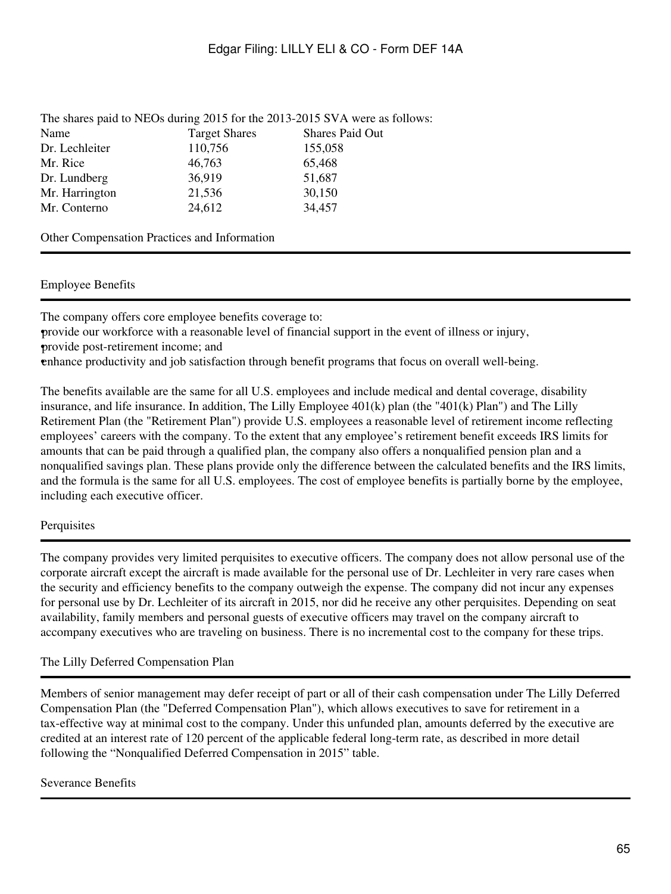The shares paid to NEOs during 2015 for the 2013-2015 SVA were as follows:

| Name | Target Shares | Shares Paid Out |
| --- | --- | --- |
| Dr. Lechleiter | 110,756 | 155,058 |
| Mr. Rice | 46,763 | 65,468 |
| Dr. Lundberg | 36,919 | 51,687 |
| Mr. Harrington | 21,536 | 30,150 |
| Mr. Conterno | 24,612 | 34,457 |

## Other Compensation Practices and Information

### Employee Benefits

The company offers core employee benefits coverage to:

- provide our workforce with a reasonable level of financial support in the event of illness or injury,
- provide post-retirement income; and
- enhance productivity and job satisfaction through benefit programs that focus on overall well-being.

The benefits available are the same for all U.S. employees and include medical and dental coverage, disability insurance, and life insurance. In addition, The Lilly Employee 401(k) plan (the "401(k) Plan") and The Lilly Retirement Plan (the "Retirement Plan") provide U.S. employees a reasonable level of retirement income reflecting employees' careers with the company. To the extent that any employee's retirement benefit exceeds IRS limits for amounts that can be paid through a qualified plan, the company also offers a nonqualified pension plan and a nonqualified savings plan. These plans provide only the difference between the calculated benefits and the IRS limits, and the formula is the same for all U.S. employees. The cost of employee benefits is partially borne by the employee, including each executive officer.

### Perquisites

The company provides very limited perquisites to executive officers. The company does not allow personal use of the corporate aircraft except the aircraft is made available for the personal use of Dr. Lechleiter in very rare cases when the security and efficiency benefits to the company outweigh the expense. The company did not incur any expenses for personal use by Dr. Lechleiter of its aircraft in 2015, nor did he receive any other perquisites. Depending on seat availability, family members and personal guests of executive officers may travel on the company aircraft to accompany executives who are traveling on business. There is no incremental cost to the company for these trips.

### The Lilly Deferred Compensation Plan

Members of senior management may defer receipt of part or all of their cash compensation under The Lilly Deferred Compensation Plan (the "Deferred Compensation Plan"), which allows executives to save for retirement in a tax-effective way at minimal cost to the company. Under this unfunded plan, amounts deferred by the executive are credited at an interest rate of 120 percent of the applicable federal long-term rate, as described in more detail following the "Nonqualified Deferred Compensation in 2015" table.

### Severance Benefits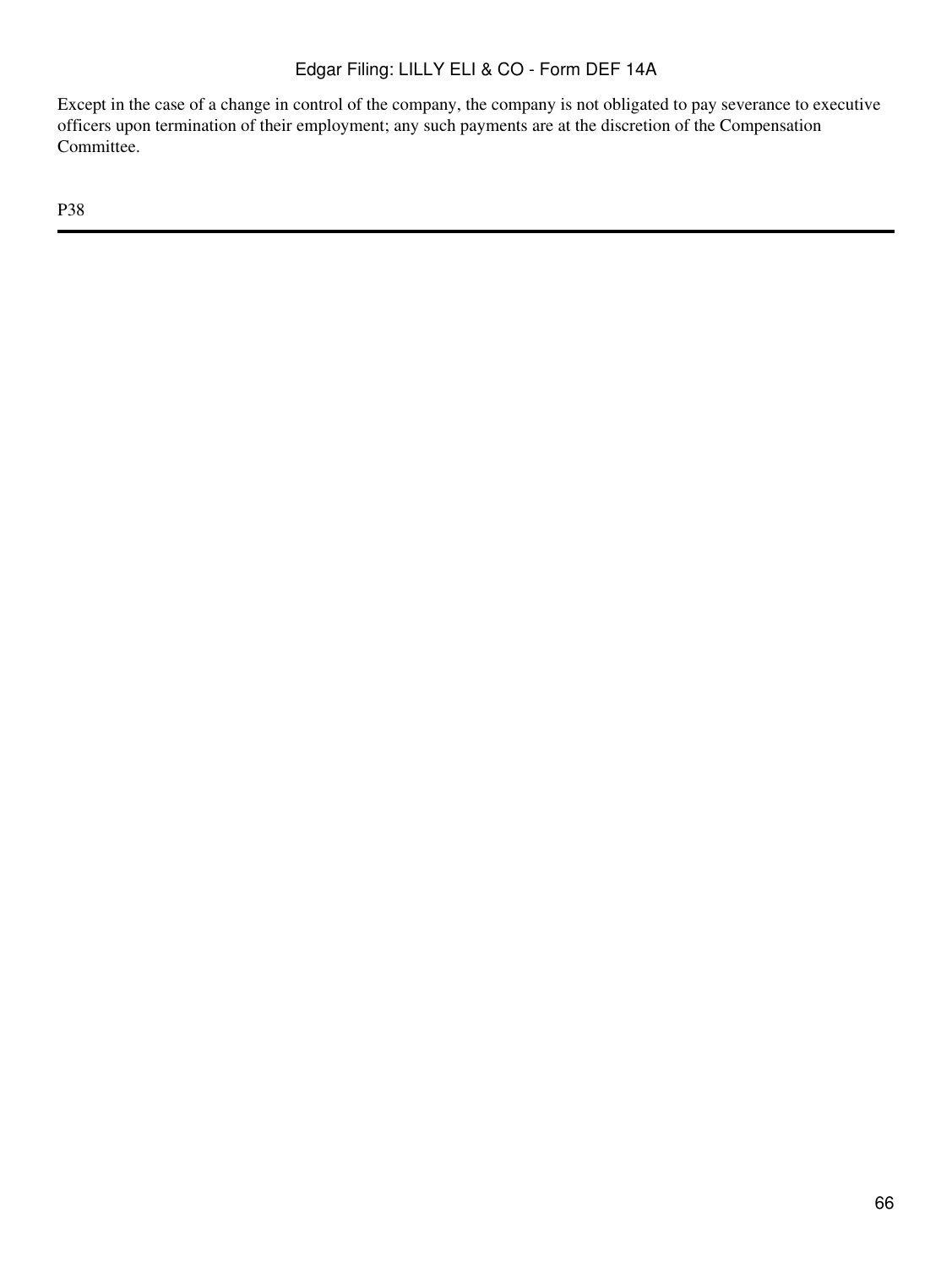Except in the case of a change in control of the company, the company is not obligated to pay severance to executive officers upon termination of their employment; any such payments are at the discretion of the Compensation Committee.

P38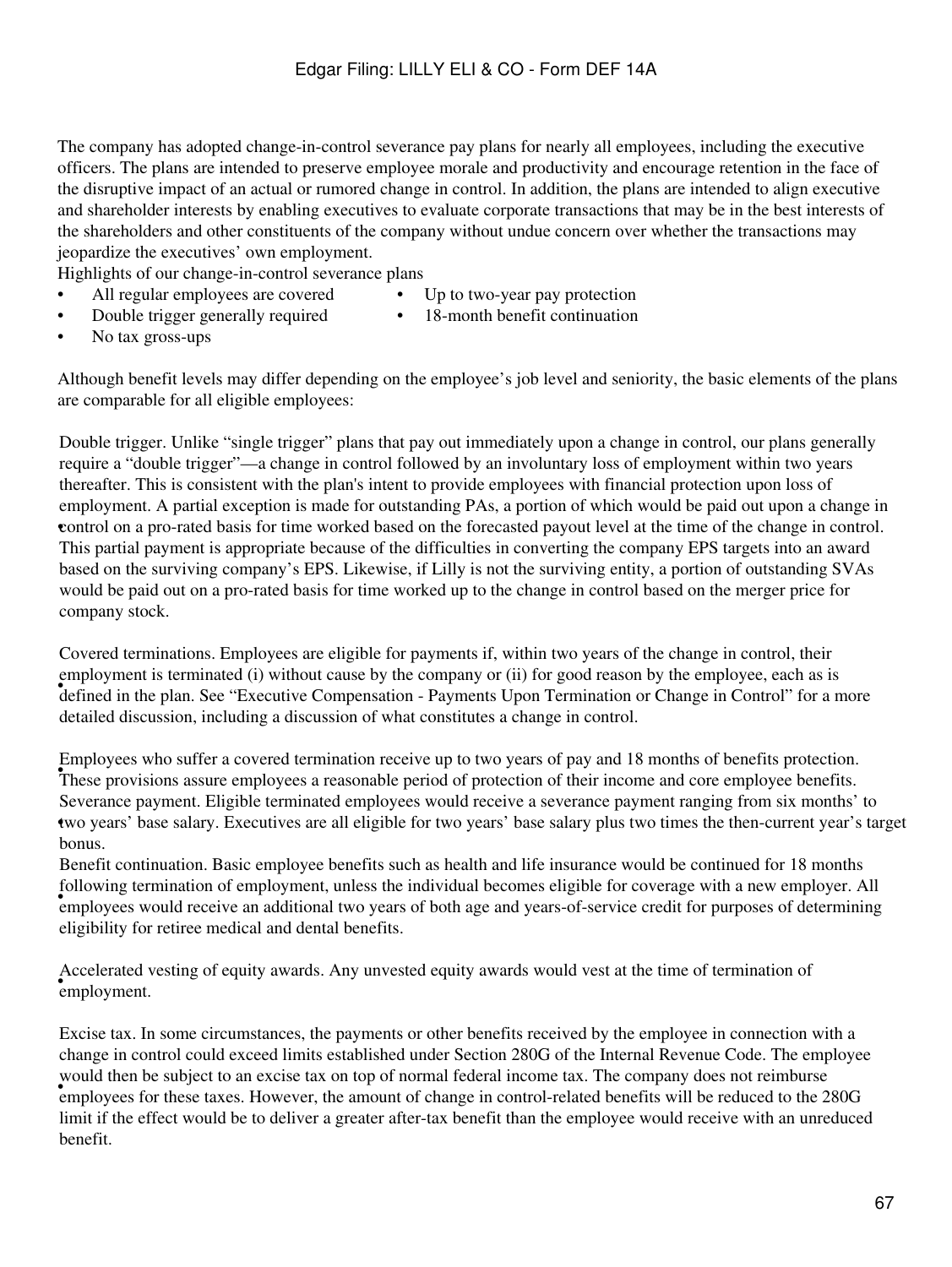The company has adopted change-in-control severance pay plans for nearly all employees, including the executive officers. The plans are intended to preserve employee morale and productivity and encourage retention in the face of the disruptive impact of an actual or rumored change in control. In addition, the plans are intended to align executive and shareholder interests by enabling executives to evaluate corporate transactions that may be in the best interests of the shareholders and other constituents of the company without undue concern over whether the transactions may jeopardize the executives' own employment.

Highlights of our change-in-control severance plans

- All regular employees are covered
- Double trigger generally required
- No tax gross-ups
- Up to two-year pay protection
- 18-month benefit continuation

Although benefit levels may differ depending on the employee's job level and seniority, the basic elements of the plans are comparable for all eligible employees:

- Double trigger. Unlike "single trigger" plans that pay out immediately upon a change in control, our plans generally require a "double trigger"—a change in control followed by an involuntary loss of employment within two years thereafter. This is consistent with the plan's intent to provide employees with financial protection upon loss of employment. A partial exception is made for outstanding PAs, a portion of which would be paid out upon a change in control on a pro-rated basis for time worked based on the forecasted payout level at the time of the change in control. This partial payment is appropriate because of the difficulties in converting the company EPS targets into an award based on the surviving company's EPS. Likewise, if Lilly is not the surviving entity, a portion of outstanding SVAs would be paid out on a pro-rated basis for time worked up to the change in control based on the merger price for company stock.

- Covered terminations. Employees are eligible for payments if, within two years of the change in control, their employment is terminated (i) without cause by the company or (ii) for good reason by the employee, each as is defined in the plan. See "Executive Compensation - Payments Upon Termination or Change in Control" for a more detailed discussion, including a discussion of what constitutes a change in control.

- Employees who suffer a covered termination receive up to two years of pay and 18 months of benefits protection. These provisions assure employees a reasonable period of protection of their income and core employee benefits.

- Severance payment. Eligible terminated employees would receive a severance payment ranging from six months' to two years' base salary. Executives are all eligible for two years' base salary plus two times the then-current year's target bonus.

- Benefit continuation. Basic employee benefits such as health and life insurance would be continued for 18 months following termination of employment, unless the individual becomes eligible for coverage with a new employer. All employees would receive an additional two years of both age and years-of-service credit for purposes of determining eligibility for retiree medical and dental benefits.

- Accelerated vesting of equity awards. Any unvested equity awards would vest at the time of termination of employment.

- Excise tax. In some circumstances, the payments or other benefits received by the employee in connection with a change in control could exceed limits established under Section 280G of the Internal Revenue Code. The employee would then be subject to an excise tax on top of normal federal income tax. The company does not reimburse employees for these taxes. However, the amount of change in control-related benefits will be reduced to the 280G limit if the effect would be to deliver a greater after-tax benefit than the employee would receive with an unreduced benefit.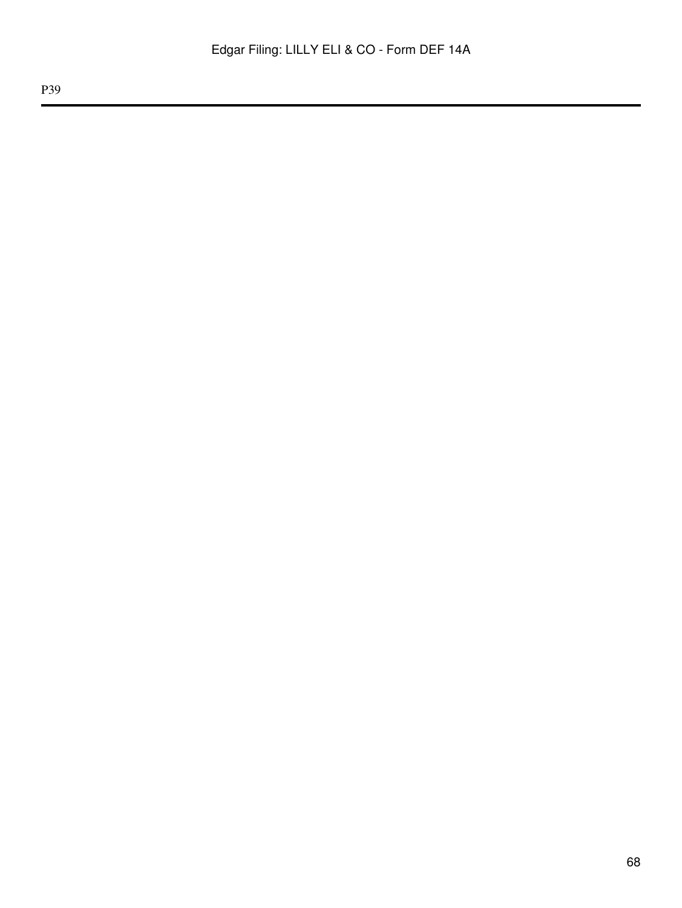P39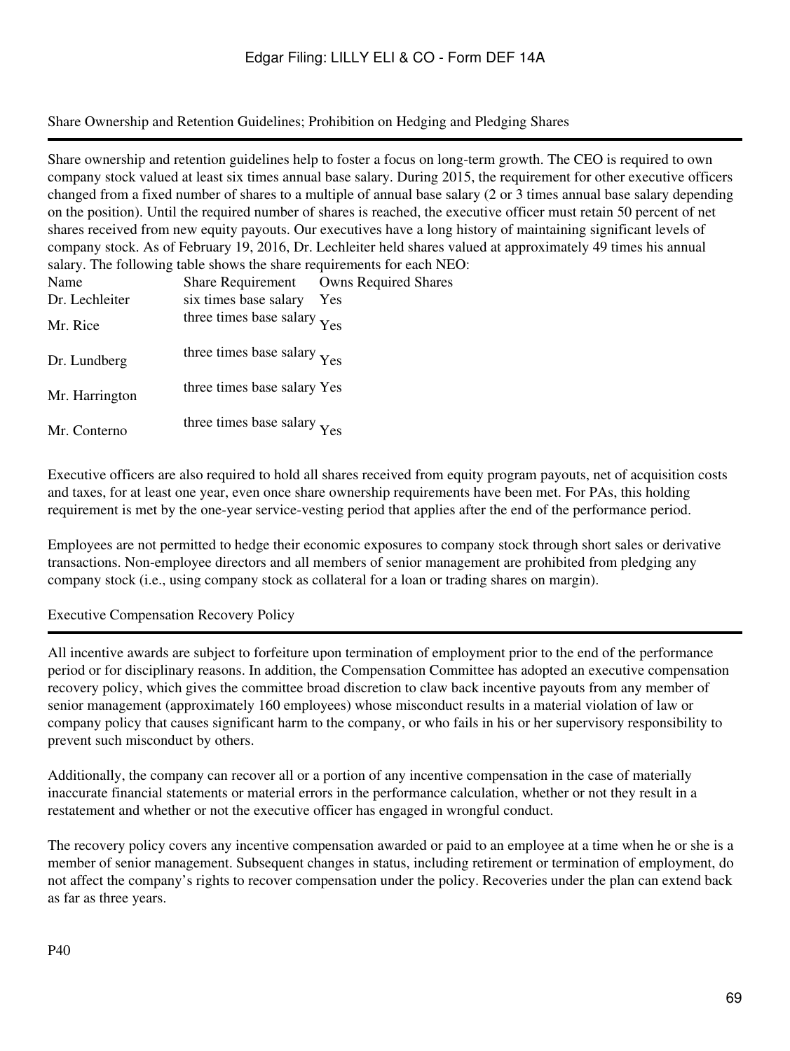## Share Ownership and Retention Guidelines; Prohibition on Hedging and Pledging Shares

Share ownership and retention guidelines help to foster a focus on long-term growth. The CEO is required to own company stock valued at least six times annual base salary. During 2015, the requirement for other executive officers changed from a fixed number of shares to a multiple of annual base salary (2 or 3 times annual base salary depending on the position). Until the required number of shares is reached, the executive officer must retain 50 percent of net shares received from new equity payouts. Our executives have a long history of maintaining significant levels of company stock. As of February 19, 2016, Dr. Lechleiter held shares valued at approximately 49 times his annual salary. The following table shows the share requirements for each NEO:

| Name | Share Requirement | Owns Required Shares |
|---|---|---|
| Dr. Lechleiter | six times base salary | Yes |
| Mr. Rice | three times base salary | Yes |
| Dr. Lundberg | three times base salary | Yes |
| Mr. Harrington | three times base salary | Yes |
| Mr. Conterno | three times base salary | Yes |

Executive officers are also required to hold all shares received from equity program payouts, net of acquisition costs and taxes, for at least one year, even once share ownership requirements have been met. For PAs, this holding requirement is met by the one-year service-vesting period that applies after the end of the performance period.

Employees are not permitted to hedge their economic exposures to company stock through short sales or derivative transactions. Non-employee directors and all members of senior management are prohibited from pledging any company stock (i.e., using company stock as collateral for a loan or trading shares on margin).

## Executive Compensation Recovery Policy

All incentive awards are subject to forfeiture upon termination of employment prior to the end of the performance period or for disciplinary reasons. In addition, the Compensation Committee has adopted an executive compensation recovery policy, which gives the committee broad discretion to claw back incentive payouts from any member of senior management (approximately 160 employees) whose misconduct results in a material violation of law or company policy that causes significant harm to the company, or who fails in his or her supervisory responsibility to prevent such misconduct by others.

Additionally, the company can recover all or a portion of any incentive compensation in the case of materially inaccurate financial statements or material errors in the performance calculation, whether or not they result in a restatement and whether or not the executive officer has engaged in wrongful conduct.

The recovery policy covers any incentive compensation awarded or paid to an employee at a time when he or she is a member of senior management. Subsequent changes in status, including retirement or termination of employment, do not affect the company's rights to recover compensation under the policy. Recoveries under the plan can extend back as far as three years.

P40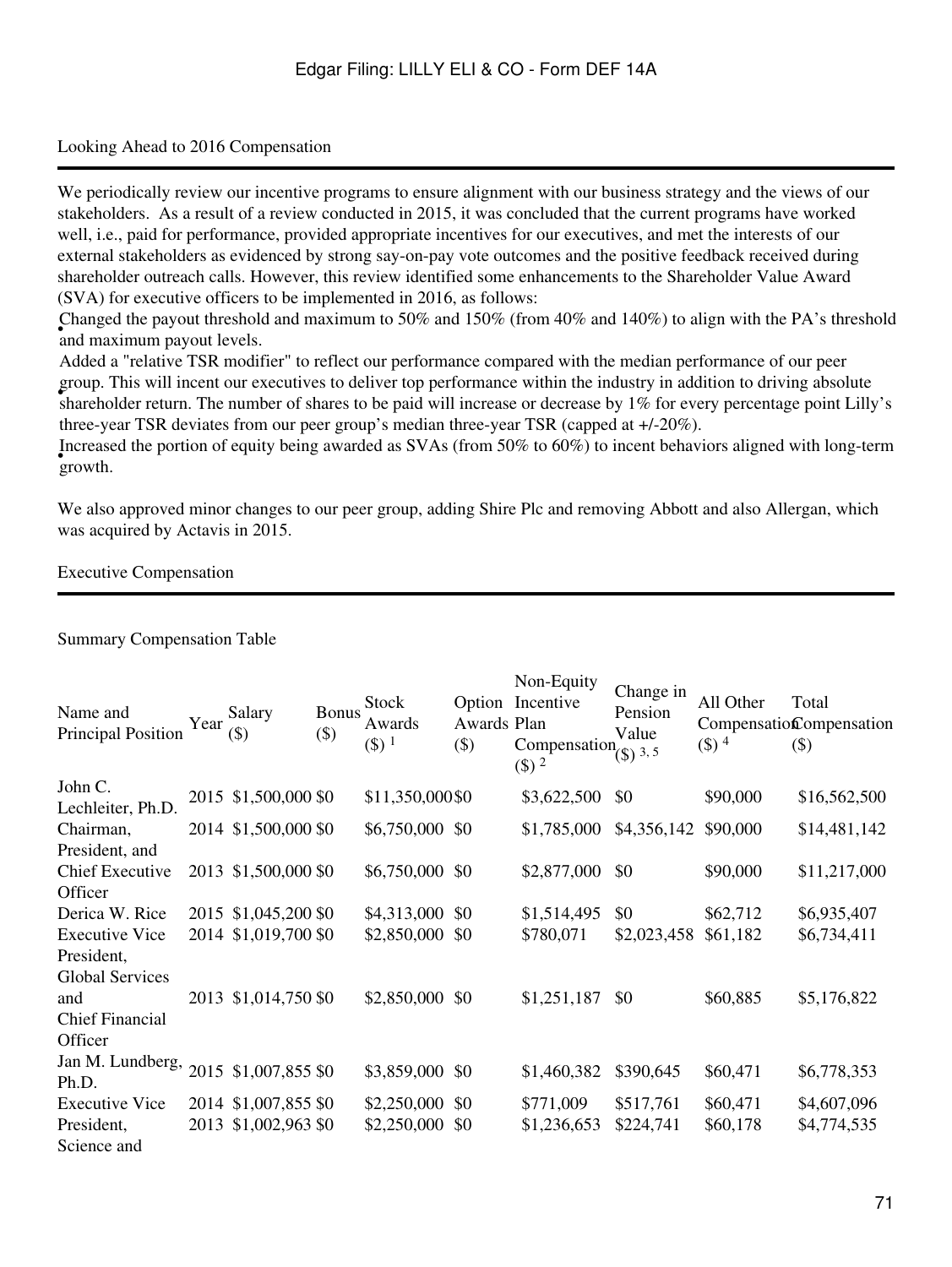## Looking Ahead to 2016 Compensation

We periodically review our incentive programs to ensure alignment with our business strategy and the views of our stakeholders. As a result of a review conducted in 2015, it was concluded that the current programs have worked well, i.e., paid for performance, provided appropriate incentives for our executives, and met the interests of our external stakeholders as evidenced by strong say-on-pay vote outcomes and the positive feedback received during shareholder outreach calls. However, this review identified some enhancements to the Shareholder Value Award (SVA) for executive officers to be implemented in 2016, as follows:

- Changed the payout threshold and maximum to 50% and 150% (from 40% and 140%) to align with the PA's threshold and maximum payout levels.
- Added a "relative TSR modifier" to reflect our performance compared with the median performance of our peer group. This will incent our executives to deliver top performance within the industry in addition to driving absolute shareholder return. The number of shares to be paid will increase or decrease by 1% for every percentage point Lilly's three-year TSR deviates from our peer group's median three-year TSR (capped at +/-20%).
- Increased the portion of equity being awarded as SVAs (from 50% to 60%) to incent behaviors aligned with long-term growth.

We also approved minor changes to our peer group, adding Shire Plc and removing Abbott and also Allergan, which was acquired by Actavis in 2015.

## Executive Compensation

### Summary Compensation Table

| Name and Principal Position | Year | Salary ($) | Bonus ($) | Stock Awards ($) [1] | Option Awards ($) | Non-Equity Incentive Plan Compensation ($) [2] | Change in Pension Value ($) [3, 5] | All Other Compensation ($) [4] | Total Compensation ($) |
|---|---|---|---|---|---|---|---|---|---|
| John C. Lechleiter, Ph.D. | 2015 | $1,500,000 | $0 | $11,350,000 | $0 | $3,622,500 | $0 | $90,000 | $16,562,500 |
| Chairman, President, and | 2014 | $1,500,000 | $0 | $6,750,000 | $0 | $1,785,000 | $4,356,142 | $90,000 | $14,481,142 |
| Chief Executive Officer | 2013 | $1,500,000 | $0 | $6,750,000 | $0 | $2,877,000 | $0 | $90,000 | $11,217,000 |
| Derica W. Rice | 2015 | $1,045,200 | $0 | $4,313,000 | $0 | $1,514,495 | $0 | $62,712 | $6,935,407 |
| Executive Vice President, Global Services | 2014 | $1,019,700 | $0 | $2,850,000 | $0 | $780,071 | $2,023,458 | $61,182 | $6,734,411 |
| and Chief Financial Officer | 2013 | $1,014,750 | $0 | $2,850,000 | $0 | $1,251,187 | $0 | $60,885 | $5,176,822 |
| Jan M. Lundberg, Ph.D. | 2015 | $1,007,855 | $0 | $3,859,000 | $0 | $1,460,382 | $390,645 | $60,471 | $6,778,353 |
| Executive Vice President, | 2014 | $1,007,855 | $0 | $2,250,000 | $0 | $771,009 | $517,761 | $60,471 | $4,607,096 |
| Science and | 2013 | $1,002,963 | $0 | $2,250,000 | $0 | $1,236,653 | $224,741 | $60,178 | $4,774,535 |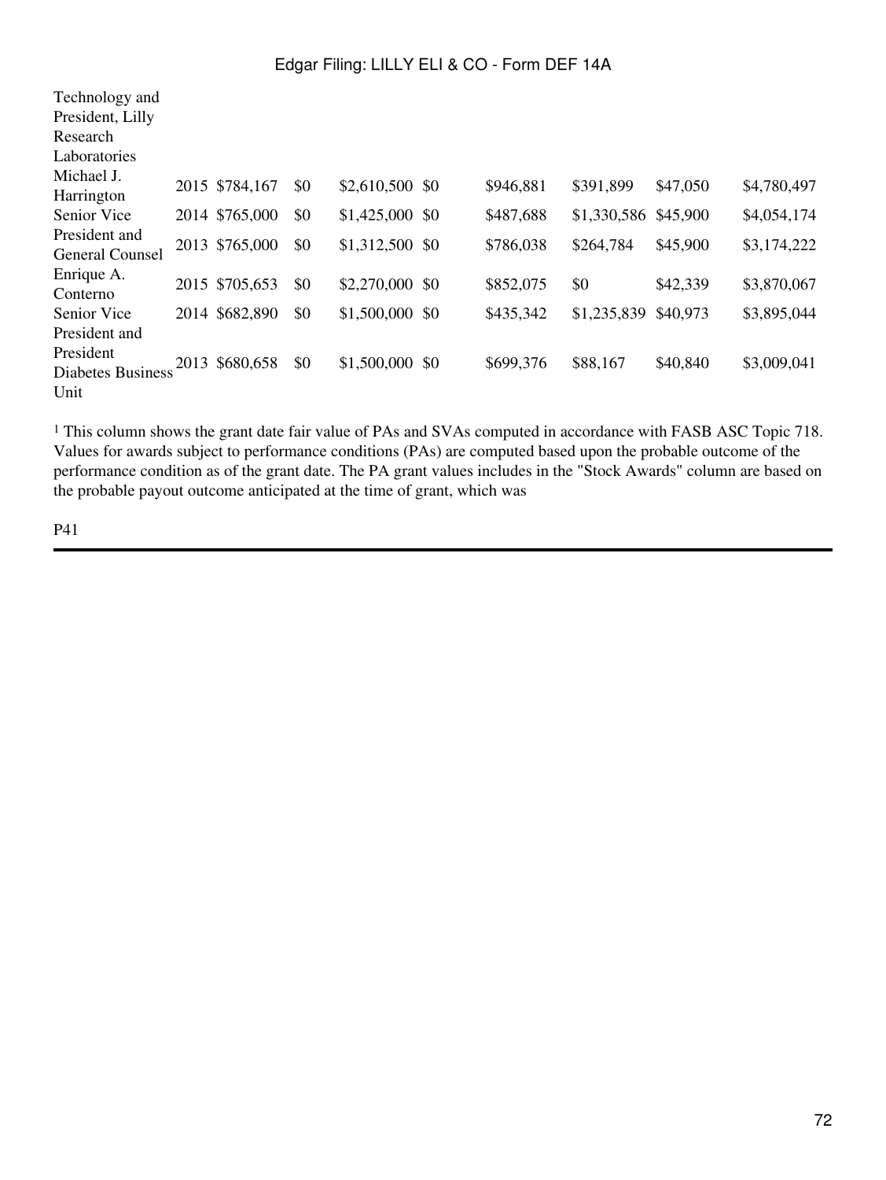| | | | | | | | | | |
|---|---|---|---|---|---|---|---|---|---|
| Technology and President, Lilly Research Laboratories | | | | | | | | | |
| Michael J. Harrington | 2015 | $784,167 | $0 | $2,610,500 | $0 | $946,881 | $391,899 | $47,050 | $4,780,497 |
| Senior Vice President and General Counsel | 2014 | $765,000 | $0 | $1,425,000 | $0 | $487,688 | $1,330,586 | $45,900 | $4,054,174 |
| | 2013 | $765,000 | $0 | $1,312,500 | $0 | $786,038 | $264,784 | $45,900 | $3,174,222 |
| Enrique A. Conterno | 2015 | $705,653 | $0 | $2,270,000 | $0 | $852,075 | $0 | $42,339 | $3,870,067 |
| Senior Vice President and President Diabetes Business Unit | 2014 | $682,890 | $0 | $1,500,000 | $0 | $435,342 | $1,235,839 | $40,973 | $3,895,044 |
| | 2013 | $680,658 | $0 | $1,500,000 | $0 | $699,376 | $88,167 | $40,840 | $3,009,041 |

[1] This column shows the grant date fair value of PAs and SVAs computed in accordance with FASB ASC Topic 718. Values for awards subject to performance conditions (PAs) are computed based upon the probable outcome of the performance condition as of the grant date. The PA grant values includes in the "Stock Awards" column are based on the probable payout outcome anticipated at the time of grant, which was

P41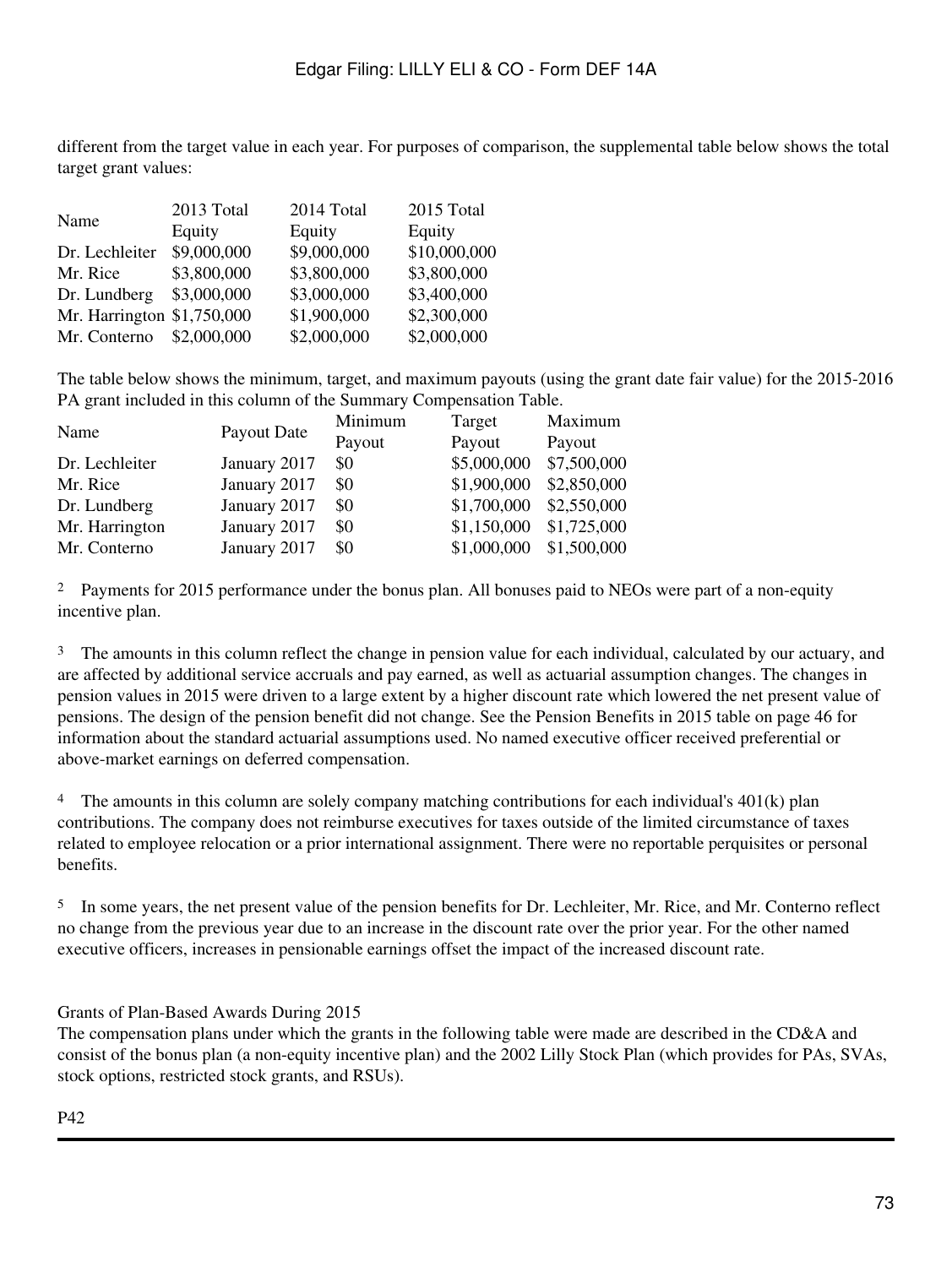different from the target value in each year. For purposes of comparison, the supplemental table below shows the total target grant values:

| Name | 2013 Total Equity | 2014 Total Equity | 2015 Total Equity |
|---|---|---|---|
| Dr. Lechleiter | $9,000,000 | $9,000,000 | $10,000,000 |
| Mr. Rice | $3,800,000 | $3,800,000 | $3,800,000 |
| Dr. Lundberg | $3,000,000 | $3,000,000 | $3,400,000 |
| Mr. Harrington | $1,750,000 | $1,900,000 | $2,300,000 |
| Mr. Conterno | $2,000,000 | $2,000,000 | $2,000,000 |

The table below shows the minimum, target, and maximum payouts (using the grant date fair value) for the 2015-2016 PA grant included in this column of the Summary Compensation Table.

| Name | Payout Date | Minimum Payout | Target Payout | Maximum Payout |
|---|---|---|---|---|
| Dr. Lechleiter | January 2017 | $0 | $5,000,000 | $7,500,000 |
| Mr. Rice | January 2017 | $0 | $1,900,000 | $2,850,000 |
| Dr. Lundberg | January 2017 | $0 | $1,700,000 | $2,550,000 |
| Mr. Harrington | January 2017 | $0 | $1,150,000 | $1,725,000 |
| Mr. Conterno | January 2017 | $0 | $1,000,000 | $1,500,000 |

[2] Payments for 2015 performance under the bonus plan. All bonuses paid to NEOs were part of a non-equity incentive plan.

[3] The amounts in this column reflect the change in pension value for each individual, calculated by our actuary, and are affected by additional service accruals and pay earned, as well as actuarial assumption changes. The changes in pension values in 2015 were driven to a large extent by a higher discount rate which lowered the net present value of pensions. The design of the pension benefit did not change. See the Pension Benefits in 2015 table on page 46 for information about the standard actuarial assumptions used. No named executive officer received preferential or above-market earnings on deferred compensation.

[4] The amounts in this column are solely company matching contributions for each individual's 401(k) plan contributions. The company does not reimburse executives for taxes outside of the limited circumstance of taxes related to employee relocation or a prior international assignment. There were no reportable perquisites or personal benefits.

[5] In some years, the net present value of the pension benefits for Dr. Lechleiter, Mr. Rice, and Mr. Conterno reflect no change from the previous year due to an increase in the discount rate over the prior year. For the other named executive officers, increases in pensionable earnings offset the impact of the increased discount rate.

## Grants of Plan-Based Awards During 2015

The compensation plans under which the grants in the following table were made are described in the CD&A and consist of the bonus plan (a non-equity incentive plan) and the 2002 Lilly Stock Plan (which provides for PAs, SVAs, stock options, restricted stock grants, and RSUs).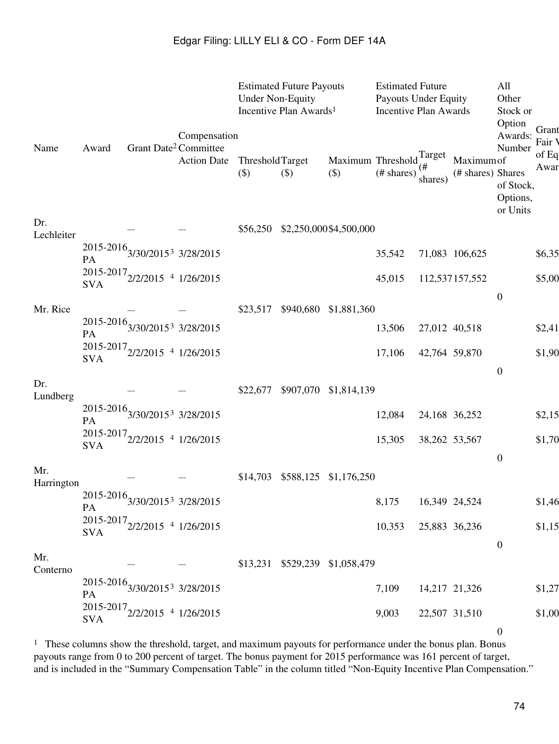| Name | Award | Grant Date[2] | Compensation Committee Action Date | Estimated Future Payouts Under Non-Equity Incentive Plan Awards[1] | | | Estimated Future Payouts Under Equity Incentive Plan Awards | | | All Other Stock or Option Awards: Number of Shares of Stock, Options, or Units | Grant Fair V of Eq Awar |
|---|---|---|---|---|---|---|---|---|---|---|---|
| | | | | Threshold ($) | Target ($) | Maximum ($) | Threshold (# shares) | Target (# shares) | Maximum (# shares) | | |
| Dr. Lechleiter | | — | — | $56,250 | $2,250,000 | $4,500,000 | | | | | |
| | 2015-2016 PA | 3/30/2015[3] | 3/28/2015 | | | | 35,542 | 71,083 | 106,625 | | $6,35 |
| | 2015-2017 SVA | 2/2/2015 [4] | 1/26/2015 | | | | 45,015 | 112,537 | 157,552 | | $5,00 |
| | | | | | | | | | | 0 | |
| Mr. Rice | | — | — | $23,517 | $940,680 | $1,881,360 | | | | | |
| | 2015-2016 PA | 3/30/2015[3] | 3/28/2015 | | | | 13,506 | 27,012 | 40,518 | | $2,41 |
| | 2015-2017 SVA | 2/2/2015 [4] | 1/26/2015 | | | | 17,106 | 42,764 | 59,870 | | $1,90 |
| | | | | | | | | | | 0 | |
| Dr. Lundberg | | — | — | $22,677 | $907,070 | $1,814,139 | | | | | |
| | 2015-2016 PA | 3/30/2015[3] | 3/28/2015 | | | | 12,084 | 24,168 | 36,252 | | $2,15 |
| | 2015-2017 SVA | 2/2/2015 [4] | 1/26/2015 | | | | 15,305 | 38,262 | 53,567 | | $1,70 |
| | | | | | | | | | | 0 | |
| Mr. Harrington | | — | — | $14,703 | $588,125 | $1,176,250 | | | | | |
| | 2015-2016 PA | 3/30/2015[3] | 3/28/2015 | | | | 8,175 | 16,349 | 24,524 | | $1,46 |
| | 2015-2017 SVA | 2/2/2015 [4] | 1/26/2015 | | | | 10,353 | 25,883 | 36,236 | | $1,15 |
| | | | | | | | | | | 0 | |
| Mr. Conterno | | — | — | $13,231 | $529,239 | $1,058,479 | | | | | |
| | 2015-2016 PA | 3/30/2015[3] | 3/28/2015 | | | | 7,109 | 14,217 | 21,326 | | $1,27 |
| | 2015-2017 SVA | 2/2/2015 [4] | 1/26/2015 | | | | 9,003 | 22,507 | 31,510 | | $1,00 |
| | | | | | | | | | | 0 | |

[1] These columns show the threshold, target, and maximum payouts for performance under the bonus plan. Bonus payouts range from 0 to 200 percent of target. The bonus payment for 2015 performance was 161 percent of target, and is included in the "Summary Compensation Table" in the column titled "Non-Equity Incentive Plan Compensation."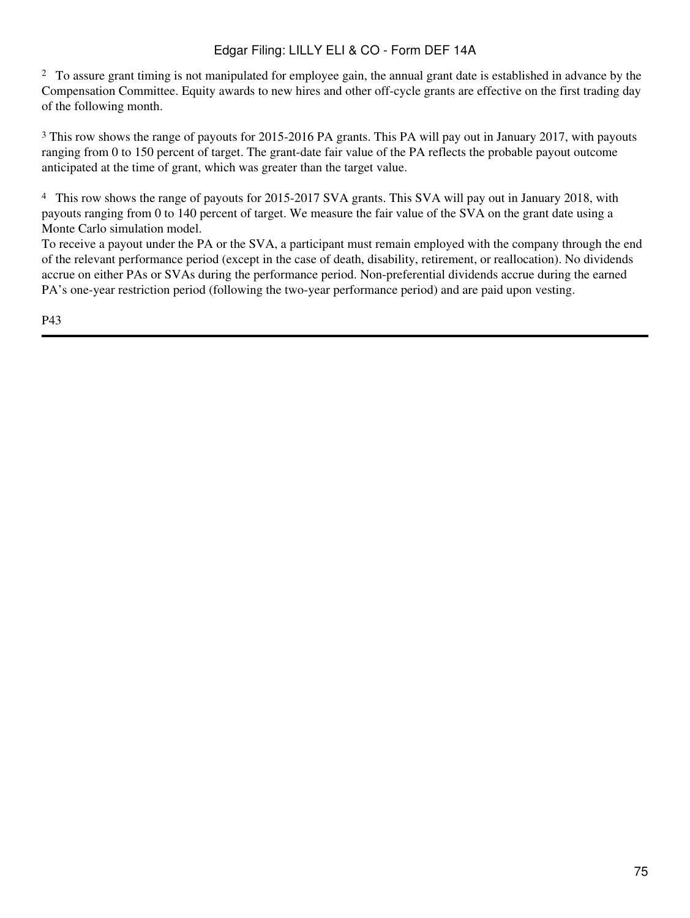[2] To assure grant timing is not manipulated for employee gain, the annual grant date is established in advance by the Compensation Committee. Equity awards to new hires and other off-cycle grants are effective on the first trading day of the following month.

[3] This row shows the range of payouts for 2015-2016 PA grants. This PA will pay out in January 2017, with payouts ranging from 0 to 150 percent of target. The grant-date fair value of the PA reflects the probable payout outcome anticipated at the time of grant, which was greater than the target value.

[4] This row shows the range of payouts for 2015-2017 SVA grants. This SVA will pay out in January 2018, with payouts ranging from 0 to 140 percent of target. We measure the fair value of the SVA on the grant date using a Monte Carlo simulation model.

To receive a payout under the PA or the SVA, a participant must remain employed with the company through the end of the relevant performance period (except in the case of death, disability, retirement, or reallocation). No dividends accrue on either PAs or SVAs during the performance period. Non-preferential dividends accrue during the earned PA's one-year restriction period (following the two-year performance period) and are paid upon vesting.

P43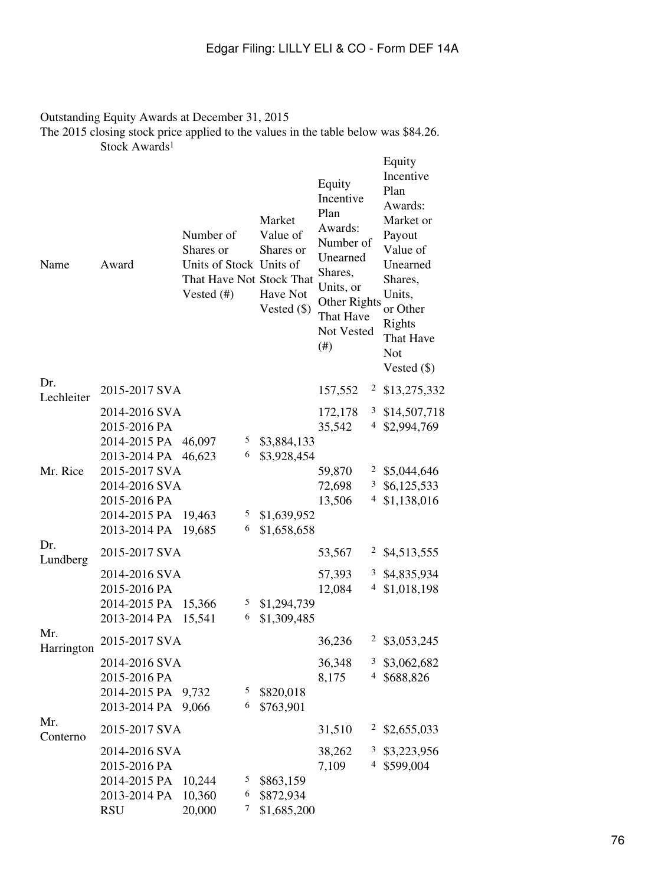Outstanding Equity Awards at December 31, 2015

The 2015 closing stock price applied to the values in the table below was $84.26.

| | | Stock Awards[1] | | | |
|---|---|---|---|---|---|
| Name | Award | Number of Shares or Units of Stock That Have Not Vested (#) | Market Value of Shares or Units of Stock That Have Not Vested ($) | Equity Incentive Plan Awards: Number of Unearned Shares, Units, or Other Rights That Have Not Vested (#) | Equity Incentive Plan Awards: Market or Payout Value of Unearned Shares, Units, or Other Rights That Have Not Vested ($) |
| Dr. Lechleiter | 2015-2017 SVA | | | 157,552 [2] | $13,275,332 |
| | 2014-2016 SVA | | | 172,178 [3] | $14,507,718 |
| | 2015-2016 PA | | | 35,542 [4] | $2,994,769 |
| | 2014-2015 PA | 46,097 [5] | $3,884,133 | | |
| | 2013-2014 PA | 46,623 [6] | $3,928,454 | | |
| Mr. Rice | 2015-2017 SVA | | | 59,870 [2] | $5,044,646 |
| | 2014-2016 SVA | | | 72,698 [3] | $6,125,533 |
| | 2015-2016 PA | | | 13,506 [4] | $1,138,016 |
| | 2014-2015 PA | 19,463 [5] | $1,639,952 | | |
| | 2013-2014 PA | 19,685 [6] | $1,658,658 | | |
| Dr. Lundberg | 2015-2017 SVA | | | 53,567 [2] | $4,513,555 |
| | 2014-2016 SVA | | | 57,393 [3] | $4,835,934 |
| | 2015-2016 PA | | | 12,084 [4] | $1,018,198 |
| | 2014-2015 PA | 15,366 [5] | $1,294,739 | | |
| | 2013-2014 PA | 15,541 [6] | $1,309,485 | | |
| Mr. Harrington | 2015-2017 SVA | | | 36,236 [2] | $3,053,245 |
| | 2014-2016 SVA | | | 36,348 [3] | $3,062,682 |
| | 2015-2016 PA | | | 8,175 [4] | $688,826 |
| | 2014-2015 PA | 9,732 [5] | $820,018 | | |
| | 2013-2014 PA | 9,066 [6] | $763,901 | | |
| Mr. Conterno | 2015-2017 SVA | | | 31,510 [2] | $2,655,033 |
| | 2014-2016 SVA | | | 38,262 [3] | $3,223,956 |
| | 2015-2016 PA | | | 7,109 [4] | $599,004 |
| | 2014-2015 PA | 10,244 [5] | $863,159 | | |
| | 2013-2014 PA | 10,360 [6] | $872,934 | | |
| | RSU | 20,000 [7] | $1,685,200 | | |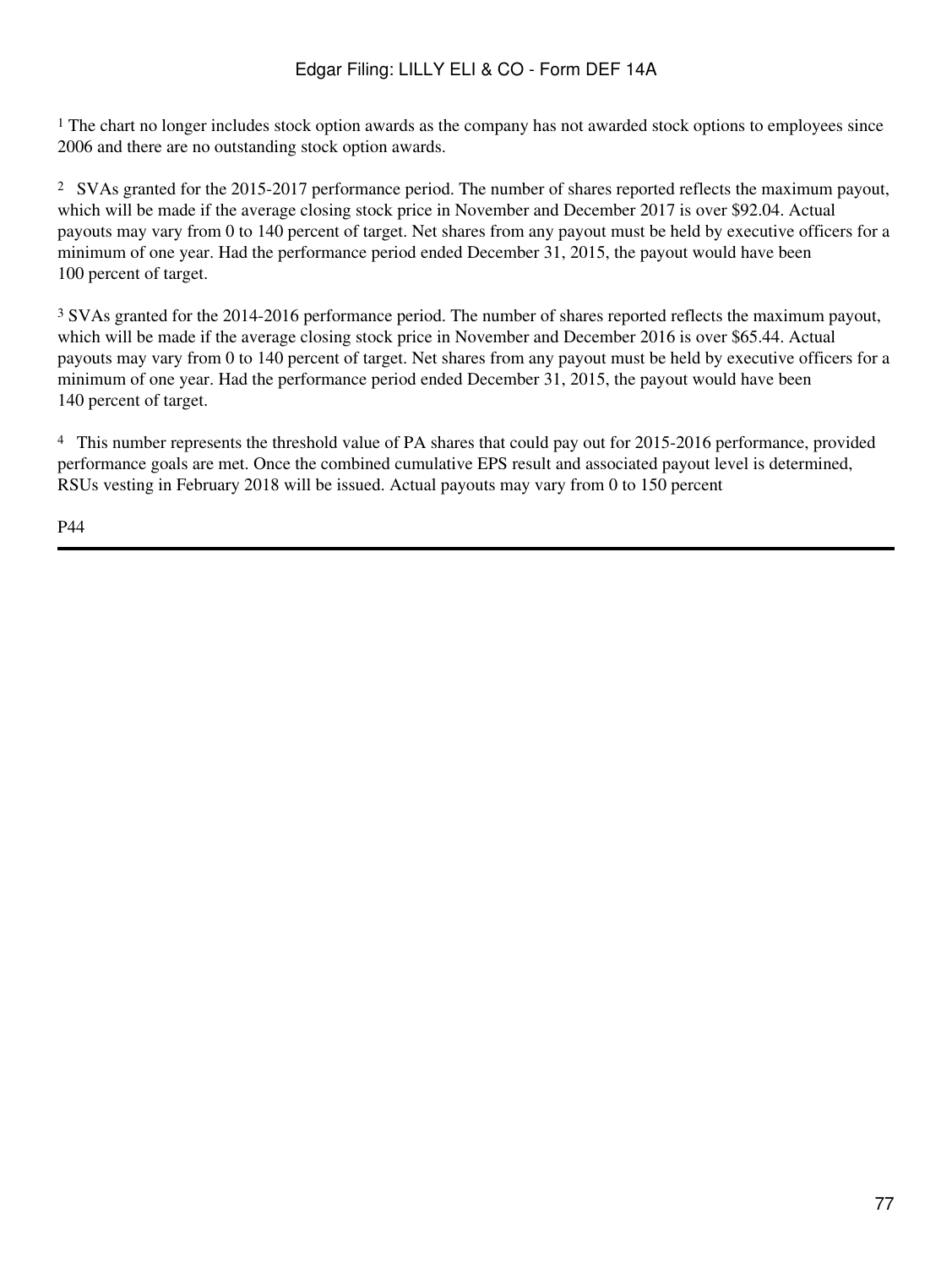[1] The chart no longer includes stock option awards as the company has not awarded stock options to employees since 2006 and there are no outstanding stock option awards.

[2] SVAs granted for the 2015-2017 performance period. The number of shares reported reflects the maximum payout, which will be made if the average closing stock price in November and December 2017 is over $92.04. Actual payouts may vary from 0 to 140 percent of target. Net shares from any payout must be held by executive officers for a minimum of one year. Had the performance period ended December 31, 2015, the payout would have been 100 percent of target.

[3] SVAs granted for the 2014-2016 performance period. The number of shares reported reflects the maximum payout, which will be made if the average closing stock price in November and December 2016 is over $65.44. Actual payouts may vary from 0 to 140 percent of target. Net shares from any payout must be held by executive officers for a minimum of one year. Had the performance period ended December 31, 2015, the payout would have been 140 percent of target.

[4] This number represents the threshold value of PA shares that could pay out for 2015-2016 performance, provided performance goals are met. Once the combined cumulative EPS result and associated payout level is determined, RSUs vesting in February 2018 will be issued. Actual payouts may vary from 0 to 150 percent

P44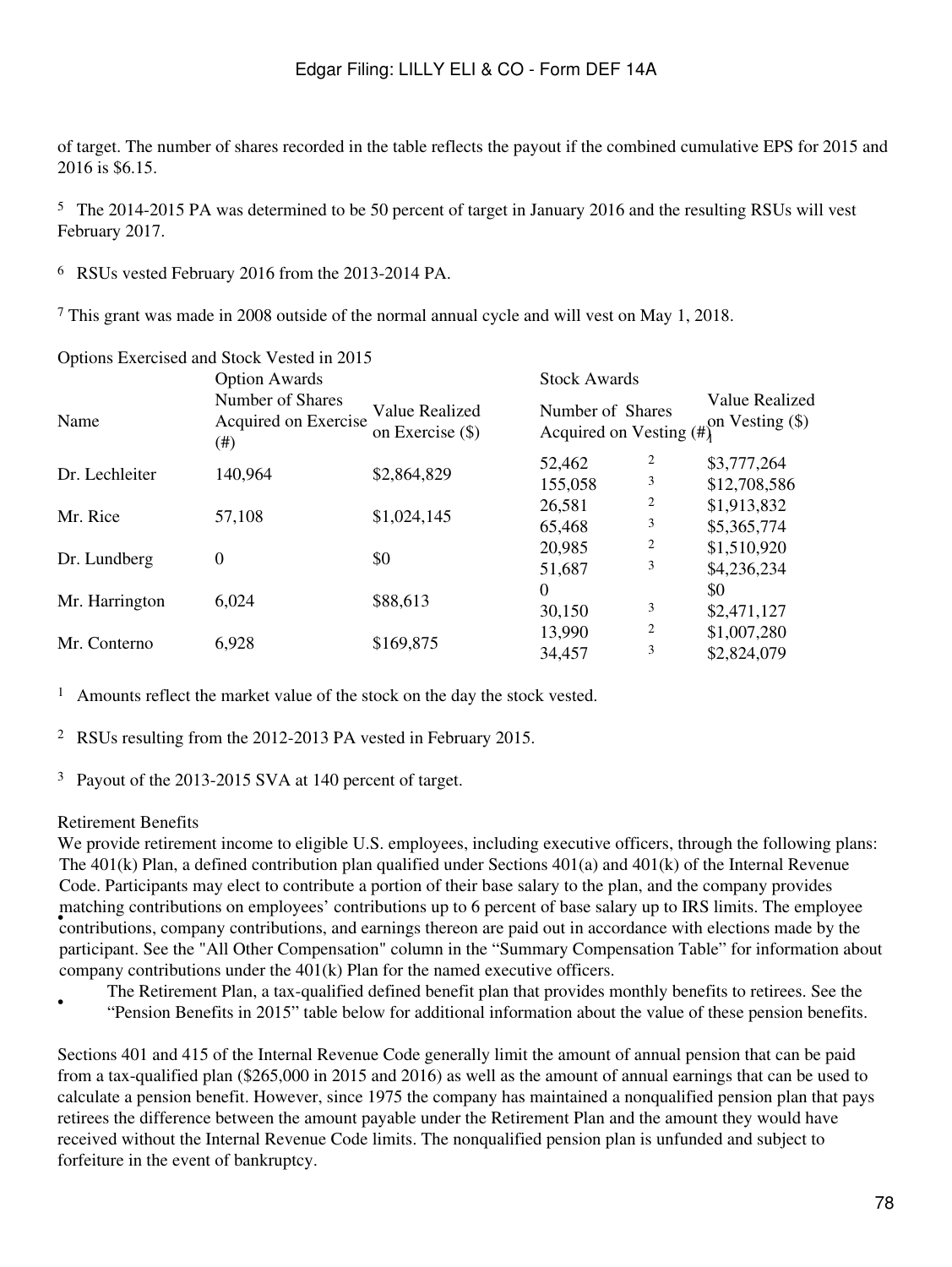of target. The number of shares recorded in the table reflects the payout if the combined cumulative EPS for 2015 and 2016 is $6.15.

[5] The 2014-2015 PA was determined to be 50 percent of target in January 2016 and the resulting RSUs will vest February 2017.

[6] RSUs vested February 2016 from the 2013-2014 PA.

[7] This grant was made in 2008 outside of the normal annual cycle and will vest on May 1, 2018.

Options Exercised and Stock Vested in 2015

| Name | Option Awards | | Stock Awards | |
|---|---|---|---|---|
| | Number of Shares Acquired on Exercise (#) | Value Realized on Exercise ($) | Number of Shares Acquired on Vesting (#) | Value Realized on Vesting ($) [1] |
| Dr. Lechleiter | 140,964 | $2,864,829 | 52,462 [2] | $3,777,264 |
| | | | 155,058 [3] | $12,708,586 |
| Mr. Rice | 57,108 | $1,024,145 | 26,581 [2] | $1,913,832 |
| | | | 65,468 [3] | $5,365,774 |
| Dr. Lundberg | 0 | $0 | 20,985 [2] | $1,510,920 |
| | | | 51,687 [3] | $4,236,234 |
| Mr. Harrington | 6,024 | $88,613 | 0 | $0 |
| | | | 30,150 [3] | $2,471,127 |
| Mr. Conterno | 6,928 | $169,875 | 13,990 [2] | $1,007,280 |
| | | | 34,457 [3] | $2,824,079 |

[1] Amounts reflect the market value of the stock on the day the stock vested.

[2] RSUs resulting from the 2012-2013 PA vested in February 2015.

[3] Payout of the 2013-2015 SVA at 140 percent of target.

Retirement Benefits

We provide retirement income to eligible U.S. employees, including executive officers, through the following plans:

- The 401(k) Plan, a defined contribution plan qualified under Sections 401(a) and 401(k) of the Internal Revenue Code. Participants may elect to contribute a portion of their base salary to the plan, and the company provides matching contributions on employees' contributions up to 6 percent of base salary up to IRS limits. The employee contributions, company contributions, and earnings thereon are paid out in accordance with elections made by the participant. See the "All Other Compensation" column in the "Summary Compensation Table" for information about company contributions under the 401(k) Plan for the named executive officers.
- The Retirement Plan, a tax-qualified defined benefit plan that provides monthly benefits to retirees. See the "Pension Benefits in 2015" table below for additional information about the value of these pension benefits.

Sections 401 and 415 of the Internal Revenue Code generally limit the amount of annual pension that can be paid from a tax-qualified plan ($265,000 in 2015 and 2016) as well as the amount of annual earnings that can be used to calculate a pension benefit. However, since 1975 the company has maintained a nonqualified pension plan that pays retirees the difference between the amount payable under the Retirement Plan and the amount they would have received without the Internal Revenue Code limits. The nonqualified pension plan is unfunded and subject to forfeiture in the event of bankruptcy.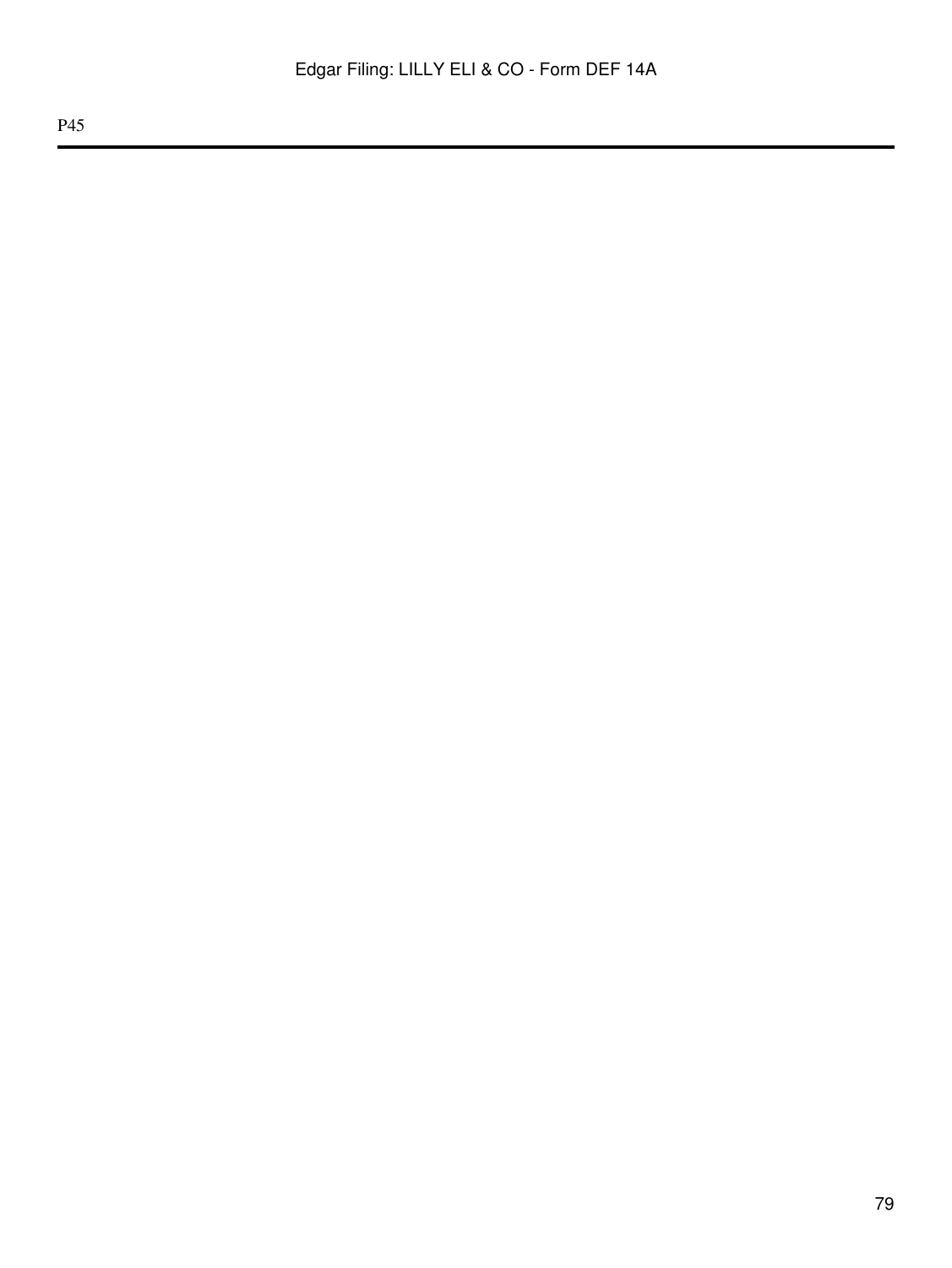P45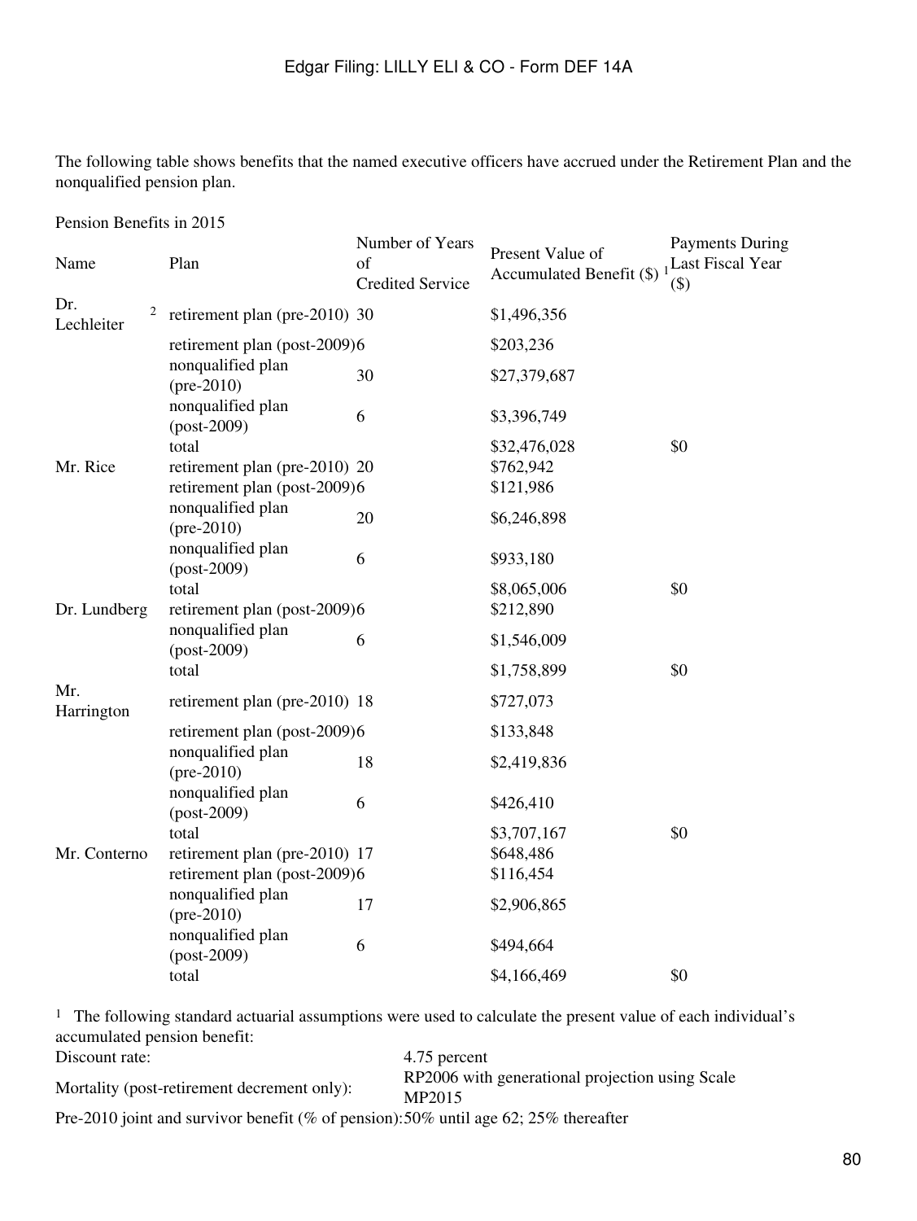The following table shows benefits that the named executive officers have accrued under the Retirement Plan and the nonqualified pension plan.

Pension Benefits in 2015

| Name | Plan | Number of Years of Credited Service | Present Value of Accumulated Benefit ($) [1] | Payments During Last Fiscal Year ($) |
|---|---|---|---|---|
| Dr. Lechleiter [2] | retirement plan (pre-2010) | 30 | $1,496,356 | |
| | retirement plan (post-2009) | 6 | $203,236 | |
| | nonqualified plan (pre-2010) | 30 | $27,379,687 | |
| | nonqualified plan (post-2009) | 6 | $3,396,749 | |
| | total | | $32,476,028 | $0 |
| Mr. Rice | retirement plan (pre-2010) | 20 | $762,942 | |
| | retirement plan (post-2009) | 6 | $121,986 | |
| | nonqualified plan (pre-2010) | 20 | $6,246,898 | |
| | nonqualified plan (post-2009) | 6 | $933,180 | |
| | total | | $8,065,006 | $0 |
| Dr. Lundberg | retirement plan (post-2009) | 6 | $212,890 | |
| | nonqualified plan (post-2009) | 6 | $1,546,009 | |
| | total | | $1,758,899 | $0 |
| Mr. Harrington | retirement plan (pre-2010) | 18 | $727,073 | |
| | retirement plan (post-2009) | 6 | $133,848 | |
| | nonqualified plan (pre-2010) | 18 | $2,419,836 | |
| | nonqualified plan (post-2009) | 6 | $426,410 | |
| | total | | $3,707,167 | $0 |
| Mr. Conterno | retirement plan (pre-2010) | 17 | $648,486 | |
| | retirement plan (post-2009) | 6 | $116,454 | |
| | nonqualified plan (pre-2010) | 17 | $2,906,865 | |
| | nonqualified plan (post-2009) | 6 | $494,664 | |
| | total | | $4,166,469 | $0 |

[1] The following standard actuarial assumptions were used to calculate the present value of each individual's accumulated pension benefit:

| | |
|---|---|
| Discount rate: | 4.75 percent |
| Mortality (post-retirement decrement only): | RP2006 with generational projection using Scale MP2015 |
| Pre-2010 joint and survivor benefit (% of pension): | 50% until age 62; 25% thereafter |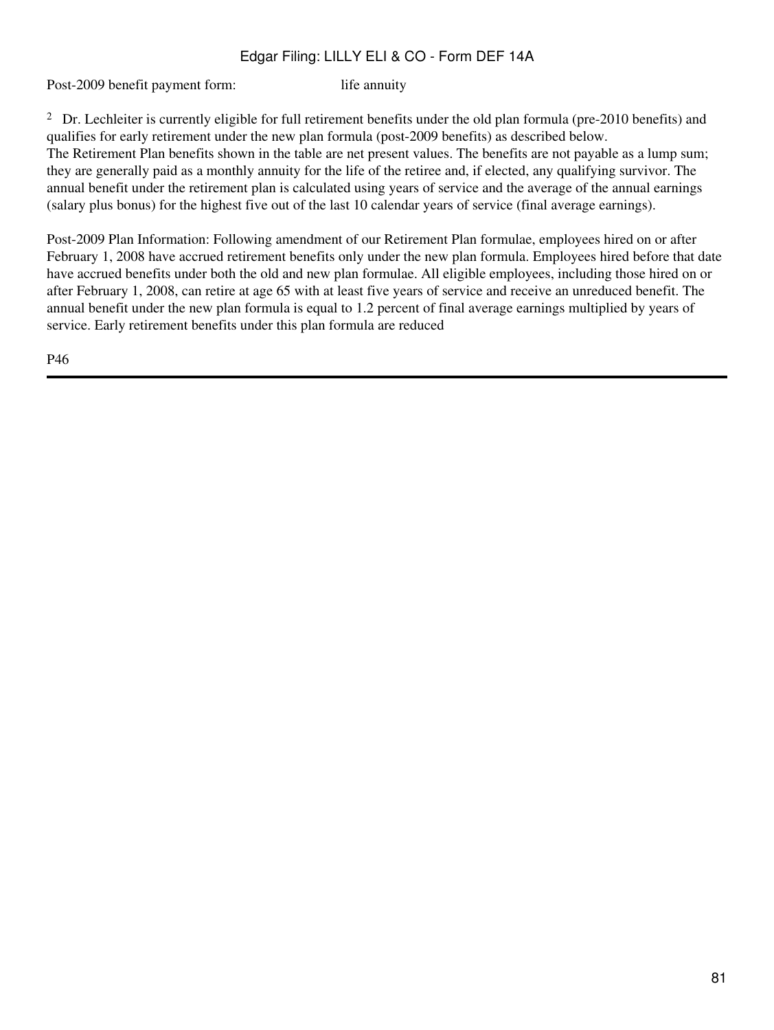Post-2009 benefit payment form: life annuity

[2] Dr. Lechleiter is currently eligible for full retirement benefits under the old plan formula (pre-2010 benefits) and qualifies for early retirement under the new plan formula (post-2009 benefits) as described below.

The Retirement Plan benefits shown in the table are net present values. The benefits are not payable as a lump sum; they are generally paid as a monthly annuity for the life of the retiree and, if elected, any qualifying survivor. The annual benefit under the retirement plan is calculated using years of service and the average of the annual earnings (salary plus bonus) for the highest five out of the last 10 calendar years of service (final average earnings).

Post-2009 Plan Information: Following amendment of our Retirement Plan formulae, employees hired on or after February 1, 2008 have accrued retirement benefits only under the new plan formula. Employees hired before that date have accrued benefits under both the old and new plan formulae. All eligible employees, including those hired on or after February 1, 2008, can retire at age 65 with at least five years of service and receive an unreduced benefit. The annual benefit under the new plan formula is equal to 1.2 percent of final average earnings multiplied by years of service. Early retirement benefits under this plan formula are reduced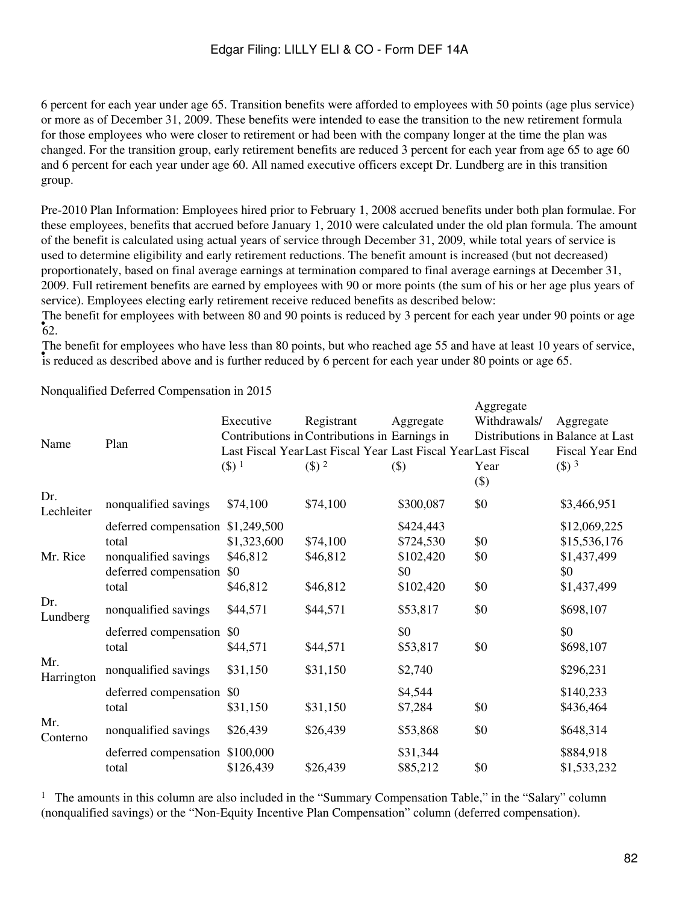6 percent for each year under age 65. Transition benefits were afforded to employees with 50 points (age plus service) or more as of December 31, 2009. These benefits were intended to ease the transition to the new retirement formula for those employees who were closer to retirement or had been with the company longer at the time the plan was changed. For the transition group, early retirement benefits are reduced 3 percent for each year from age 65 to age 60 and 6 percent for each year under age 60. All named executive officers except Dr. Lundberg are in this transition group.

Pre-2010 Plan Information: Employees hired prior to February 1, 2008 accrued benefits under both plan formulae. For these employees, benefits that accrued before January 1, 2010 were calculated under the old plan formula. The amount of the benefit is calculated using actual years of service through December 31, 2009, while total years of service is used to determine eligibility and early retirement reductions. The benefit amount is increased (but not decreased) proportionately, based on final average earnings at termination compared to final average earnings at December 31, 2009. Full retirement benefits are earned by employees with 90 or more points (the sum of his or her age plus years of service). Employees electing early retirement receive reduced benefits as described below:

- The benefit for employees with between 80 and 90 points is reduced by 3 percent for each year under 90 points or age 62.
- The benefit for employees who have less than 80 points, but who reached age 55 and have at least 10 years of service, is reduced as described above and is further reduced by 6 percent for each year under 80 points or age 65.

Nonqualified Deferred Compensation in 2015

| Name | Plan | Executive Contributions in Last Fiscal Year ($) [1] | Registrant Contributions in Last Fiscal Year ($) [2] | Aggregate Earnings in Last Fiscal Year ($) | Aggregate Withdrawals/ Distributions in Last Fiscal Year ($) | Aggregate Balance at Last Fiscal Year End ($) [3] |
|---|---|---|---|---|---|---|
| Dr. Lechleiter | nonqualified savings | $74,100 | $74,100 | $300,087 | $0 | $3,466,951 |
| | deferred compensation | $1,249,500 | | $424,443 | | $12,069,225 |
| | total | $1,323,600 | $74,100 | $724,530 | $0 | $15,536,176 |
| Mr. Rice | nonqualified savings | $46,812 | $46,812 | $102,420 | $0 | $1,437,499 |
| | deferred compensation | $0 | | $0 | | $0 |
| | total | $46,812 | $46,812 | $102,420 | $0 | $1,437,499 |
| Dr. Lundberg | nonqualified savings | $44,571 | $44,571 | $53,817 | $0 | $698,107 |
| | deferred compensation | $0 | | $0 | | $0 |
| | total | $44,571 | $44,571 | $53,817 | $0 | $698,107 |
| Mr. Harrington | nonqualified savings | $31,150 | $31,150 | $2,740 | | $296,231 |
| | deferred compensation | $0 | | $4,544 | | $140,233 |
| | total | $31,150 | $31,150 | $7,284 | $0 | $436,464 |
| Mr. Conterno | nonqualified savings | $26,439 | $26,439 | $53,868 | $0 | $648,314 |
| | deferred compensation | $100,000 | | $31,344 | | $884,918 |
| | total | $126,439 | $26,439 | $85,212 | $0 | $1,533,232 |

[1] The amounts in this column are also included in the "Summary Compensation Table," in the "Salary" column (nonqualified savings) or the "Non-Equity Incentive Plan Compensation" column (deferred compensation).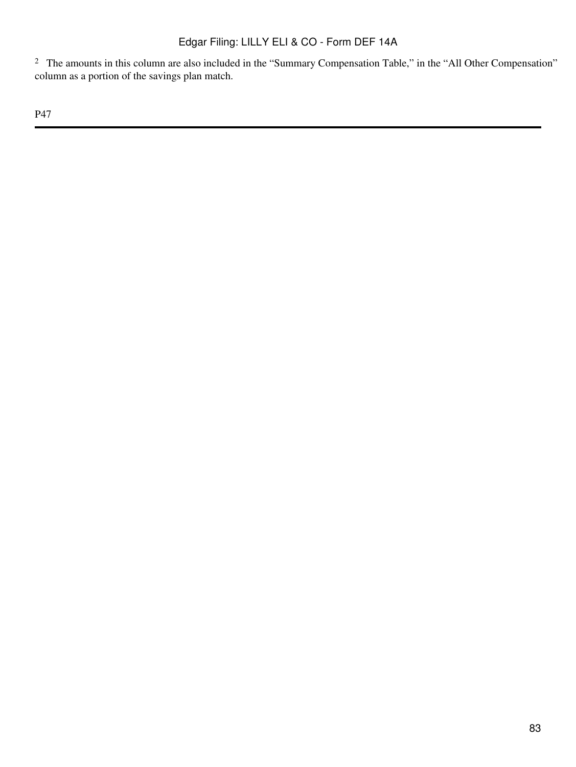[2] The amounts in this column are also included in the "Summary Compensation Table," in the "All Other Compensation" column as a portion of the savings plan match.

P47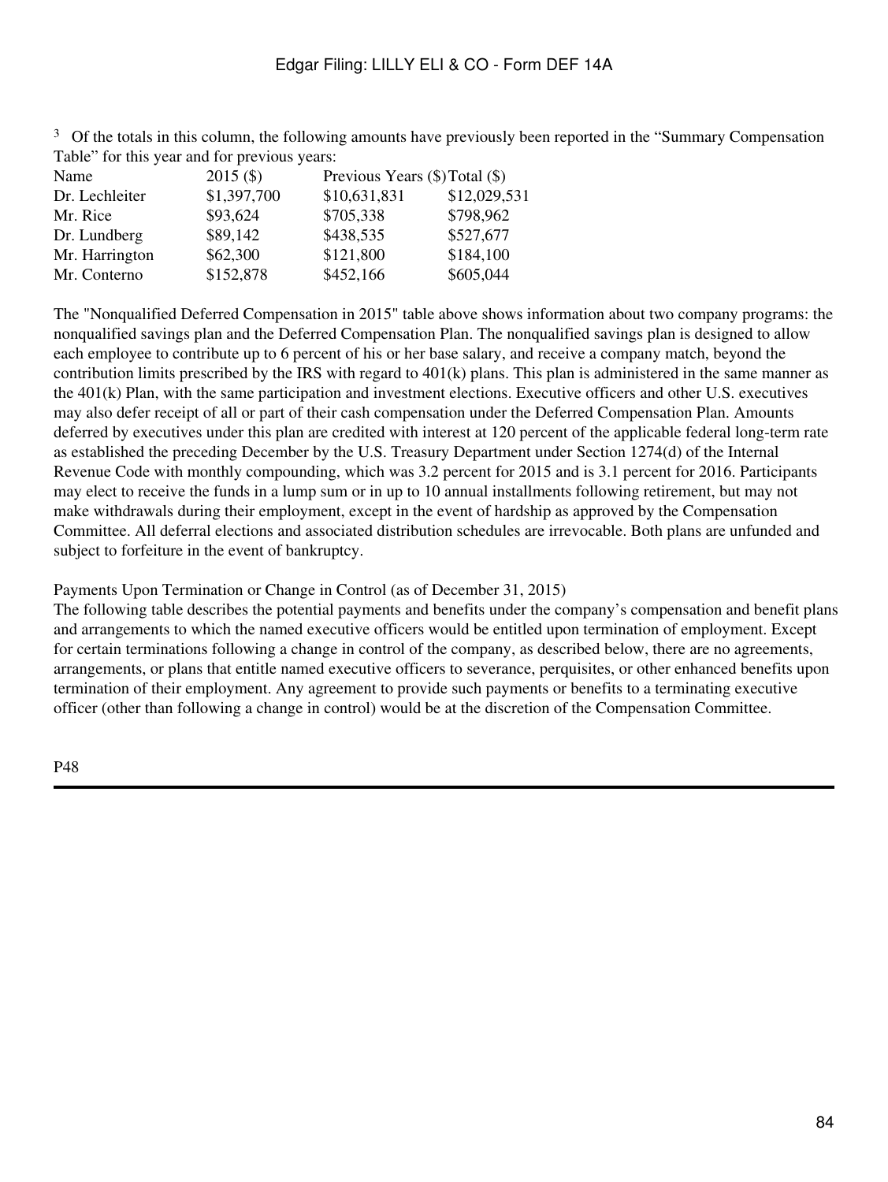[3] Of the totals in this column, the following amounts have previously been reported in the "Summary Compensation Table" for this year and for previous years:

| Name | 2015 ($) | Previous Years ($) | Total ($) |
|---|---|---|---|
| Dr. Lechleiter | $1,397,700 | $10,631,831 | $12,029,531 |
| Mr. Rice | $93,624 | $705,338 | $798,962 |
| Dr. Lundberg | $89,142 | $438,535 | $527,677 |
| Mr. Harrington | $62,300 | $121,800 | $184,100 |
| Mr. Conterno | $152,878 | $452,166 | $605,044 |

The "Nonqualified Deferred Compensation in 2015" table above shows information about two company programs: the nonqualified savings plan and the Deferred Compensation Plan. The nonqualified savings plan is designed to allow each employee to contribute up to 6 percent of his or her base salary, and receive a company match, beyond the contribution limits prescribed by the IRS with regard to 401(k) plans. This plan is administered in the same manner as the 401(k) Plan, with the same participation and investment elections. Executive officers and other U.S. executives may also defer receipt of all or part of their cash compensation under the Deferred Compensation Plan. Amounts deferred by executives under this plan are credited with interest at 120 percent of the applicable federal long-term rate as established the preceding December by the U.S. Treasury Department under Section 1274(d) of the Internal Revenue Code with monthly compounding, which was 3.2 percent for 2015 and is 3.1 percent for 2016. Participants may elect to receive the funds in a lump sum or in up to 10 annual installments following retirement, but may not make withdrawals during their employment, except in the event of hardship as approved by the Compensation Committee. All deferral elections and associated distribution schedules are irrevocable. Both plans are unfunded and subject to forfeiture in the event of bankruptcy.

Payments Upon Termination or Change in Control (as of December 31, 2015)

The following table describes the potential payments and benefits under the company's compensation and benefit plans and arrangements to which the named executive officers would be entitled upon termination of employment. Except for certain terminations following a change in control of the company, as described below, there are no agreements, arrangements, or plans that entitle named executive officers to severance, perquisites, or other enhanced benefits upon termination of their employment. Any agreement to provide such payments or benefits to a terminating executive officer (other than following a change in control) would be at the discretion of the Compensation Committee.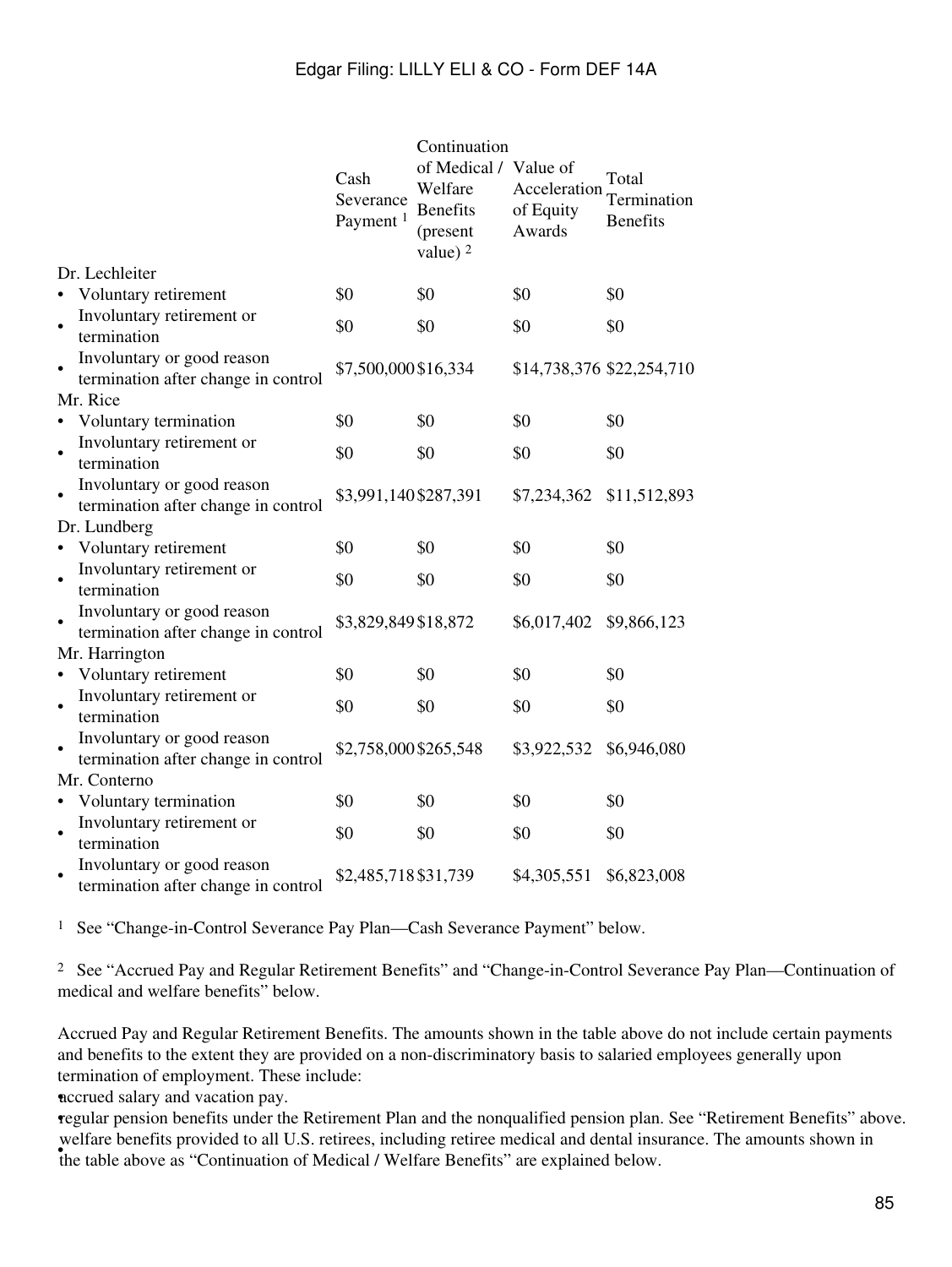| | Cash Severance Payment [1] | Continuation of Medical / Welfare Benefits (present value) [2] | Value of Acceleration of Equity Awards | Total Termination Benefits |
|---|---|---|---|---|
| Dr. Lechleiter | | | | |
| • Voluntary retirement | $0 | $0 | $0 | $0 |
| • Involuntary retirement or termination | $0 | $0 | $0 | $0 |
| • Involuntary or good reason termination after change in control | $7,500,000 | $16,334 | $14,738,376 | $22,254,710 |
| Mr. Rice | | | | |
| • Voluntary termination | $0 | $0 | $0 | $0 |
| • Involuntary retirement or termination | $0 | $0 | $0 | $0 |
| • Involuntary or good reason termination after change in control | $3,991,140 | $287,391 | $7,234,362 | $11,512,893 |
| Dr. Lundberg | | | | |
| • Voluntary retirement | $0 | $0 | $0 | $0 |
| • Involuntary retirement or termination | $0 | $0 | $0 | $0 |
| • Involuntary or good reason termination after change in control | $3,829,849 | $18,872 | $6,017,402 | $9,866,123 |
| Mr. Harrington | | | | |
| • Voluntary retirement | $0 | $0 | $0 | $0 |
| • Involuntary retirement or termination | $0 | $0 | $0 | $0 |
| • Involuntary or good reason termination after change in control | $2,758,000 | $265,548 | $3,922,532 | $6,946,080 |
| Mr. Conterno | | | | |
| • Voluntary termination | $0 | $0 | $0 | $0 |
| • Involuntary retirement or termination | $0 | $0 | $0 | $0 |
| • Involuntary or good reason termination after change in control | $2,485,718 | $31,739 | $4,305,551 | $6,823,008 |

[1] See "Change-in-Control Severance Pay Plan—Cash Severance Payment" below.

[2] See "Accrued Pay and Regular Retirement Benefits" and "Change-in-Control Severance Pay Plan—Continuation of medical and welfare benefits" below.

Accrued Pay and Regular Retirement Benefits. The amounts shown in the table above do not include certain payments and benefits to the extent they are provided on a non-discriminatory basis to salaried employees generally upon termination of employment. These include:

- accrued salary and vacation pay.
- regular pension benefits under the Retirement Plan and the nonqualified pension plan. See "Retirement Benefits" above.
- welfare benefits provided to all U.S. retirees, including retiree medical and dental insurance. The amounts shown in the table above as "Continuation of Medical / Welfare Benefits" are explained below.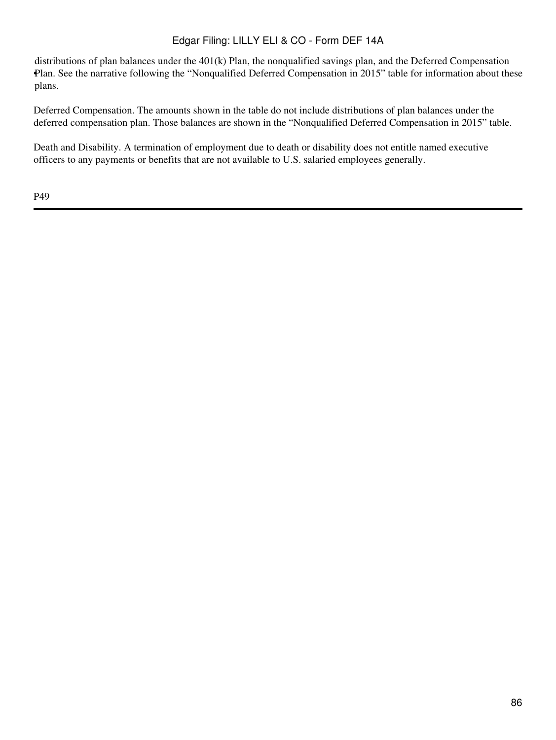- distributions of plan balances under the 401(k) Plan, the nonqualified savings plan, and the Deferred Compensation Plan. See the narrative following the "Nonqualified Deferred Compensation in 2015" table for information about these plans.

Deferred Compensation. The amounts shown in the table do not include distributions of plan balances under the deferred compensation plan. Those balances are shown in the "Nonqualified Deferred Compensation in 2015" table.

Death and Disability. A termination of employment due to death or disability does not entitle named executive officers to any payments or benefits that are not available to U.S. salaried employees generally.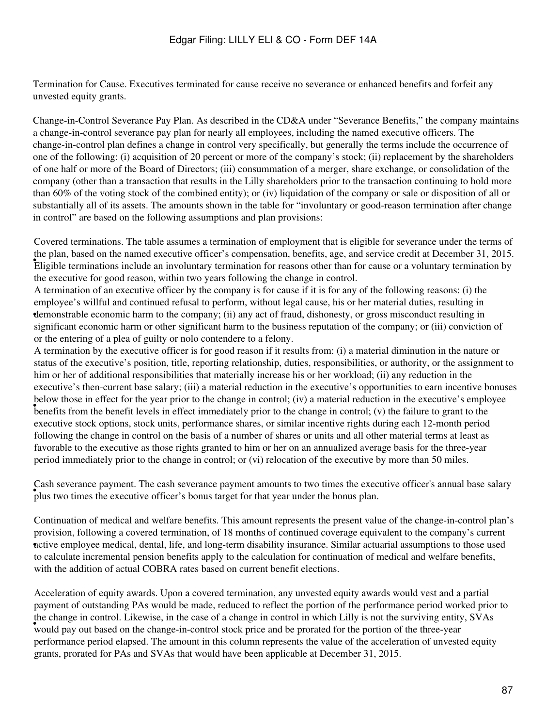Termination for Cause. Executives terminated for cause receive no severance or enhanced benefits and forfeit any unvested equity grants.

Change-in-Control Severance Pay Plan. As described in the CD&A under "Severance Benefits," the company maintains a change-in-control severance pay plan for nearly all employees, including the named executive officers. The change-in-control plan defines a change in control very specifically, but generally the terms include the occurrence of one of the following: (i) acquisition of 20 percent or more of the company's stock; (ii) replacement by the shareholders of one half or more of the Board of Directors; (iii) consummation of a merger, share exchange, or consolidation of the company (other than a transaction that results in the Lilly shareholders prior to the transaction continuing to hold more than 60% of the voting stock of the combined entity); or (iv) liquidation of the company or sale or disposition of all or substantially all of its assets. The amounts shown in the table for "involuntary or good-reason termination after change in control" are based on the following assumptions and plan provisions:

- Covered terminations. The table assumes a termination of employment that is eligible for severance under the terms of the plan, based on the named executive officer's compensation, benefits, age, and service credit at December 31, 2015. Eligible terminations include an involuntary termination for reasons other than for cause or a voluntary termination by the executive for good reason, within two years following the change in control.
- A termination of an executive officer by the company is for cause if it is for any of the following reasons: (i) the employee's willful and continued refusal to perform, without legal cause, his or her material duties, resulting in demonstrable economic harm to the company; (ii) any act of fraud, dishonesty, or gross misconduct resulting in significant economic harm or other significant harm to the business reputation of the company; or (iii) conviction of or the entering of a plea of guilty or nolo contendere to a felony.
- A termination by the executive officer is for good reason if it results from: (i) a material diminution in the nature or status of the executive's position, title, reporting relationship, duties, responsibilities, or authority, or the assignment to him or her of additional responsibilities that materially increase his or her workload; (ii) any reduction in the executive's then-current base salary; (iii) a material reduction in the executive's opportunities to earn incentive bonuses below those in effect for the year prior to the change in control; (iv) a material reduction in the executive's employee benefits from the benefit levels in effect immediately prior to the change in control; (v) the failure to grant to the executive stock options, stock units, performance shares, or similar incentive rights during each 12-month period following the change in control on the basis of a number of shares or units and all other material terms at least as favorable to the executive as those rights granted to him or her on an annualized average basis for the three-year period immediately prior to the change in control; or (vi) relocation of the executive by more than 50 miles.

- Cash severance payment. The cash severance payment amounts to two times the executive officer's annual base salary plus two times the executive officer's bonus target for that year under the bonus plan.

- Continuation of medical and welfare benefits. This amount represents the present value of the change-in-control plan's provision, following a covered termination, of 18 months of continued coverage equivalent to the company's current active employee medical, dental, life, and long-term disability insurance. Similar actuarial assumptions to those used to calculate incremental pension benefits apply to the calculation for continuation of medical and welfare benefits, with the addition of actual COBRA rates based on current benefit elections.

- Acceleration of equity awards. Upon a covered termination, any unvested equity awards would vest and a partial payment of outstanding PAs would be made, reduced to reflect the portion of the performance period worked prior to the change in control. Likewise, in the case of a change in control in which Lilly is not the surviving entity, SVAs would pay out based on the change-in-control stock price and be prorated for the portion of the three-year performance period elapsed. The amount in this column represents the value of the acceleration of unvested equity grants, prorated for PAs and SVAs that would have been applicable at December 31, 2015.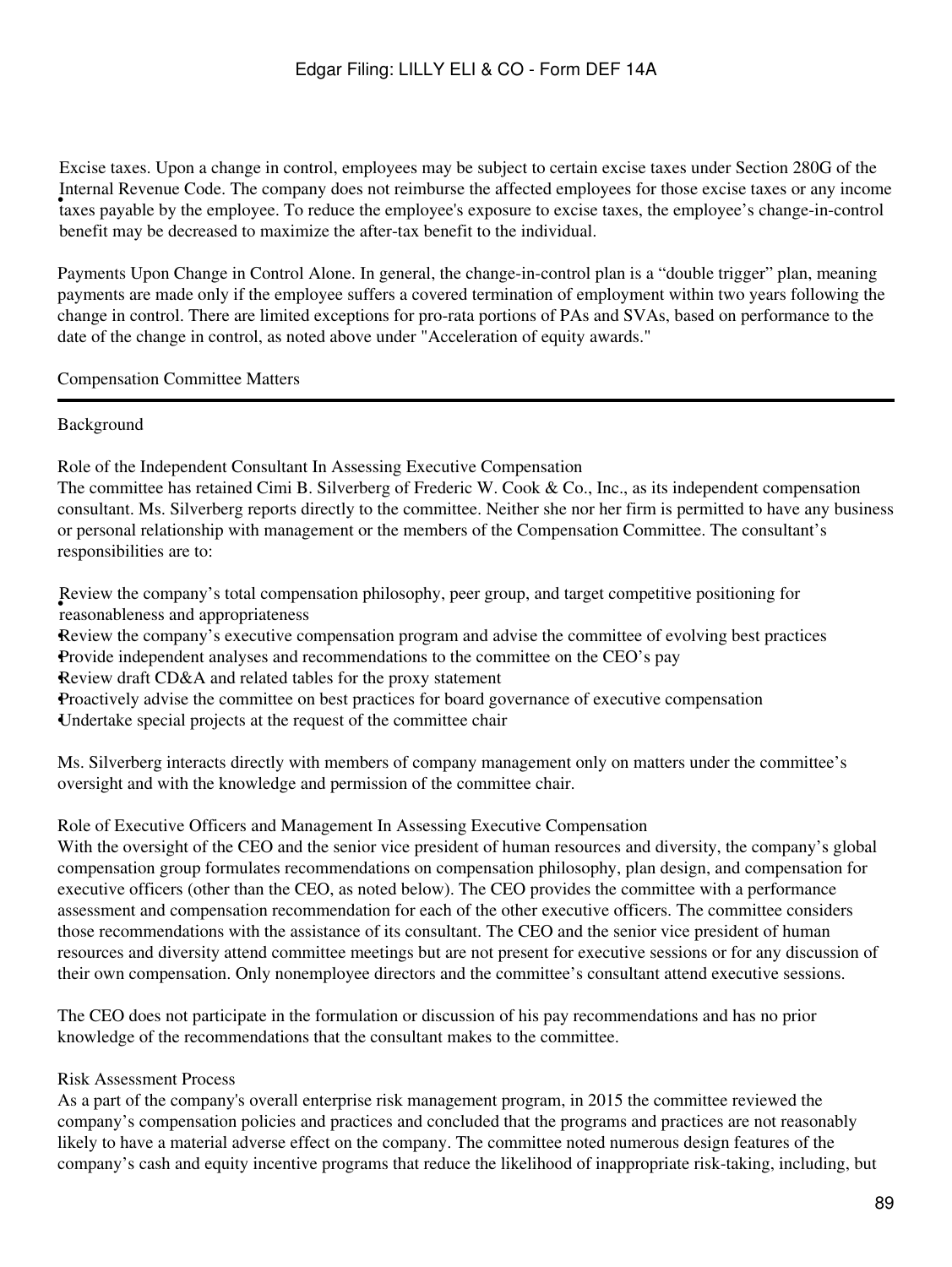- Excise taxes. Upon a change in control, employees may be subject to certain excise taxes under Section 280G of the Internal Revenue Code. The company does not reimburse the affected employees for those excise taxes or any income taxes payable by the employee. To reduce the employee's exposure to excise taxes, the employee's change-in-control benefit may be decreased to maximize the after-tax benefit to the individual.

Payments Upon Change in Control Alone. In general, the change-in-control plan is a "double trigger" plan, meaning payments are made only if the employee suffers a covered termination of employment within two years following the change in control. There are limited exceptions for pro-rata portions of PAs and SVAs, based on performance to the date of the change in control, as noted above under "Acceleration of equity awards."

## Compensation Committee Matters

### Background

#### Role of the Independent Consultant In Assessing Executive Compensation

The committee has retained Cimi B. Silverberg of Frederic W. Cook & Co., Inc., as its independent compensation consultant. Ms. Silverberg reports directly to the committee. Neither she nor her firm is permitted to have any business or personal relationship with management or the members of the Compensation Committee. The consultant's responsibilities are to:

- Review the company's total compensation philosophy, peer group, and target competitive positioning for reasonableness and appropriateness
- Review the company's executive compensation program and advise the committee of evolving best practices
- Provide independent analyses and recommendations to the committee on the CEO's pay
- Review draft CD&A and related tables for the proxy statement
- Proactively advise the committee on best practices for board governance of executive compensation
- Undertake special projects at the request of the committee chair

Ms. Silverberg interacts directly with members of company management only on matters under the committee's oversight and with the knowledge and permission of the committee chair.

#### Role of Executive Officers and Management In Assessing Executive Compensation

With the oversight of the CEO and the senior vice president of human resources and diversity, the company's global compensation group formulates recommendations on compensation philosophy, plan design, and compensation for executive officers (other than the CEO, as noted below). The CEO provides the committee with a performance assessment and compensation recommendation for each of the other executive officers. The committee considers those recommendations with the assistance of its consultant. The CEO and the senior vice president of human resources and diversity attend committee meetings but are not present for executive sessions or for any discussion of their own compensation. Only nonemployee directors and the committee's consultant attend executive sessions.

The CEO does not participate in the formulation or discussion of his pay recommendations and has no prior knowledge of the recommendations that the consultant makes to the committee.

#### Risk Assessment Process

As a part of the company's overall enterprise risk management program, in 2015 the committee reviewed the company's compensation policies and practices and concluded that the programs and practices are not reasonably likely to have a material adverse effect on the company. The committee noted numerous design features of the company's cash and equity incentive programs that reduce the likelihood of inappropriate risk-taking, including, but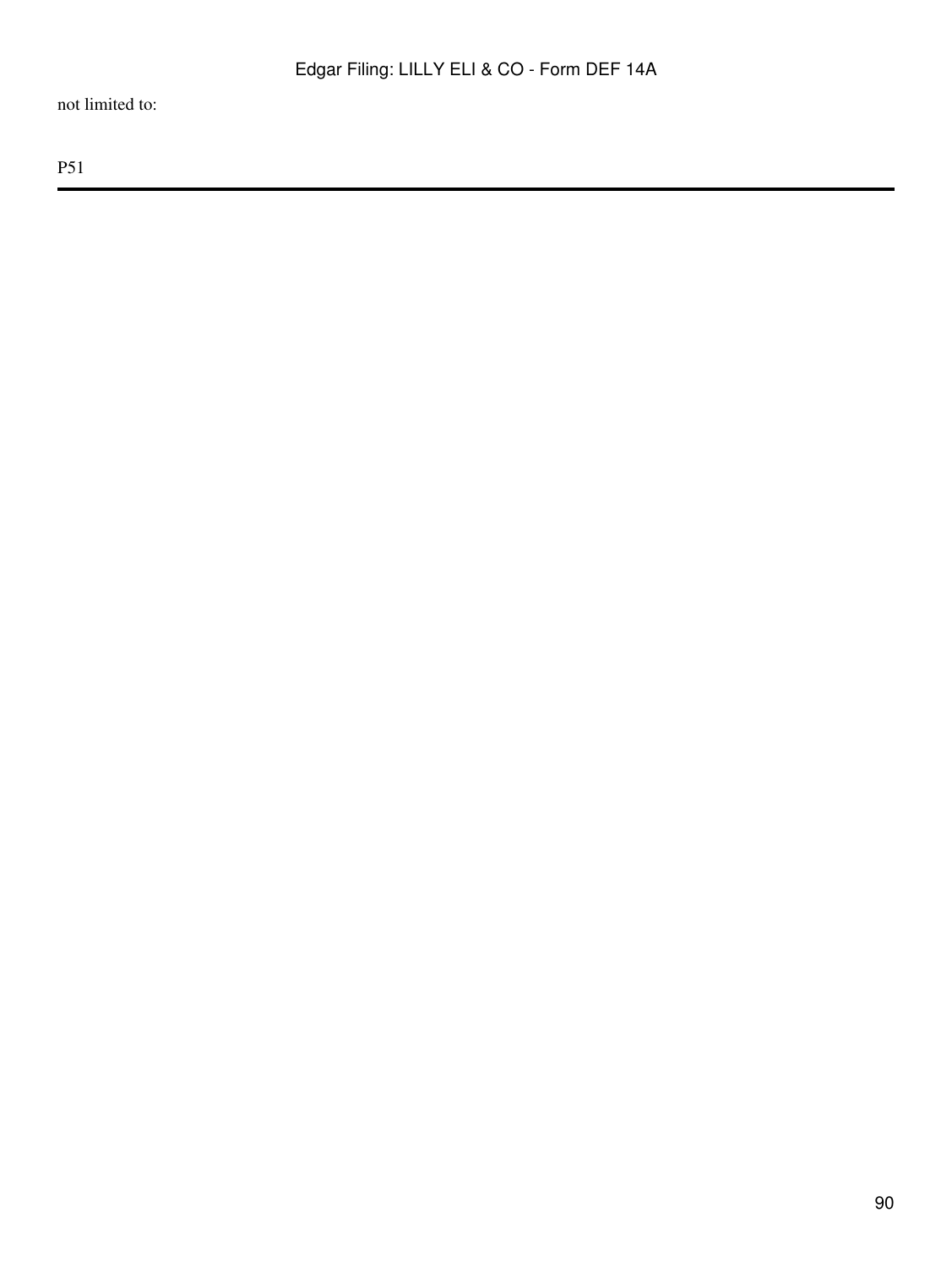not limited to:

P51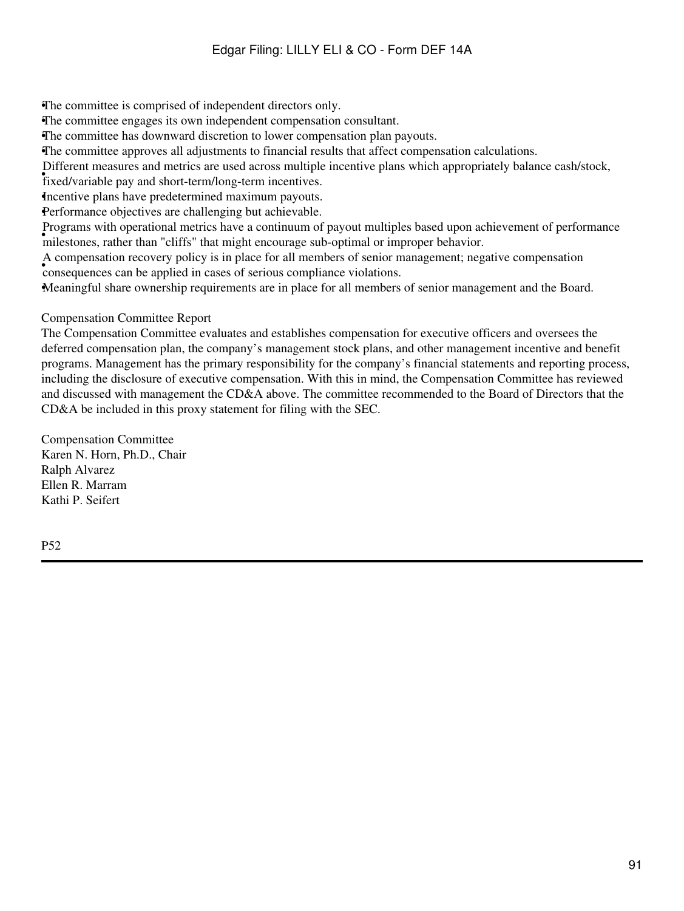- The committee is comprised of independent directors only.
- The committee engages its own independent compensation consultant.
- The committee has downward discretion to lower compensation plan payouts.
- The committee approves all adjustments to financial results that affect compensation calculations.
- Different measures and metrics are used across multiple incentive plans which appropriately balance cash/stock, fixed/variable pay and short-term/long-term incentives.
- Incentive plans have predetermined maximum payouts.
- Performance objectives are challenging but achievable.
- Programs with operational metrics have a continuum of payout multiples based upon achievement of performance milestones, rather than "cliffs" that might encourage sub-optimal or improper behavior.
- A compensation recovery policy is in place for all members of senior management; negative compensation consequences can be applied in cases of serious compliance violations.
- Meaningful share ownership requirements are in place for all members of senior management and the Board.

## Compensation Committee Report

The Compensation Committee evaluates and establishes compensation for executive officers and oversees the deferred compensation plan, the company's management stock plans, and other management incentive and benefit programs. Management has the primary responsibility for the company's financial statements and reporting process, including the disclosure of executive compensation. With this in mind, the Compensation Committee has reviewed and discussed with management the CD&A above. The committee recommended to the Board of Directors that the CD&A be included in this proxy statement for filing with the SEC.

Compensation Committee
Karen N. Horn, Ph.D., Chair
Ralph Alvarez
Ellen R. Marram
Kathi P. Seifert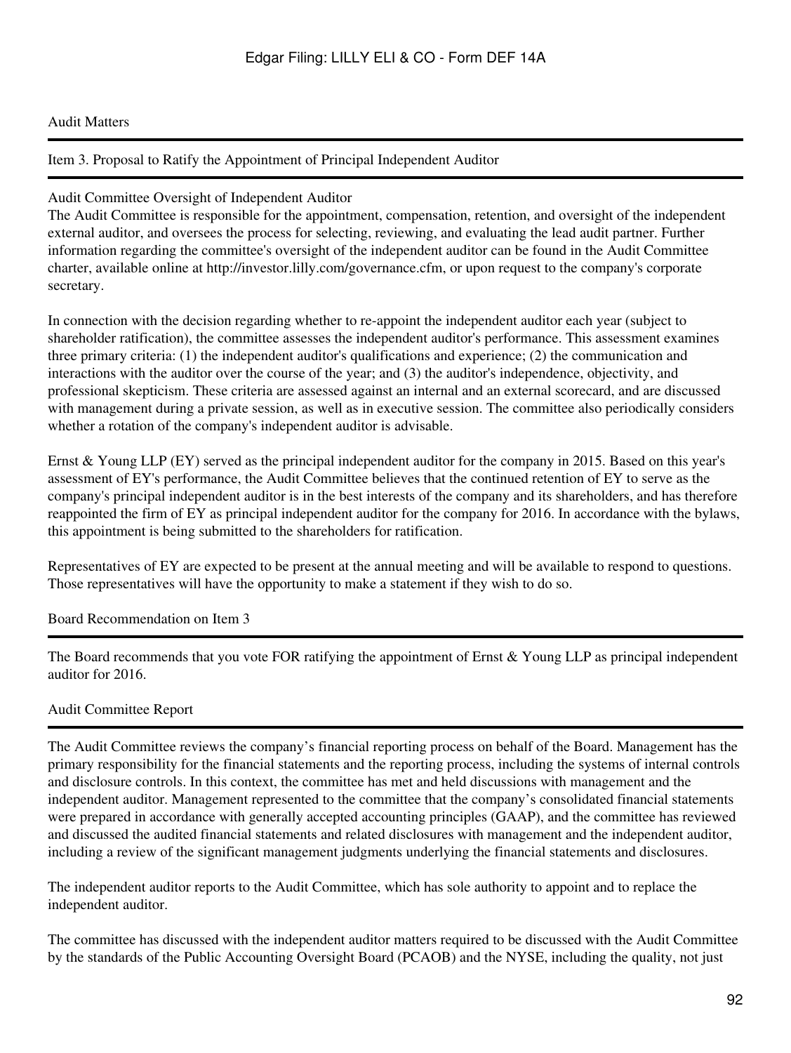## Audit Matters

### Item 3. Proposal to Ratify the Appointment of Principal Independent Auditor

#### Audit Committee Oversight of Independent Auditor

The Audit Committee is responsible for the appointment, compensation, retention, and oversight of the independent external auditor, and oversees the process for selecting, reviewing, and evaluating the lead audit partner. Further information regarding the committee's oversight of the independent auditor can be found in the Audit Committee charter, available online at http://investor.lilly.com/governance.cfm, or upon request to the company's corporate secretary.

In connection with the decision regarding whether to re-appoint the independent auditor each year (subject to shareholder ratification), the committee assesses the independent auditor's performance. This assessment examines three primary criteria: (1) the independent auditor's qualifications and experience; (2) the communication and interactions with the auditor over the course of the year; and (3) the auditor's independence, objectivity, and professional skepticism. These criteria are assessed against an internal and an external scorecard, and are discussed with management during a private session, as well as in executive session. The committee also periodically considers whether a rotation of the company's independent auditor is advisable.

Ernst & Young LLP (EY) served as the principal independent auditor for the company in 2015. Based on this year's assessment of EY's performance, the Audit Committee believes that the continued retention of EY to serve as the company's principal independent auditor is in the best interests of the company and its shareholders, and has therefore reappointed the firm of EY as principal independent auditor for the company for 2016. In accordance with the bylaws, this appointment is being submitted to the shareholders for ratification.

Representatives of EY are expected to be present at the annual meeting and will be available to respond to questions. Those representatives will have the opportunity to make a statement if they wish to do so.

### Board Recommendation on Item 3

The Board recommends that you vote FOR ratifying the appointment of Ernst & Young LLP as principal independent auditor for 2016.

### Audit Committee Report

The Audit Committee reviews the company's financial reporting process on behalf of the Board. Management has the primary responsibility for the financial statements and the reporting process, including the systems of internal controls and disclosure controls. In this context, the committee has met and held discussions with management and the independent auditor. Management represented to the committee that the company's consolidated financial statements were prepared in accordance with generally accepted accounting principles (GAAP), and the committee has reviewed and discussed the audited financial statements and related disclosures with management and the independent auditor, including a review of the significant management judgments underlying the financial statements and disclosures.

The independent auditor reports to the Audit Committee, which has sole authority to appoint and to replace the independent auditor.

The committee has discussed with the independent auditor matters required to be discussed with the Audit Committee by the standards of the Public Accounting Oversight Board (PCAOB) and the NYSE, including the quality, not just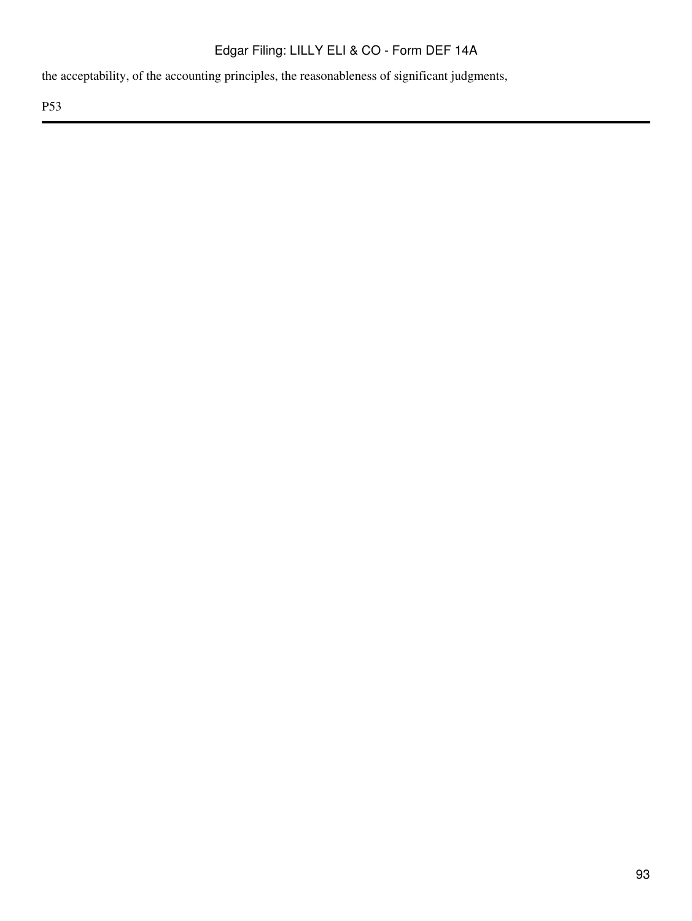the acceptability, of the accounting principles, the reasonableness of significant judgments,

P53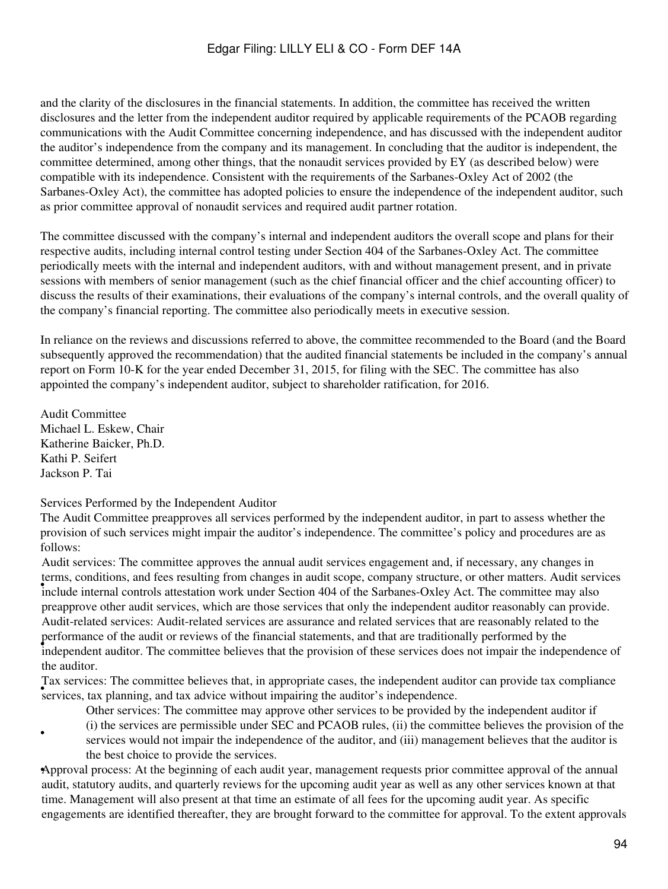and the clarity of the disclosures in the financial statements. In addition, the committee has received the written disclosures and the letter from the independent auditor required by applicable requirements of the PCAOB regarding communications with the Audit Committee concerning independence, and has discussed with the independent auditor the auditor's independence from the company and its management. In concluding that the auditor is independent, the committee determined, among other things, that the nonaudit services provided by EY (as described below) were compatible with its independence. Consistent with the requirements of the Sarbanes-Oxley Act of 2002 (the Sarbanes-Oxley Act), the committee has adopted policies to ensure the independence of the independent auditor, such as prior committee approval of nonaudit services and required audit partner rotation.

The committee discussed with the company's internal and independent auditors the overall scope and plans for their respective audits, including internal control testing under Section 404 of the Sarbanes-Oxley Act. The committee periodically meets with the internal and independent auditors, with and without management present, and in private sessions with members of senior management (such as the chief financial officer and the chief accounting officer) to discuss the results of their examinations, their evaluations of the company's internal controls, and the overall quality of the company's financial reporting. The committee also periodically meets in executive session.

In reliance on the reviews and discussions referred to above, the committee recommended to the Board (and the Board subsequently approved the recommendation) that the audited financial statements be included in the company's annual report on Form 10-K for the year ended December 31, 2015, for filing with the SEC. The committee has also appointed the company's independent auditor, subject to shareholder ratification, for 2016.

Audit Committee
Michael L. Eskew, Chair
Katherine Baicker, Ph.D.
Kathi P. Seifert
Jackson P. Tai

Services Performed by the Independent Auditor

The Audit Committee preapproves all services performed by the independent auditor, in part to assess whether the provision of such services might impair the auditor's independence. The committee's policy and procedures are as follows:

- Audit services: The committee approves the annual audit services engagement and, if necessary, any changes in terms, conditions, and fees resulting from changes in audit scope, company structure, or other matters. Audit services include internal controls attestation work under Section 404 of the Sarbanes-Oxley Act. The committee may also preapprove other audit services, which are those services that only the independent auditor reasonably can provide.
- Audit-related services: Audit-related services are assurance and related services that are reasonably related to the performance of the audit or reviews of the financial statements, and that are traditionally performed by the independent auditor. The committee believes that the provision of these services does not impair the independence of the auditor.
- Tax services: The committee believes that, in appropriate cases, the independent auditor can provide tax compliance services, tax planning, and tax advice without impairing the auditor's independence.
- Other services: The committee may approve other services to be provided by the independent auditor if (i) the services are permissible under SEC and PCAOB rules, (ii) the committee believes the provision of the services would not impair the independence of the auditor, and (iii) management believes that the auditor is the best choice to provide the services.
- Approval process: At the beginning of each audit year, management requests prior committee approval of the annual audit, statutory audits, and quarterly reviews for the upcoming audit year as well as any other services known at that time. Management will also present at that time an estimate of all fees for the upcoming audit year. As specific engagements are identified thereafter, they are brought forward to the committee for approval. To the extent approvals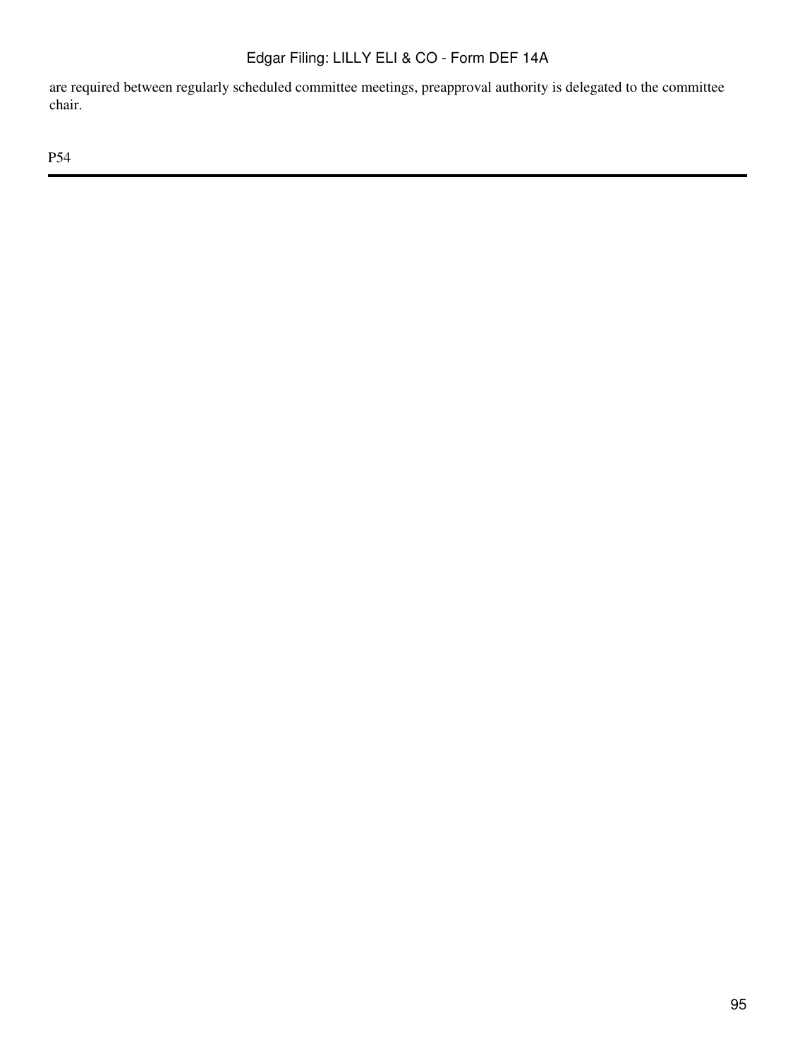are required between regularly scheduled committee meetings, preapproval authority is delegated to the committee chair.

P54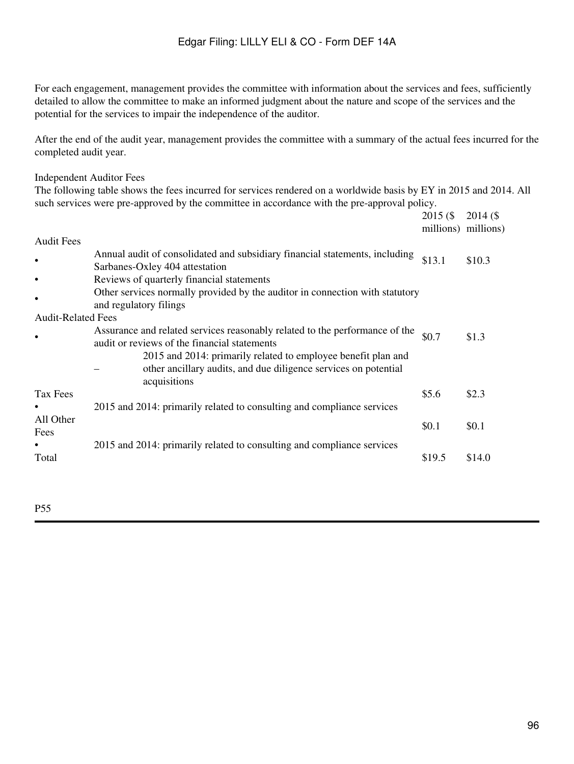For each engagement, management provides the committee with information about the services and fees, sufficiently detailed to allow the committee to make an informed judgment about the nature and scope of the services and the potential for the services to impair the independence of the auditor.

After the end of the audit year, management provides the committee with a summary of the actual fees incurred for the completed audit year.

Independent Auditor Fees

The following table shows the fees incurred for services rendered on a worldwide basis by EY in 2015 and 2014. All such services were pre-approved by the committee in accordance with the pre-approval policy.

| | | 2015 ($ millions) | 2014 ($ millions) |
|---|---|---|---|
| Audit Fees | | | |
| • | Annual audit of consolidated and subsidiary financial statements, including Sarbanes-Oxley 404 attestation | $13.1 | $10.3 |
| • | Reviews of quarterly financial statements | | |
| • | Other services normally provided by the auditor in connection with statutory and regulatory filings | | |
| Audit-Related Fees | | | |
| • | Assurance and related services reasonably related to the performance of the audit or reviews of the financial statements | $0.7 | $1.3 |
| | – 2015 and 2014: primarily related to employee benefit plan and other ancillary audits, and due diligence services on potential acquisitions | | |
| Tax Fees | | $5.6 | $2.3 |
| • | 2015 and 2014: primarily related to consulting and compliance services | | |
| All Other Fees | | $0.1 | $0.1 |
| • | 2015 and 2014: primarily related to consulting and compliance services | | |
| Total | | $19.5 | $14.0 |

P55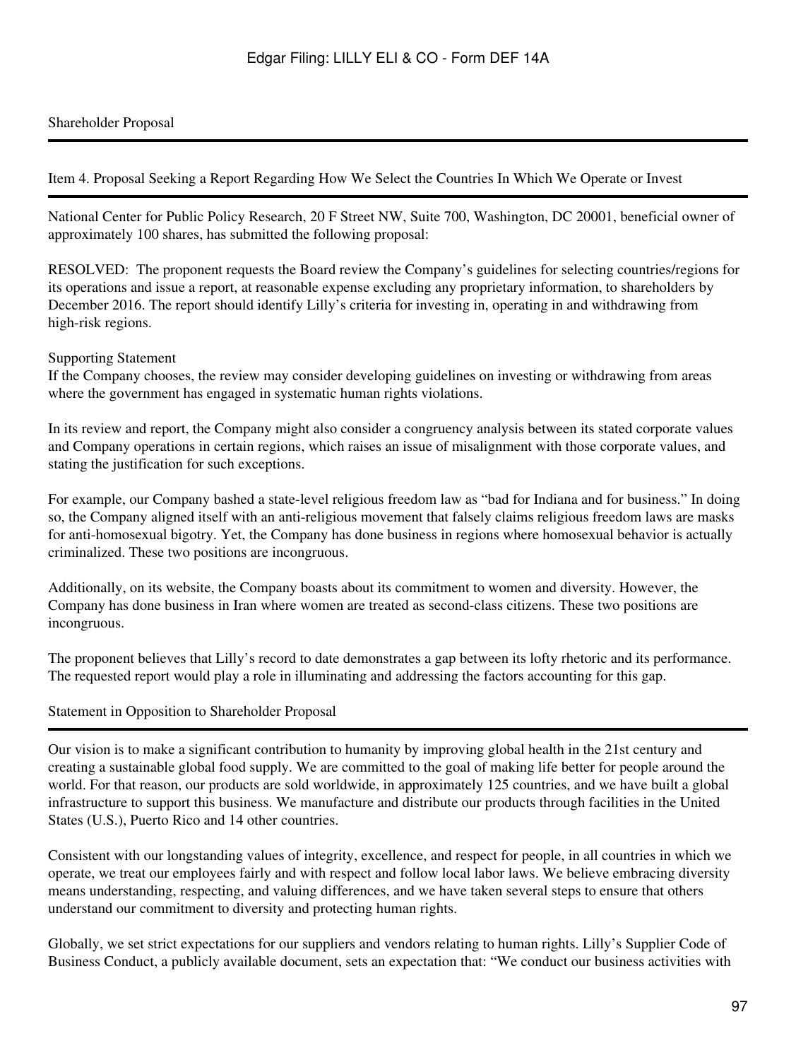Shareholder Proposal

## Item 4. Proposal Seeking a Report Regarding How We Select the Countries In Which We Operate or Invest

National Center for Public Policy Research, 20 F Street NW, Suite 700, Washington, DC 20001, beneficial owner of approximately 100 shares, has submitted the following proposal:

RESOLVED: The proponent requests the Board review the Company's guidelines for selecting countries/regions for its operations and issue a report, at reasonable expense excluding any proprietary information, to shareholders by December 2016. The report should identify Lilly's criteria for investing in, operating in and withdrawing from high-risk regions.

Supporting Statement

If the Company chooses, the review may consider developing guidelines on investing or withdrawing from areas where the government has engaged in systematic human rights violations.

In its review and report, the Company might also consider a congruency analysis between its stated corporate values and Company operations in certain regions, which raises an issue of misalignment with those corporate values, and stating the justification for such exceptions.

For example, our Company bashed a state-level religious freedom law as "bad for Indiana and for business." In doing so, the Company aligned itself with an anti-religious movement that falsely claims religious freedom laws are masks for anti-homosexual bigotry. Yet, the Company has done business in regions where homosexual behavior is actually criminalized. These two positions are incongruous.

Additionally, on its website, the Company boasts about its commitment to women and diversity. However, the Company has done business in Iran where women are treated as second-class citizens. These two positions are incongruous.

The proponent believes that Lilly's record to date demonstrates a gap between its lofty rhetoric and its performance. The requested report would play a role in illuminating and addressing the factors accounting for this gap.

## Statement in Opposition to Shareholder Proposal

Our vision is to make a significant contribution to humanity by improving global health in the 21st century and creating a sustainable global food supply. We are committed to the goal of making life better for people around the world. For that reason, our products are sold worldwide, in approximately 125 countries, and we have built a global infrastructure to support this business. We manufacture and distribute our products through facilities in the United States (U.S.), Puerto Rico and 14 other countries.

Consistent with our longstanding values of integrity, excellence, and respect for people, in all countries in which we operate, we treat our employees fairly and with respect and follow local labor laws. We believe embracing diversity means understanding, respecting, and valuing differences, and we have taken several steps to ensure that others understand our commitment to diversity and protecting human rights.

Globally, we set strict expectations for our suppliers and vendors relating to human rights. Lilly's Supplier Code of Business Conduct, a publicly available document, sets an expectation that: "We conduct our business activities with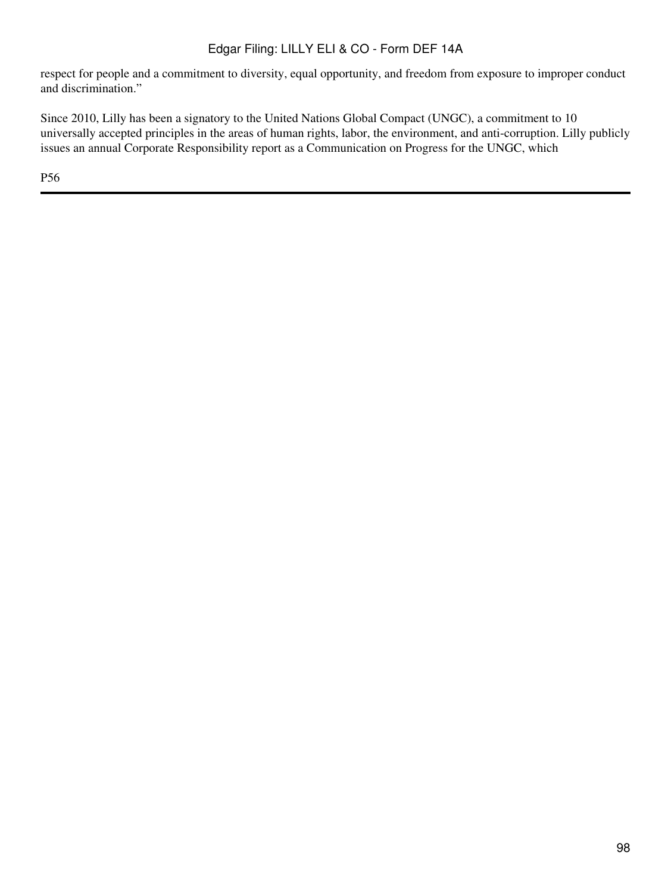respect for people and a commitment to diversity, equal opportunity, and freedom from exposure to improper conduct and discrimination."

Since 2010, Lilly has been a signatory to the United Nations Global Compact (UNGC), a commitment to 10 universally accepted principles in the areas of human rights, labor, the environment, and anti-corruption. Lilly publicly issues an annual Corporate Responsibility report as a Communication on Progress for the UNGC, which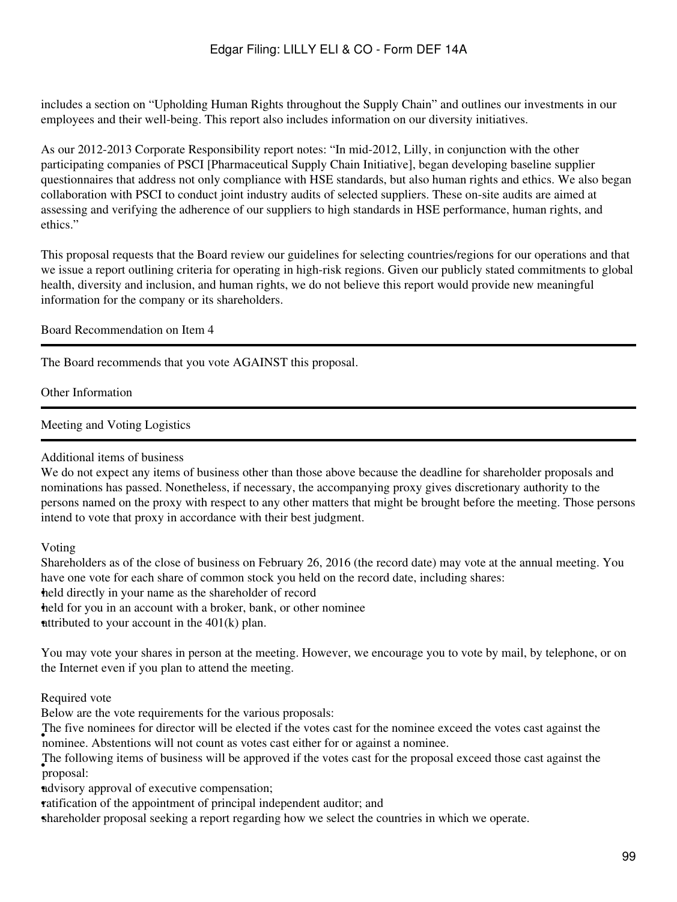includes a section on "Upholding Human Rights throughout the Supply Chain" and outlines our investments in our employees and their well-being. This report also includes information on our diversity initiatives.

As our 2012-2013 Corporate Responsibility report notes: "In mid-2012, Lilly, in conjunction with the other participating companies of PSCI [Pharmaceutical Supply Chain Initiative], began developing baseline supplier questionnaires that address not only compliance with HSE standards, but also human rights and ethics. We also began collaboration with PSCI to conduct joint industry audits of selected suppliers. These on-site audits are aimed at assessing and verifying the adherence of our suppliers to high standards in HSE performance, human rights, and ethics."

This proposal requests that the Board review our guidelines for selecting countries/regions for our operations and that we issue a report outlining criteria for operating in high-risk regions. Given our publicly stated commitments to global health, diversity and inclusion, and human rights, we do not believe this report would provide new meaningful information for the company or its shareholders.

## Board Recommendation on Item 4

The Board recommends that you vote AGAINST this proposal.

# Other Information

## Meeting and Voting Logistics

### Additional items of business

We do not expect any items of business other than those above because the deadline for shareholder proposals and nominations has passed. Nonetheless, if necessary, the accompanying proxy gives discretionary authority to the persons named on the proxy with respect to any other matters that might be brought before the meeting. Those persons intend to vote that proxy in accordance with their best judgment.

### Voting

Shareholders as of the close of business on February 26, 2016 (the record date) may vote at the annual meeting. You have one vote for each share of common stock you held on the record date, including shares:

- held directly in your name as the shareholder of record
- held for you in an account with a broker, bank, or other nominee
- attributed to your account in the 401(k) plan.

You may vote your shares in person at the meeting. However, we encourage you to vote by mail, by telephone, or on the Internet even if you plan to attend the meeting.

### Required vote

Below are the vote requirements for the various proposals:

- The five nominees for director will be elected if the votes cast for the nominee exceed the votes cast against the nominee. Abstentions will not count as votes cast either for or against a nominee.
- The following items of business will be approved if the votes cast for the proposal exceed those cast against the proposal:
  - advisory approval of executive compensation;
  - ratification of the appointment of principal independent auditor; and
  - shareholder proposal seeking a report regarding how we select the countries in which we operate.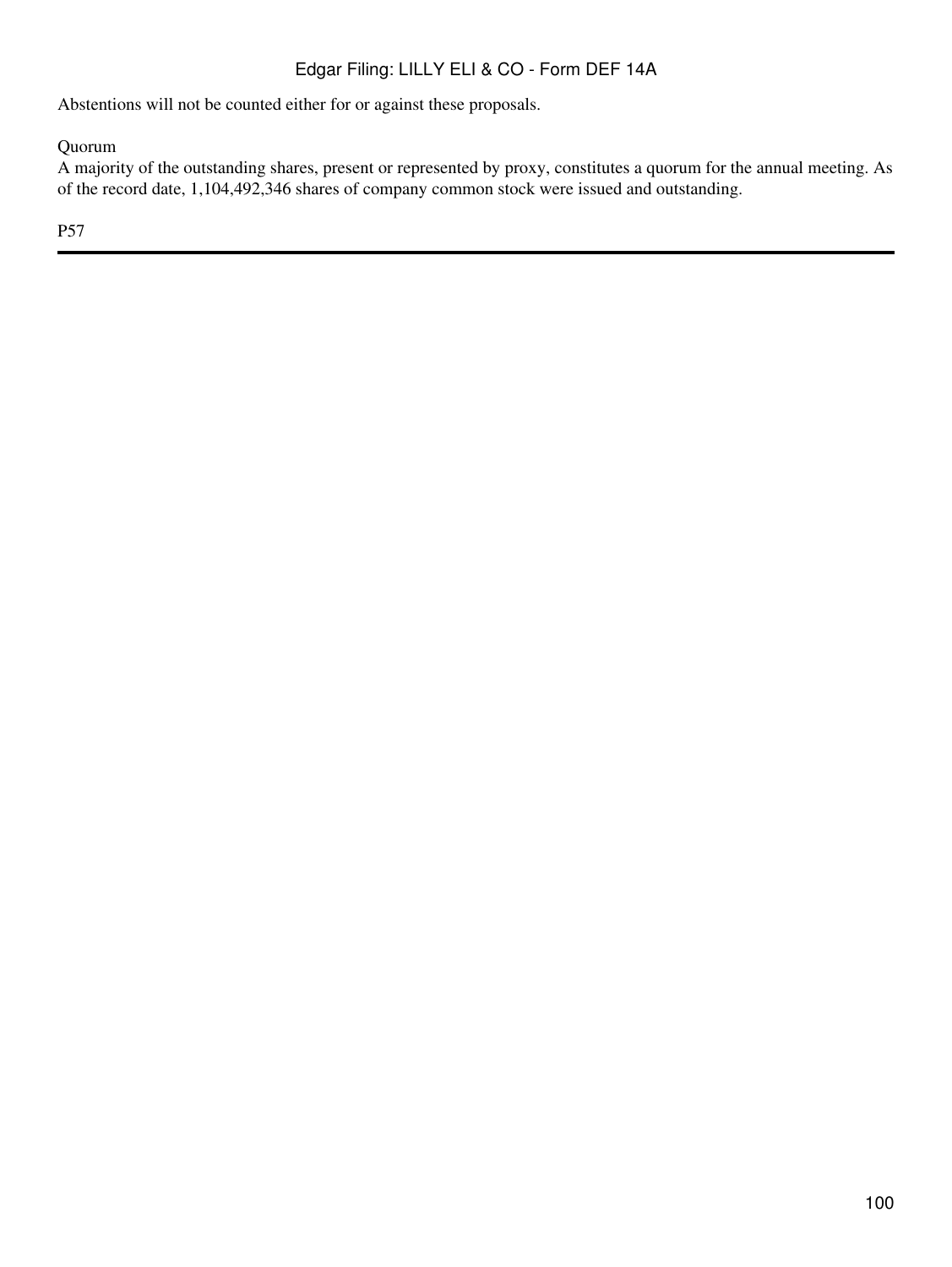Abstentions will not be counted either for or against these proposals.

### Quorum

A majority of the outstanding shares, present or represented by proxy, constitutes a quorum for the annual meeting. As of the record date, 1,104,492,346 shares of company common stock were issued and outstanding.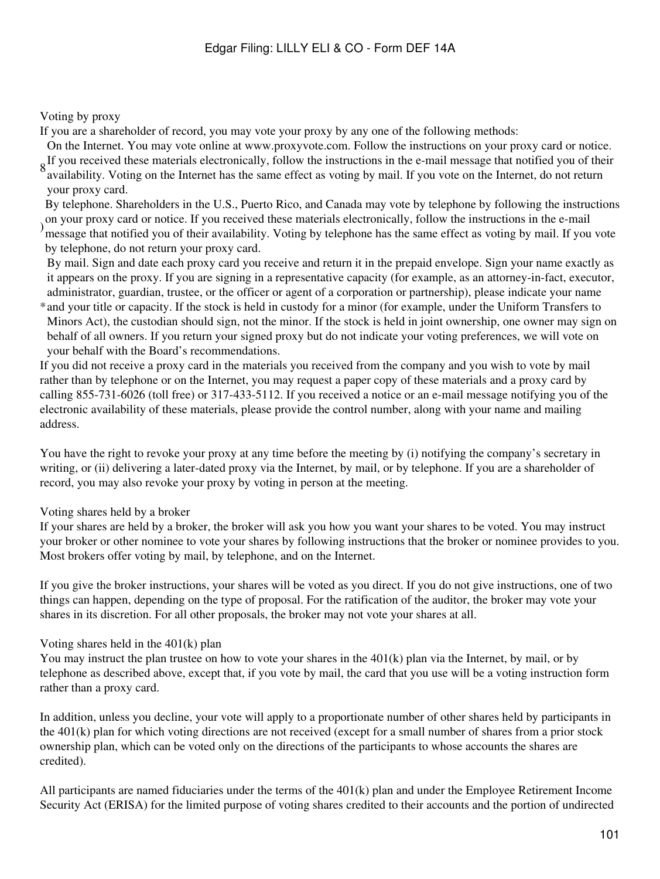Voting by proxy

If you are a shareholder of record, you may vote your proxy by any one of the following methods:

- On the Internet. You may vote online at www.proxyvote.com. Follow the instructions on your proxy card or notice. If you received these materials electronically, follow the instructions in the e-mail message that notified you of their availability. Voting on the Internet has the same effect as voting by mail. If you vote on the Internet, do not return your proxy card.
- By telephone. Shareholders in the U.S., Puerto Rico, and Canada may vote by telephone by following the instructions on your proxy card or notice. If you received these materials electronically, follow the instructions in the e-mail message that notified you of their availability. Voting by telephone has the same effect as voting by mail. If you vote by telephone, do not return your proxy card.
- By mail. Sign and date each proxy card you receive and return it in the prepaid envelope. Sign your name exactly as it appears on the proxy. If you are signing in a representative capacity (for example, as an attorney-in-fact, executor, administrator, guardian, trustee, or the officer or agent of a corporation or partnership), please indicate your name and your title or capacity. If the stock is held in custody for a minor (for example, under the Uniform Transfers to Minors Act), the custodian should sign, not the minor. If the stock is held in joint ownership, one owner may sign on behalf of all owners. If you return your signed proxy but do not indicate your voting preferences, we will vote on your behalf with the Board's recommendations.

If you did not receive a proxy card in the materials you received from the company and you wish to vote by mail rather than by telephone or on the Internet, you may request a paper copy of these materials and a proxy card by calling 855-731-6026 (toll free) or 317-433-5112. If you received a notice or an e-mail message notifying you of the electronic availability of these materials, please provide the control number, along with your name and mailing address.

You have the right to revoke your proxy at any time before the meeting by (i) notifying the company's secretary in writing, or (ii) delivering a later-dated proxy via the Internet, by mail, or by telephone. If you are a shareholder of record, you may also revoke your proxy by voting in person at the meeting.

Voting shares held by a broker

If your shares are held by a broker, the broker will ask you how you want your shares to be voted. You may instruct your broker or other nominee to vote your shares by following instructions that the broker or nominee provides to you. Most brokers offer voting by mail, by telephone, and on the Internet.

If you give the broker instructions, your shares will be voted as you direct. If you do not give instructions, one of two things can happen, depending on the type of proposal. For the ratification of the auditor, the broker may vote your shares in its discretion. For all other proposals, the broker may not vote your shares at all.

Voting shares held in the 401(k) plan

You may instruct the plan trustee on how to vote your shares in the 401(k) plan via the Internet, by mail, or by telephone as described above, except that, if you vote by mail, the card that you use will be a voting instruction form rather than a proxy card.

In addition, unless you decline, your vote will apply to a proportionate number of other shares held by participants in the 401(k) plan for which voting directions are not received (except for a small number of shares from a prior stock ownership plan, which can be voted only on the directions of the participants to whose accounts the shares are credited).

All participants are named fiduciaries under the terms of the 401(k) plan and under the Employee Retirement Income Security Act (ERISA) for the limited purpose of voting shares credited to their accounts and the portion of undirected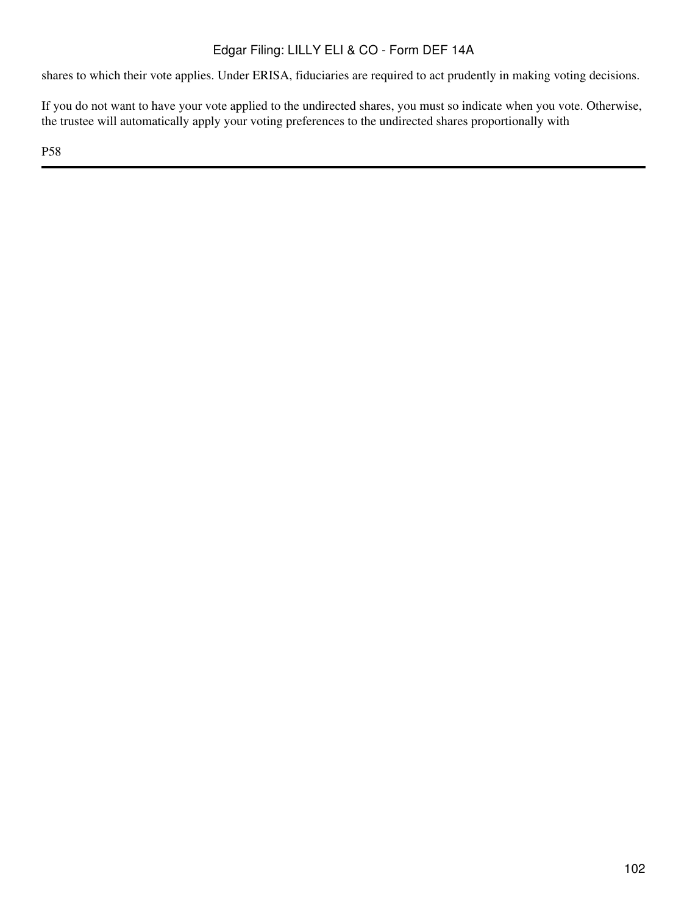shares to which their vote applies. Under ERISA, fiduciaries are required to act prudently in making voting decisions.

If you do not want to have your vote applied to the undirected shares, you must so indicate when you vote. Otherwise, the trustee will automatically apply your voting preferences to the undirected shares proportionally with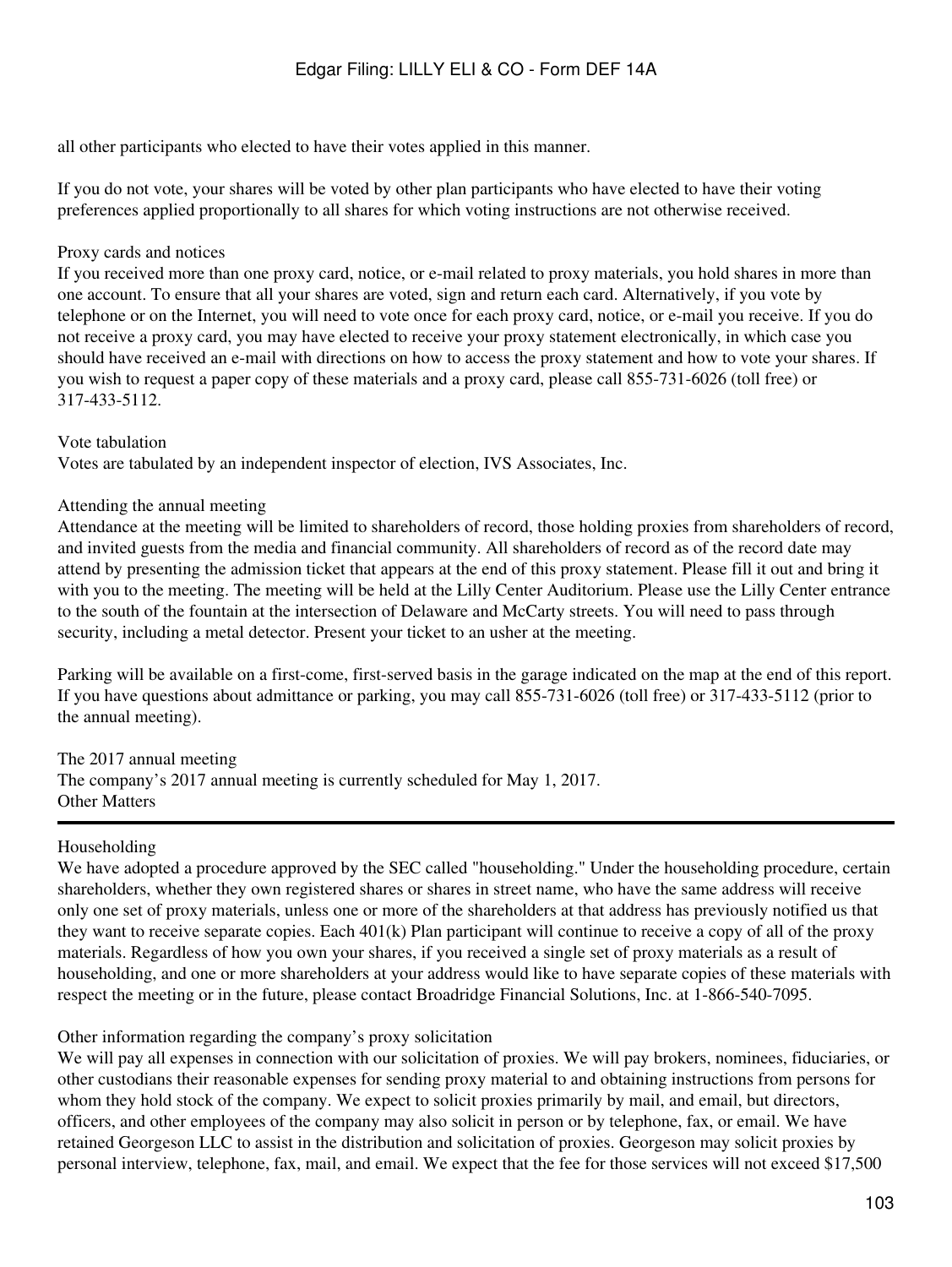all other participants who elected to have their votes applied in this manner.

If you do not vote, your shares will be voted by other plan participants who have elected to have their voting preferences applied proportionally to all shares for which voting instructions are not otherwise received.

Proxy cards and notices

If you received more than one proxy card, notice, or e-mail related to proxy materials, you hold shares in more than one account. To ensure that all your shares are voted, sign and return each card. Alternatively, if you vote by telephone or on the Internet, you will need to vote once for each proxy card, notice, or e-mail you receive. If you do not receive a proxy card, you may have elected to receive your proxy statement electronically, in which case you should have received an e-mail with directions on how to access the proxy statement and how to vote your shares. If you wish to request a paper copy of these materials and a proxy card, please call 855-731-6026 (toll free) or 317-433-5112.

Vote tabulation

Votes are tabulated by an independent inspector of election, IVS Associates, Inc.

Attending the annual meeting

Attendance at the meeting will be limited to shareholders of record, those holding proxies from shareholders of record, and invited guests from the media and financial community. All shareholders of record as of the record date may attend by presenting the admission ticket that appears at the end of this proxy statement. Please fill it out and bring it with you to the meeting. The meeting will be held at the Lilly Center Auditorium. Please use the Lilly Center entrance to the south of the fountain at the intersection of Delaware and McCarty streets. You will need to pass through security, including a metal detector. Present your ticket to an usher at the meeting.

Parking will be available on a first-come, first-served basis in the garage indicated on the map at the end of this report. If you have questions about admittance or parking, you may call 855-731-6026 (toll free) or 317-433-5112 (prior to the annual meeting).

The 2017 annual meeting

The company's 2017 annual meeting is currently scheduled for May 1, 2017.

## Other Matters

Householding

We have adopted a procedure approved by the SEC called "householding." Under the householding procedure, certain shareholders, whether they own registered shares or shares in street name, who have the same address will receive only one set of proxy materials, unless one or more of the shareholders at that address has previously notified us that they want to receive separate copies. Each 401(k) Plan participant will continue to receive a copy of all of the proxy materials. Regardless of how you own your shares, if you received a single set of proxy materials as a result of householding, and one or more shareholders at your address would like to have separate copies of these materials with respect the meeting or in the future, please contact Broadridge Financial Solutions, Inc. at 1-866-540-7095.

Other information regarding the company's proxy solicitation

We will pay all expenses in connection with our solicitation of proxies. We will pay brokers, nominees, fiduciaries, or other custodians their reasonable expenses for sending proxy material to and obtaining instructions from persons for whom they hold stock of the company. We expect to solicit proxies primarily by mail, and email, but directors, officers, and other employees of the company may also solicit in person or by telephone, fax, or email. We have retained Georgeson LLC to assist in the distribution and solicitation of proxies. Georgeson may solicit proxies by personal interview, telephone, fax, mail, and email. We expect that the fee for those services will not exceed $17,500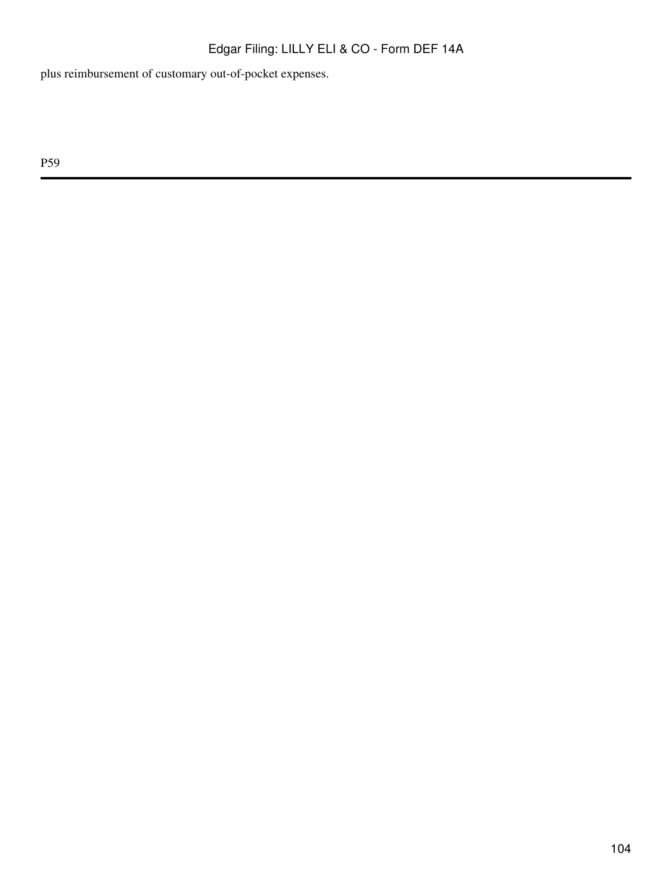plus reimbursement of customary out-of-pocket expenses.

P59

---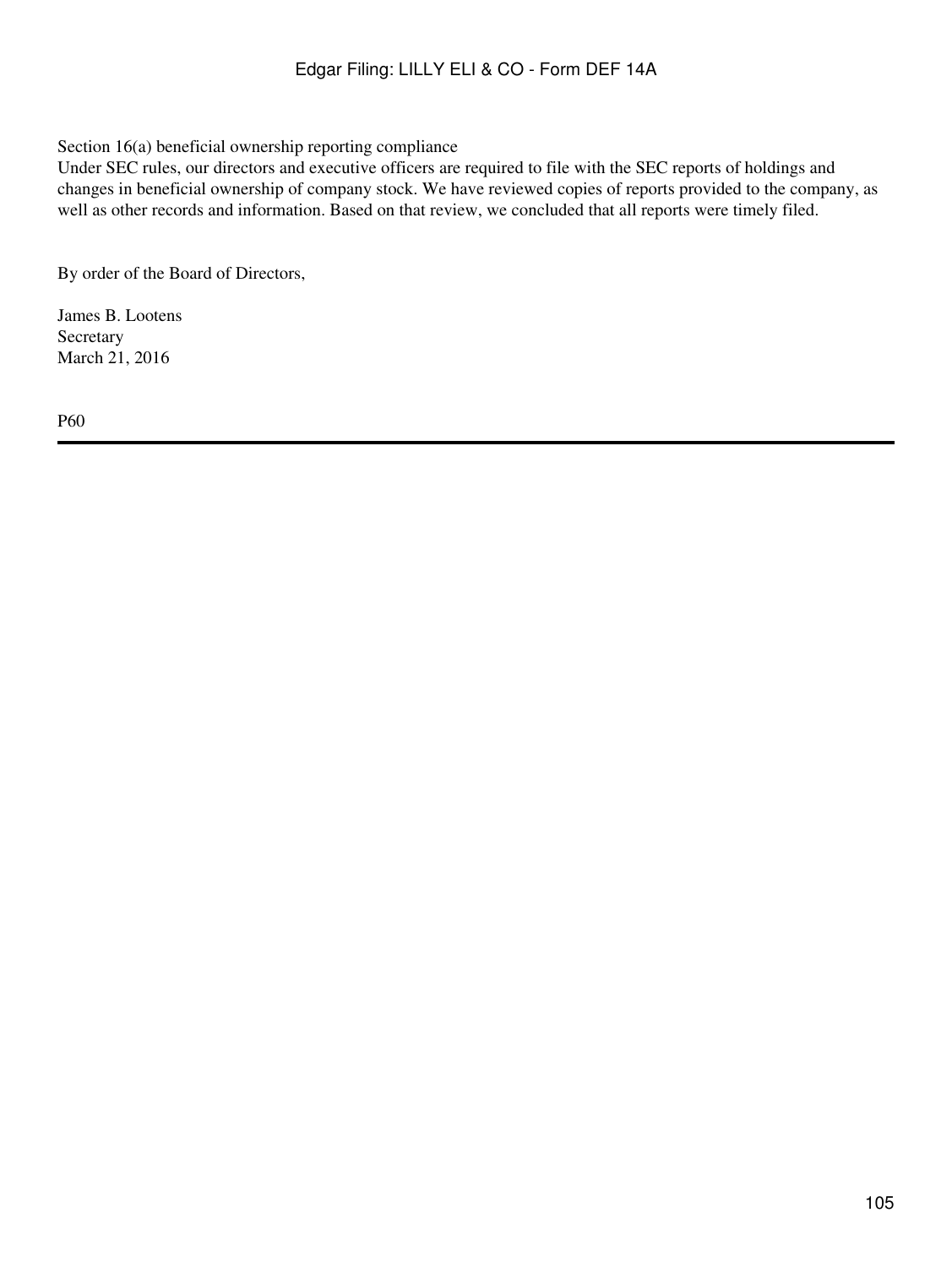## Section 16(a) beneficial ownership reporting compliance

Under SEC rules, our directors and executive officers are required to file with the SEC reports of holdings and changes in beneficial ownership of company stock. We have reviewed copies of reports provided to the company, as well as other records and information. Based on that review, we concluded that all reports were timely filed.

By order of the Board of Directors,

James B. Lootens
Secretary
March 21, 2016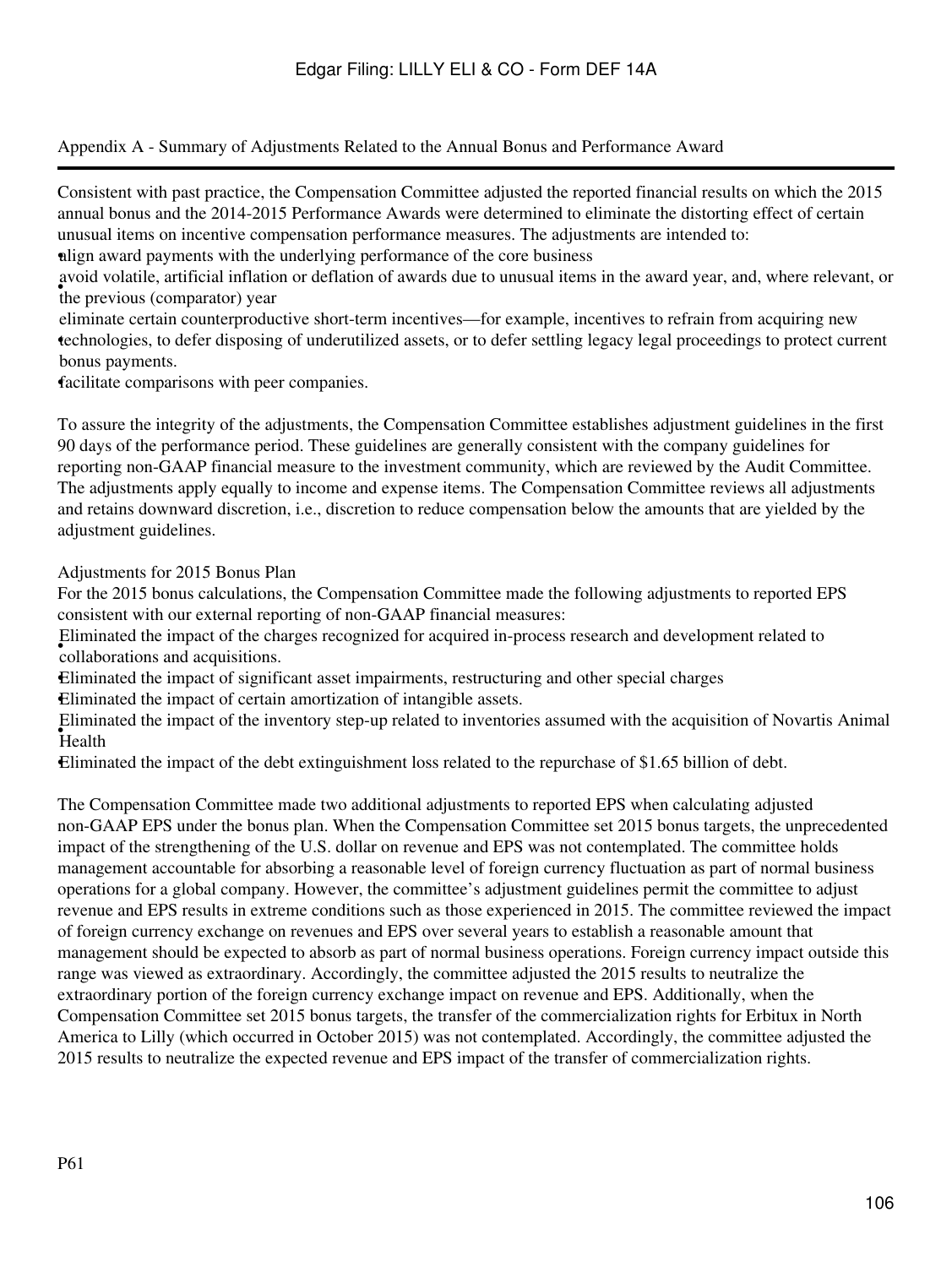## Appendix A - Summary of Adjustments Related to the Annual Bonus and Performance Award

Consistent with past practice, the Compensation Committee adjusted the reported financial results on which the 2015 annual bonus and the 2014-2015 Performance Awards were determined to eliminate the distorting effect of certain unusual items on incentive compensation performance measures. The adjustments are intended to:

- align award payments with the underlying performance of the core business
- avoid volatile, artificial inflation or deflation of awards due to unusual items in the award year, and, where relevant, or the previous (comparator) year
- eliminate certain counterproductive short-term incentives—for example, incentives to refrain from acquiring new technologies, to defer disposing of underutilized assets, or to defer settling legacy legal proceedings to protect current bonus payments.
- facilitate comparisons with peer companies.

To assure the integrity of the adjustments, the Compensation Committee establishes adjustment guidelines in the first 90 days of the performance period. These guidelines are generally consistent with the company guidelines for reporting non-GAAP financial measure to the investment community, which are reviewed by the Audit Committee. The adjustments apply equally to income and expense items. The Compensation Committee reviews all adjustments and retains downward discretion, i.e., discretion to reduce compensation below the amounts that are yielded by the adjustment guidelines.

### Adjustments for 2015 Bonus Plan

For the 2015 bonus calculations, the Compensation Committee made the following adjustments to reported EPS consistent with our external reporting of non-GAAP financial measures:

- Eliminated the impact of the charges recognized for acquired in-process research and development related to collaborations and acquisitions.
- Eliminated the impact of significant asset impairments, restructuring and other special charges
- Eliminated the impact of certain amortization of intangible assets.
- Eliminated the impact of the inventory step-up related to inventories assumed with the acquisition of Novartis Animal Health
- Eliminated the impact of the debt extinguishment loss related to the repurchase of $1.65 billion of debt.

The Compensation Committee made two additional adjustments to reported EPS when calculating adjusted non-GAAP EPS under the bonus plan. When the Compensation Committee set 2015 bonus targets, the unprecedented impact of the strengthening of the U.S. dollar on revenue and EPS was not contemplated. The committee holds management accountable for absorbing a reasonable level of foreign currency fluctuation as part of normal business operations for a global company. However, the committee's adjustment guidelines permit the committee to adjust revenue and EPS results in extreme conditions such as those experienced in 2015. The committee reviewed the impact of foreign currency exchange on revenues and EPS over several years to establish a reasonable amount that management should be expected to absorb as part of normal business operations. Foreign currency impact outside this range was viewed as extraordinary. Accordingly, the committee adjusted the 2015 results to neutralize the extraordinary portion of the foreign currency exchange impact on revenue and EPS. Additionally, when the Compensation Committee set 2015 bonus targets, the transfer of the commercialization rights for Erbitux in North America to Lilly (which occurred in October 2015) was not contemplated. Accordingly, the committee adjusted the 2015 results to neutralize the expected revenue and EPS impact of the transfer of commercialization rights.

P61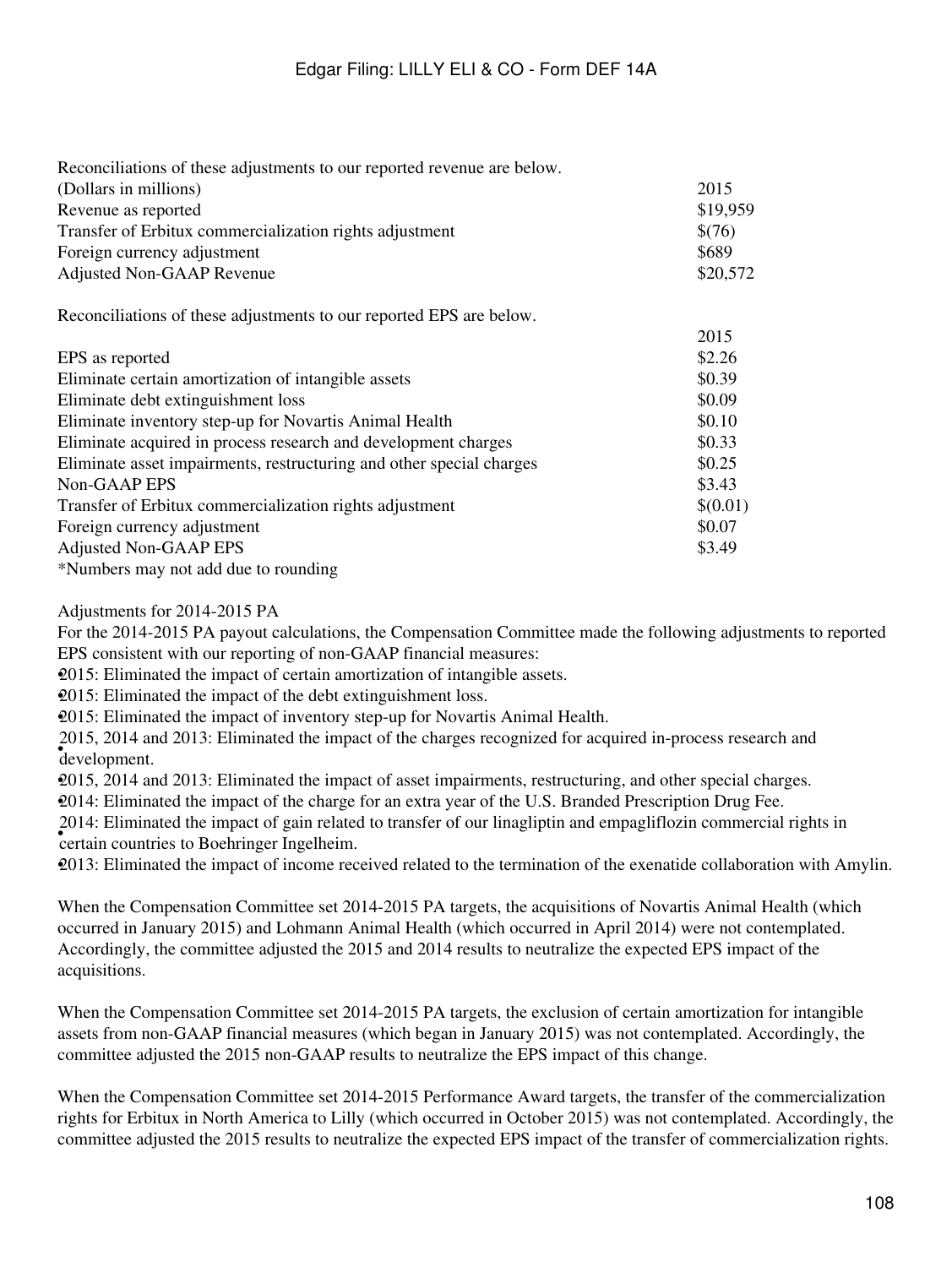Reconciliations of these adjustments to our reported revenue are below.

| (Dollars in millions) | 2015 |
|---|---|
| Revenue as reported | $19,959 |
| Transfer of Erbitux commercialization rights adjustment | $(76) |
| Foreign currency adjustment | $689 |
| Adjusted Non-GAAP Revenue | $20,572 |

Reconciliations of these adjustments to our reported EPS are below.

| | 2015 |
|---|---|
| EPS as reported | $2.26 |
| Eliminate certain amortization of intangible assets | $0.39 |
| Eliminate debt extinguishment loss | $0.09 |
| Eliminate inventory step-up for Novartis Animal Health | $0.10 |
| Eliminate acquired in process research and development charges | $0.33 |
| Eliminate asset impairments, restructuring and other special charges | $0.25 |
| Non-GAAP EPS | $3.43 |
| Transfer of Erbitux commercialization rights adjustment | $(0.01) |
| Foreign currency adjustment | $0.07 |
| Adjusted Non-GAAP EPS | $3.49 |

*Numbers may not add due to rounding

Adjustments for 2014-2015 PA

For the 2014-2015 PA payout calculations, the Compensation Committee made the following adjustments to reported EPS consistent with our reporting of non-GAAP financial measures:

- 2015: Eliminated the impact of certain amortization of intangible assets.
- 2015: Eliminated the impact of the debt extinguishment loss.
- 2015: Eliminated the impact of inventory step-up for Novartis Animal Health.
- 2015, 2014 and 2013: Eliminated the impact of the charges recognized for acquired in-process research and development.
- 2015, 2014 and 2013: Eliminated the impact of asset impairments, restructuring, and other special charges.
- 2014: Eliminated the impact of the charge for an extra year of the U.S. Branded Prescription Drug Fee.
- 2014: Eliminated the impact of gain related to transfer of our linagliptin and empagliflozin commercial rights in certain countries to Boehringer Ingelheim.
- 2013: Eliminated the impact of income received related to the termination of the exenatide collaboration with Amylin.

When the Compensation Committee set 2014-2015 PA targets, the acquisitions of Novartis Animal Health (which occurred in January 2015) and Lohmann Animal Health (which occurred in April 2014) were not contemplated. Accordingly, the committee adjusted the 2015 and 2014 results to neutralize the expected EPS impact of the acquisitions.

When the Compensation Committee set 2014-2015 PA targets, the exclusion of certain amortization for intangible assets from non-GAAP financial measures (which began in January 2015) was not contemplated. Accordingly, the committee adjusted the 2015 non-GAAP results to neutralize the EPS impact of this change.

When the Compensation Committee set 2014-2015 Performance Award targets, the transfer of the commercialization rights for Erbitux in North America to Lilly (which occurred in October 2015) was not contemplated. Accordingly, the committee adjusted the 2015 results to neutralize the expected EPS impact of the transfer of commercialization rights.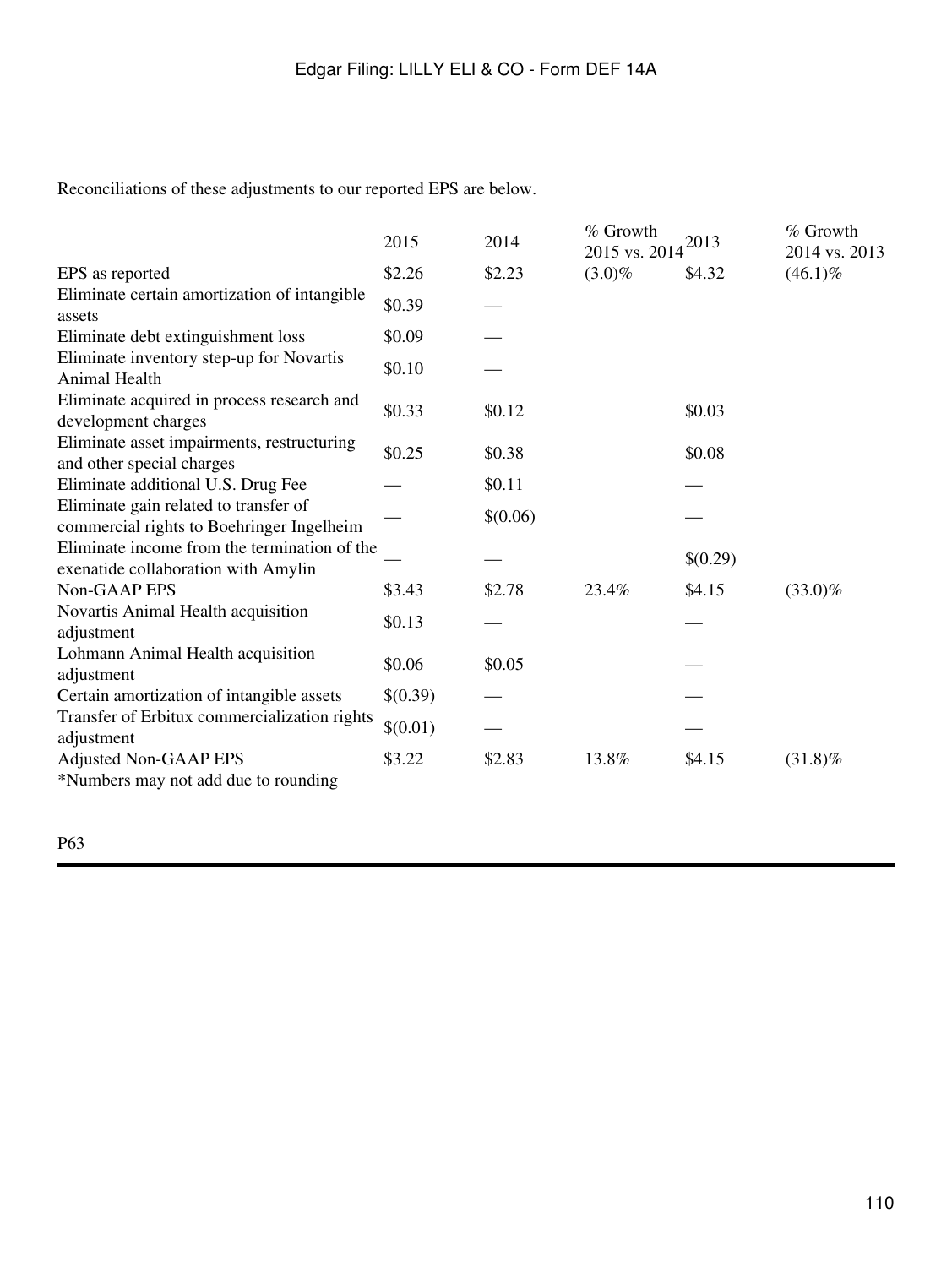Reconciliations of these adjustments to our reported EPS are below.

| | 2015 | 2014 | % Growth 2015 vs. 2014 | 2013 | % Growth 2014 vs. 2013 |
|---|---|---|---|---|---|
| EPS as reported | $2.26 | $2.23 | (3.0)% | $4.32 | (46.1)% |
| Eliminate certain amortization of intangible assets | $0.39 | — | | | |
| Eliminate debt extinguishment loss | $0.09 | — | | | |
| Eliminate inventory step-up for Novartis Animal Health | $0.10 | — | | | |
| Eliminate acquired in process research and development charges | $0.33 | $0.12 | | $0.03 | |
| Eliminate asset impairments, restructuring and other special charges | $0.25 | $0.38 | | $0.08 | |
| Eliminate additional U.S. Drug Fee | — | $0.11 | | — | |
| Eliminate gain related to transfer of commercial rights to Boehringer Ingelheim | — | $(0.06) | | — | |
| Eliminate income from the termination of the exenatide collaboration with Amylin | — | — | | $(0.29) | |
| Non-GAAP EPS | $3.43 | $2.78 | 23.4% | $4.15 | (33.0)% |
| Novartis Animal Health acquisition adjustment | $0.13 | — | | — | |
| Lohmann Animal Health acquisition adjustment | $0.06 | $0.05 | | — | |
| Certain amortization of intangible assets | $(0.39) | — | | — | |
| Transfer of Erbitux commercialization rights adjustment | $(0.01) | — | | — | |
| Adjusted Non-GAAP EPS | $3.22 | $2.83 | 13.8% | $4.15 | (31.8)% |

*Numbers may not add due to rounding

P63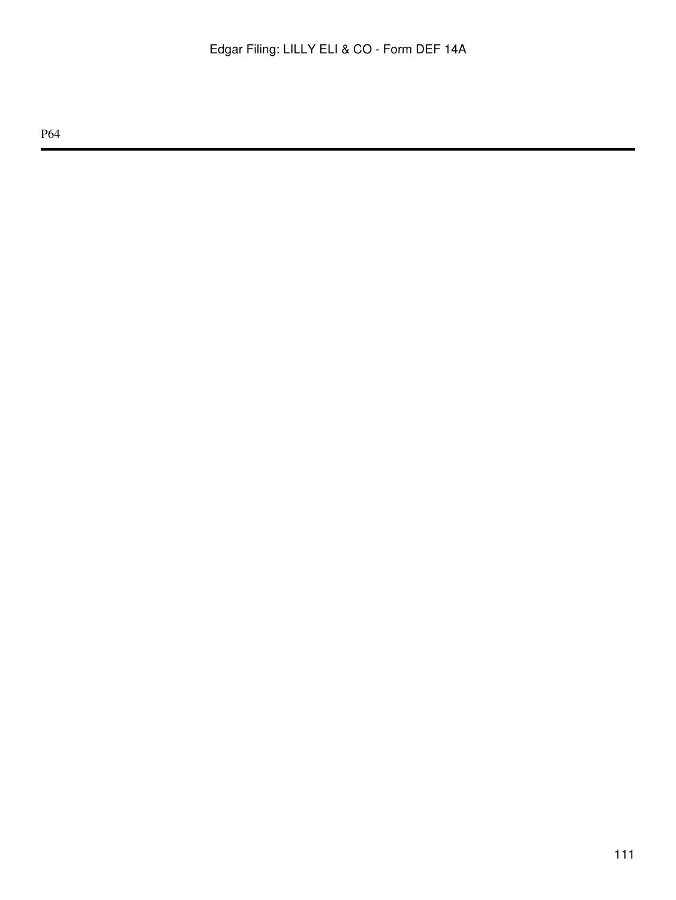P64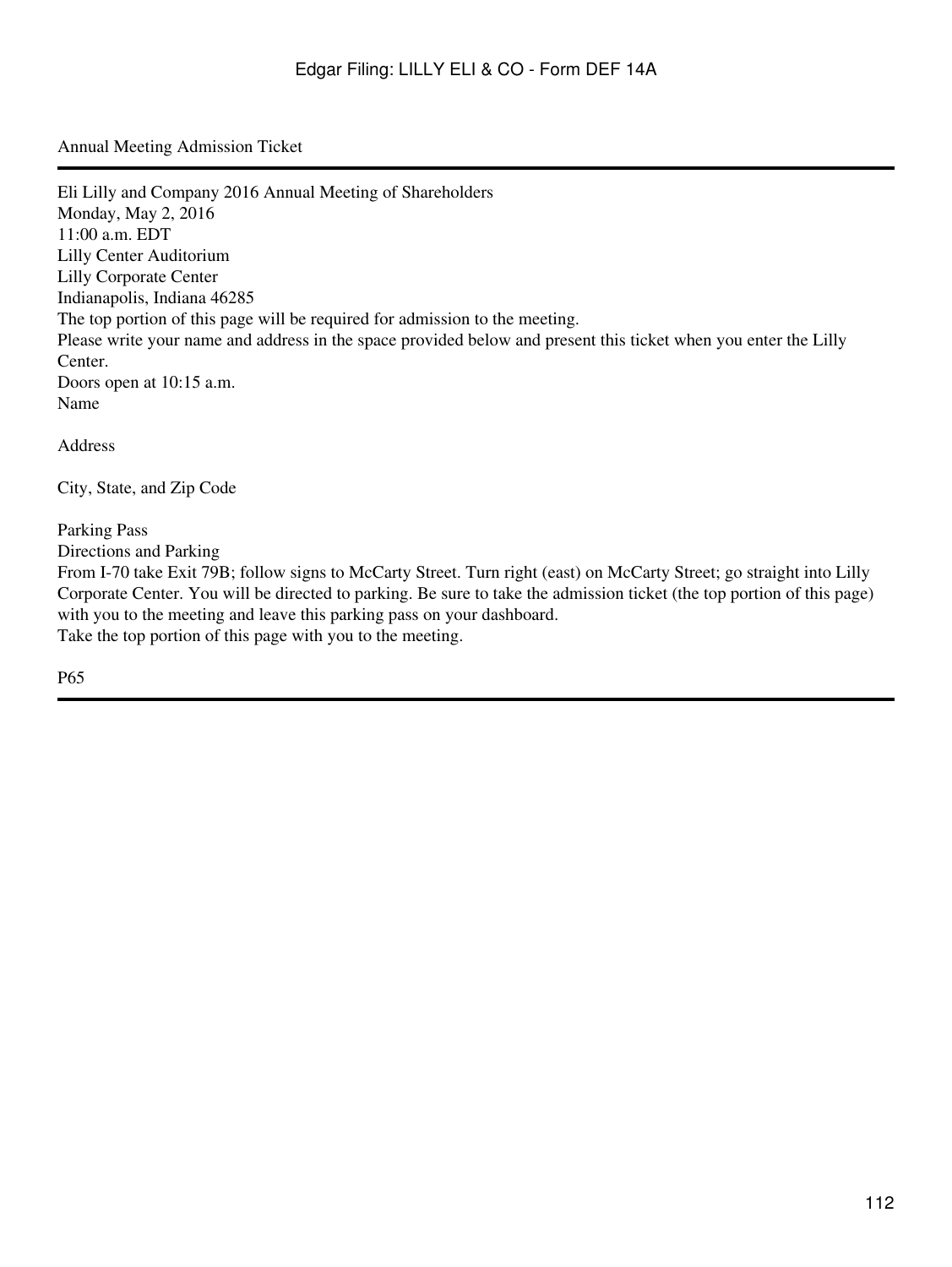Annual Meeting Admission Ticket

---

Eli Lilly and Company 2016 Annual Meeting of Shareholders
Monday, May 2, 2016
11:00 a.m. EDT
Lilly Center Auditorium
Lilly Corporate Center
Indianapolis, Indiana 46285
The top portion of this page will be required for admission to the meeting.
Please write your name and address in the space provided below and present this ticket when you enter the Lilly Center.
Doors open at 10:15 a.m.
Name

Address

City, State, and Zip Code

Parking Pass
Directions and Parking
From I-70 take Exit 79B; follow signs to McCarty Street. Turn right (east) on McCarty Street; go straight into Lilly Corporate Center. You will be directed to parking. Be sure to take the admission ticket (the top portion of this page) with you to the meeting and leave this parking pass on your dashboard.
Take the top portion of this page with you to the meeting.

P65

---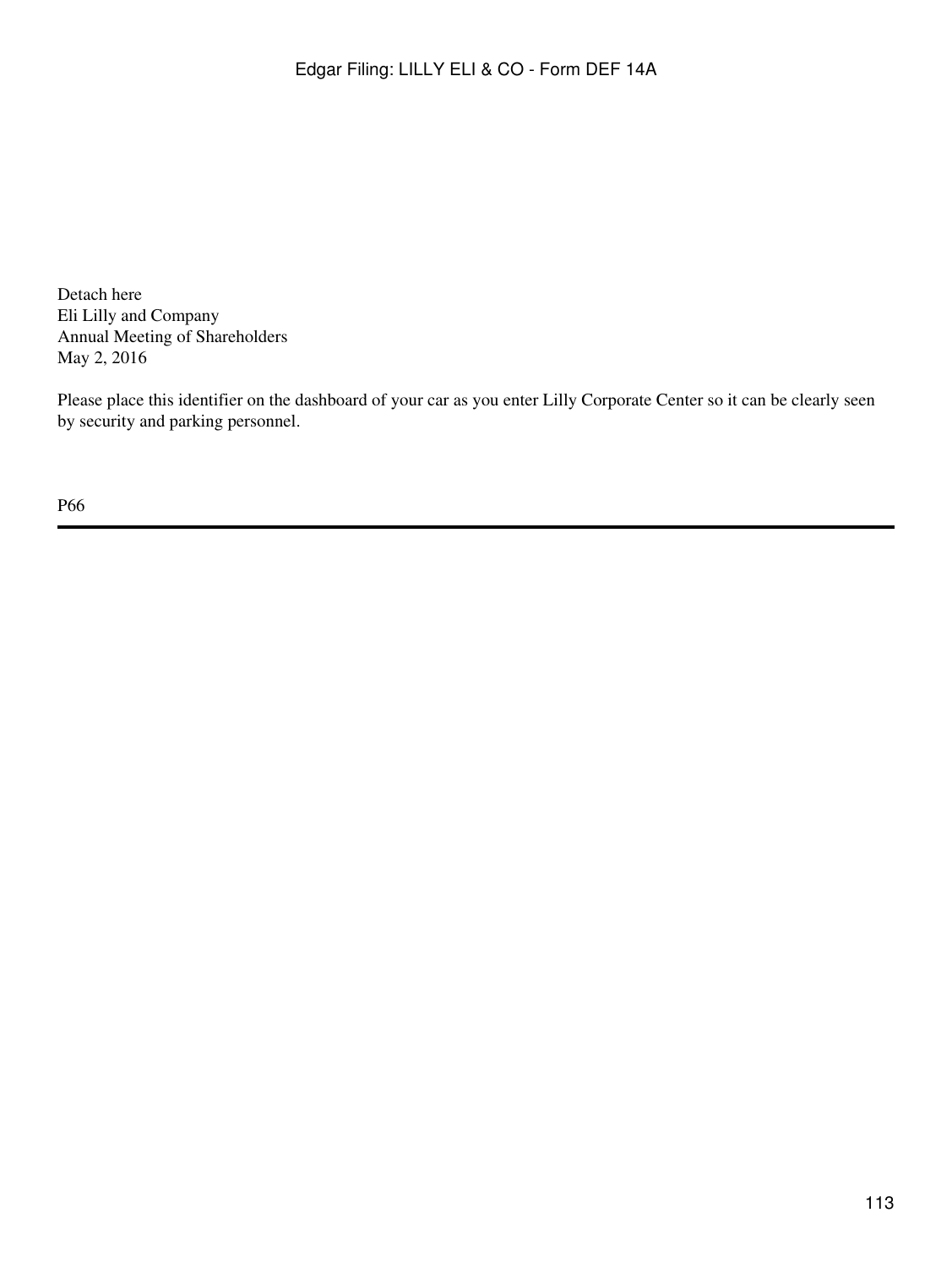Detach here
Eli Lilly and Company
Annual Meeting of Shareholders
May 2, 2016

Please place this identifier on the dashboard of your car as you enter Lilly Corporate Center so it can be clearly seen by security and parking personnel.

P66

---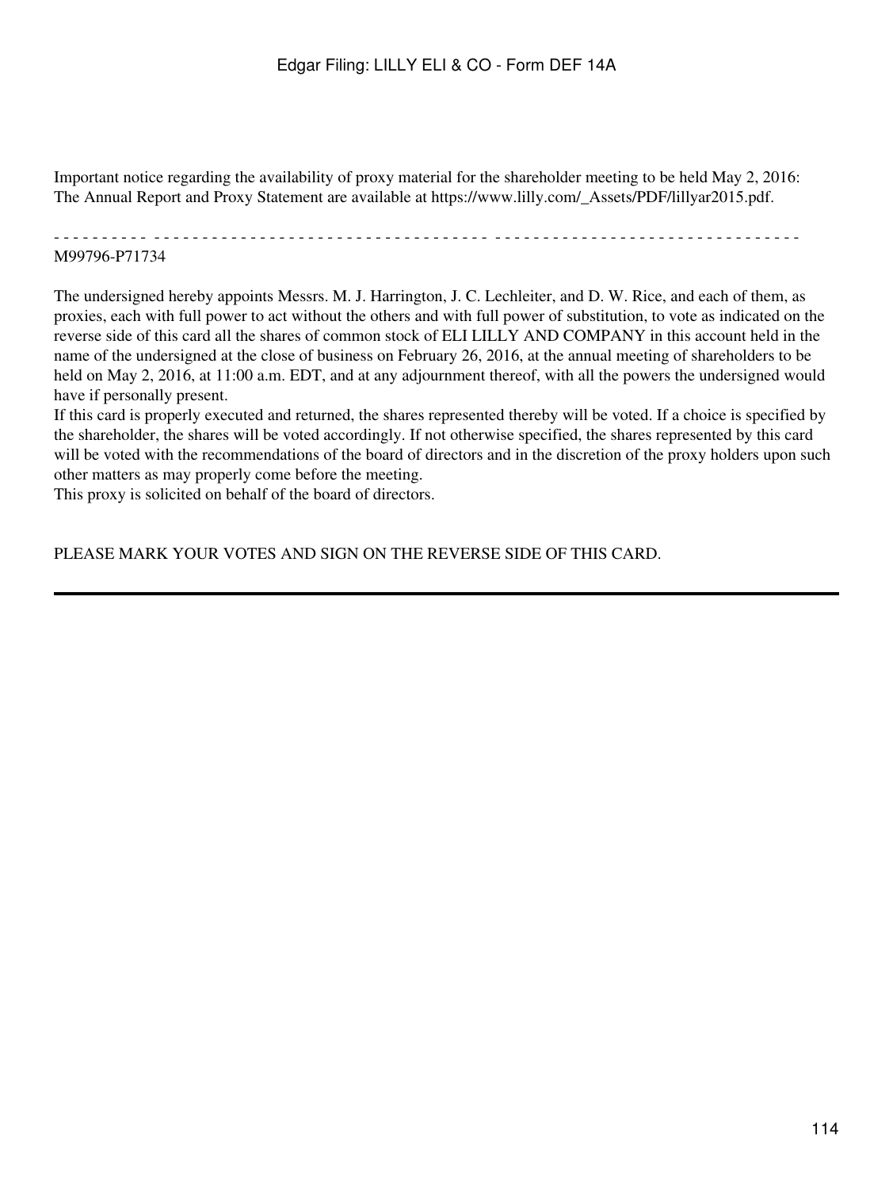Important notice regarding the availability of proxy material for the shareholder meeting to be held May 2, 2016: The Annual Report and Proxy Statement are available at https://www.lilly.com/_Assets/PDF/lillyar2015.pdf.

- - - - - - - - - - - - - - - - - - - - - - - - - - - - - - - - - - - - - - - - - - - - - - - - - - - - - - - - - - - - - - - - - - - - - - - - - - - - - - - - - -

M99796-P71734

The undersigned hereby appoints Messrs. M. J. Harrington, J. C. Lechleiter, and D. W. Rice, and each of them, as proxies, each with full power to act without the others and with full power of substitution, to vote as indicated on the reverse side of this card all the shares of common stock of ELI LILLY AND COMPANY in this account held in the name of the undersigned at the close of business on February 26, 2016, at the annual meeting of shareholders to be held on May 2, 2016, at 11:00 a.m. EDT, and at any adjournment thereof, with all the powers the undersigned would have if personally present.

If this card is properly executed and returned, the shares represented thereby will be voted. If a choice is specified by the shareholder, the shares will be voted accordingly. If not otherwise specified, the shares represented by this card will be voted with the recommendations of the board of directors and in the discretion of the proxy holders upon such other matters as may properly come before the meeting.

This proxy is solicited on behalf of the board of directors.

PLEASE MARK YOUR VOTES AND SIGN ON THE REVERSE SIDE OF THIS CARD.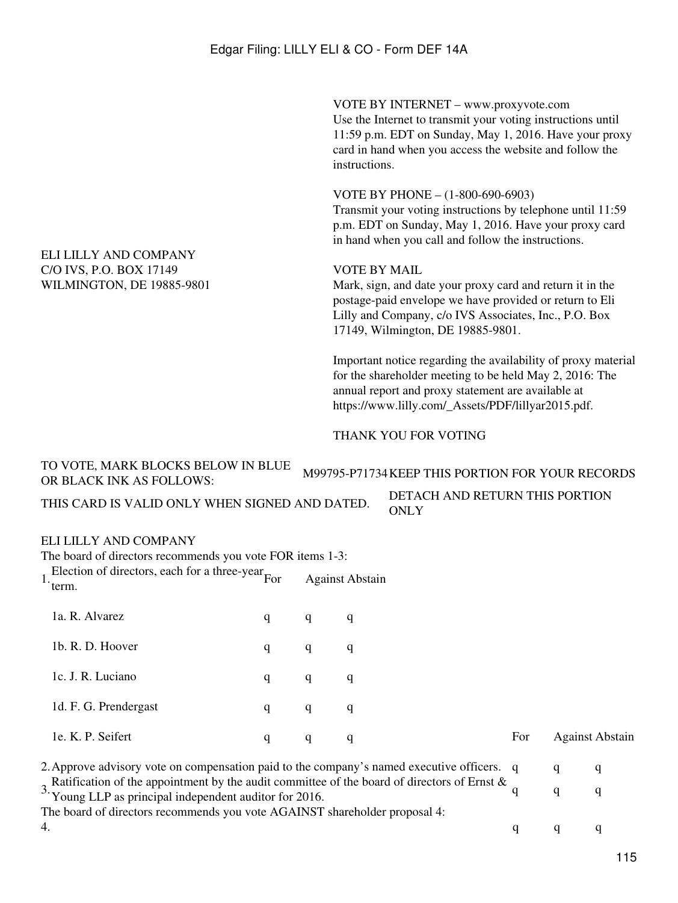ELI LILLY AND COMPANY
C/O IVS, P.O. BOX 17149
WILMINGTON, DE 19885-9801

VOTE BY INTERNET – www.proxyvote.com
Use the Internet to transmit your voting instructions until 11:59 p.m. EDT on Sunday, May 1, 2016. Have your proxy card in hand when you access the website and follow the instructions.

VOTE BY PHONE – (1-800-690-6903)
Transmit your voting instructions by telephone until 11:59 p.m. EDT on Sunday, May 1, 2016. Have your proxy card in hand when you call and follow the instructions.

VOTE BY MAIL
Mark, sign, and date your proxy card and return it in the postage-paid envelope we have provided or return to Eli Lilly and Company, c/o IVS Associates, Inc., P.O. Box 17149, Wilmington, DE 19885-9801.

Important notice regarding the availability of proxy material for the shareholder meeting to be held May 2, 2016: The annual report and proxy statement are available at https://www.lilly.com/_Assets/PDF/lillyar2015.pdf.

THANK YOU FOR VOTING

TO VOTE, MARK BLOCKS BELOW IN BLUE OR BLACK INK AS FOLLOWS: M99795-P71734 KEEP THIS PORTION FOR YOUR RECORDS

THIS CARD IS VALID ONLY WHEN SIGNED AND DATED. DETACH AND RETURN THIS PORTION ONLY

ELI LILLY AND COMPANY

The board of directors recommends you vote FOR items 1-3:

| 1. Election of directors, each for a three-year term. | For | Against | Abstain |
|---|---|---|---|
| 1a. R. Alvarez | q | q | q |
| 1b. R. D. Hoover | q | q | q |
| 1c. J. R. Luciano | q | q | q |
| 1d. F. G. Prendergast | q | q | q |
| 1e. K. P. Seifert | q | q | q |

| | For | Against | Abstain |
|---|---|---|---|
| 2. Approve advisory vote on compensation paid to the company's named executive officers. | q | q | q |
| 3. Ratification of the appointment by the audit committee of the board of directors of Ernst & Young LLP as principal independent auditor for 2016. | q | q | q |

The board of directors recommends you vote AGAINST shareholder proposal 4:

| | For | Against | Abstain |
|---|---|---|---|
| 4. | q | q | q |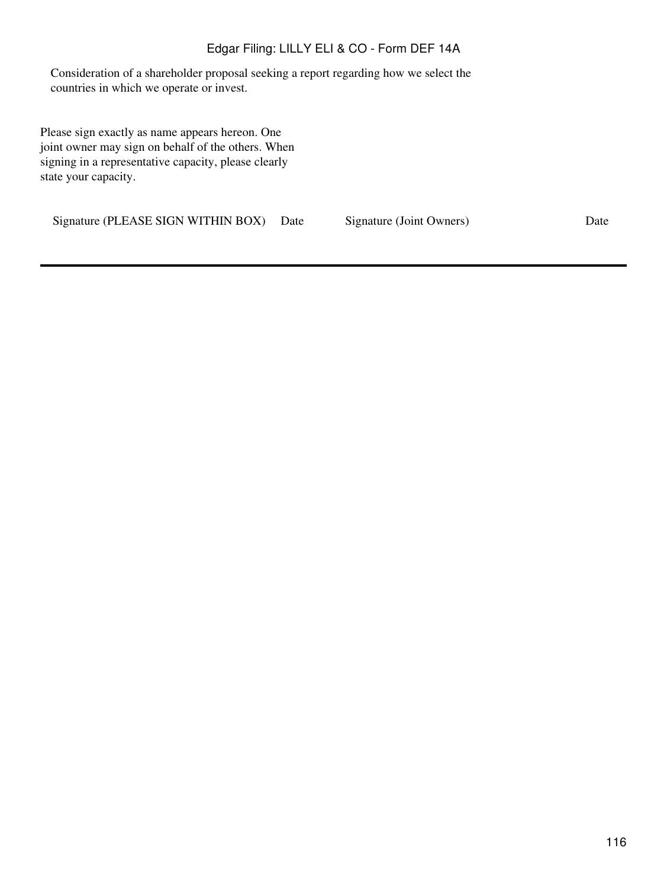Consideration of a shareholder proposal seeking a report regarding how we select the countries in which we operate or invest.

Please sign exactly as name appears hereon. One joint owner may sign on behalf of the others. When signing in a representative capacity, please clearly state your capacity.

| Signature (PLEASE SIGN WITHIN BOX) | Date | Signature (Joint Owners) | Date |
| --- | --- | --- | --- |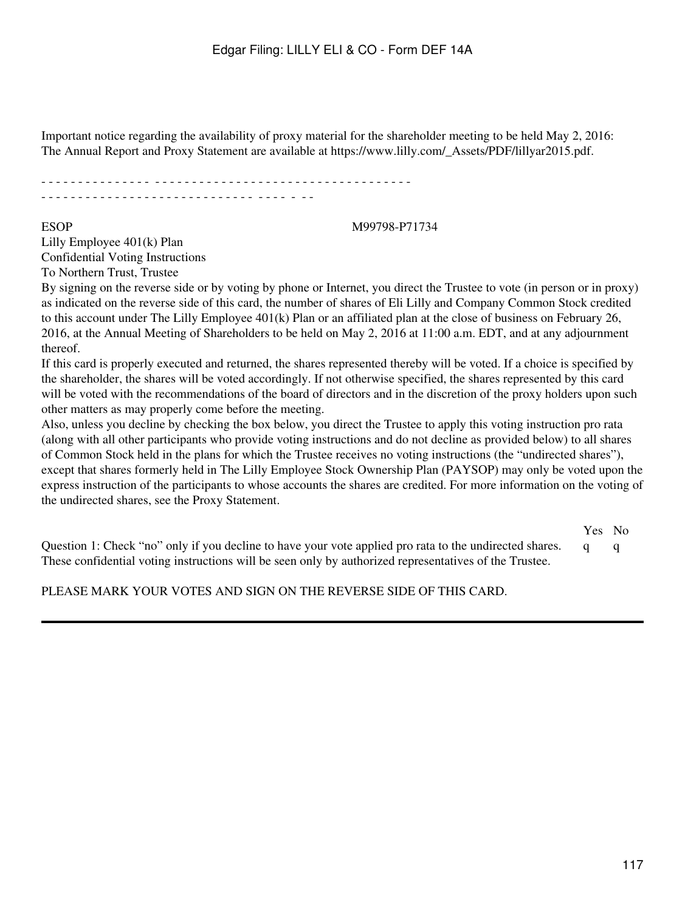Important notice regarding the availability of proxy material for the shareholder meeting to be held May 2, 2016: The Annual Report and Proxy Statement are available at https://www.lilly.com/_Assets/PDF/lillyar2015.pdf.

- - - - - - - - - - - - - - - - - - - - - - - - - - - - - - - - - - - - - - - - - - - - - - - - - - - - - - - - - - - - - - - - - - - - - - - - - - - - - - - - - - -

ESOP M99798-P71734

Lilly Employee 401(k) Plan
Confidential Voting Instructions
To Northern Trust, Trustee

By signing on the reverse side or by voting by phone or Internet, you direct the Trustee to vote (in person or in proxy) as indicated on the reverse side of this card, the number of shares of Eli Lilly and Company Common Stock credited to this account under The Lilly Employee 401(k) Plan or an affiliated plan at the close of business on February 26, 2016, at the Annual Meeting of Shareholders to be held on May 2, 2016 at 11:00 a.m. EDT, and at any adjournment thereof.

If this card is properly executed and returned, the shares represented thereby will be voted. If a choice is specified by the shareholder, the shares will be voted accordingly. If not otherwise specified, the shares represented by this card will be voted with the recommendations of the board of directors and in the discretion of the proxy holders upon such other matters as may properly come before the meeting.

Also, unless you decline by checking the box below, you direct the Trustee to apply this voting instruction pro rata (along with all other participants who provide voting instructions and do not decline as provided below) to all shares of Common Stock held in the plans for which the Trustee receives no voting instructions (the "undirected shares"), except that shares formerly held in The Lilly Employee Stock Ownership Plan (PAYSOP) may only be voted upon the express instruction of the participants to whose accounts the shares are credited. For more information on the voting of the undirected shares, see the Proxy Statement.

| | Yes | No |
|---|---|---|
| Question 1: Check "no" only if you decline to have your vote applied pro rata to the undirected shares. These confidential voting instructions will be seen only by authorized representatives of the Trustee. | q | q |

PLEASE MARK YOUR VOTES AND SIGN ON THE REVERSE SIDE OF THIS CARD.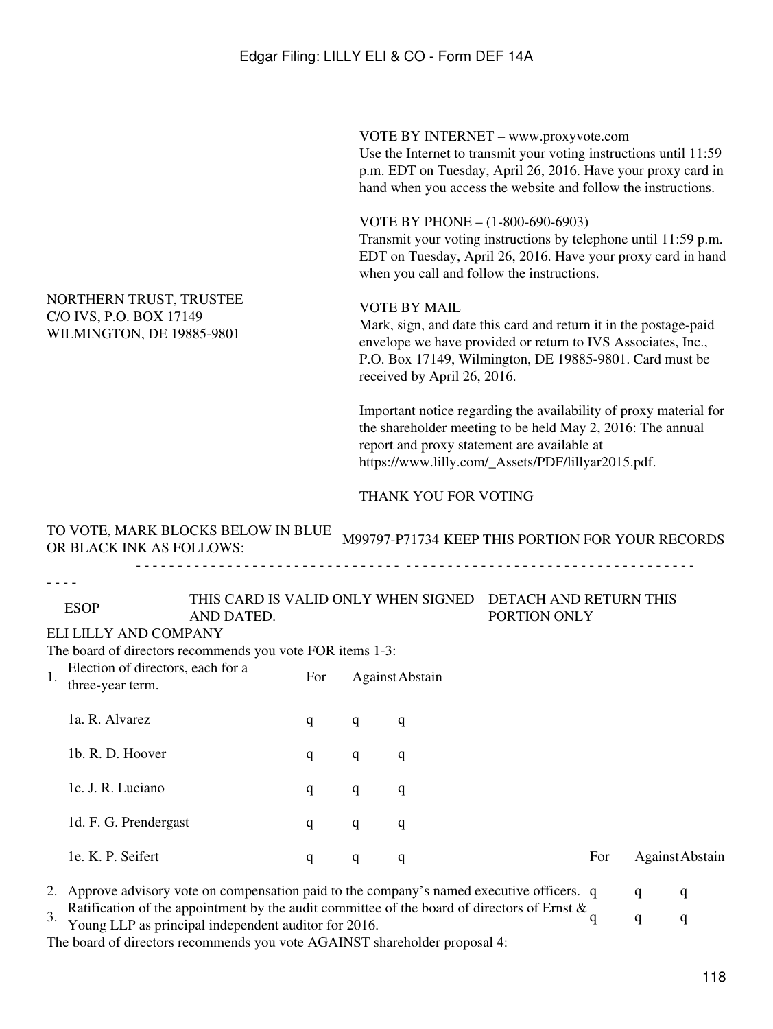NORTHERN TRUST, TRUSTEE
C/O IVS, P.O. BOX 17149
WILMINGTON, DE 19885-9801

VOTE BY INTERNET – www.proxyvote.com
Use the Internet to transmit your voting instructions until 11:59 p.m. EDT on Tuesday, April 26, 2016. Have your proxy card in hand when you access the website and follow the instructions.

VOTE BY PHONE – (1-800-690-6903)
Transmit your voting instructions by telephone until 11:59 p.m. EDT on Tuesday, April 26, 2016. Have your proxy card in hand when you call and follow the instructions.

VOTE BY MAIL
Mark, sign, and date this card and return it in the postage-paid envelope we have provided or return to IVS Associates, Inc., P.O. Box 17149, Wilmington, DE 19885-9801. Card must be received by April 26, 2016.

Important notice regarding the availability of proxy material for the shareholder meeting to be held May 2, 2016: The annual report and proxy statement are available at https://www.lilly.com/_Assets/PDF/lillyar2015.pdf.

THANK YOU FOR VOTING

TO VOTE, MARK BLOCKS BELOW IN BLUE OR BLACK INK AS FOLLOWS: M99797-P71734 KEEP THIS PORTION FOR YOUR RECORDS

- - - - - - - - - - - - - - - - - - - - - - - - - - - - - - - - - - - - - - - - - - - - - - - - - - - - - - - - - - - - - - - - - - -

ESOP THIS CARD IS VALID ONLY WHEN SIGNED AND DATED. DETACH AND RETURN THIS PORTION ONLY

ELI LILLY AND COMPANY

The board of directors recommends you vote FOR items 1-3:

| 1. Election of directors, each for a three-year term. | For | Against | Abstain |
|---|---|---|---|
| 1a. R. Alvarez | q | q | q |
| 1b. R. D. Hoover | q | q | q |
| 1c. J. R. Luciano | q | q | q |
| 1d. F. G. Prendergast | q | q | q |
| 1e. K. P. Seifert | q | q | q |

| | For | Against | Abstain |
|---|---|---|---|
| 2. Approve advisory vote on compensation paid to the company's named executive officers. | q | q | q |
| 3. Ratification of the appointment by the audit committee of the board of directors of Ernst & Young LLP as principal independent auditor for 2016. | q | q | q |

The board of directors recommends you vote AGAINST shareholder proposal 4: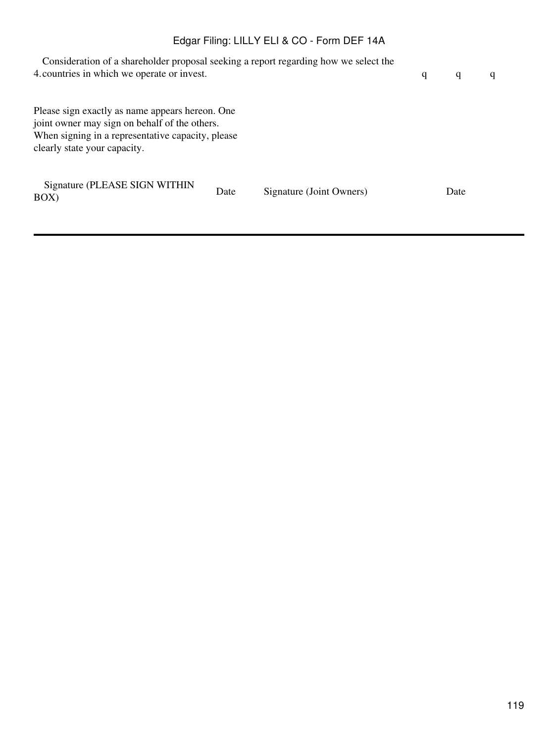| | | | |
|---|---|---|---|
| 4. Consideration of a shareholder proposal seeking a report regarding how we select the countries in which we operate or invest. | q | q | q |

Please sign exactly as name appears hereon. One joint owner may sign on behalf of the others. When signing in a representative capacity, please clearly state your capacity.

| Signature (PLEASE SIGN WITHIN BOX) | Date | Signature (Joint Owners) | Date |
|---|---|---|---|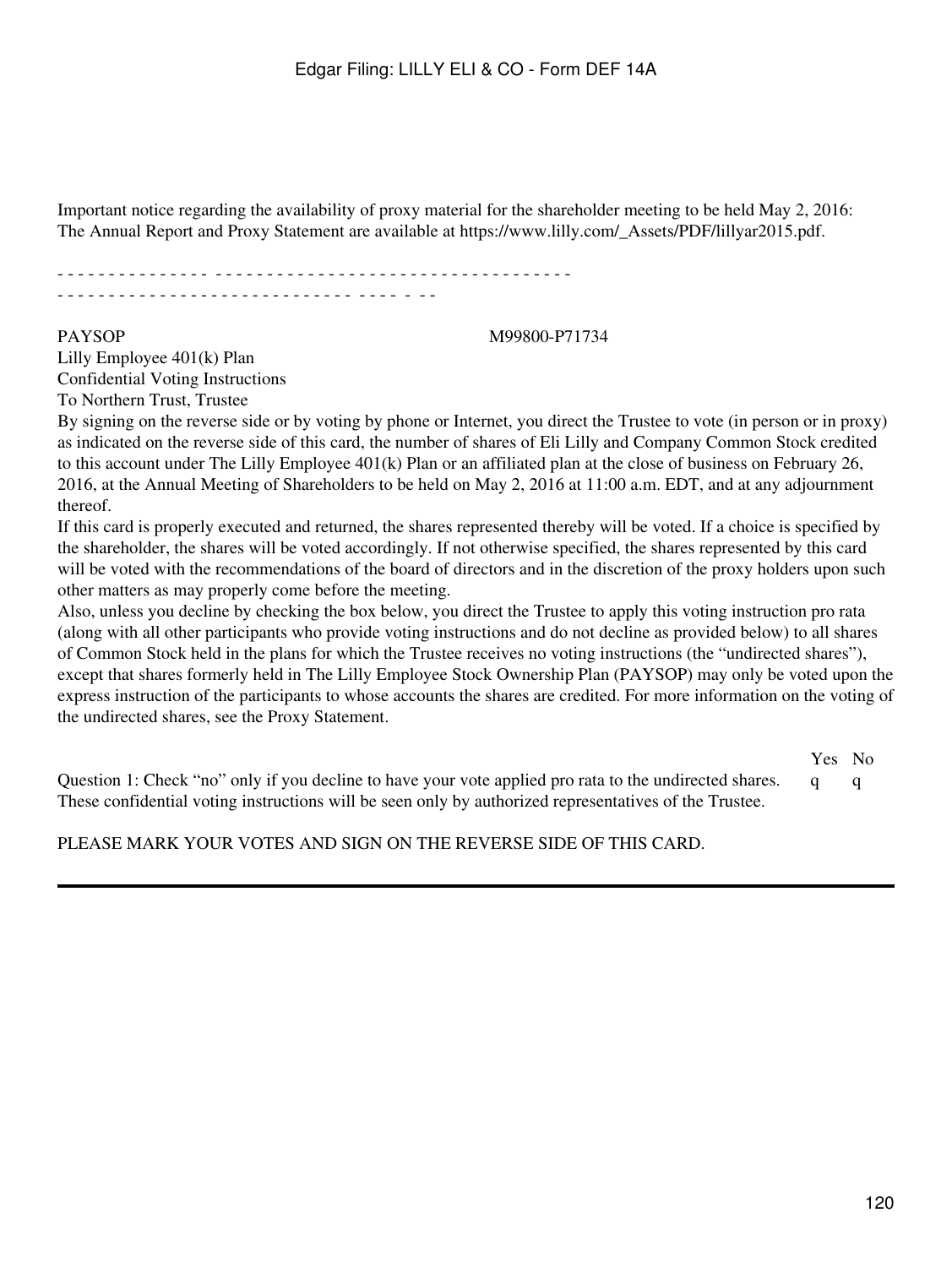Important notice regarding the availability of proxy material for the shareholder meeting to be held May 2, 2016:
The Annual Report and Proxy Statement are available at https://www.lilly.com/_Assets/PDF/lillyar2015.pdf.

- - - - - - - - - - - - - - - - - - - - - - - - - - - - - - - - - - - - - - - - - - - - - - - - - - - - - - - - - - - - - - - - - - - - - - - - - - - - - - - - - - - - - - - - - - -

PAYSOP M99800-P71734

Lilly Employee 401(k) Plan
Confidential Voting Instructions
To Northern Trust, Trustee

By signing on the reverse side or by voting by phone or Internet, you direct the Trustee to vote (in person or in proxy) as indicated on the reverse side of this card, the number of shares of Eli Lilly and Company Common Stock credited to this account under The Lilly Employee 401(k) Plan or an affiliated plan at the close of business on February 26, 2016, at the Annual Meeting of Shareholders to be held on May 2, 2016 at 11:00 a.m. EDT, and at any adjournment thereof.

If this card is properly executed and returned, the shares represented thereby will be voted. If a choice is specified by the shareholder, the shares will be voted accordingly. If not otherwise specified, the shares represented by this card will be voted with the recommendations of the board of directors and in the discretion of the proxy holders upon such other matters as may properly come before the meeting.

Also, unless you decline by checking the box below, you direct the Trustee to apply this voting instruction pro rata (along with all other participants who provide voting instructions and do not decline as provided below) to all shares of Common Stock held in the plans for which the Trustee receives no voting instructions (the "undirected shares"), except that shares formerly held in The Lilly Employee Stock Ownership Plan (PAYSOP) may only be voted upon the express instruction of the participants to whose accounts the shares are credited. For more information on the voting of the undirected shares, see the Proxy Statement.

| | Yes | No |
| --- | --- | --- |
| Question 1: Check "no" only if you decline to have your vote applied pro rata to the undirected shares. | q | q |

These confidential voting instructions will be seen only by authorized representatives of the Trustee.

PLEASE MARK YOUR VOTES AND SIGN ON THE REVERSE SIDE OF THIS CARD.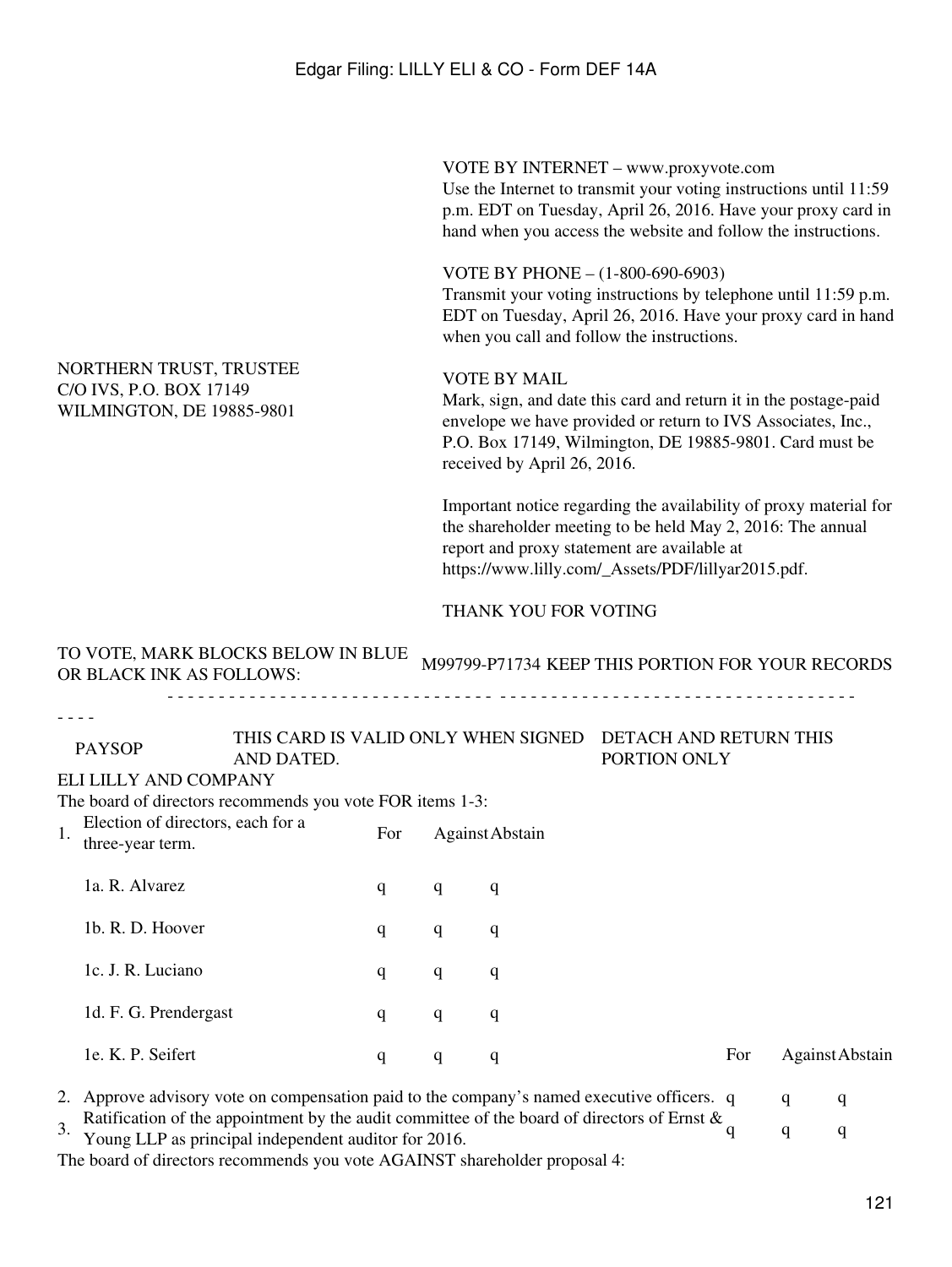NORTHERN TRUST, TRUSTEE
C/O IVS, P.O. BOX 17149
WILMINGTON, DE 19885-9801

VOTE BY INTERNET – www.proxyvote.com
Use the Internet to transmit your voting instructions until 11:59 p.m. EDT on Tuesday, April 26, 2016. Have your proxy card in hand when you access the website and follow the instructions.

VOTE BY PHONE – (1-800-690-6903)
Transmit your voting instructions by telephone until 11:59 p.m. EDT on Tuesday, April 26, 2016. Have your proxy card in hand when you call and follow the instructions.

VOTE BY MAIL
Mark, sign, and date this card and return it in the postage-paid envelope we have provided or return to IVS Associates, Inc., P.O. Box 17149, Wilmington, DE 19885-9801. Card must be received by April 26, 2016.

Important notice regarding the availability of proxy material for the shareholder meeting to be held May 2, 2016: The annual report and proxy statement are available at https://www.lilly.com/_Assets/PDF/lillyar2015.pdf.

THANK YOU FOR VOTING

TO VOTE, MARK BLOCKS BELOW IN BLUE OR BLACK INK AS FOLLOWS:

M99799-P71734 KEEP THIS PORTION FOR YOUR RECORDS

- - - - - - - - - - - - - - - - - - - - - - - - - - - - - - - - - - - - - - - - - - - - - - - - - - - - - - - - - - - - - - - - - - -

PAYSOP

THIS CARD IS VALID ONLY WHEN SIGNED AND DATED.

DETACH AND RETURN THIS PORTION ONLY

ELI LILLY AND COMPANY

The board of directors recommends you vote FOR items 1-3:

| 1. Election of directors, each for a three-year term. | For | Against | Abstain |
|---|---|---|---|
| 1a. R. Alvarez | q | q | q |
| 1b. R. D. Hoover | q | q | q |
| 1c. J. R. Luciano | q | q | q |
| 1d. F. G. Prendergast | q | q | q |
| 1e. K. P. Seifert | q | q | q |

| | For | Against | Abstain |
|---|---|---|---|
| 2. Approve advisory vote on compensation paid to the company's named executive officers. | q | q | q |
| 3. Ratification of the appointment by the audit committee of the board of directors of Ernst & Young LLP as principal independent auditor for 2016. | q | q | q |

The board of directors recommends you vote AGAINST shareholder proposal 4: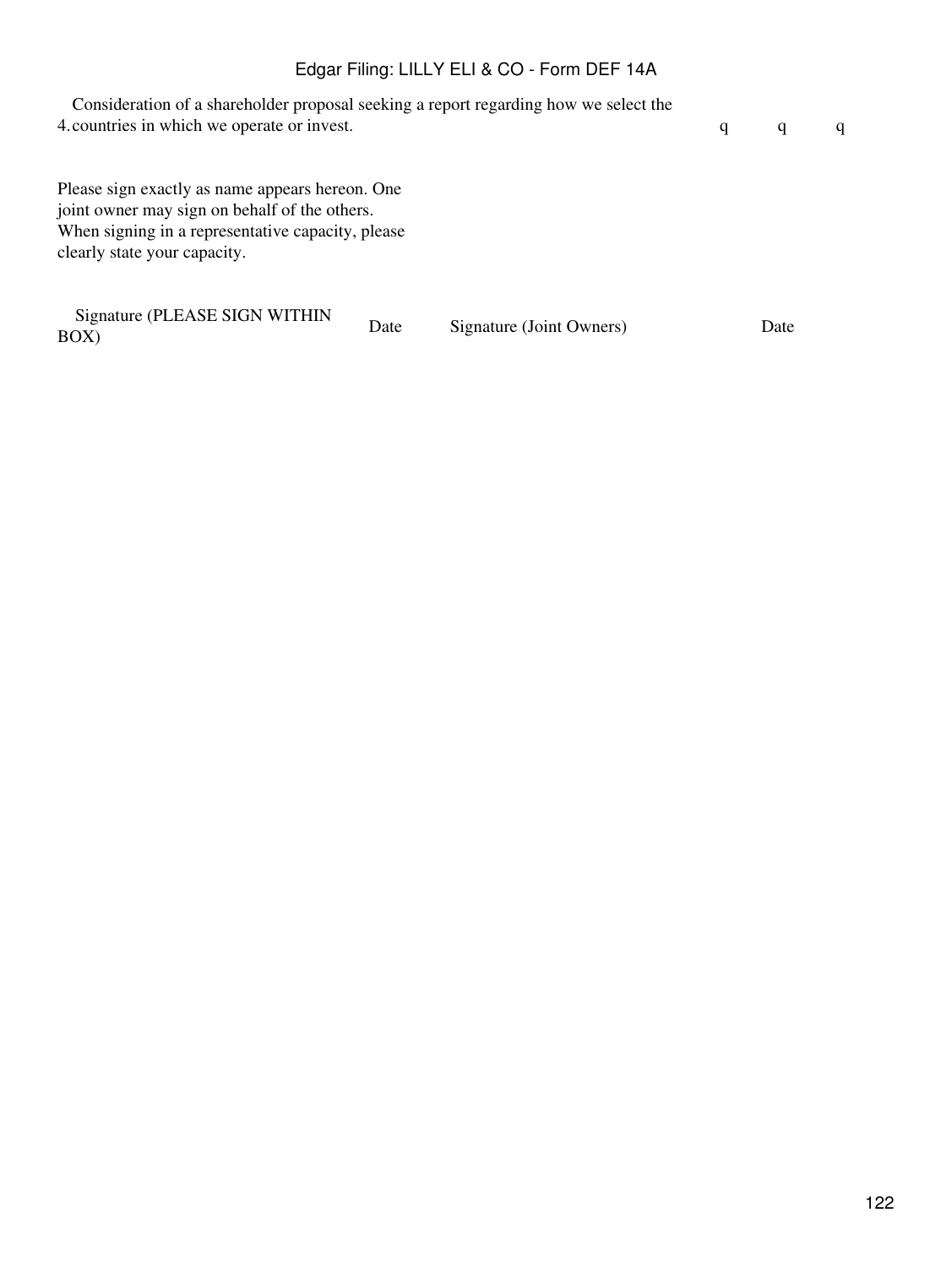| | | | |
|---|---|---|---|
| 4. Consideration of a shareholder proposal seeking a report regarding how we select the countries in which we operate or invest. | q | q | q |

Please sign exactly as name appears hereon. One joint owner may sign on behalf of the others. When signing in a representative capacity, please clearly state your capacity.

| | | | |
|---|---|---|---|
| Signature (PLEASE SIGN WITHIN BOX) | Date | Signature (Joint Owners) | Date |